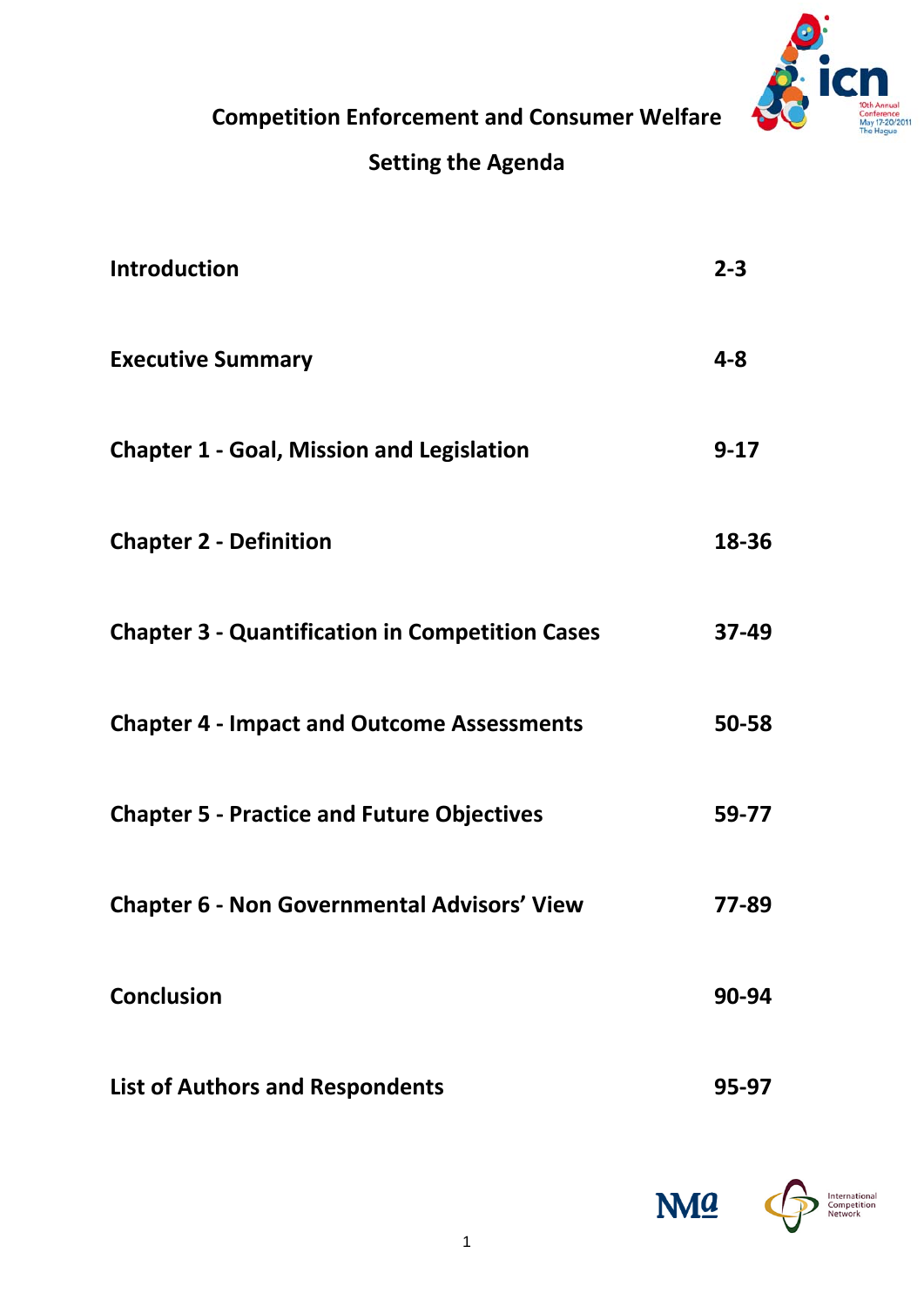# Competition Enforcement and Consumer Welfare

## Setting the Agenda

| | |
|---|---|
| **Introduction** | **2-3** |
| **Executive Summary** | **4-8** |
| **Chapter 1 - Goal, Mission and Legislation** | **9-17** |
| **Chapter 2 - Definition** | **18-36** |
| **Chapter 3 - Quantification in Competition Cases** | **37-49** |
| **Chapter 4 - Impact and Outcome Assessments** | **50-58** |
| **Chapter 5 - Practice and Future Objectives** | **59-77** |
| **Chapter 6 - Non Governmental Advisors' View** | **77-89** |
| **Conclusion** | **90-94** |
| **List of Authors and Respondents** | **95-97** |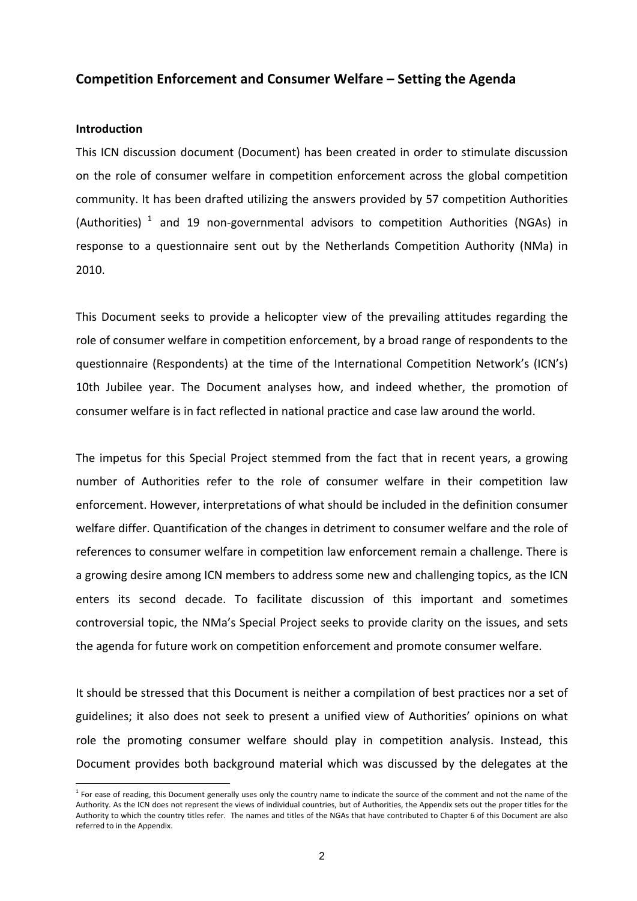## Competition Enforcement and Consumer Welfare – Setting the Agenda

### Introduction

This ICN discussion document (Document) has been created in order to stimulate discussion on the role of consumer welfare in competition enforcement across the global competition community. It has been drafted utilizing the answers provided by 57 competition Authorities (Authorities) [1] and 19 non-governmental advisors to competition Authorities (NGAs) in response to a questionnaire sent out by the Netherlands Competition Authority (NMa) in 2010.

This Document seeks to provide a helicopter view of the prevailing attitudes regarding the role of consumer welfare in competition enforcement, by a broad range of respondents to the questionnaire (Respondents) at the time of the International Competition Network's (ICN's) 10th Jubilee year. The Document analyses how, and indeed whether, the promotion of consumer welfare is in fact reflected in national practice and case law around the world.

The impetus for this Special Project stemmed from the fact that in recent years, a growing number of Authorities refer to the role of consumer welfare in their competition law enforcement. However, interpretations of what should be included in the definition consumer welfare differ. Quantification of the changes in detriment to consumer welfare and the role of references to consumer welfare in competition law enforcement remain a challenge. There is a growing desire among ICN members to address some new and challenging topics, as the ICN enters its second decade. To facilitate discussion of this important and sometimes controversial topic, the NMa's Special Project seeks to provide clarity on the issues, and sets the agenda for future work on competition enforcement and promote consumer welfare.

It should be stressed that this Document is neither a compilation of best practices nor a set of guidelines; it also does not seek to present a unified view of Authorities' opinions on what role the promoting consumer welfare should play in competition analysis. Instead, this Document provides both background material which was discussed by the delegates at the

---

[1] For ease of reading, this Document generally uses only the country name to indicate the source of the comment and not the name of the Authority. As the ICN does not represent the views of individual countries, but of Authorities, the Appendix sets out the proper titles for the Authority to which the country titles refer. The names and titles of the NGAs that have contributed to Chapter 6 of this Document are also referred to in the Appendix.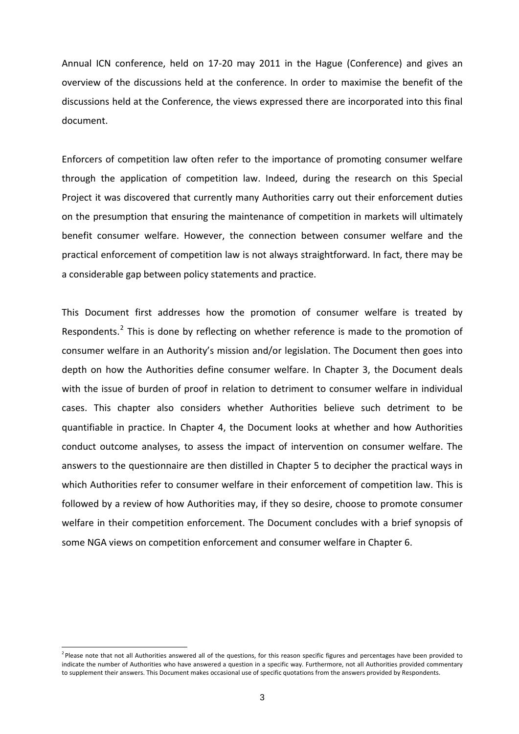Annual ICN conference, held on 17-20 may 2011 in the Hague (Conference) and gives an overview of the discussions held at the conference. In order to maximise the benefit of the discussions held at the Conference, the views expressed there are incorporated into this final document.

Enforcers of competition law often refer to the importance of promoting consumer welfare through the application of competition law. Indeed, during the research on this Special Project it was discovered that currently many Authorities carry out their enforcement duties on the presumption that ensuring the maintenance of competition in markets will ultimately benefit consumer welfare. However, the connection between consumer welfare and the practical enforcement of competition law is not always straightforward. In fact, there may be a considerable gap between policy statements and practice.

This Document first addresses how the promotion of consumer welfare is treated by Respondents.[2] This is done by reflecting on whether reference is made to the promotion of consumer welfare in an Authority's mission and/or legislation. The Document then goes into depth on how the Authorities define consumer welfare. In Chapter 3, the Document deals with the issue of burden of proof in relation to detriment to consumer welfare in individual cases. This chapter also considers whether Authorities believe such detriment to be quantifiable in practice. In Chapter 4, the Document looks at whether and how Authorities conduct outcome analyses, to assess the impact of intervention on consumer welfare. The answers to the questionnaire are then distilled in Chapter 5 to decipher the practical ways in which Authorities refer to consumer welfare in their enforcement of competition law. This is followed by a review of how Authorities may, if they so desire, choose to promote consumer welfare in their competition enforcement. The Document concludes with a brief synopsis of some NGA views on competition enforcement and consumer welfare in Chapter 6.

[2] Please note that not all Authorities answered all of the questions, for this reason specific figures and percentages have been provided to indicate the number of Authorities who have answered a question in a specific way. Furthermore, not all Authorities provided commentary to supplement their answers. This Document makes occasional use of specific quotations from the answers provided by Respondents.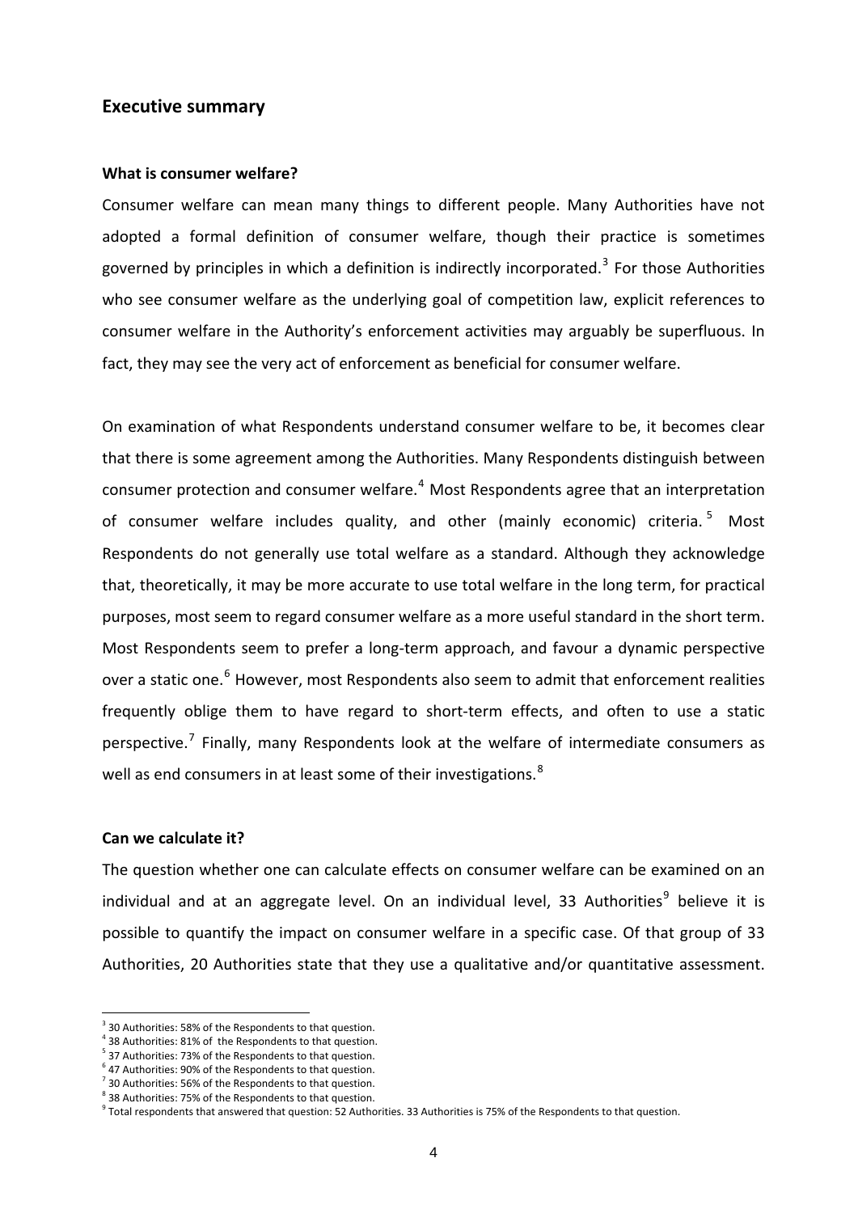## Executive summary

### What is consumer welfare?

Consumer welfare can mean many things to different people. Many Authorities have not adopted a formal definition of consumer welfare, though their practice is sometimes governed by principles in which a definition is indirectly incorporated.[3] For those Authorities who see consumer welfare as the underlying goal of competition law, explicit references to consumer welfare in the Authority's enforcement activities may arguably be superfluous. In fact, they may see the very act of enforcement as beneficial for consumer welfare.

On examination of what Respondents understand consumer welfare to be, it becomes clear that there is some agreement among the Authorities. Many Respondents distinguish between consumer protection and consumer welfare.[4] Most Respondents agree that an interpretation of consumer welfare includes quality, and other (mainly economic) criteria.[5] Most Respondents do not generally use total welfare as a standard. Although they acknowledge that, theoretically, it may be more accurate to use total welfare in the long term, for practical purposes, most seem to regard consumer welfare as a more useful standard in the short term. Most Respondents seem to prefer a long-term approach, and favour a dynamic perspective over a static one.[6] However, most Respondents also seem to admit that enforcement realities frequently oblige them to have regard to short-term effects, and often to use a static perspective.[7] Finally, many Respondents look at the welfare of intermediate consumers as well as end consumers in at least some of their investigations.[8]

### Can we calculate it?

The question whether one can calculate effects on consumer welfare can be examined on an individual and at an aggregate level. On an individual level, 33 Authorities[9] believe it is possible to quantify the impact on consumer welfare in a specific case. Of that group of 33 Authorities, 20 Authorities state that they use a qualitative and/or quantitative assessment.

---

[3] 30 Authorities: 58% of the Respondents to that question.

[4] 38 Authorities: 81% of the Respondents to that question.

[5] 37 Authorities: 73% of the Respondents to that question.

[6] 47 Authorities: 90% of the Respondents to that question.

[7] 30 Authorities: 56% of the Respondents to that question.

[8] 38 Authorities: 75% of the Respondents to that question.

[9] Total respondents that answered that question: 52 Authorities. 33 Authorities is 75% of the Respondents to that question.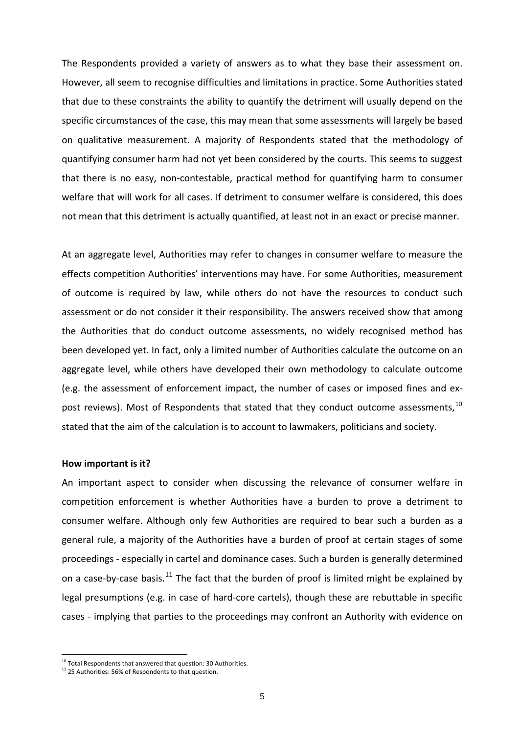The Respondents provided a variety of answers as to what they base their assessment on. However, all seem to recognise difficulties and limitations in practice. Some Authorities stated that due to these constraints the ability to quantify the detriment will usually depend on the specific circumstances of the case, this may mean that some assessments will largely be based on qualitative measurement. A majority of Respondents stated that the methodology of quantifying consumer harm had not yet been considered by the courts. This seems to suggest that there is no easy, non-contestable, practical method for quantifying harm to consumer welfare that will work for all cases. If detriment to consumer welfare is considered, this does not mean that this detriment is actually quantified, at least not in an exact or precise manner.

At an aggregate level, Authorities may refer to changes in consumer welfare to measure the effects competition Authorities' interventions may have. For some Authorities, measurement of outcome is required by law, while others do not have the resources to conduct such assessment or do not consider it their responsibility. The answers received show that among the Authorities that do conduct outcome assessments, no widely recognised method has been developed yet. In fact, only a limited number of Authorities calculate the outcome on an aggregate level, while others have developed their own methodology to calculate outcome (e.g. the assessment of enforcement impact, the number of cases or imposed fines and ex-post reviews). Most of Respondents that stated that they conduct outcome assessments,[10] stated that the aim of the calculation is to account to lawmakers, politicians and society.

**How important is it?**

An important aspect to consider when discussing the relevance of consumer welfare in competition enforcement is whether Authorities have a burden to prove a detriment to consumer welfare. Although only few Authorities are required to bear such a burden as a general rule, a majority of the Authorities have a burden of proof at certain stages of some proceedings - especially in cartel and dominance cases. Such a burden is generally determined on a case-by-case basis.[11] The fact that the burden of proof is limited might be explained by legal presumptions (e.g. in case of hard-core cartels), though these are rebuttable in specific cases - implying that parties to the proceedings may confront an Authority with evidence on

[10] Total Respondents that answered that question: 30 Authorities.

[11] 25 Authorities: 56% of Respondents to that question.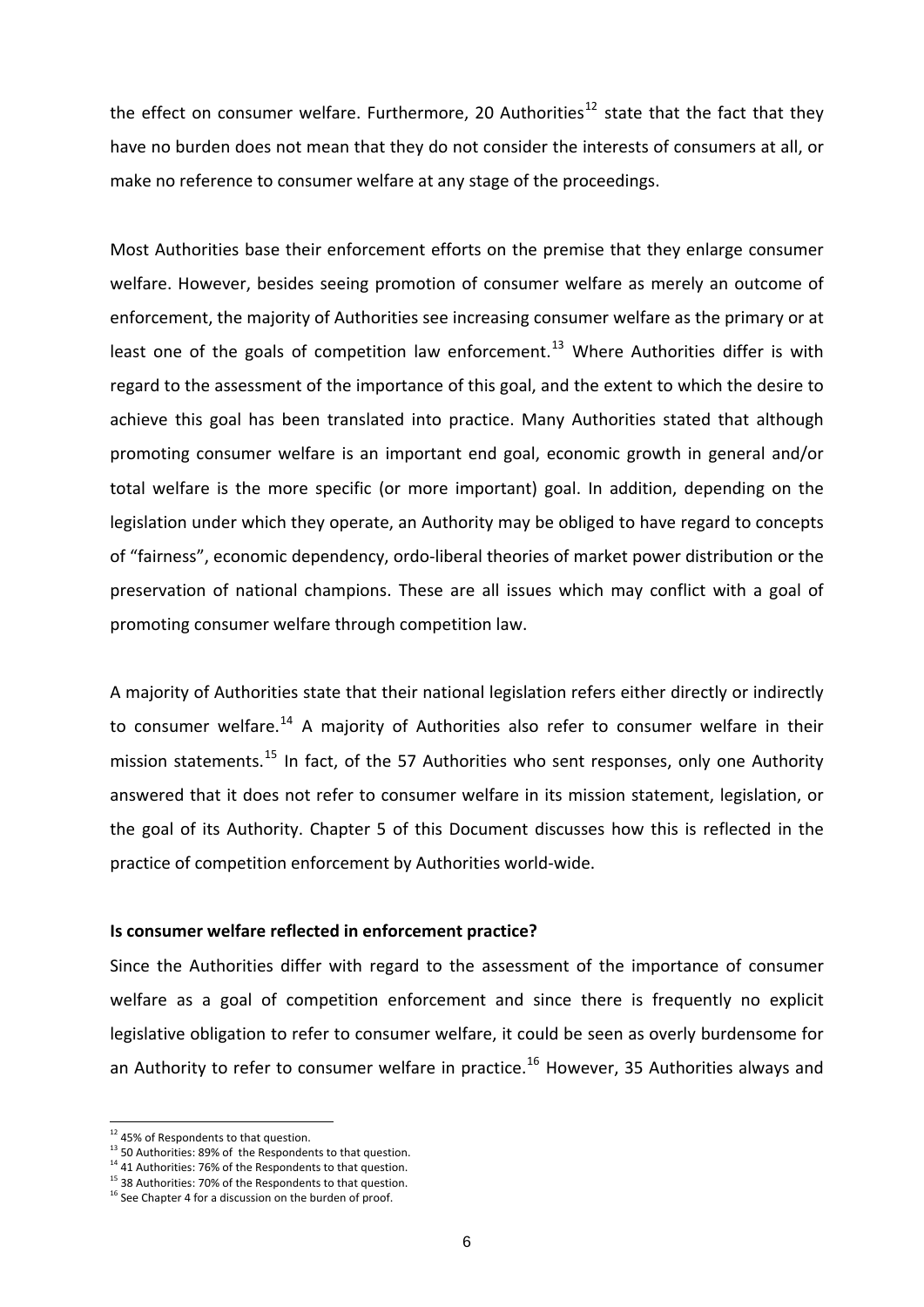the effect on consumer welfare. Furthermore, 20 Authorities[12] state that the fact that they have no burden does not mean that they do not consider the interests of consumers at all, or make no reference to consumer welfare at any stage of the proceedings.

Most Authorities base their enforcement efforts on the premise that they enlarge consumer welfare. However, besides seeing promotion of consumer welfare as merely an outcome of enforcement, the majority of Authorities see increasing consumer welfare as the primary or at least one of the goals of competition law enforcement.[13] Where Authorities differ is with regard to the assessment of the importance of this goal, and the extent to which the desire to achieve this goal has been translated into practice. Many Authorities stated that although promoting consumer welfare is an important end goal, economic growth in general and/or total welfare is the more specific (or more important) goal. In addition, depending on the legislation under which they operate, an Authority may be obliged to have regard to concepts of "fairness", economic dependency, ordo-liberal theories of market power distribution or the preservation of national champions. These are all issues which may conflict with a goal of promoting consumer welfare through competition law.

A majority of Authorities state that their national legislation refers either directly or indirectly to consumer welfare.[14] A majority of Authorities also refer to consumer welfare in their mission statements.[15] In fact, of the 57 Authorities who sent responses, only one Authority answered that it does not refer to consumer welfare in its mission statement, legislation, or the goal of its Authority. Chapter 5 of this Document discusses how this is reflected in the practice of competition enforcement by Authorities world-wide.

**Is consumer welfare reflected in enforcement practice?**

Since the Authorities differ with regard to the assessment of the importance of consumer welfare as a goal of competition enforcement and since there is frequently no explicit legislative obligation to refer to consumer welfare, it could be seen as overly burdensome for an Authority to refer to consumer welfare in practice.[16] However, 35 Authorities always and

[12] 45% of Respondents to that question.

[13] 50 Authorities: 89% of the Respondents to that question.

[14] 41 Authorities: 76% of the Respondents to that question.

[15] 38 Authorities: 70% of the Respondents to that question.

[16] See Chapter 4 for a discussion on the burden of proof.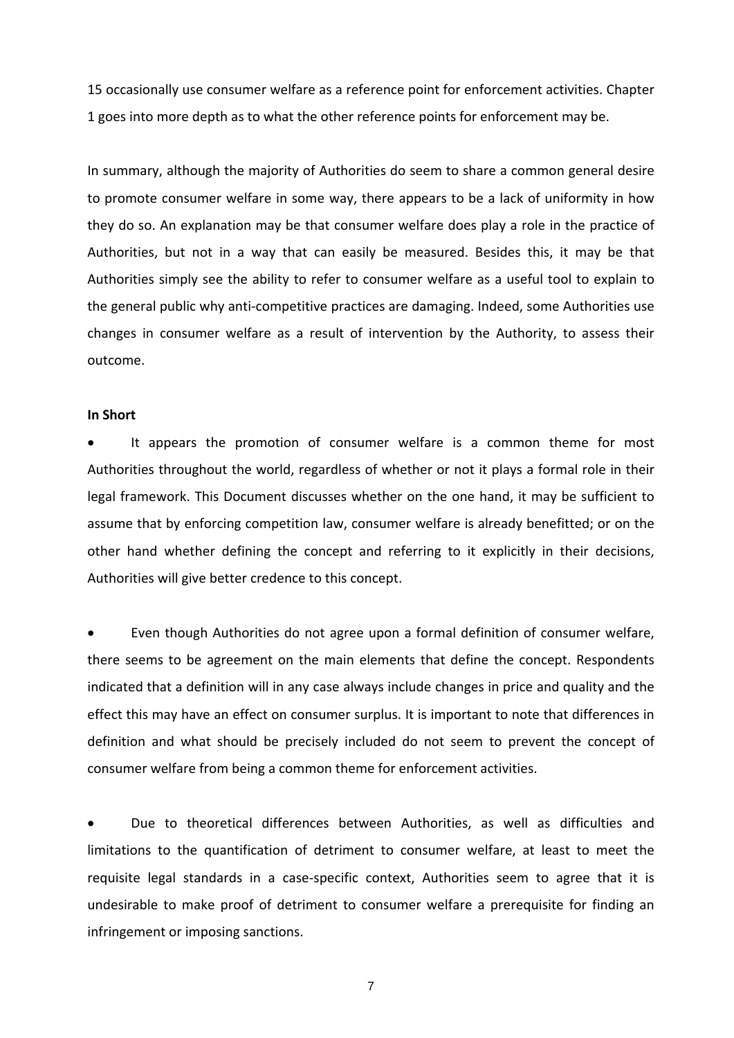15 occasionally use consumer welfare as a reference point for enforcement activities. Chapter 1 goes into more depth as to what the other reference points for enforcement may be.

In summary, although the majority of Authorities do seem to share a common general desire to promote consumer welfare in some way, there appears to be a lack of uniformity in how they do so. An explanation may be that consumer welfare does play a role in the practice of Authorities, but not in a way that can easily be measured. Besides this, it may be that Authorities simply see the ability to refer to consumer welfare as a useful tool to explain to the general public why anti-competitive practices are damaging. Indeed, some Authorities use changes in consumer welfare as a result of intervention by the Authority, to assess their outcome.

**In Short**

- It appears the promotion of consumer welfare is a common theme for most Authorities throughout the world, regardless of whether or not it plays a formal role in their legal framework. This Document discusses whether on the one hand, it may be sufficient to assume that by enforcing competition law, consumer welfare is already benefitted; or on the other hand whether defining the concept and referring to it explicitly in their decisions, Authorities will give better credence to this concept.

- Even though Authorities do not agree upon a formal definition of consumer welfare, there seems to be agreement on the main elements that define the concept. Respondents indicated that a definition will in any case always include changes in price and quality and the effect this may have an effect on consumer surplus. It is important to note that differences in definition and what should be precisely included do not seem to prevent the concept of consumer welfare from being a common theme for enforcement activities.

- Due to theoretical differences between Authorities, as well as difficulties and limitations to the quantification of detriment to consumer welfare, at least to meet the requisite legal standards in a case-specific context, Authorities seem to agree that it is undesirable to make proof of detriment to consumer welfare a prerequisite for finding an infringement or imposing sanctions.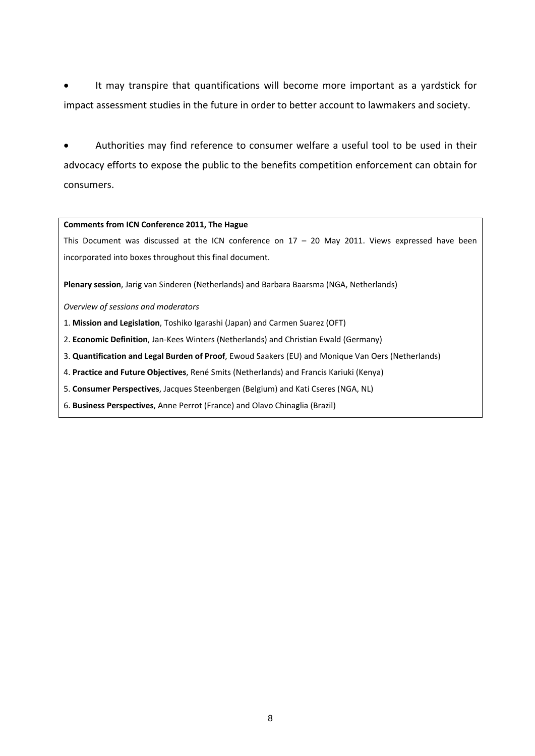- It may transpire that quantifications will become more important as a yardstick for impact assessment studies in the future in order to better account to lawmakers and society.

- Authorities may find reference to consumer welfare a useful tool to be used in their advocacy efforts to expose the public to the benefits competition enforcement can obtain for consumers.

**Comments from ICN Conference 2011, The Hague**

This Document was discussed at the ICN conference on 17 – 20 May 2011. Views expressed have been incorporated into boxes throughout this final document.

**Plenary session**, Jarig van Sinderen (Netherlands) and Barbara Baarsma (NGA, Netherlands)

*Overview of sessions and moderators*

1. **Mission and Legislation**, Toshiko Igarashi (Japan) and Carmen Suarez (OFT)
2. **Economic Definition**, Jan-Kees Winters (Netherlands) and Christian Ewald (Germany)
3. **Quantification and Legal Burden of Proof**, Ewoud Saakers (EU) and Monique Van Oers (Netherlands)
4. **Practice and Future Objectives**, René Smits (Netherlands) and Francis Kariuki (Kenya)
5. **Consumer Perspectives**, Jacques Steenbergen (Belgium) and Kati Cseres (NGA, NL)
6. **Business Perspectives**, Anne Perrot (France) and Olavo Chinaglia (Brazil)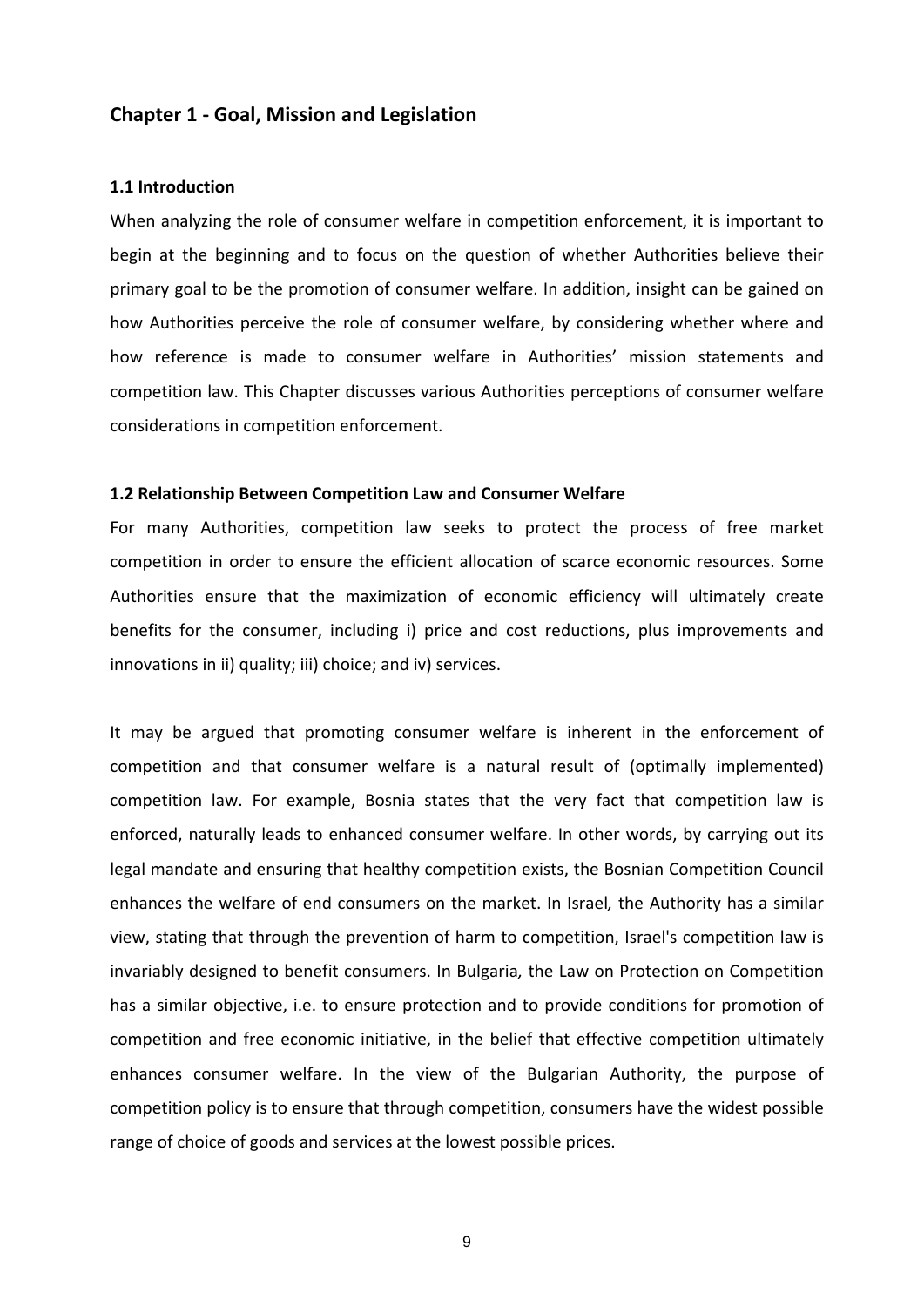## Chapter 1 - Goal, Mission and Legislation

### 1.1 Introduction

When analyzing the role of consumer welfare in competition enforcement, it is important to begin at the beginning and to focus on the question of whether Authorities believe their primary goal to be the promotion of consumer welfare. In addition, insight can be gained on how Authorities perceive the role of consumer welfare, by considering whether where and how reference is made to consumer welfare in Authorities' mission statements and competition law. This Chapter discusses various Authorities perceptions of consumer welfare considerations in competition enforcement.

### 1.2 Relationship Between Competition Law and Consumer Welfare

For many Authorities, competition law seeks to protect the process of free market competition in order to ensure the efficient allocation of scarce economic resources. Some Authorities ensure that the maximization of economic efficiency will ultimately create benefits for the consumer, including i) price and cost reductions, plus improvements and innovations in ii) quality; iii) choice; and iv) services.

It may be argued that promoting consumer welfare is inherent in the enforcement of competition and that consumer welfare is a natural result of (optimally implemented) competition law. For example, Bosnia states that the very fact that competition law is enforced, naturally leads to enhanced consumer welfare. In other words, by carrying out its legal mandate and ensuring that healthy competition exists, the Bosnian Competition Council enhances the welfare of end consumers on the market. In Israel*,* the Authority has a similar view, stating that through the prevention of harm to competition, Israel's competition law is invariably designed to benefit consumers. In Bulgaria*,* the Law on Protection on Competition has a similar objective, i.e. to ensure protection and to provide conditions for promotion of competition and free economic initiative, in the belief that effective competition ultimately enhances consumer welfare. In the view of the Bulgarian Authority, the purpose of competition policy is to ensure that through competition, consumers have the widest possible range of choice of goods and services at the lowest possible prices.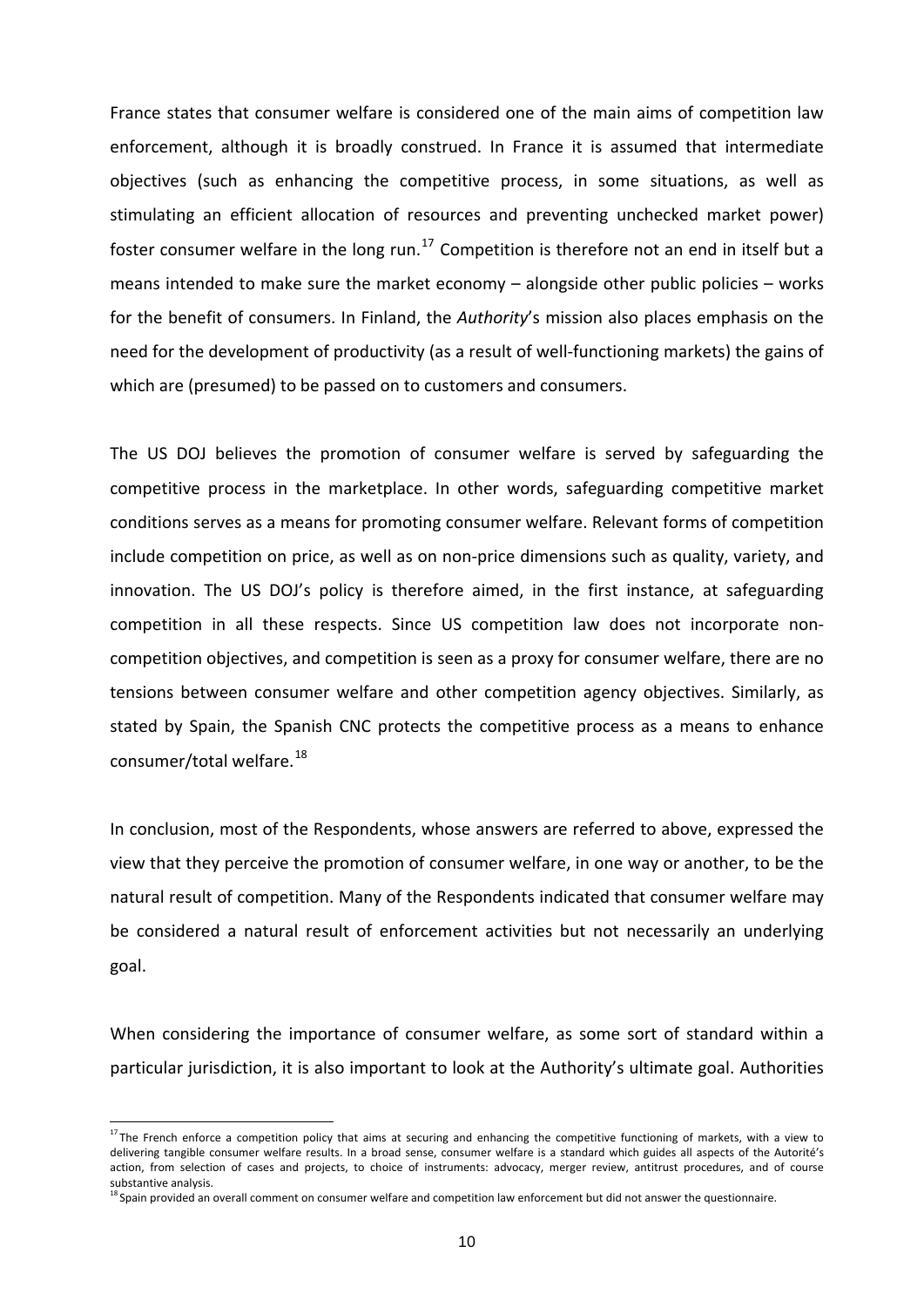France states that consumer welfare is considered one of the main aims of competition law enforcement, although it is broadly construed. In France it is assumed that intermediate objectives (such as enhancing the competitive process, in some situations, as well as stimulating an efficient allocation of resources and preventing unchecked market power) foster consumer welfare in the long run.[17] Competition is therefore not an end in itself but a means intended to make sure the market economy – alongside other public policies – works for the benefit of consumers. In Finland, the *Authority*'s mission also places emphasis on the need for the development of productivity (as a result of well-functioning markets) the gains of which are (presumed) to be passed on to customers and consumers.

The US DOJ believes the promotion of consumer welfare is served by safeguarding the competitive process in the marketplace. In other words, safeguarding competitive market conditions serves as a means for promoting consumer welfare. Relevant forms of competition include competition on price, as well as on non-price dimensions such as quality, variety, and innovation. The US DOJ's policy is therefore aimed, in the first instance, at safeguarding competition in all these respects. Since US competition law does not incorporate non-competition objectives, and competition is seen as a proxy for consumer welfare, there are no tensions between consumer welfare and other competition agency objectives. Similarly, as stated by Spain, the Spanish CNC protects the competitive process as a means to enhance consumer/total welfare.[18]

In conclusion, most of the Respondents, whose answers are referred to above, expressed the view that they perceive the promotion of consumer welfare, in one way or another, to be the natural result of competition. Many of the Respondents indicated that consumer welfare may be considered a natural result of enforcement activities but not necessarily an underlying goal.

When considering the importance of consumer welfare, as some sort of standard within a particular jurisdiction, it is also important to look at the Authority's ultimate goal. Authorities

[17] The French enforce a competition policy that aims at securing and enhancing the competitive functioning of markets, with a view to delivering tangible consumer welfare results. In a broad sense, consumer welfare is a standard which guides all aspects of the Autorité's action, from selection of cases and projects, to choice of instruments: advocacy, merger review, antitrust procedures, and of course substantive analysis.

[18] Spain provided an overall comment on consumer welfare and competition law enforcement but did not answer the questionnaire.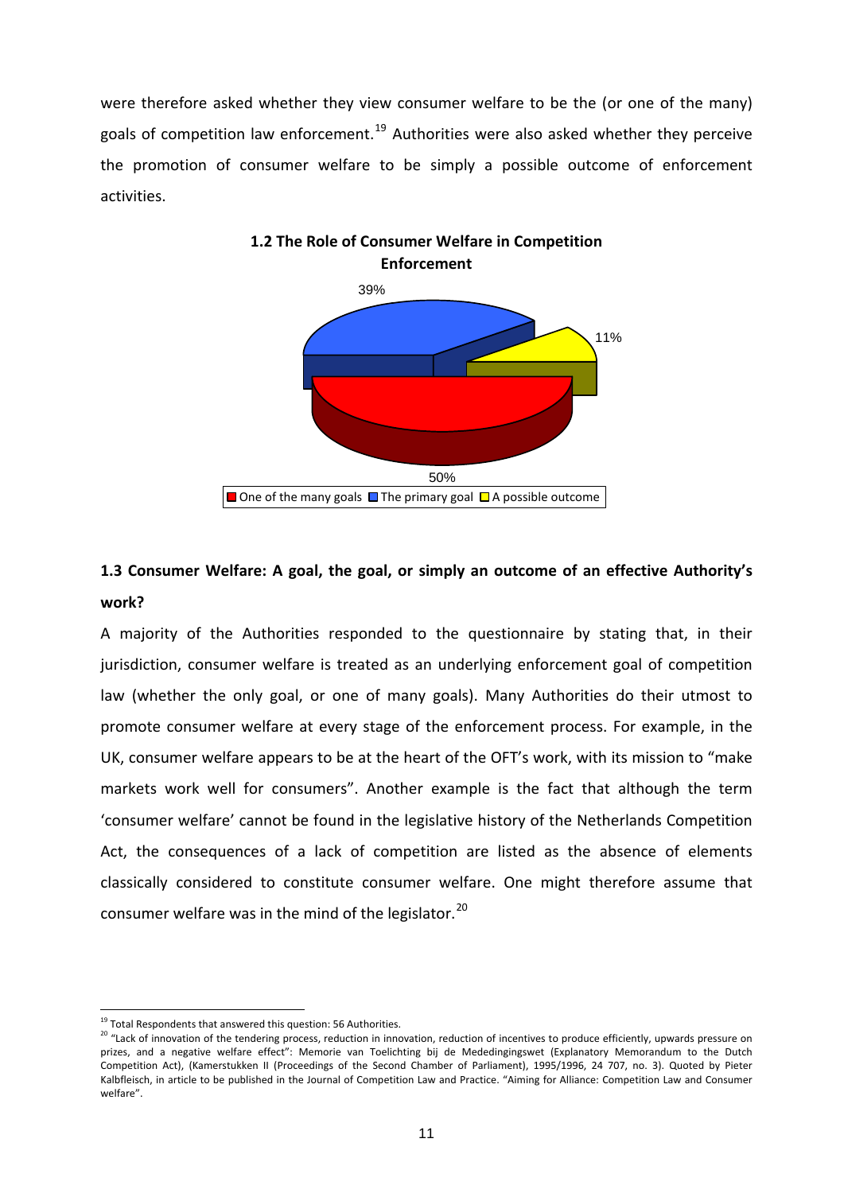were therefore asked whether they view consumer welfare to be the (or one of the many) goals of competition law enforcement.[19] Authorities were also asked whether they perceive the promotion of consumer welfare to be simply a possible outcome of enforcement activities.

**1.2 The Role of Consumer Welfare in Competition Enforcement**

| Response | Share |
| --- | --- |
| One of the many goals | 50% |
| The primary goal | 39% |
| A possible outcome | 11% |

### 1.3 Consumer Welfare: A goal, the goal, or simply an outcome of an effective Authority's work?

A majority of the Authorities responded to the questionnaire by stating that, in their jurisdiction, consumer welfare is treated as an underlying enforcement goal of competition law (whether the only goal, or one of many goals). Many Authorities do their utmost to promote consumer welfare at every stage of the enforcement process. For example, in the UK, consumer welfare appears to be at the heart of the OFT's work, with its mission to "make markets work well for consumers". Another example is the fact that although the term 'consumer welfare' cannot be found in the legislative history of the Netherlands Competition Act, the consequences of a lack of competition are listed as the absence of elements classically considered to constitute consumer welfare. One might therefore assume that consumer welfare was in the mind of the legislator.[20]

---

[19] Total Respondents that answered this question: 56 Authorities.

[20] "Lack of innovation of the tendering process, reduction in innovation, reduction of incentives to produce efficiently, upwards pressure on prizes, and a negative welfare effect": Memorie van Toelichting bij de Mededingingswet (Explanatory Memorandum to the Dutch Competition Act), (Kamerstukken II (Proceedings of the Second Chamber of Parliament), 1995/1996, 24 707, no. 3). Quoted by Pieter Kalbfleisch, in article to be published in the Journal of Competition Law and Practice. "Aiming for Alliance: Competition Law and Consumer welfare".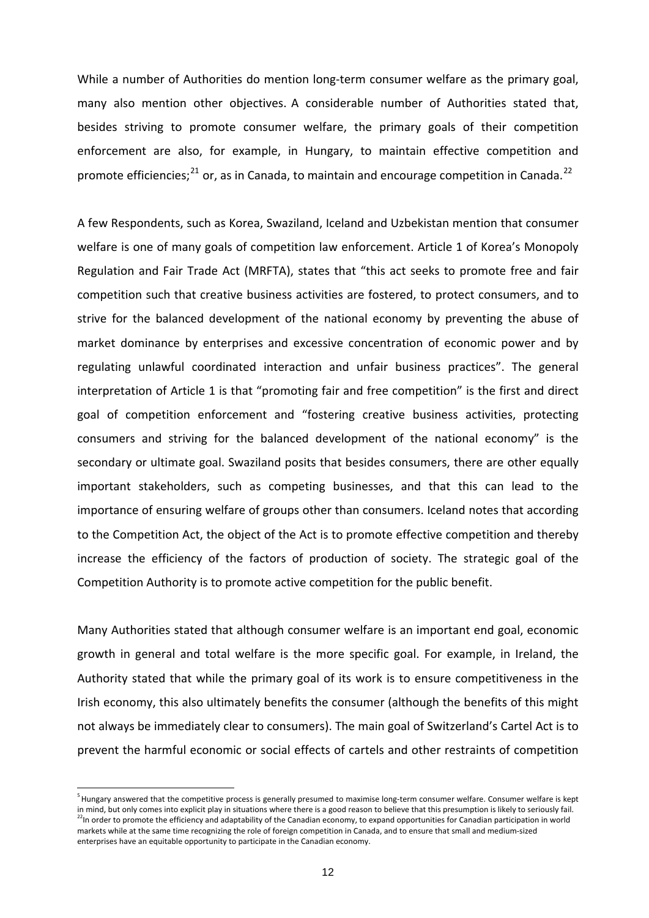While a number of Authorities do mention long-term consumer welfare as the primary goal, many also mention other objectives. A considerable number of Authorities stated that, besides striving to promote consumer welfare, the primary goals of their competition enforcement are also, for example, in Hungary, to maintain effective competition and promote efficiencies;[21] or, as in Canada, to maintain and encourage competition in Canada.[22]

A few Respondents, such as Korea, Swaziland, Iceland and Uzbekistan mention that consumer welfare is one of many goals of competition law enforcement. Article 1 of Korea's Monopoly Regulation and Fair Trade Act (MRFTA), states that "this act seeks to promote free and fair competition such that creative business activities are fostered, to protect consumers, and to strive for the balanced development of the national economy by preventing the abuse of market dominance by enterprises and excessive concentration of economic power and by regulating unlawful coordinated interaction and unfair business practices". The general interpretation of Article 1 is that "promoting fair and free competition" is the first and direct goal of competition enforcement and "fostering creative business activities, protecting consumers and striving for the balanced development of the national economy" is the secondary or ultimate goal. Swaziland posits that besides consumers, there are other equally important stakeholders, such as competing businesses, and that this can lead to the importance of ensuring welfare of groups other than consumers. Iceland notes that according to the Competition Act, the object of the Act is to promote effective competition and thereby increase the efficiency of the factors of production of society. The strategic goal of the Competition Authority is to promote active competition for the public benefit.

Many Authorities stated that although consumer welfare is an important end goal, economic growth in general and total welfare is the more specific goal. For example, in Ireland, the Authority stated that while the primary goal of its work is to ensure competitiveness in the Irish economy, this also ultimately benefits the consumer (although the benefits of this might not always be immediately clear to consumers). The main goal of Switzerland's Cartel Act is to prevent the harmful economic or social effects of cartels and other restraints of competition

---

[5] Hungary answered that the competitive process is generally presumed to maximise long-term consumer welfare. Consumer welfare is kept in mind, but only comes into explicit play in situations where there is a good reason to believe that this presumption is likely to seriously fail.

[22] In order to promote the efficiency and adaptability of the Canadian economy, to expand opportunities for Canadian participation in world markets while at the same time recognizing the role of foreign competition in Canada, and to ensure that small and medium-sized enterprises have an equitable opportunity to participate in the Canadian economy.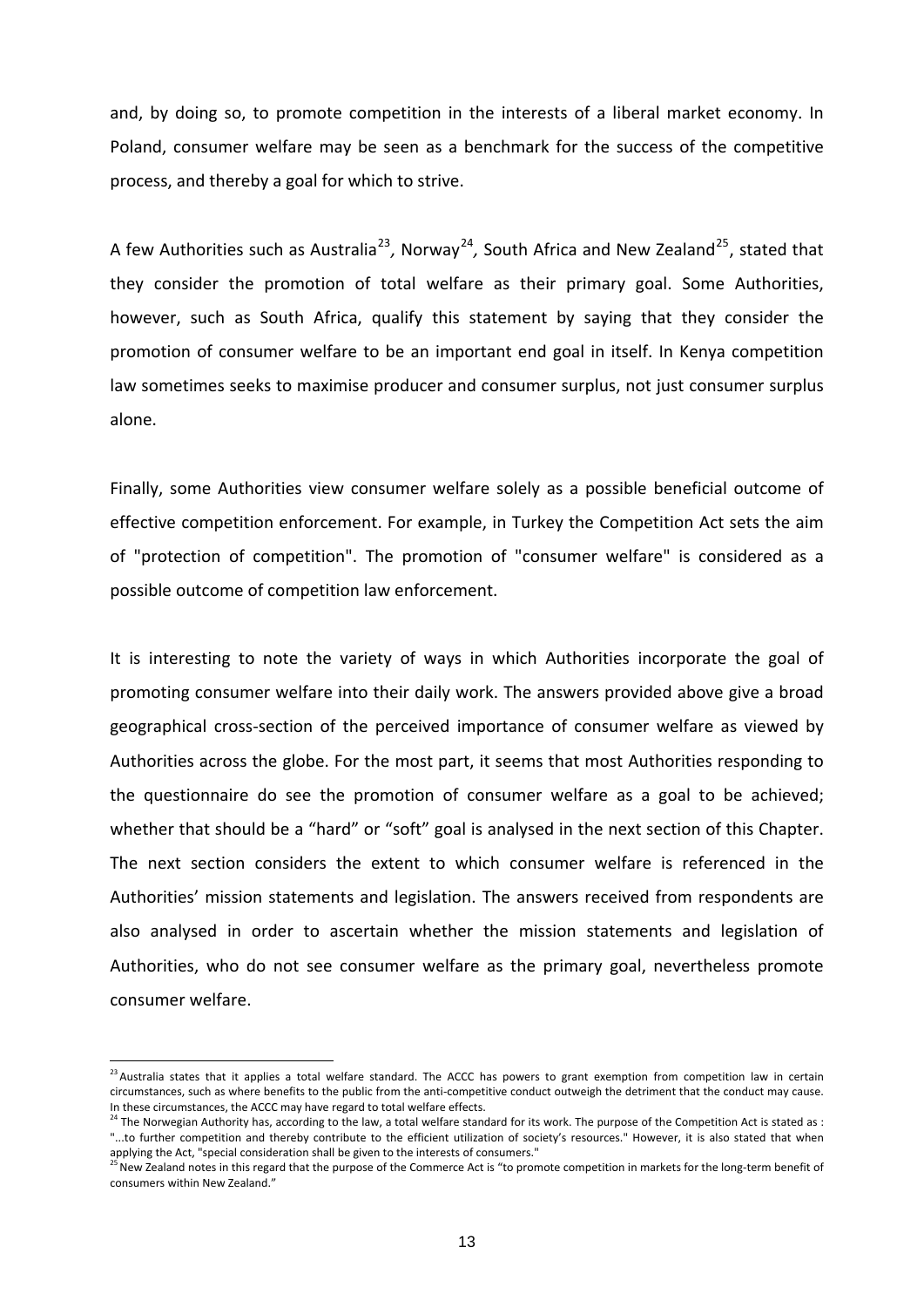and, by doing so, to promote competition in the interests of a liberal market economy. In Poland, consumer welfare may be seen as a benchmark for the success of the competitive process, and thereby a goal for which to strive.

A few Authorities such as Australia[23], Norway[24], South Africa and New Zealand[25], stated that they consider the promotion of total welfare as their primary goal. Some Authorities, however, such as South Africa, qualify this statement by saying that they consider the promotion of consumer welfare to be an important end goal in itself. In Kenya competition law sometimes seeks to maximise producer and consumer surplus, not just consumer surplus alone.

Finally, some Authorities view consumer welfare solely as a possible beneficial outcome of effective competition enforcement. For example, in Turkey the Competition Act sets the aim of "protection of competition". The promotion of "consumer welfare" is considered as a possible outcome of competition law enforcement.

It is interesting to note the variety of ways in which Authorities incorporate the goal of promoting consumer welfare into their daily work. The answers provided above give a broad geographical cross-section of the perceived importance of consumer welfare as viewed by Authorities across the globe. For the most part, it seems that most Authorities responding to the questionnaire do see the promotion of consumer welfare as a goal to be achieved; whether that should be a "hard" or "soft" goal is analysed in the next section of this Chapter. The next section considers the extent to which consumer welfare is referenced in the Authorities' mission statements and legislation. The answers received from respondents are also analysed in order to ascertain whether the mission statements and legislation of Authorities, who do not see consumer welfare as the primary goal, nevertheless promote consumer welfare.

---

[23] Australia states that it applies a total welfare standard. The ACCC has powers to grant exemption from competition law in certain circumstances, such as where benefits to the public from the anti-competitive conduct outweigh the detriment that the conduct may cause. In these circumstances, the ACCC may have regard to total welfare effects.

[24] The Norwegian Authority has, according to the law, a total welfare standard for its work. The purpose of the Competition Act is stated as : "...to further competition and thereby contribute to the efficient utilization of society's resources." However, it is also stated that when applying the Act, "special consideration shall be given to the interests of consumers."

[25] New Zealand notes in this regard that the purpose of the Commerce Act is "to promote competition in markets for the long-term benefit of consumers within New Zealand."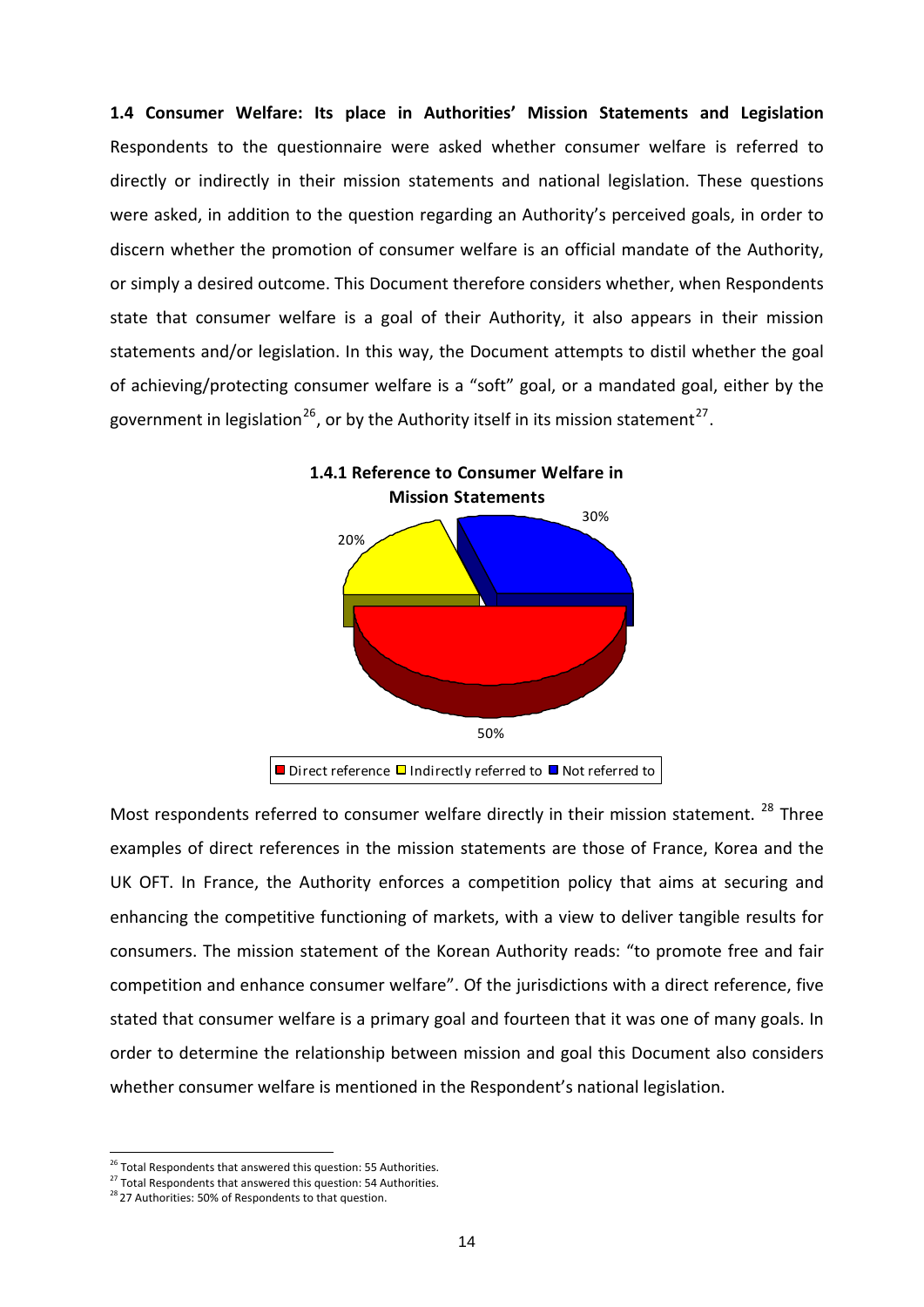**1.4 Consumer Welfare: Its place in Authorities' Mission Statements and Legislation**
Respondents to the questionnaire were asked whether consumer welfare is referred to directly or indirectly in their mission statements and national legislation. These questions were asked, in addition to the question regarding an Authority's perceived goals, in order to discern whether the promotion of consumer welfare is an official mandate of the Authority, or simply a desired outcome. This Document therefore considers whether, when Respondents state that consumer welfare is a goal of their Authority, it also appears in their mission statements and/or legislation. In this way, the Document attempts to distil whether the goal of achieving/protecting consumer welfare is a "soft" goal, or a mandated goal, either by the government in legislation[26], or by the Authority itself in its mission statement[27].

**1.4.1 Reference to Consumer Welfare in Mission Statements**

| Category | Share |
| --- | --- |
| Direct reference | 50% |
| Indirectly referred to | 20% |
| Not referred to | 30% |

Most respondents referred to consumer welfare directly in their mission statement. [28] Three examples of direct references in the mission statements are those of France, Korea and the UK OFT. In France, the Authority enforces a competition policy that aims at securing and enhancing the competitive functioning of markets, with a view to deliver tangible results for consumers. The mission statement of the Korean Authority reads: "to promote free and fair competition and enhance consumer welfare". Of the jurisdictions with a direct reference, five stated that consumer welfare is a primary goal and fourteen that it was one of many goals. In order to determine the relationship between mission and goal this Document also considers whether consumer welfare is mentioned in the Respondent's national legislation.

[26] Total Respondents that answered this question: 55 Authorities.
[27] Total Respondents that answered this question: 54 Authorities.
[28] 27 Authorities: 50% of Respondents to that question.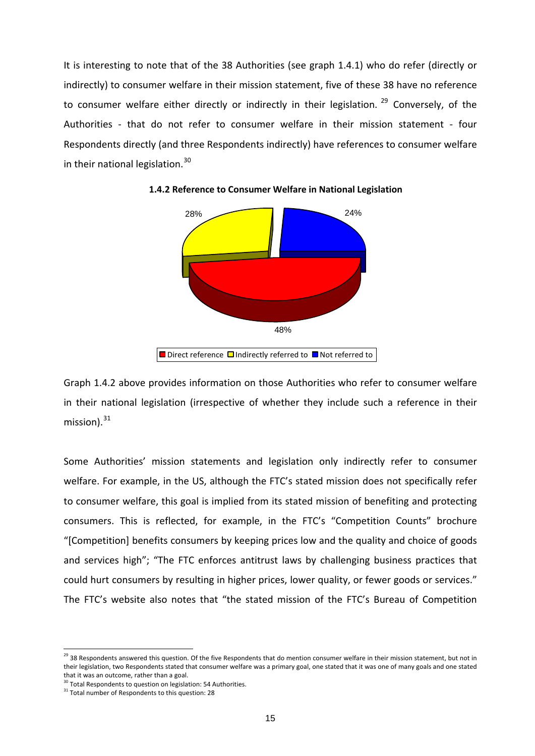It is interesting to note that of the 38 Authorities (see graph 1.4.1) who do refer (directly or indirectly) to consumer welfare in their mission statement, five of these 38 have no reference to consumer welfare either directly or indirectly in their legislation. [29] Conversely, of the Authorities - that do not refer to consumer welfare in their mission statement - four Respondents directly (and three Respondents indirectly) have references to consumer welfare in their national legislation. [30]

**1.4.2 Reference to Consumer Welfare in National Legislation**

28%

24%

48%

Direct reference   Indirectly referred to   Not referred to

Graph 1.4.2 above provides information on those Authorities who refer to consumer welfare in their national legislation (irrespective of whether they include such a reference in their mission). [31]

Some Authorities' mission statements and legislation only indirectly refer to consumer welfare. For example, in the US, although the FTC's stated mission does not specifically refer to consumer welfare, this goal is implied from its stated mission of benefiting and protecting consumers. This is reflected, for example, in the FTC's "Competition Counts" brochure "[Competition] benefits consumers by keeping prices low and the quality and choice of goods and services high"; "The FTC enforces antitrust laws by challenging business practices that could hurt consumers by resulting in higher prices, lower quality, or fewer goods or services." The FTC's website also notes that "the stated mission of the FTC's Bureau of Competition

---

[29] 38 Respondents answered this question. Of the five Respondents that do mention consumer welfare in their mission statement, but not in their legislation, two Respondents stated that consumer welfare was a primary goal, one stated that it was one of many goals and one stated that it was an outcome, rather than a goal.

[30] Total Respondents to question on legislation: 54 Authorities.

[31] Total number of Respondents to this question: 28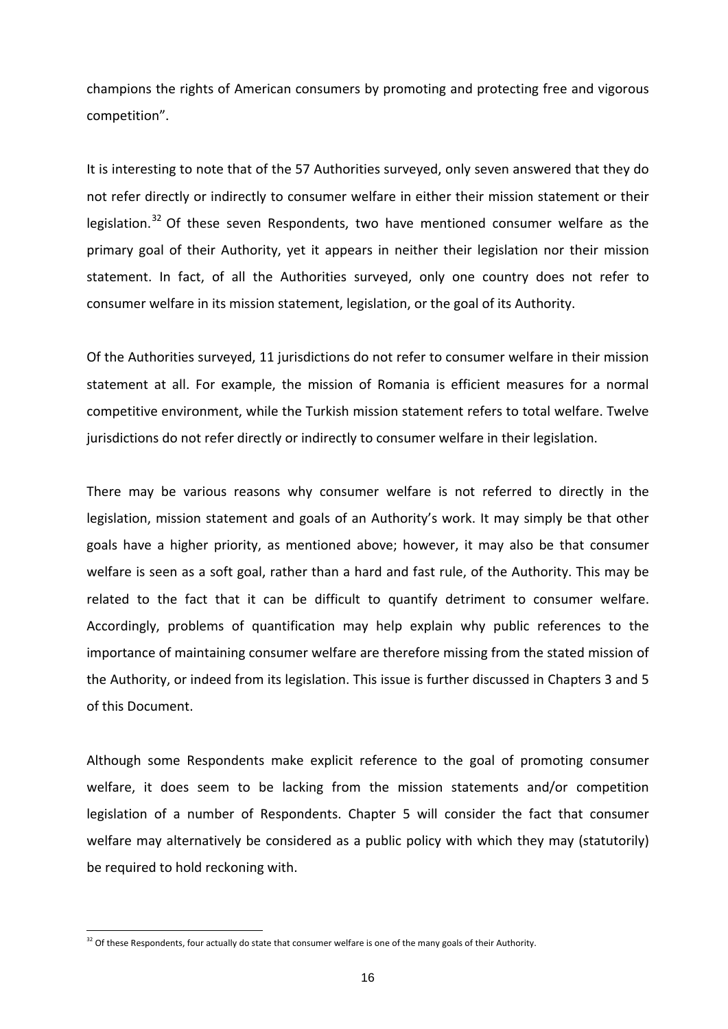champions the rights of American consumers by promoting and protecting free and vigorous competition".

It is interesting to note that of the 57 Authorities surveyed, only seven answered that they do not refer directly or indirectly to consumer welfare in either their mission statement or their legislation.[32] Of these seven Respondents, two have mentioned consumer welfare as the primary goal of their Authority, yet it appears in neither their legislation nor their mission statement. In fact, of all the Authorities surveyed, only one country does not refer to consumer welfare in its mission statement, legislation, or the goal of its Authority.

Of the Authorities surveyed, 11 jurisdictions do not refer to consumer welfare in their mission statement at all. For example, the mission of Romania is efficient measures for a normal competitive environment, while the Turkish mission statement refers to total welfare. Twelve jurisdictions do not refer directly or indirectly to consumer welfare in their legislation.

There may be various reasons why consumer welfare is not referred to directly in the legislation, mission statement and goals of an Authority's work. It may simply be that other goals have a higher priority, as mentioned above; however, it may also be that consumer welfare is seen as a soft goal, rather than a hard and fast rule, of the Authority. This may be related to the fact that it can be difficult to quantify detriment to consumer welfare. Accordingly, problems of quantification may help explain why public references to the importance of maintaining consumer welfare are therefore missing from the stated mission of the Authority, or indeed from its legislation. This issue is further discussed in Chapters 3 and 5 of this Document.

Although some Respondents make explicit reference to the goal of promoting consumer welfare, it does seem to be lacking from the mission statements and/or competition legislation of a number of Respondents. Chapter 5 will consider the fact that consumer welfare may alternatively be considered as a public policy with which they may (statutorily) be required to hold reckoning with.

[32] Of these Respondents, four actually do state that consumer welfare is one of the many goals of their Authority.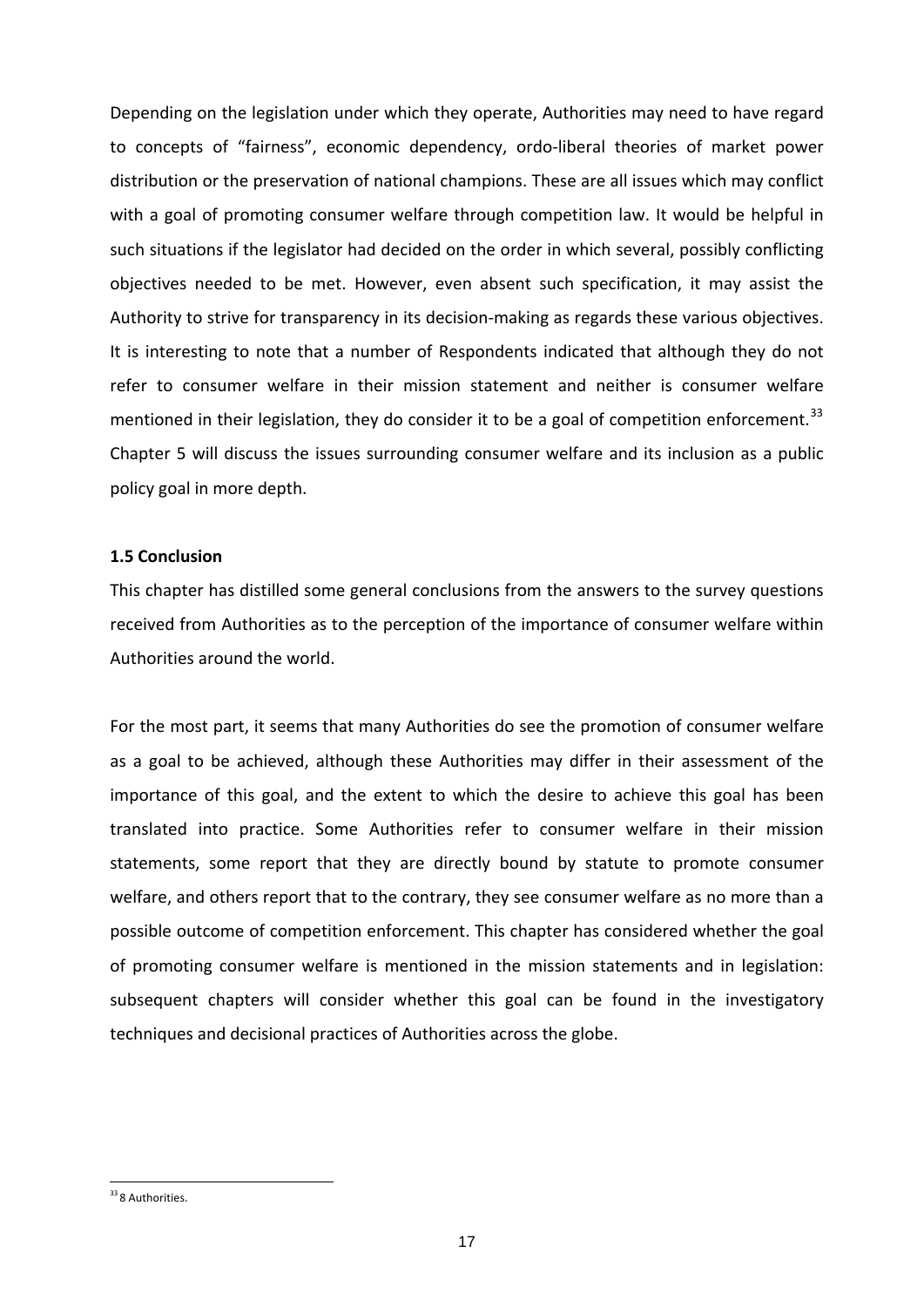Depending on the legislation under which they operate, Authorities may need to have regard to concepts of "fairness", economic dependency, ordo-liberal theories of market power distribution or the preservation of national champions. These are all issues which may conflict with a goal of promoting consumer welfare through competition law. It would be helpful in such situations if the legislator had decided on the order in which several, possibly conflicting objectives needed to be met. However, even absent such specification, it may assist the Authority to strive for transparency in its decision-making as regards these various objectives. It is interesting to note that a number of Respondents indicated that although they do not refer to consumer welfare in their mission statement and neither is consumer welfare mentioned in their legislation, they do consider it to be a goal of competition enforcement.[33] Chapter 5 will discuss the issues surrounding consumer welfare and its inclusion as a public policy goal in more depth.

### 1.5 Conclusion

This chapter has distilled some general conclusions from the answers to the survey questions received from Authorities as to the perception of the importance of consumer welfare within Authorities around the world.

For the most part, it seems that many Authorities do see the promotion of consumer welfare as a goal to be achieved, although these Authorities may differ in their assessment of the importance of this goal, and the extent to which the desire to achieve this goal has been translated into practice. Some Authorities refer to consumer welfare in their mission statements, some report that they are directly bound by statute to promote consumer welfare, and others report that to the contrary, they see consumer welfare as no more than a possible outcome of competition enforcement. This chapter has considered whether the goal of promoting consumer welfare is mentioned in the mission statements and in legislation: subsequent chapters will consider whether this goal can be found in the investigatory techniques and decisional practices of Authorities across the globe.

[33] 8 Authorities.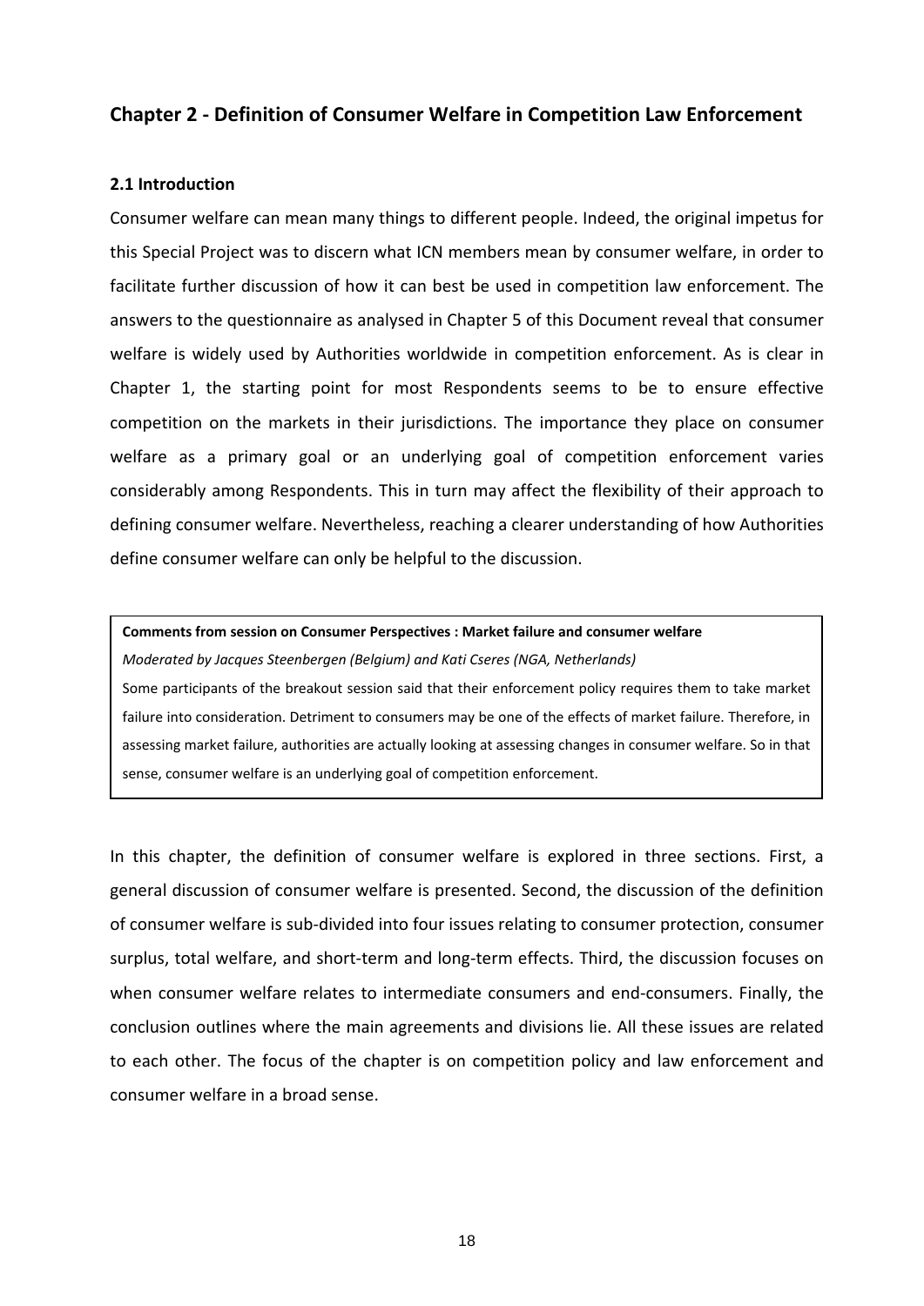## Chapter 2 - Definition of Consumer Welfare in Competition Law Enforcement

### 2.1 Introduction

Consumer welfare can mean many things to different people. Indeed, the original impetus for this Special Project was to discern what ICN members mean by consumer welfare, in order to facilitate further discussion of how it can best be used in competition law enforcement. The answers to the questionnaire as analysed in Chapter 5 of this Document reveal that consumer welfare is widely used by Authorities worldwide in competition enforcement. As is clear in Chapter 1, the starting point for most Respondents seems to be to ensure effective competition on the markets in their jurisdictions. The importance they place on consumer welfare as a primary goal or an underlying goal of competition enforcement varies considerably among Respondents. This in turn may affect the flexibility of their approach to defining consumer welfare. Nevertheless, reaching a clearer understanding of how Authorities define consumer welfare can only be helpful to the discussion.

> **Comments from session on Consumer Perspectives : Market failure and consumer welfare**
>
> *Moderated by Jacques Steenbergen (Belgium) and Kati Cseres (NGA, Netherlands)*
>
> Some participants of the breakout session said that their enforcement policy requires them to take market failure into consideration. Detriment to consumers may be one of the effects of market failure. Therefore, in assessing market failure, authorities are actually looking at assessing changes in consumer welfare. So in that sense, consumer welfare is an underlying goal of competition enforcement.

In this chapter, the definition of consumer welfare is explored in three sections. First, a general discussion of consumer welfare is presented. Second, the discussion of the definition of consumer welfare is sub-divided into four issues relating to consumer protection, consumer surplus, total welfare, and short-term and long-term effects. Third, the discussion focuses on when consumer welfare relates to intermediate consumers and end-consumers. Finally, the conclusion outlines where the main agreements and divisions lie. All these issues are related to each other. The focus of the chapter is on competition policy and law enforcement and consumer welfare in a broad sense.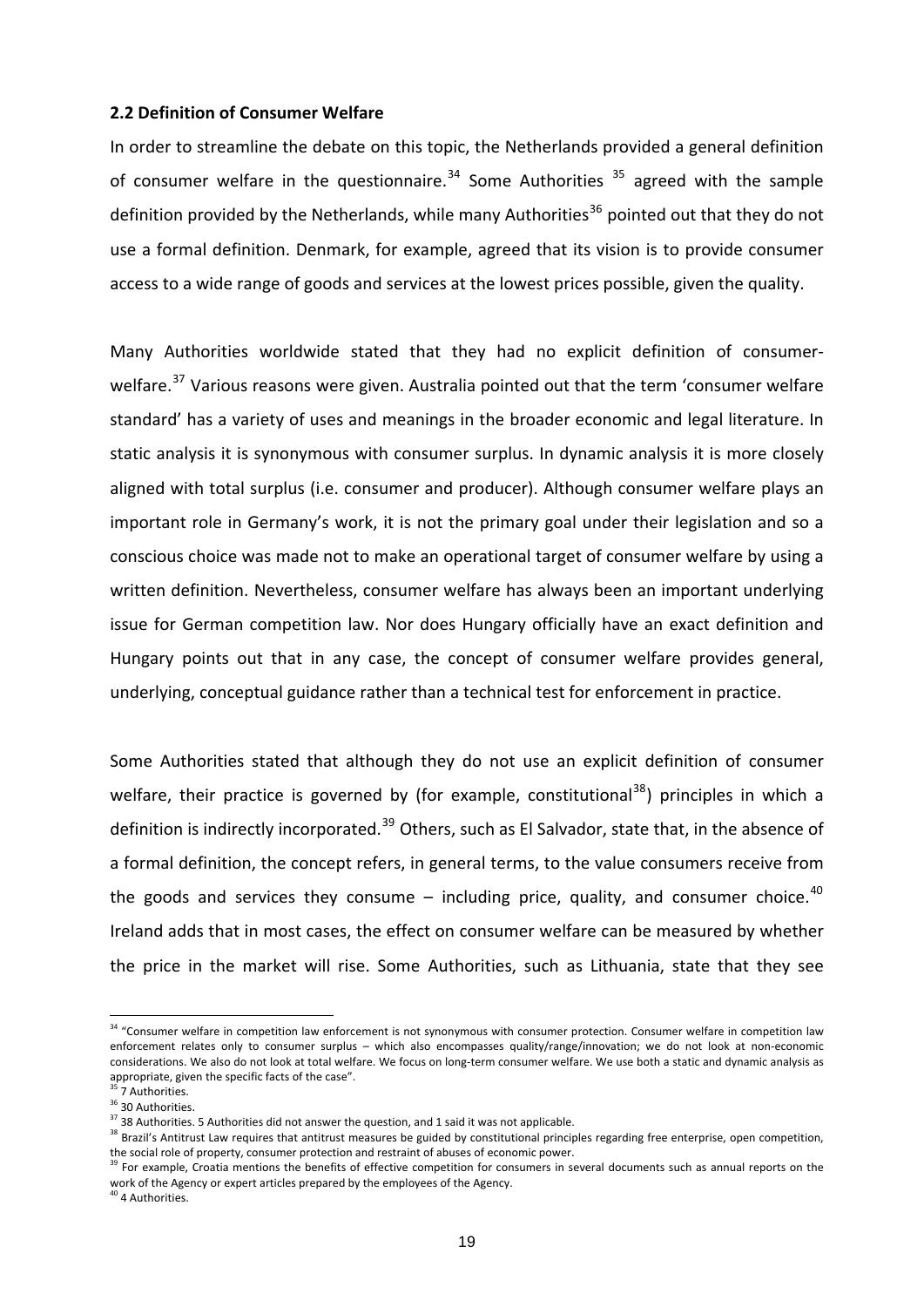## 2.2 Definition of Consumer Welfare

In order to streamline the debate on this topic, the Netherlands provided a general definition of consumer welfare in the questionnaire.[34] Some Authorities [35] agreed with the sample definition provided by the Netherlands, while many Authorities[36] pointed out that they do not use a formal definition. Denmark, for example, agreed that its vision is to provide consumer access to a wide range of goods and services at the lowest prices possible, given the quality.

Many Authorities worldwide stated that they had no explicit definition of consumer-welfare.[37] Various reasons were given. Australia pointed out that the term 'consumer welfare standard' has a variety of uses and meanings in the broader economic and legal literature. In static analysis it is synonymous with consumer surplus. In dynamic analysis it is more closely aligned with total surplus (i.e. consumer and producer). Although consumer welfare plays an important role in Germany's work, it is not the primary goal under their legislation and so a conscious choice was made not to make an operational target of consumer welfare by using a written definition. Nevertheless, consumer welfare has always been an important underlying issue for German competition law. Nor does Hungary officially have an exact definition and Hungary points out that in any case, the concept of consumer welfare provides general, underlying, conceptual guidance rather than a technical test for enforcement in practice.

Some Authorities stated that although they do not use an explicit definition of consumer welfare, their practice is governed by (for example, constitutional[38]) principles in which a definition is indirectly incorporated.[39] Others, such as El Salvador, state that, in the absence of a formal definition, the concept refers, in general terms, to the value consumers receive from the goods and services they consume – including price, quality, and consumer choice.[40] Ireland adds that in most cases, the effect on consumer welfare can be measured by whether the price in the market will rise. Some Authorities, such as Lithuania, state that they see

---

[34] "Consumer welfare in competition law enforcement is not synonymous with consumer protection. Consumer welfare in competition law enforcement relates only to consumer surplus – which also encompasses quality/range/innovation; we do not look at non-economic considerations. We also do not look at total welfare. We focus on long-term consumer welfare. We use both a static and dynamic analysis as appropriate, given the specific facts of the case".

[35] 7 Authorities.

[36] 30 Authorities.

[37] 38 Authorities. 5 Authorities did not answer the question, and 1 said it was not applicable.

[38] Brazil's Antitrust Law requires that antitrust measures be guided by constitutional principles regarding free enterprise, open competition, the social role of property, consumer protection and restraint of abuses of economic power.

[39] For example, Croatia mentions the benefits of effective competition for consumers in several documents such as annual reports on the work of the Agency or expert articles prepared by the employees of the Agency.

[40] 4 Authorities.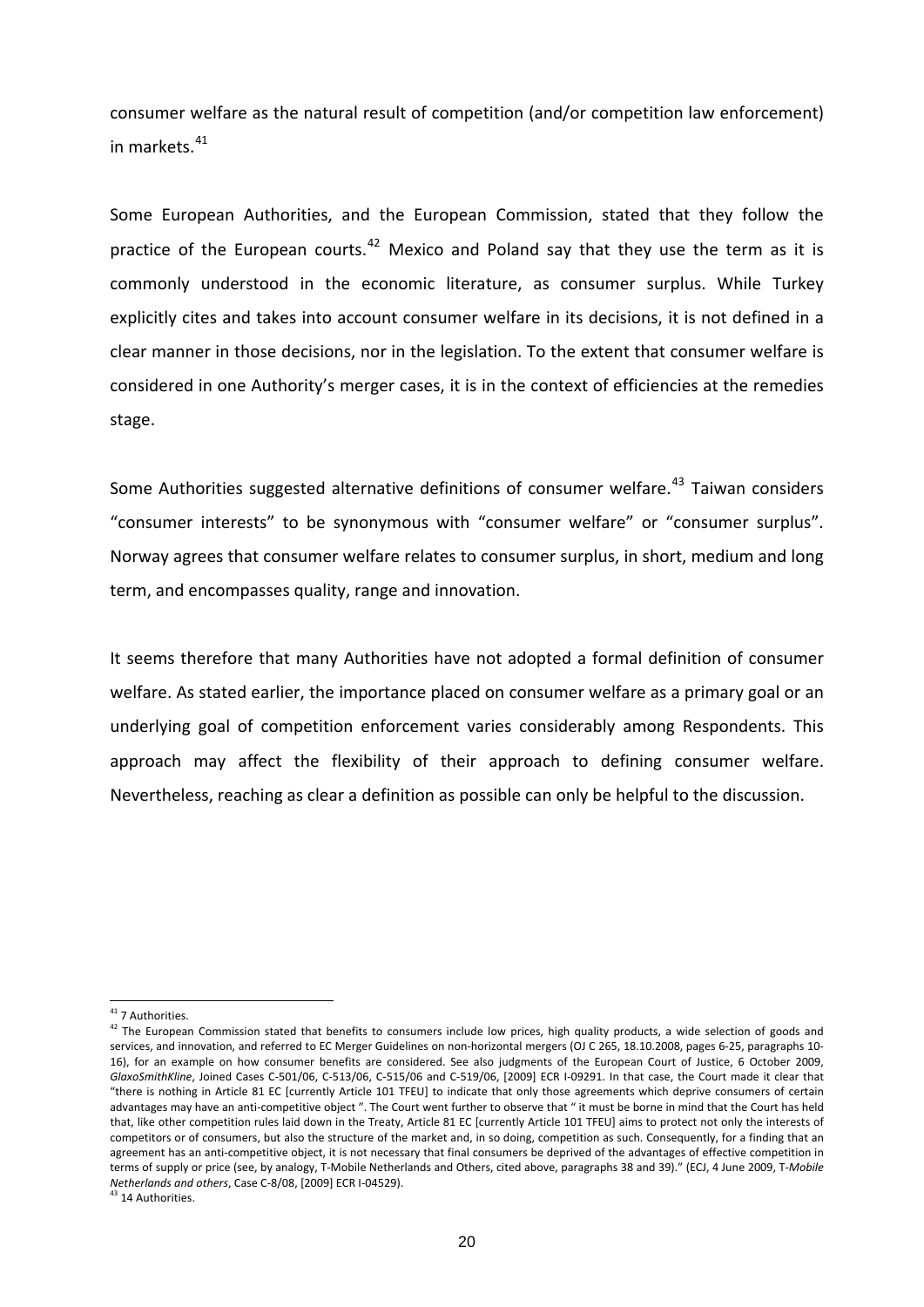consumer welfare as the natural result of competition (and/or competition law enforcement) in markets.[41]

Some European Authorities, and the European Commission, stated that they follow the practice of the European courts.[42] Mexico and Poland say that they use the term as it is commonly understood in the economic literature, as consumer surplus. While Turkey explicitly cites and takes into account consumer welfare in its decisions, it is not defined in a clear manner in those decisions, nor in the legislation. To the extent that consumer welfare is considered in one Authority's merger cases, it is in the context of efficiencies at the remedies stage.

Some Authorities suggested alternative definitions of consumer welfare.[43] Taiwan considers "consumer interests" to be synonymous with "consumer welfare" or "consumer surplus". Norway agrees that consumer welfare relates to consumer surplus, in short, medium and long term, and encompasses quality, range and innovation.

It seems therefore that many Authorities have not adopted a formal definition of consumer welfare. As stated earlier, the importance placed on consumer welfare as a primary goal or an underlying goal of competition enforcement varies considerably among Respondents. This approach may affect the flexibility of their approach to defining consumer welfare. Nevertheless, reaching as clear a definition as possible can only be helpful to the discussion.

---

[41] 7 Authorities.

[42] The European Commission stated that benefits to consumers include low prices, high quality products, a wide selection of goods and services, and innovation, and referred to EC Merger Guidelines on non-horizontal mergers (OJ C 265, 18.10.2008, pages 6-25, paragraphs 10-16), for an example on how consumer benefits are considered. See also judgments of the European Court of Justice, 6 October 2009, *GlaxoSmithKline*, Joined Cases C-501/06, C-513/06, C-515/06 and C-519/06, [2009] ECR I-09291. In that case, the Court made it clear that "there is nothing in Article 81 EC [currently Article 101 TFEU] to indicate that only those agreements which deprive consumers of certain advantages may have an anti-competitive object ". The Court went further to observe that " it must be borne in mind that the Court has held that, like other competition rules laid down in the Treaty, Article 81 EC [currently Article 101 TFEU] aims to protect not only the interests of competitors or of consumers, but also the structure of the market and, in so doing, competition as such. Consequently, for a finding that an agreement has an anti-competitive object, it is not necessary that final consumers be deprived of the advantages of effective competition in terms of supply or price (see, by analogy, T-Mobile Netherlands and Others, cited above, paragraphs 38 and 39)." (ECJ, 4 June 2009, T-*Mobile Netherlands and others*, Case C-8/08, [2009] ECR I-04529).

[43] 14 Authorities.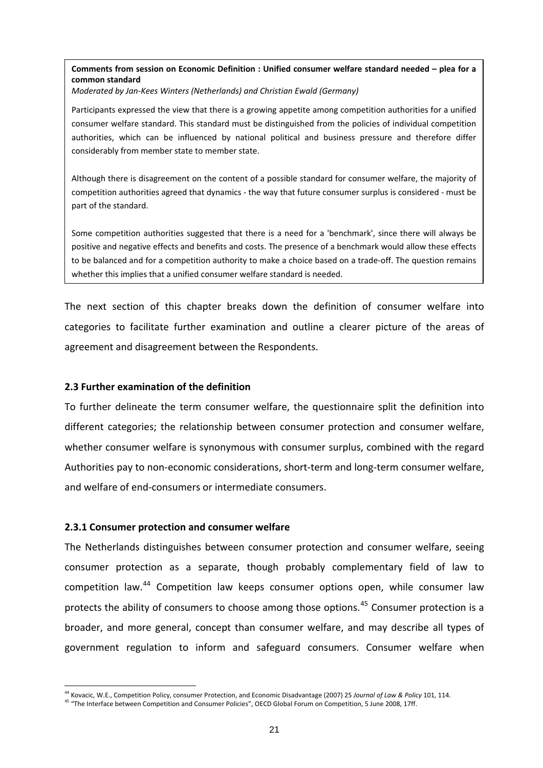> **Comments from session on Economic Definition : Unified consumer welfare standard needed – plea for a common standard**
> *Moderated by Jan-Kees Winters (Netherlands) and Christian Ewald (Germany)*
>
> Participants expressed the view that there is a growing appetite among competition authorities for a unified consumer welfare standard. This standard must be distinguished from the policies of individual competition authorities, which can be influenced by national political and business pressure and therefore differ considerably from member state to member state.
>
> Although there is disagreement on the content of a possible standard for consumer welfare, the majority of competition authorities agreed that dynamics - the way that future consumer surplus is considered - must be part of the standard.
>
> Some competition authorities suggested that there is a need for a 'benchmark', since there will always be positive and negative effects and benefits and costs. The presence of a benchmark would allow these effects to be balanced and for a competition authority to make a choice based on a trade-off. The question remains whether this implies that a unified consumer welfare standard is needed.

The next section of this chapter breaks down the definition of consumer welfare into categories to facilitate further examination and outline a clearer picture of the areas of agreement and disagreement between the Respondents.

### 2.3 Further examination of the definition

To further delineate the term consumer welfare, the questionnaire split the definition into different categories; the relationship between consumer protection and consumer welfare, whether consumer welfare is synonymous with consumer surplus, combined with the regard Authorities pay to non-economic considerations, short-term and long-term consumer welfare, and welfare of end-consumers or intermediate consumers.

#### 2.3.1 Consumer protection and consumer welfare

The Netherlands distinguishes between consumer protection and consumer welfare, seeing consumer protection as a separate, though probably complementary field of law to competition law.[44] Competition law keeps consumer options open, while consumer law protects the ability of consumers to choose among those options.[45] Consumer protection is a broader, and more general, concept than consumer welfare, and may describe all types of government regulation to inform and safeguard consumers. Consumer welfare when

---

[44] Kovacic, W.E., Competition Policy, consumer Protection, and Economic Disadvantage (2007) 25 *Journal of Law & Policy* 101, 114.

[45] "The Interface between Competition and Consumer Policies", OECD Global Forum on Competition, 5 June 2008, 17ff.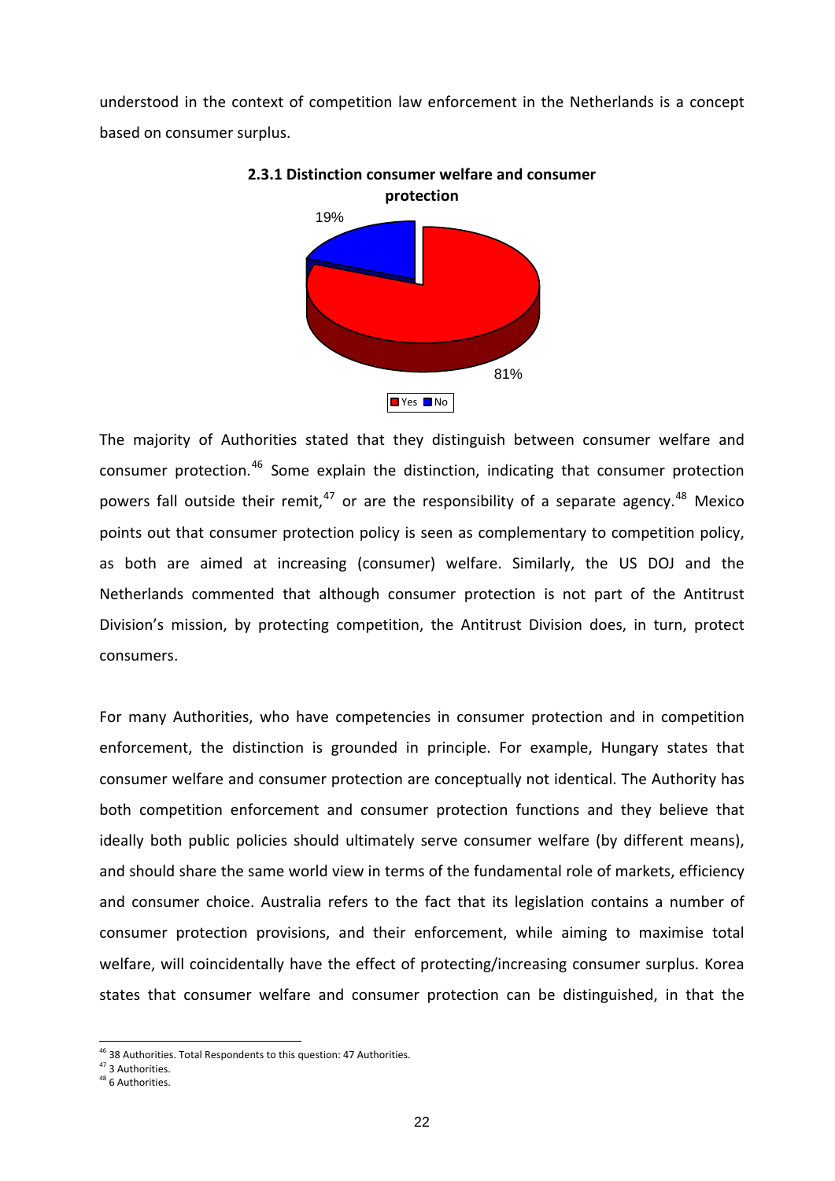understood in the context of competition law enforcement in the Netherlands is a concept based on consumer surplus.

**2.3.1 Distinction consumer welfare and consumer protection**

19%

81%

Yes No

The majority of Authorities stated that they distinguish between consumer welfare and consumer protection.[46] Some explain the distinction, indicating that consumer protection powers fall outside their remit,[47] or are the responsibility of a separate agency.[48] Mexico points out that consumer protection policy is seen as complementary to competition policy, as both are aimed at increasing (consumer) welfare. Similarly, the US DOJ and the Netherlands commented that although consumer protection is not part of the Antitrust Division's mission, by protecting competition, the Antitrust Division does, in turn, protect consumers.

For many Authorities, who have competencies in consumer protection and in competition enforcement, the distinction is grounded in principle. For example, Hungary states that consumer welfare and consumer protection are conceptually not identical. The Authority has both competition enforcement and consumer protection functions and they believe that ideally both public policies should ultimately serve consumer welfare (by different means), and should share the same world view in terms of the fundamental role of markets, efficiency and consumer choice. Australia refers to the fact that its legislation contains a number of consumer protection provisions, and their enforcement, while aiming to maximise total welfare, will coincidentally have the effect of protecting/increasing consumer surplus. Korea states that consumer welfare and consumer protection can be distinguished, in that the

---

[46] 38 Authorities. Total Respondents to this question: 47 Authorities.

[47] 3 Authorities.

[48] 6 Authorities.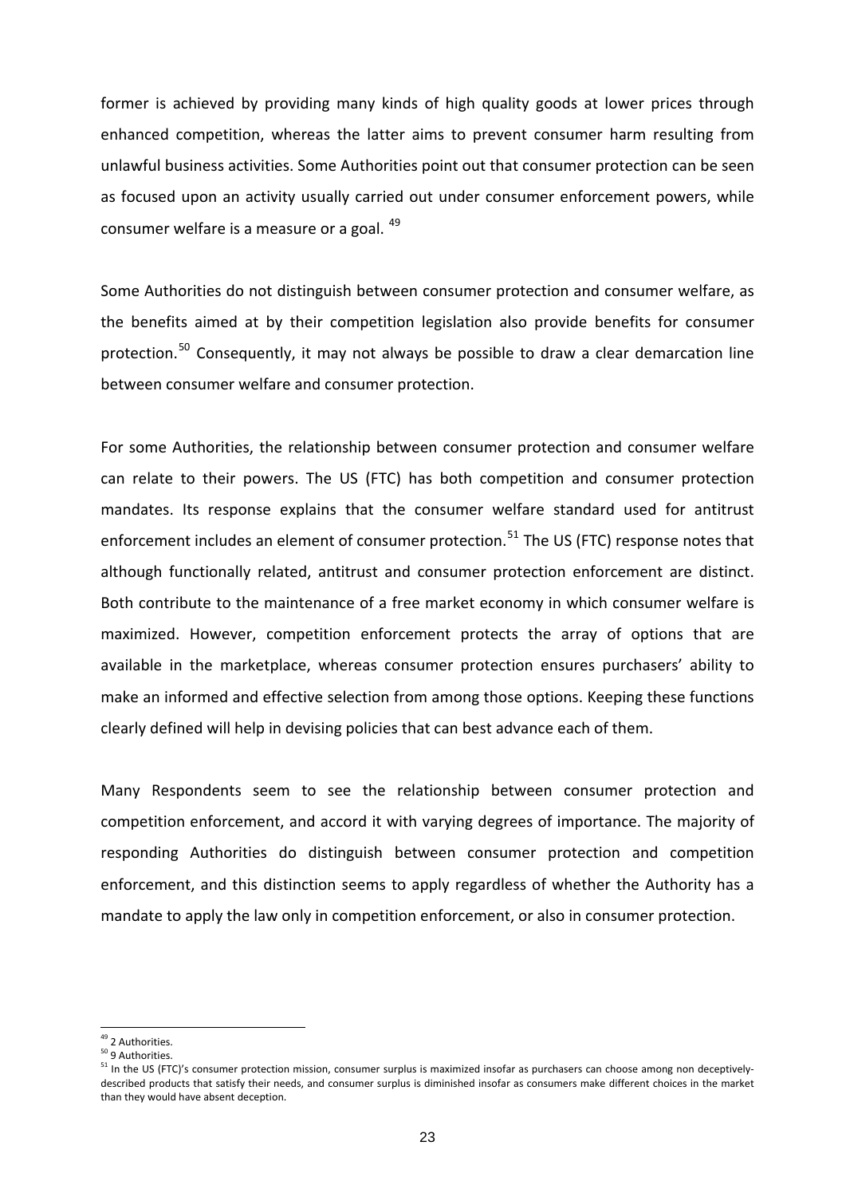former is achieved by providing many kinds of high quality goods at lower prices through enhanced competition, whereas the latter aims to prevent consumer harm resulting from unlawful business activities. Some Authorities point out that consumer protection can be seen as focused upon an activity usually carried out under consumer enforcement powers, while consumer welfare is a measure or a goal. [49]

Some Authorities do not distinguish between consumer protection and consumer welfare, as the benefits aimed at by their competition legislation also provide benefits for consumer protection.[50] Consequently, it may not always be possible to draw a clear demarcation line between consumer welfare and consumer protection.

For some Authorities, the relationship between consumer protection and consumer welfare can relate to their powers. The US (FTC) has both competition and consumer protection mandates. Its response explains that the consumer welfare standard used for antitrust enforcement includes an element of consumer protection.[51] The US (FTC) response notes that although functionally related, antitrust and consumer protection enforcement are distinct. Both contribute to the maintenance of a free market economy in which consumer welfare is maximized. However, competition enforcement protects the array of options that are available in the marketplace, whereas consumer protection ensures purchasers' ability to make an informed and effective selection from among those options. Keeping these functions clearly defined will help in devising policies that can best advance each of them.

Many Respondents seem to see the relationship between consumer protection and competition enforcement, and accord it with varying degrees of importance. The majority of responding Authorities do distinguish between consumer protection and competition enforcement, and this distinction seems to apply regardless of whether the Authority has a mandate to apply the law only in competition enforcement, or also in consumer protection.

---

[49] 2 Authorities.

[50] 9 Authorities.

[51] In the US (FTC)'s consumer protection mission, consumer surplus is maximized insofar as purchasers can choose among non deceptively-described products that satisfy their needs, and consumer surplus is diminished insofar as consumers make different choices in the market than they would have absent deception.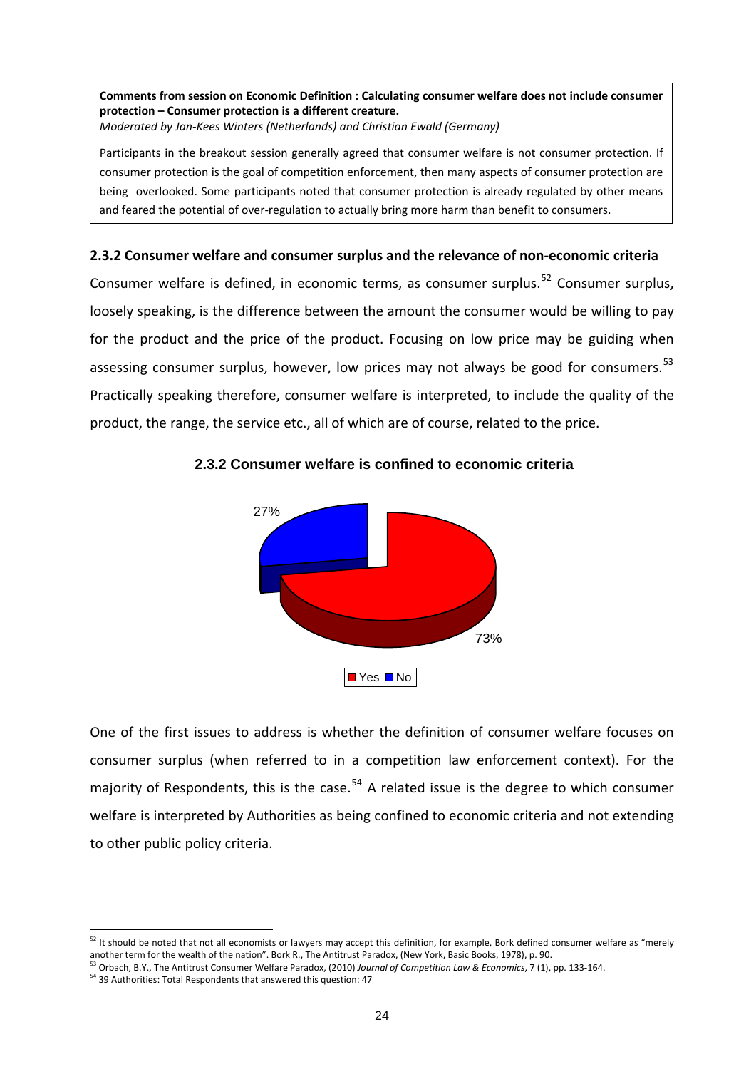**Comments from session on Economic Definition : Calculating consumer welfare does not include consumer protection – Consumer protection is a different creature.**
*Moderated by Jan-Kees Winters (Netherlands) and Christian Ewald (Germany)*

Participants in the breakout session generally agreed that consumer welfare is not consumer protection. If consumer protection is the goal of competition enforcement, then many aspects of consumer protection are being overlooked. Some participants noted that consumer protection is already regulated by other means and feared the potential of over-regulation to actually bring more harm than benefit to consumers.

### 2.3.2 Consumer welfare and consumer surplus and the relevance of non-economic criteria

Consumer welfare is defined, in economic terms, as consumer surplus.[52] Consumer surplus, loosely speaking, is the difference between the amount the consumer would be willing to pay for the product and the price of the product. Focusing on low price may be guiding when assessing consumer surplus, however, low prices may not always be good for consumers.[53] Practically speaking therefore, consumer welfare is interpreted, to include the quality of the product, the range, the service etc., all of which are of course, related to the price.

**2.3.2 Consumer welfare is confined to economic criteria**

| Response | Share |
|---|---|
| Yes | 73% |
| No | 27% |

One of the first issues to address is whether the definition of consumer welfare focuses on consumer surplus (when referred to in a competition law enforcement context). For the majority of Respondents, this is the case.[54] A related issue is the degree to which consumer welfare is interpreted by Authorities as being confined to economic criteria and not extending to other public policy criteria.

---

[52] It should be noted that not all economists or lawyers may accept this definition, for example, Bork defined consumer welfare as "merely another term for the wealth of the nation". Bork R., The Antitrust Paradox, (New York, Basic Books, 1978), p. 90.

[53] Orbach, B.Y., The Antitrust Consumer Welfare Paradox, (2010) *Journal of Competition Law & Economics*, 7 (1), pp. 133-164.

[54] 39 Authorities: Total Respondents that answered this question: 47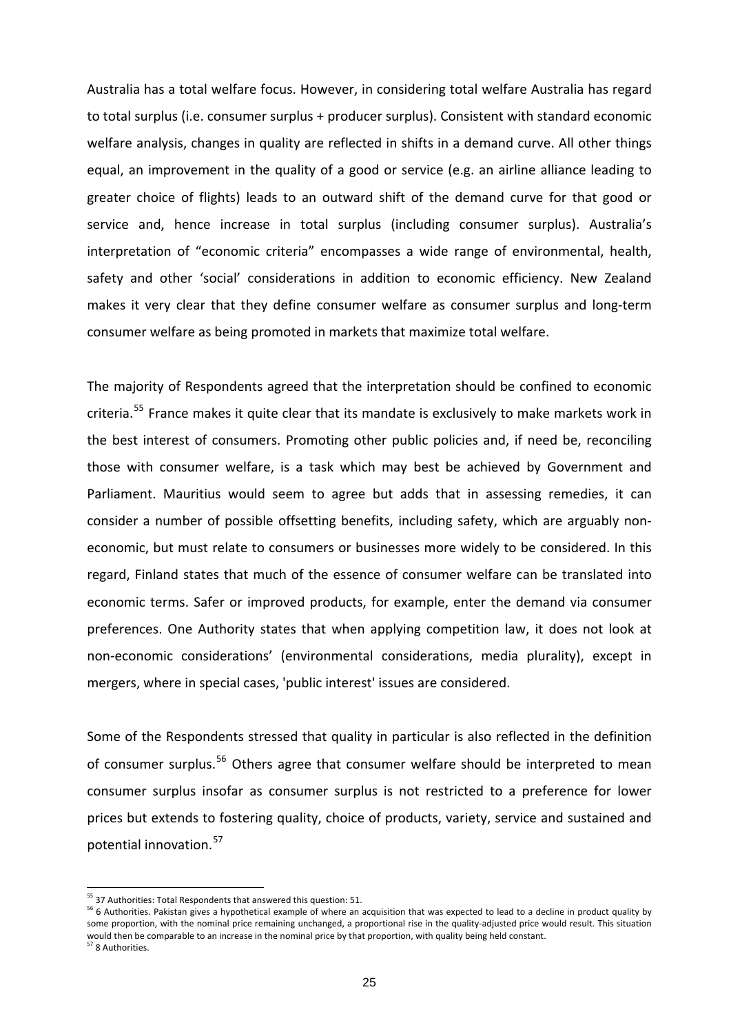Australia has a total welfare focus. However, in considering total welfare Australia has regard to total surplus (i.e. consumer surplus + producer surplus). Consistent with standard economic welfare analysis, changes in quality are reflected in shifts in a demand curve. All other things equal, an improvement in the quality of a good or service (e.g. an airline alliance leading to greater choice of flights) leads to an outward shift of the demand curve for that good or service and, hence increase in total surplus (including consumer surplus). Australia's interpretation of "economic criteria" encompasses a wide range of environmental, health, safety and other 'social' considerations in addition to economic efficiency. New Zealand makes it very clear that they define consumer welfare as consumer surplus and long-term consumer welfare as being promoted in markets that maximize total welfare.

The majority of Respondents agreed that the interpretation should be confined to economic criteria.[55] France makes it quite clear that its mandate is exclusively to make markets work in the best interest of consumers. Promoting other public policies and, if need be, reconciling those with consumer welfare, is a task which may best be achieved by Government and Parliament. Mauritius would seem to agree but adds that in assessing remedies, it can consider a number of possible offsetting benefits, including safety, which are arguably non-economic, but must relate to consumers or businesses more widely to be considered. In this regard, Finland states that much of the essence of consumer welfare can be translated into economic terms. Safer or improved products, for example, enter the demand via consumer preferences. One Authority states that when applying competition law, it does not look at non-economic considerations' (environmental considerations, media plurality), except in mergers, where in special cases, 'public interest' issues are considered.

Some of the Respondents stressed that quality in particular is also reflected in the definition of consumer surplus.[56] Others agree that consumer welfare should be interpreted to mean consumer surplus insofar as consumer surplus is not restricted to a preference for lower prices but extends to fostering quality, choice of products, variety, service and sustained and potential innovation.[57]

---

[55] 37 Authorities: Total Respondents that answered this question: 51.

[56] 6 Authorities. Pakistan gives a hypothetical example of where an acquisition that was expected to lead to a decline in product quality by some proportion, with the nominal price remaining unchanged, a proportional rise in the quality-adjusted price would result. This situation would then be comparable to an increase in the nominal price by that proportion, with quality being held constant.

[57] 8 Authorities.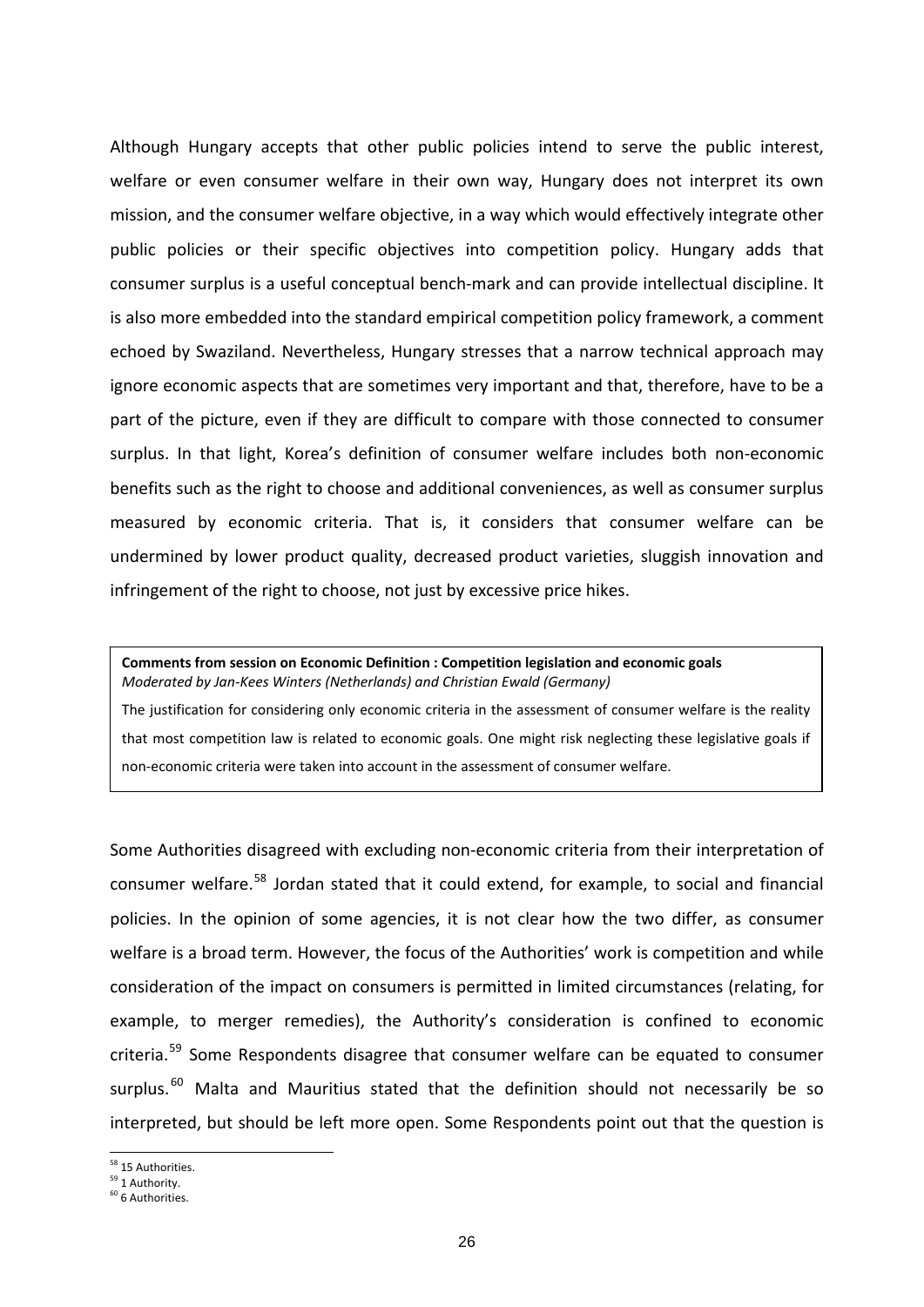Although Hungary accepts that other public policies intend to serve the public interest, welfare or even consumer welfare in their own way, Hungary does not interpret its own mission, and the consumer welfare objective, in a way which would effectively integrate other public policies or their specific objectives into competition policy. Hungary adds that consumer surplus is a useful conceptual bench-mark and can provide intellectual discipline. It is also more embedded into the standard empirical competition policy framework, a comment echoed by Swaziland. Nevertheless, Hungary stresses that a narrow technical approach may ignore economic aspects that are sometimes very important and that, therefore, have to be a part of the picture, even if they are difficult to compare with those connected to consumer surplus. In that light, Korea's definition of consumer welfare includes both non-economic benefits such as the right to choose and additional conveniences, as well as consumer surplus measured by economic criteria. That is, it considers that consumer welfare can be undermined by lower product quality, decreased product varieties, sluggish innovation and infringement of the right to choose, not just by excessive price hikes.

> **Comments from session on Economic Definition : Competition legislation and economic goals**
> *Moderated by Jan-Kees Winters (Netherlands) and Christian Ewald (Germany)*
>
> The justification for considering only economic criteria in the assessment of consumer welfare is the reality that most competition law is related to economic goals. One might risk neglecting these legislative goals if non-economic criteria were taken into account in the assessment of consumer welfare.

Some Authorities disagreed with excluding non-economic criteria from their interpretation of consumer welfare.[58] Jordan stated that it could extend, for example, to social and financial policies. In the opinion of some agencies, it is not clear how the two differ, as consumer welfare is a broad term. However, the focus of the Authorities' work is competition and while consideration of the impact on consumers is permitted in limited circumstances (relating, for example, to merger remedies), the Authority's consideration is confined to economic criteria.[59] Some Respondents disagree that consumer welfare can be equated to consumer surplus.[60] Malta and Mauritius stated that the definition should not necessarily be so interpreted, but should be left more open. Some Respondents point out that the question is

[58] 15 Authorities.
[59] 1 Authority.
[60] 6 Authorities.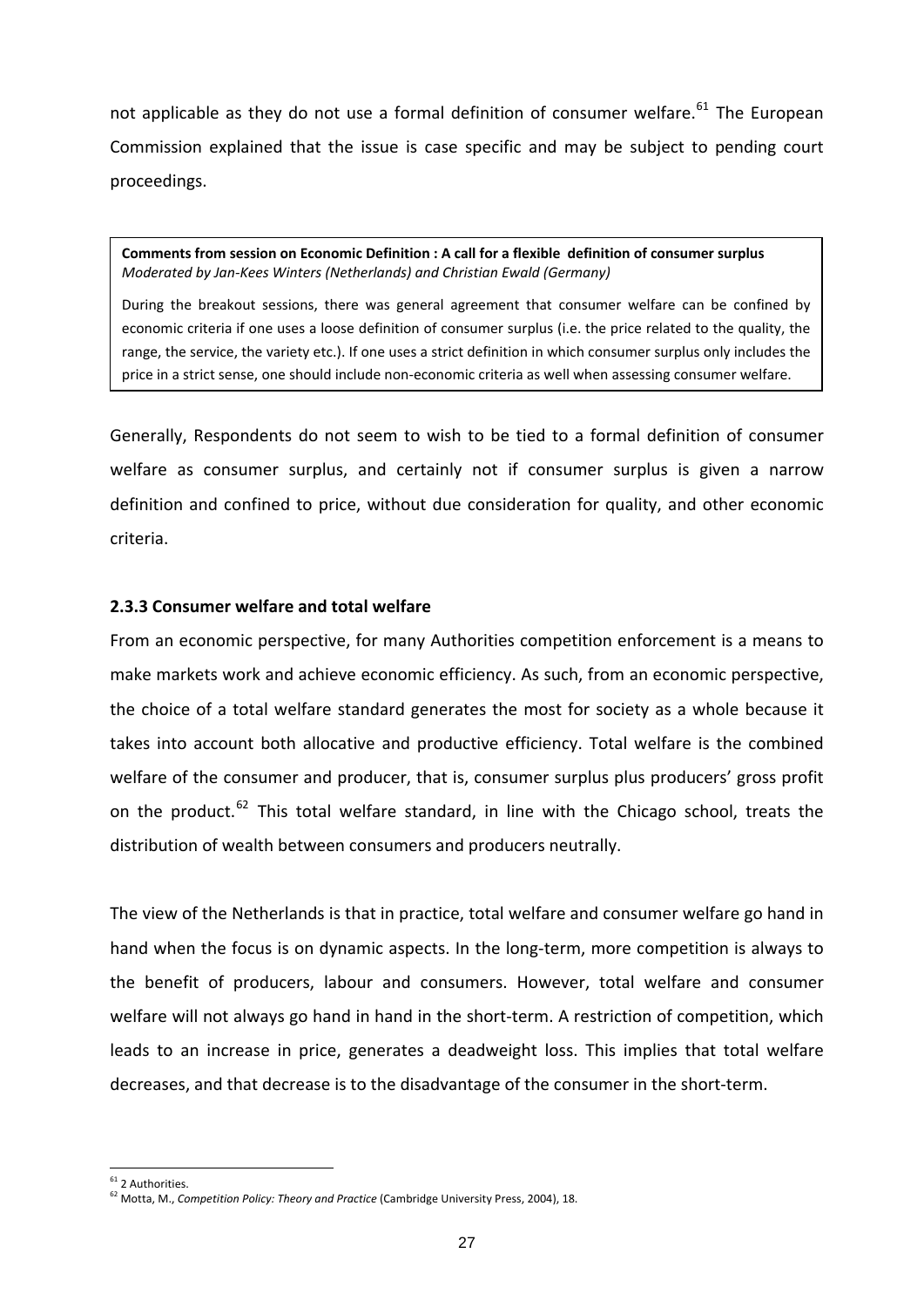not applicable as they do not use a formal definition of consumer welfare.[61] The European Commission explained that the issue is case specific and may be subject to pending court proceedings.

> **Comments from session on Economic Definition : A call for a flexible definition of consumer surplus**
> *Moderated by Jan-Kees Winters (Netherlands) and Christian Ewald (Germany)*
>
> During the breakout sessions, there was general agreement that consumer welfare can be confined by economic criteria if one uses a loose definition of consumer surplus (i.e. the price related to the quality, the range, the service, the variety etc.). If one uses a strict definition in which consumer surplus only includes the price in a strict sense, one should include non-economic criteria as well when assessing consumer welfare.

Generally, Respondents do not seem to wish to be tied to a formal definition of consumer welfare as consumer surplus, and certainly not if consumer surplus is given a narrow definition and confined to price, without due consideration for quality, and other economic criteria.

### 2.3.3 Consumer welfare and total welfare

From an economic perspective, for many Authorities competition enforcement is a means to make markets work and achieve economic efficiency. As such, from an economic perspective, the choice of a total welfare standard generates the most for society as a whole because it takes into account both allocative and productive efficiency. Total welfare is the combined welfare of the consumer and producer, that is, consumer surplus plus producers' gross profit on the product.[62] This total welfare standard, in line with the Chicago school, treats the distribution of wealth between consumers and producers neutrally.

The view of the Netherlands is that in practice, total welfare and consumer welfare go hand in hand when the focus is on dynamic aspects. In the long-term, more competition is always to the benefit of producers, labour and consumers. However, total welfare and consumer welfare will not always go hand in hand in the short-term. A restriction of competition, which leads to an increase in price, generates a deadweight loss. This implies that total welfare decreases, and that decrease is to the disadvantage of the consumer in the short-term.

---

[61] 2 Authorities.

[62] Motta, M., *Competition Policy: Theory and Practice* (Cambridge University Press, 2004), 18.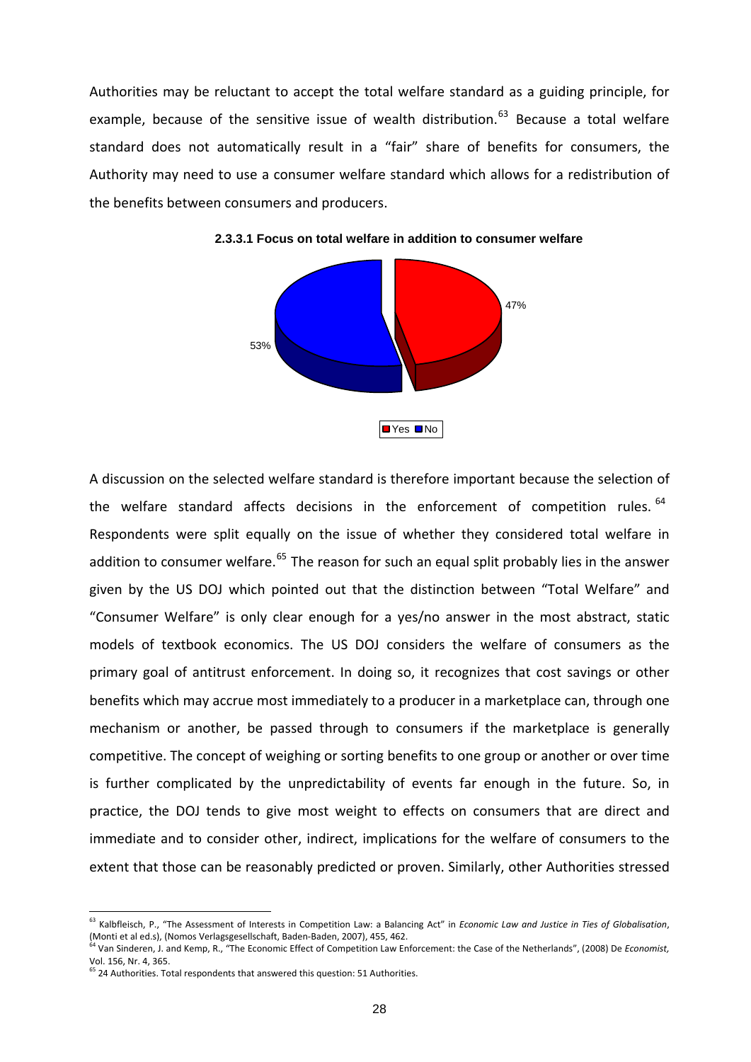Authorities may be reluctant to accept the total welfare standard as a guiding principle, for example, because of the sensitive issue of wealth distribution.[63] Because a total welfare standard does not automatically result in a "fair" share of benefits for consumers, the Authority may need to use a consumer welfare standard which allows for a redistribution of the benefits between consumers and producers.

**2.3.3.1 Focus on total welfare in addition to consumer welfare**

| | |
|---|---|
| Yes | 47% |
| No | 53% |

A discussion on the selected welfare standard is therefore important because the selection of the welfare standard affects decisions in the enforcement of competition rules.[64] Respondents were split equally on the issue of whether they considered total welfare in addition to consumer welfare.[65] The reason for such an equal split probably lies in the answer given by the US DOJ which pointed out that the distinction between "Total Welfare" and "Consumer Welfare" is only clear enough for a yes/no answer in the most abstract, static models of textbook economics. The US DOJ considers the welfare of consumers as the primary goal of antitrust enforcement. In doing so, it recognizes that cost savings or other benefits which may accrue most immediately to a producer in a marketplace can, through one mechanism or another, be passed through to consumers if the marketplace is generally competitive. The concept of weighing or sorting benefits to one group or another or over time is further complicated by the unpredictability of events far enough in the future. So, in practice, the DOJ tends to give most weight to effects on consumers that are direct and immediate and to consider other, indirect, implications for the welfare of consumers to the extent that those can be reasonably predicted or proven. Similarly, other Authorities stressed

---

[63] Kalbfleisch, P., "The Assessment of Interests in Competition Law: a Balancing Act" in *Economic Law and Justice in Ties of Globalisation*, (Monti et al ed.s), (Nomos Verlagsgesellschaft, Baden-Baden, 2007), 455, 462.

[64] Van Sinderen, J. and Kemp, R., "The Economic Effect of Competition Law Enforcement: the Case of the Netherlands", (2008) De *Economist,* Vol. 156, Nr. 4, 365.

[65] 24 Authorities. Total respondents that answered this question: 51 Authorities.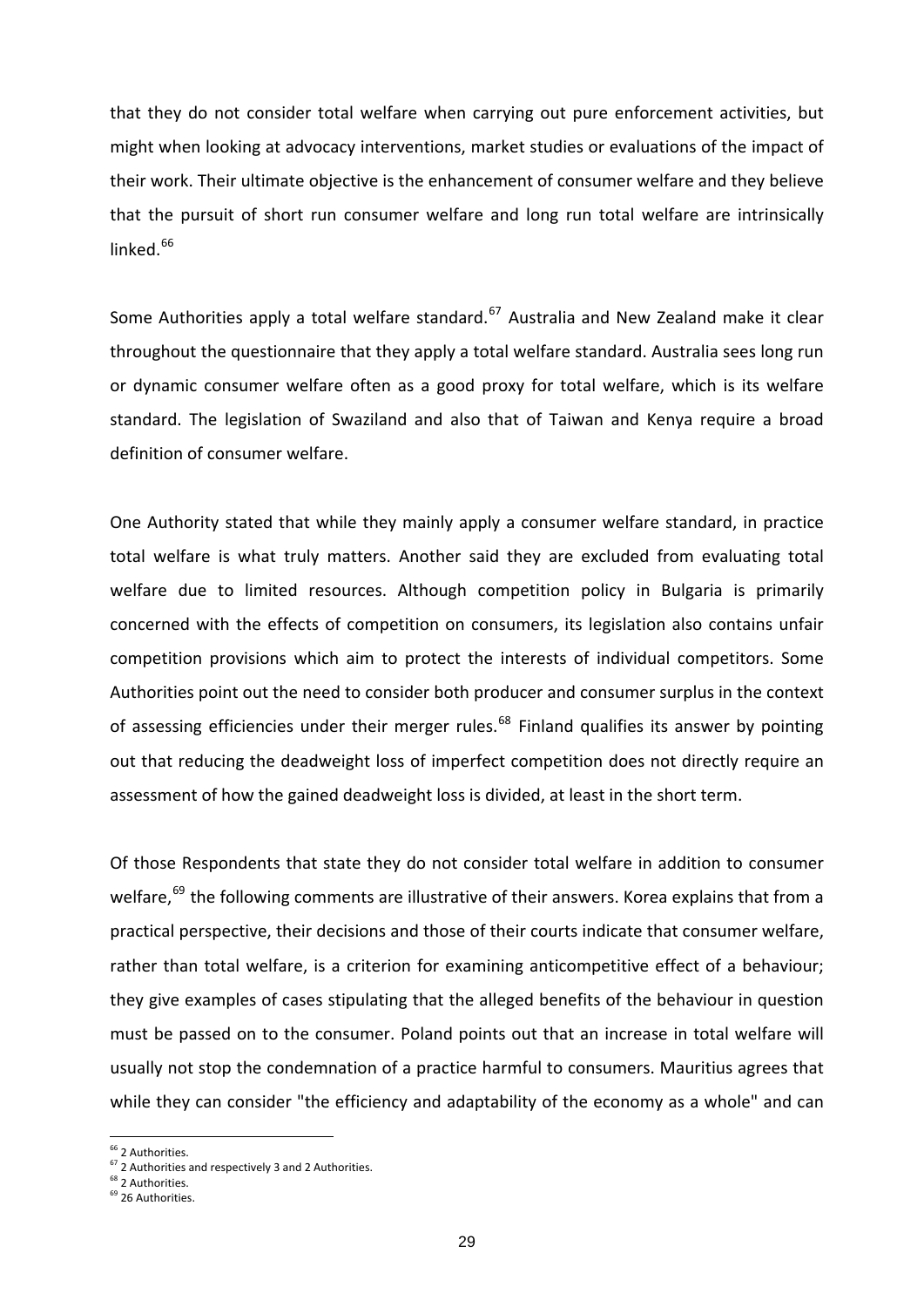that they do not consider total welfare when carrying out pure enforcement activities, but might when looking at advocacy interventions, market studies or evaluations of the impact of their work. Their ultimate objective is the enhancement of consumer welfare and they believe that the pursuit of short run consumer welfare and long run total welfare are intrinsically linked.[66]

Some Authorities apply a total welfare standard.[67] Australia and New Zealand make it clear throughout the questionnaire that they apply a total welfare standard. Australia sees long run or dynamic consumer welfare often as a good proxy for total welfare, which is its welfare standard. The legislation of Swaziland and also that of Taiwan and Kenya require a broad definition of consumer welfare.

One Authority stated that while they mainly apply a consumer welfare standard, in practice total welfare is what truly matters. Another said they are excluded from evaluating total welfare due to limited resources. Although competition policy in Bulgaria is primarily concerned with the effects of competition on consumers, its legislation also contains unfair competition provisions which aim to protect the interests of individual competitors. Some Authorities point out the need to consider both producer and consumer surplus in the context of assessing efficiencies under their merger rules.[68] Finland qualifies its answer by pointing out that reducing the deadweight loss of imperfect competition does not directly require an assessment of how the gained deadweight loss is divided, at least in the short term.

Of those Respondents that state they do not consider total welfare in addition to consumer welfare,[69] the following comments are illustrative of their answers. Korea explains that from a practical perspective, their decisions and those of their courts indicate that consumer welfare, rather than total welfare, is a criterion for examining anticompetitive effect of a behaviour; they give examples of cases stipulating that the alleged benefits of the behaviour in question must be passed on to the consumer. Poland points out that an increase in total welfare will usually not stop the condemnation of a practice harmful to consumers. Mauritius agrees that while they can consider "the efficiency and adaptability of the economy as a whole" and can

---

[66] 2 Authorities.

[67] 2 Authorities and respectively 3 and 2 Authorities.

[68] 2 Authorities.

[69] 26 Authorities.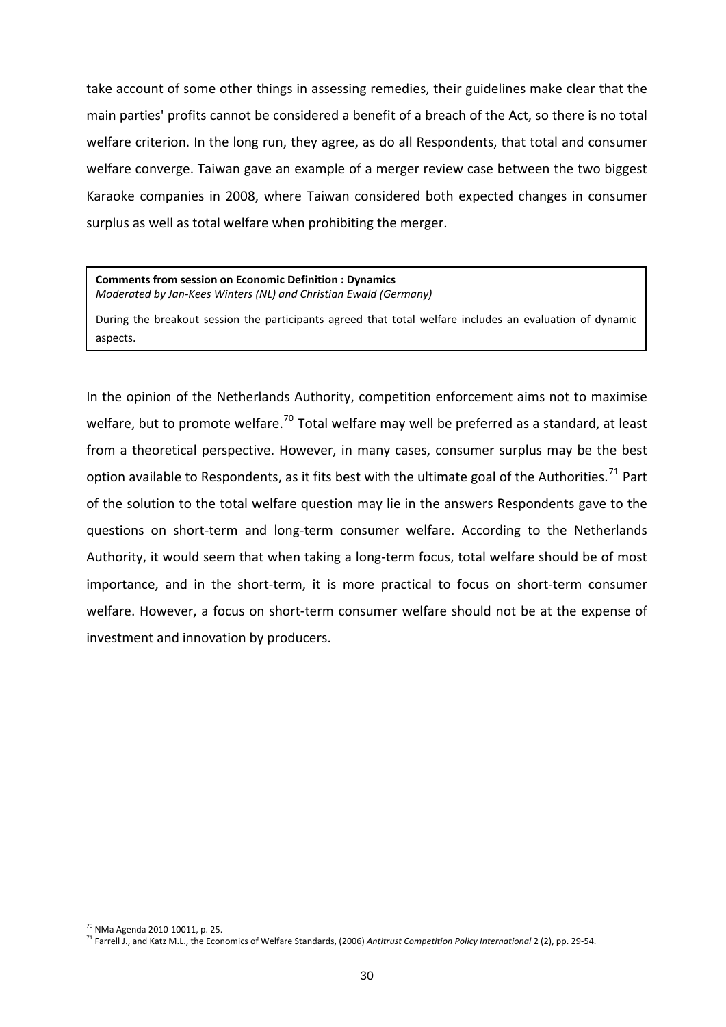take account of some other things in assessing remedies, their guidelines make clear that the main parties' profits cannot be considered a benefit of a breach of the Act, so there is no total welfare criterion. In the long run, they agree, as do all Respondents, that total and consumer welfare converge. Taiwan gave an example of a merger review case between the two biggest Karaoke companies in 2008, where Taiwan considered both expected changes in consumer surplus as well as total welfare when prohibiting the merger.

> **Comments from session on Economic Definition : Dynamics**
> *Moderated by Jan-Kees Winters (NL) and Christian Ewald (Germany)*
>
> During the breakout session the participants agreed that total welfare includes an evaluation of dynamic aspects.

In the opinion of the Netherlands Authority, competition enforcement aims not to maximise welfare, but to promote welfare.[70] Total welfare may well be preferred as a standard, at least from a theoretical perspective. However, in many cases, consumer surplus may be the best option available to Respondents, as it fits best with the ultimate goal of the Authorities.[71] Part of the solution to the total welfare question may lie in the answers Respondents gave to the questions on short-term and long-term consumer welfare. According to the Netherlands Authority, it would seem that when taking a long-term focus, total welfare should be of most importance, and in the short-term, it is more practical to focus on short-term consumer welfare. However, a focus on short-term consumer welfare should not be at the expense of investment and innovation by producers.

[70] NMa Agenda 2010-10011, p. 25.

[71] Farrell J., and Katz M.L., the Economics of Welfare Standards, (2006) *Antitrust Competition Policy International* 2 (2), pp. 29-54.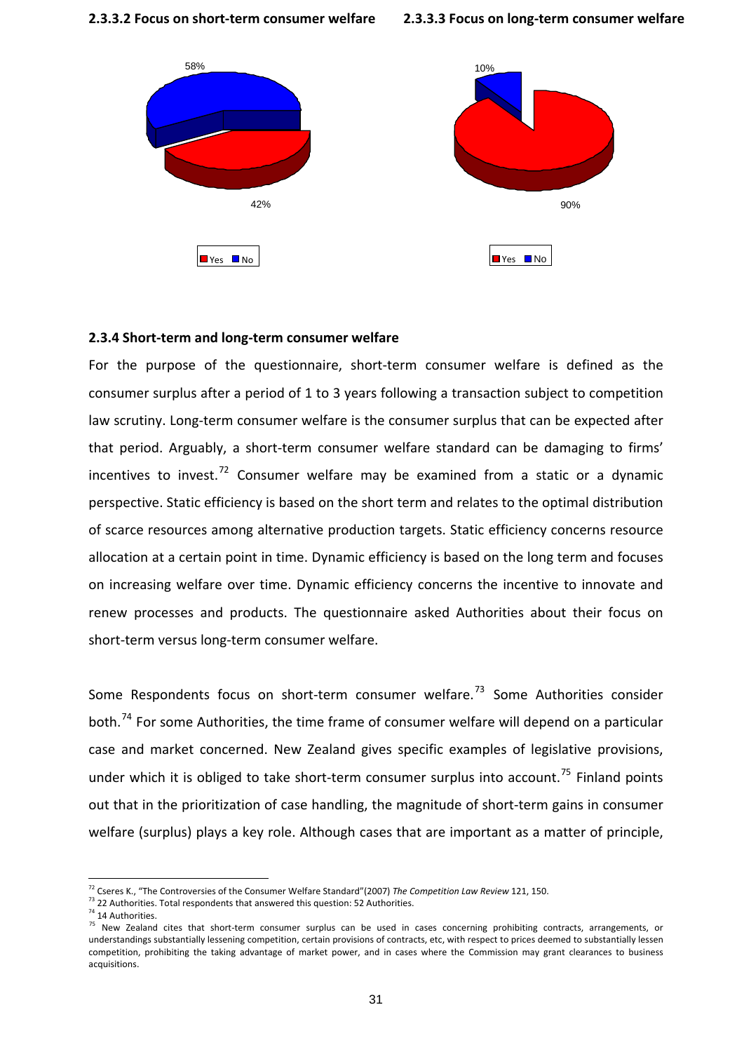**2.3.3.2 Focus on short-term consumer welfare** **2.3.3.3 Focus on long-term consumer welfare**

58%

42%

Yes No

10%

90%

Yes No

### 2.3.4 Short-term and long-term consumer welfare

For the purpose of the questionnaire, short-term consumer welfare is defined as the consumer surplus after a period of 1 to 3 years following a transaction subject to competition law scrutiny. Long-term consumer welfare is the consumer surplus that can be expected after that period. Arguably, a short-term consumer welfare standard can be damaging to firms' incentives to invest.[72] Consumer welfare may be examined from a static or a dynamic perspective. Static efficiency is based on the short term and relates to the optimal distribution of scarce resources among alternative production targets. Static efficiency concerns resource allocation at a certain point in time. Dynamic efficiency is based on the long term and focuses on increasing welfare over time. Dynamic efficiency concerns the incentive to innovate and renew processes and products. The questionnaire asked Authorities about their focus on short-term versus long-term consumer welfare.

Some Respondents focus on short-term consumer welfare.[73] Some Authorities consider both.[74] For some Authorities, the time frame of consumer welfare will depend on a particular case and market concerned. New Zealand gives specific examples of legislative provisions, under which it is obliged to take short-term consumer surplus into account.[75] Finland points out that in the prioritization of case handling, the magnitude of short-term gains in consumer welfare (surplus) plays a key role. Although cases that are important as a matter of principle,

---

[72] Cseres K., "The Controversies of the Consumer Welfare Standard"(2007) *The Competition Law Review* 121, 150.

[73] 22 Authorities. Total respondents that answered this question: 52 Authorities.

[74] 14 Authorities.

[75] New Zealand cites that short-term consumer surplus can be used in cases concerning prohibiting contracts, arrangements, or understandings substantially lessening competition, certain provisions of contracts, etc, with respect to prices deemed to substantially lessen competition, prohibiting the taking advantage of market power, and in cases where the Commission may grant clearances to business acquisitions.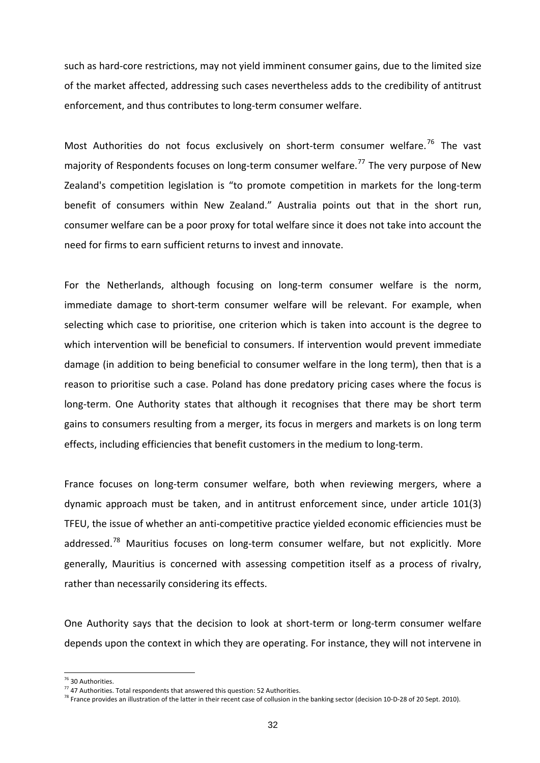such as hard-core restrictions, may not yield imminent consumer gains, due to the limited size of the market affected, addressing such cases nevertheless adds to the credibility of antitrust enforcement, and thus contributes to long-term consumer welfare.

Most Authorities do not focus exclusively on short-term consumer welfare.[76] The vast majority of Respondents focuses on long-term consumer welfare.[77] The very purpose of New Zealand's competition legislation is "to promote competition in markets for the long-term benefit of consumers within New Zealand." Australia points out that in the short run, consumer welfare can be a poor proxy for total welfare since it does not take into account the need for firms to earn sufficient returns to invest and innovate.

For the Netherlands, although focusing on long-term consumer welfare is the norm, immediate damage to short-term consumer welfare will be relevant. For example, when selecting which case to prioritise, one criterion which is taken into account is the degree to which intervention will be beneficial to consumers. If intervention would prevent immediate damage (in addition to being beneficial to consumer welfare in the long term), then that is a reason to prioritise such a case. Poland has done predatory pricing cases where the focus is long-term. One Authority states that although it recognises that there may be short term gains to consumers resulting from a merger, its focus in mergers and markets is on long term effects, including efficiencies that benefit customers in the medium to long-term.

France focuses on long-term consumer welfare, both when reviewing mergers, where a dynamic approach must be taken, and in antitrust enforcement since, under article 101(3) TFEU, the issue of whether an anti-competitive practice yielded economic efficiencies must be addressed.[78] Mauritius focuses on long-term consumer welfare, but not explicitly. More generally, Mauritius is concerned with assessing competition itself as a process of rivalry, rather than necessarily considering its effects.

One Authority says that the decision to look at short-term or long-term consumer welfare depends upon the context in which they are operating. For instance, they will not intervene in

---

[76] 30 Authorities.

[77] 47 Authorities. Total respondents that answered this question: 52 Authorities.

[78] France provides an illustration of the latter in their recent case of collusion in the banking sector (decision 10-D-28 of 20 Sept. 2010).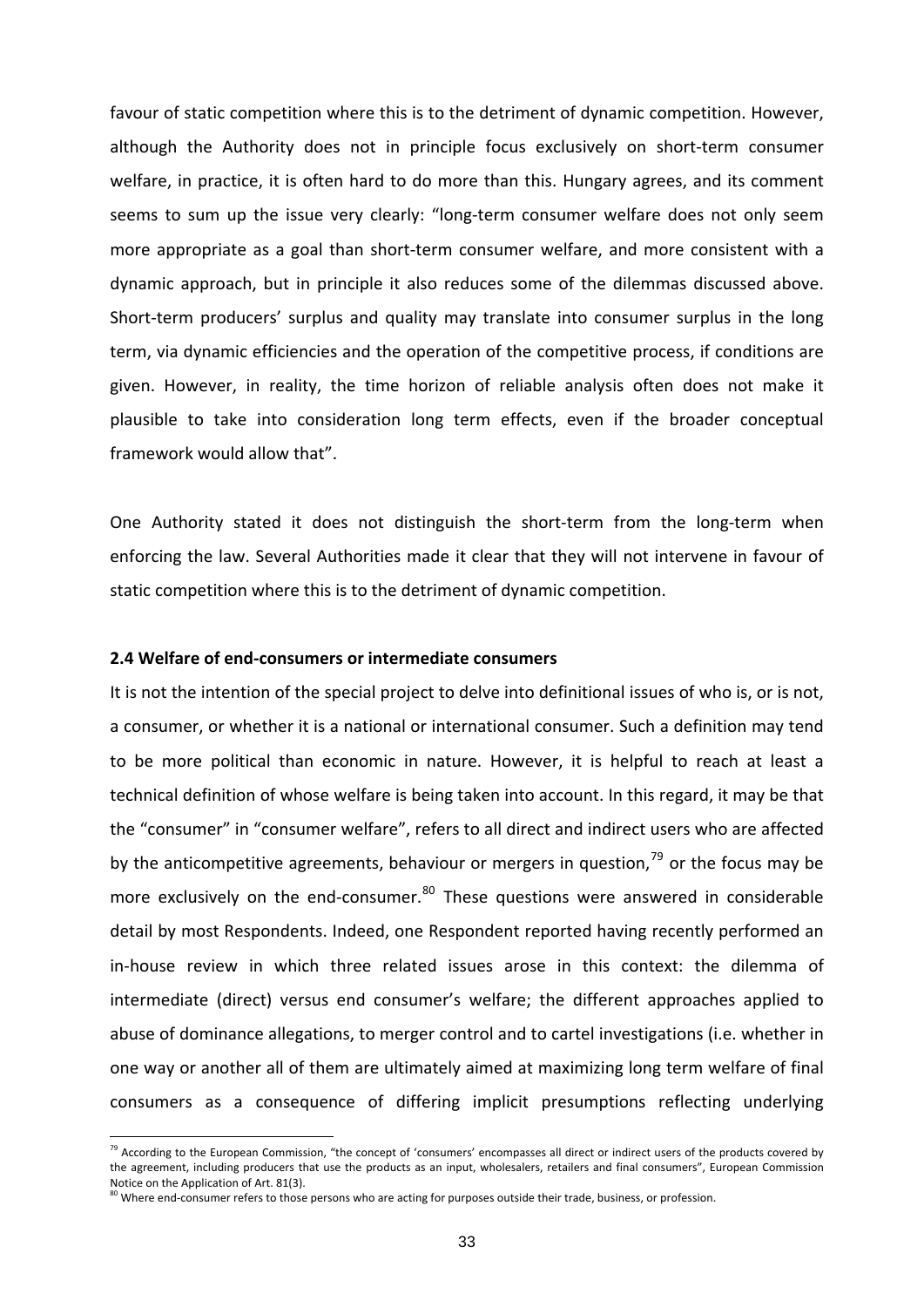favour of static competition where this is to the detriment of dynamic competition. However, although the Authority does not in principle focus exclusively on short-term consumer welfare, in practice, it is often hard to do more than this. Hungary agrees, and its comment seems to sum up the issue very clearly: "long-term consumer welfare does not only seem more appropriate as a goal than short-term consumer welfare, and more consistent with a dynamic approach, but in principle it also reduces some of the dilemmas discussed above. Short-term producers' surplus and quality may translate into consumer surplus in the long term, via dynamic efficiencies and the operation of the competitive process, if conditions are given. However, in reality, the time horizon of reliable analysis often does not make it plausible to take into consideration long term effects, even if the broader conceptual framework would allow that".

One Authority stated it does not distinguish the short-term from the long-term when enforcing the law. Several Authorities made it clear that they will not intervene in favour of static competition where this is to the detriment of dynamic competition.

### 2.4 Welfare of end-consumers or intermediate consumers

It is not the intention of the special project to delve into definitional issues of who is, or is not, a consumer, or whether it is a national or international consumer. Such a definition may tend to be more political than economic in nature. However, it is helpful to reach at least a technical definition of whose welfare is being taken into account. In this regard, it may be that the "consumer" in "consumer welfare", refers to all direct and indirect users who are affected by the anticompetitive agreements, behaviour or mergers in question,[79] or the focus may be more exclusively on the end-consumer.[80] These questions were answered in considerable detail by most Respondents. Indeed, one Respondent reported having recently performed an in-house review in which three related issues arose in this context: the dilemma of intermediate (direct) versus end consumer's welfare; the different approaches applied to abuse of dominance allegations, to merger control and to cartel investigations (i.e. whether in one way or another all of them are ultimately aimed at maximizing long term welfare of final consumers as a consequence of differing implicit presumptions reflecting underlying

---

[79] According to the European Commission, "the concept of 'consumers' encompasses all direct or indirect users of the products covered by the agreement, including producers that use the products as an input, wholesalers, retailers and final consumers", European Commission Notice on the Application of Art. 81(3).

[80] Where end-consumer refers to those persons who are acting for purposes outside their trade, business, or profession.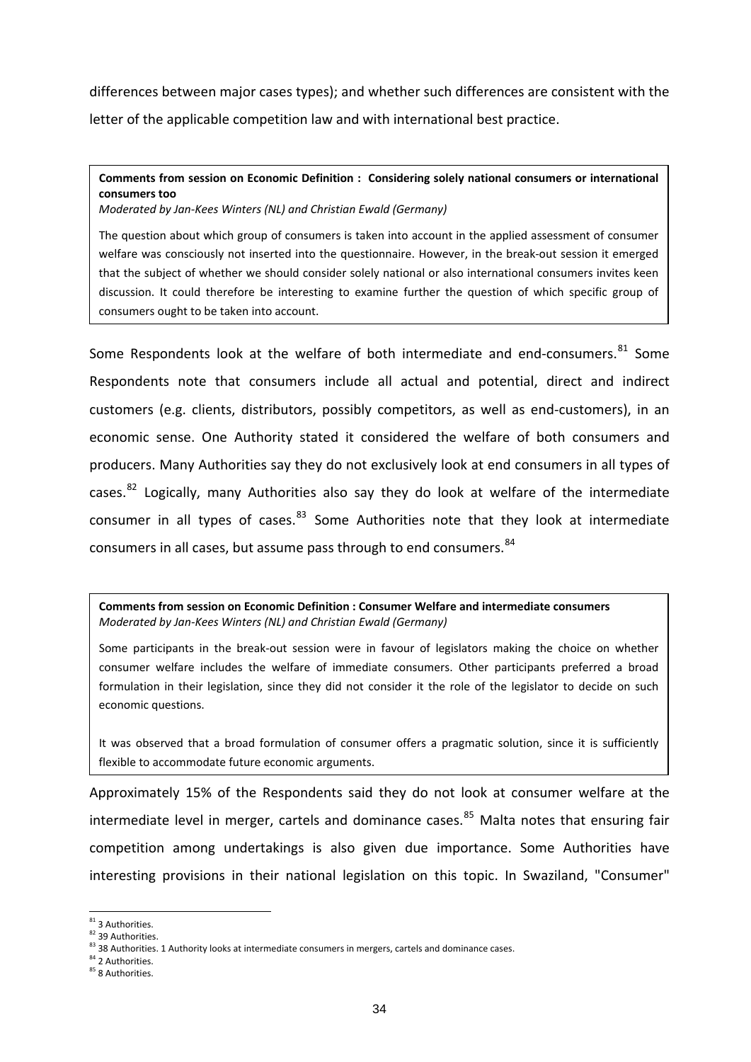differences between major cases types); and whether such differences are consistent with the letter of the applicable competition law and with international best practice.

> **Comments from session on Economic Definition : Considering solely national consumers or international consumers too**
> *Moderated by Jan-Kees Winters (NL) and Christian Ewald (Germany)*
>
> The question about which group of consumers is taken into account in the applied assessment of consumer welfare was consciously not inserted into the questionnaire. However, in the break-out session it emerged that the subject of whether we should consider solely national or also international consumers invites keen discussion. It could therefore be interesting to examine further the question of which specific group of consumers ought to be taken into account.

Some Respondents look at the welfare of both intermediate and end-consumers.[81] Some Respondents note that consumers include all actual and potential, direct and indirect customers (e.g. clients, distributors, possibly competitors, as well as end-customers), in an economic sense. One Authority stated it considered the welfare of both consumers and producers. Many Authorities say they do not exclusively look at end consumers in all types of cases.[82] Logically, many Authorities also say they do look at welfare of the intermediate consumer in all types of cases.[83] Some Authorities note that they look at intermediate consumers in all cases, but assume pass through to end consumers.[84]

> **Comments from session on Economic Definition : Consumer Welfare and intermediate consumers**
> *Moderated by Jan-Kees Winters (NL) and Christian Ewald (Germany)*
>
> Some participants in the break-out session were in favour of legislators making the choice on whether consumer welfare includes the welfare of immediate consumers. Other participants preferred a broad formulation in their legislation, since they did not consider it the role of the legislator to decide on such economic questions.
>
> It was observed that a broad formulation of consumer offers a pragmatic solution, since it is sufficiently flexible to accommodate future economic arguments.

Approximately 15% of the Respondents said they do not look at consumer welfare at the intermediate level in merger, cartels and dominance cases.[85] Malta notes that ensuring fair competition among undertakings is also given due importance. Some Authorities have interesting provisions in their national legislation on this topic. In Swaziland, "Consumer"

---

[81] 3 Authorities.
[82] 39 Authorities.
[83] 38 Authorities. 1 Authority looks at intermediate consumers in mergers, cartels and dominance cases.
[84] 2 Authorities.
[85] 8 Authorities.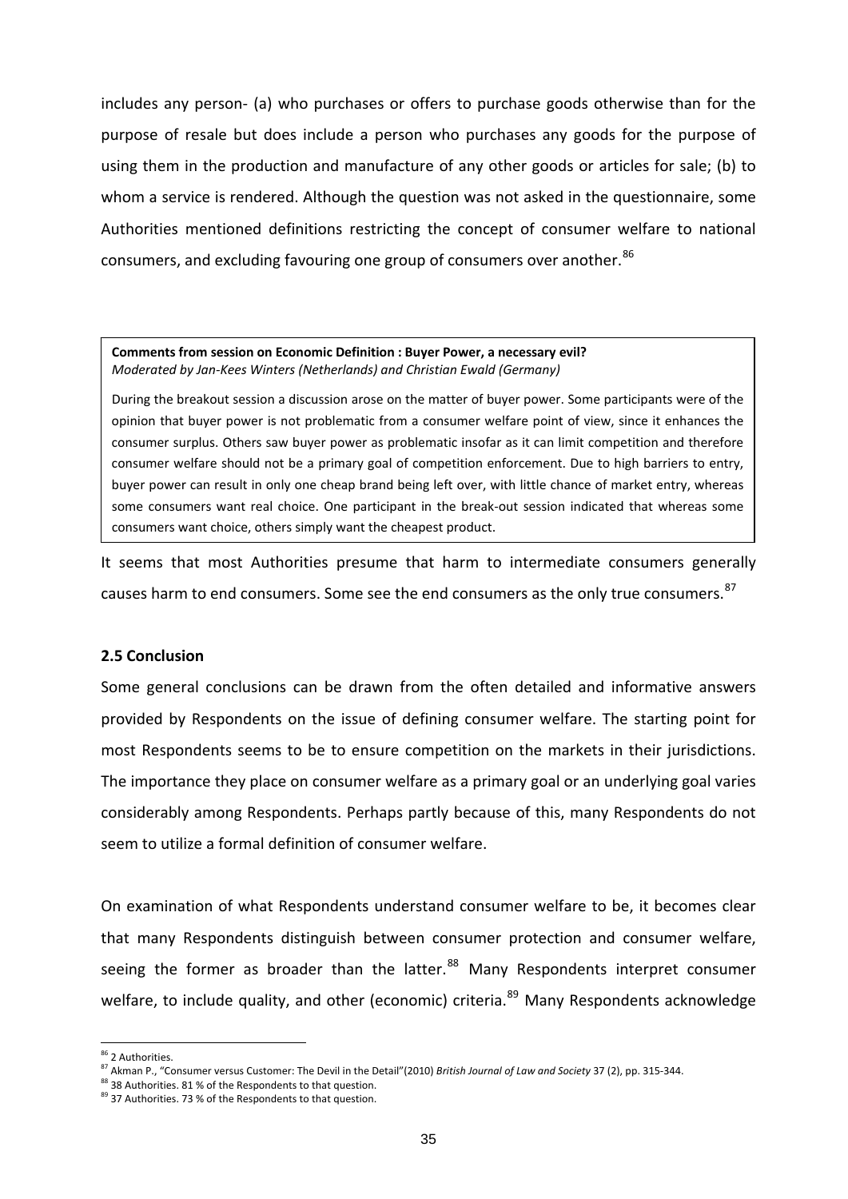includes any person- (a) who purchases or offers to purchase goods otherwise than for the purpose of resale but does include a person who purchases any goods for the purpose of using them in the production and manufacture of any other goods or articles for sale; (b) to whom a service is rendered. Although the question was not asked in the questionnaire, some Authorities mentioned definitions restricting the concept of consumer welfare to national consumers, and excluding favouring one group of consumers over another.[86]

> **Comments from session on Economic Definition : Buyer Power, a necessary evil?**
> *Moderated by Jan-Kees Winters (Netherlands) and Christian Ewald (Germany)*
>
> During the breakout session a discussion arose on the matter of buyer power. Some participants were of the opinion that buyer power is not problematic from a consumer welfare point of view, since it enhances the consumer surplus. Others saw buyer power as problematic insofar as it can limit competition and therefore consumer welfare should not be a primary goal of competition enforcement. Due to high barriers to entry, buyer power can result in only one cheap brand being left over, with little chance of market entry, whereas some consumers want real choice. One participant in the break-out session indicated that whereas some consumers want choice, others simply want the cheapest product.

It seems that most Authorities presume that harm to intermediate consumers generally causes harm to end consumers. Some see the end consumers as the only true consumers.[87]

### 2.5 Conclusion

Some general conclusions can be drawn from the often detailed and informative answers provided by Respondents on the issue of defining consumer welfare. The starting point for most Respondents seems to be to ensure competition on the markets in their jurisdictions. The importance they place on consumer welfare as a primary goal or an underlying goal varies considerably among Respondents. Perhaps partly because of this, many Respondents do not seem to utilize a formal definition of consumer welfare.

On examination of what Respondents understand consumer welfare to be, it becomes clear that many Respondents distinguish between consumer protection and consumer welfare, seeing the former as broader than the latter.[88] Many Respondents interpret consumer welfare, to include quality, and other (economic) criteria.[89] Many Respondents acknowledge

---

[86] 2 Authorities.

[87] Akman P., "Consumer versus Customer: The Devil in the Detail"(2010) *British Journal of Law and Society* 37 (2), pp. 315-344.

[88] 38 Authorities. 81 % of the Respondents to that question.

[89] 37 Authorities. 73 % of the Respondents to that question.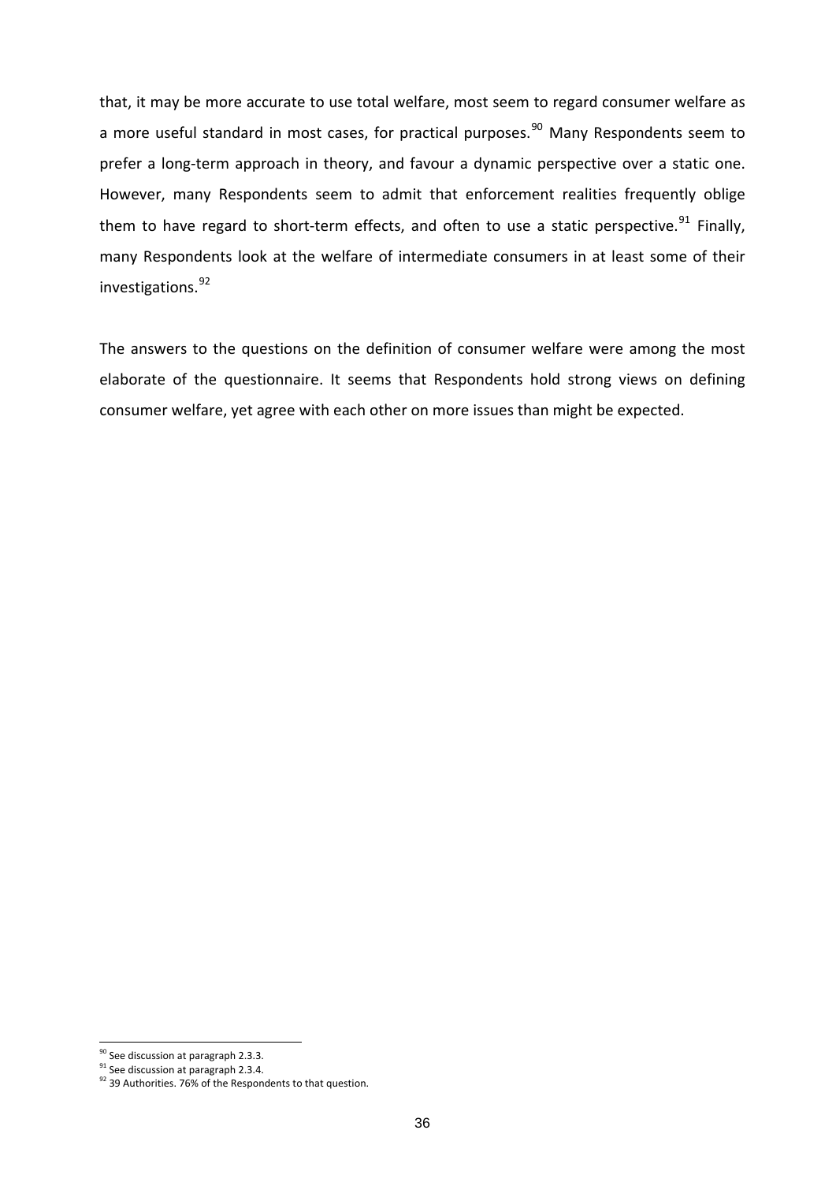that, it may be more accurate to use total welfare, most seem to regard consumer welfare as a more useful standard in most cases, for practical purposes.[90] Many Respondents seem to prefer a long-term approach in theory, and favour a dynamic perspective over a static one. However, many Respondents seem to admit that enforcement realities frequently oblige them to have regard to short-term effects, and often to use a static perspective.[91] Finally, many Respondents look at the welfare of intermediate consumers in at least some of their investigations.[92]

The answers to the questions on the definition of consumer welfare were among the most elaborate of the questionnaire. It seems that Respondents hold strong views on defining consumer welfare, yet agree with each other on more issues than might be expected.

---

[90] See discussion at paragraph 2.3.3.

[91] See discussion at paragraph 2.3.4.

[92] 39 Authorities. 76% of the Respondents to that question.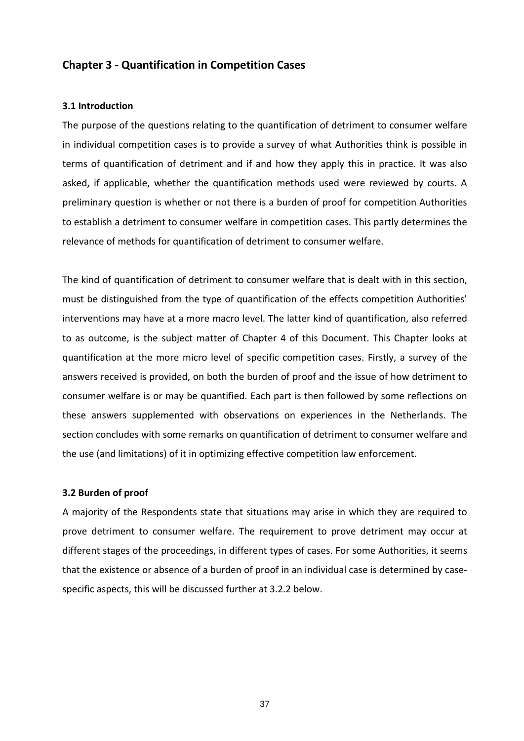## Chapter 3 - Quantification in Competition Cases

### 3.1 Introduction

The purpose of the questions relating to the quantification of detriment to consumer welfare in individual competition cases is to provide a survey of what Authorities think is possible in terms of quantification of detriment and if and how they apply this in practice. It was also asked, if applicable, whether the quantification methods used were reviewed by courts. A preliminary question is whether or not there is a burden of proof for competition Authorities to establish a detriment to consumer welfare in competition cases. This partly determines the relevance of methods for quantification of detriment to consumer welfare.

The kind of quantification of detriment to consumer welfare that is dealt with in this section, must be distinguished from the type of quantification of the effects competition Authorities' interventions may have at a more macro level. The latter kind of quantification, also referred to as outcome, is the subject matter of Chapter 4 of this Document. This Chapter looks at quantification at the more micro level of specific competition cases. Firstly, a survey of the answers received is provided, on both the burden of proof and the issue of how detriment to consumer welfare is or may be quantified. Each part is then followed by some reflections on these answers supplemented with observations on experiences in the Netherlands. The section concludes with some remarks on quantification of detriment to consumer welfare and the use (and limitations) of it in optimizing effective competition law enforcement.

### 3.2 Burden of proof

A majority of the Respondents state that situations may arise in which they are required to prove detriment to consumer welfare. The requirement to prove detriment may occur at different stages of the proceedings, in different types of cases. For some Authorities, it seems that the existence or absence of a burden of proof in an individual case is determined by case-specific aspects, this will be discussed further at 3.2.2 below.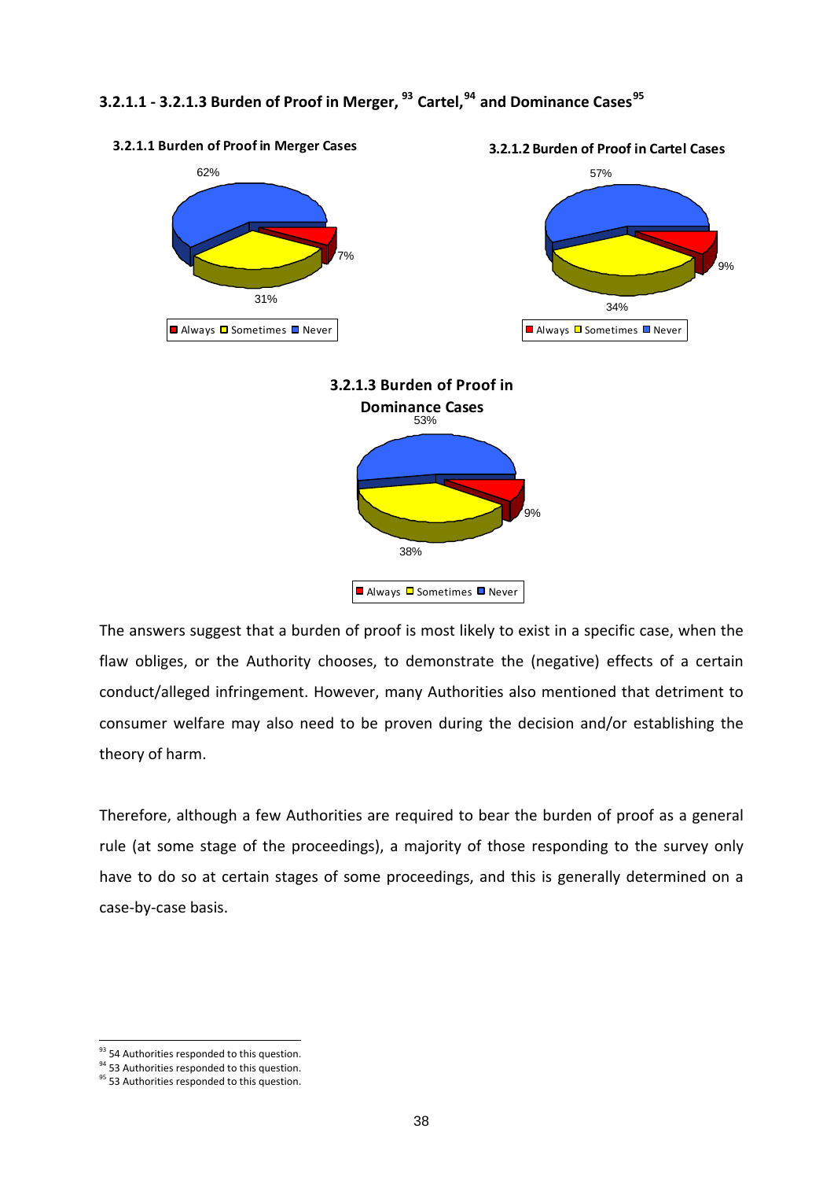### 3.2.1.1 - 3.2.1.3 Burden of Proof in Merger, [93] Cartel, [94] and Dominance Cases [95]

**3.2.1.1 Burden of Proof in Merger Cases**

62%

7%

31%

Always Sometimes Never

**3.2.1.2 Burden of Proof in Cartel Cases**

57%

9%

34%

Always Sometimes Never

**3.2.1.3 Burden of Proof in Dominance Cases**

53%

9%

38%

Always Sometimes Never

The answers suggest that a burden of proof is most likely to exist in a specific case, when the flaw obliges, or the Authority chooses, to demonstrate the (negative) effects of a certain conduct/alleged infringement. However, many Authorities also mentioned that detriment to consumer welfare may also need to be proven during the decision and/or establishing the theory of harm.

Therefore, although a few Authorities are required to bear the burden of proof as a general rule (at some stage of the proceedings), a majority of those responding to the survey only have to do so at certain stages of some proceedings, and this is generally determined on a case-by-case basis.

[93] 54 Authorities responded to this question.
[94] 53 Authorities responded to this question.
[95] 53 Authorities responded to this question.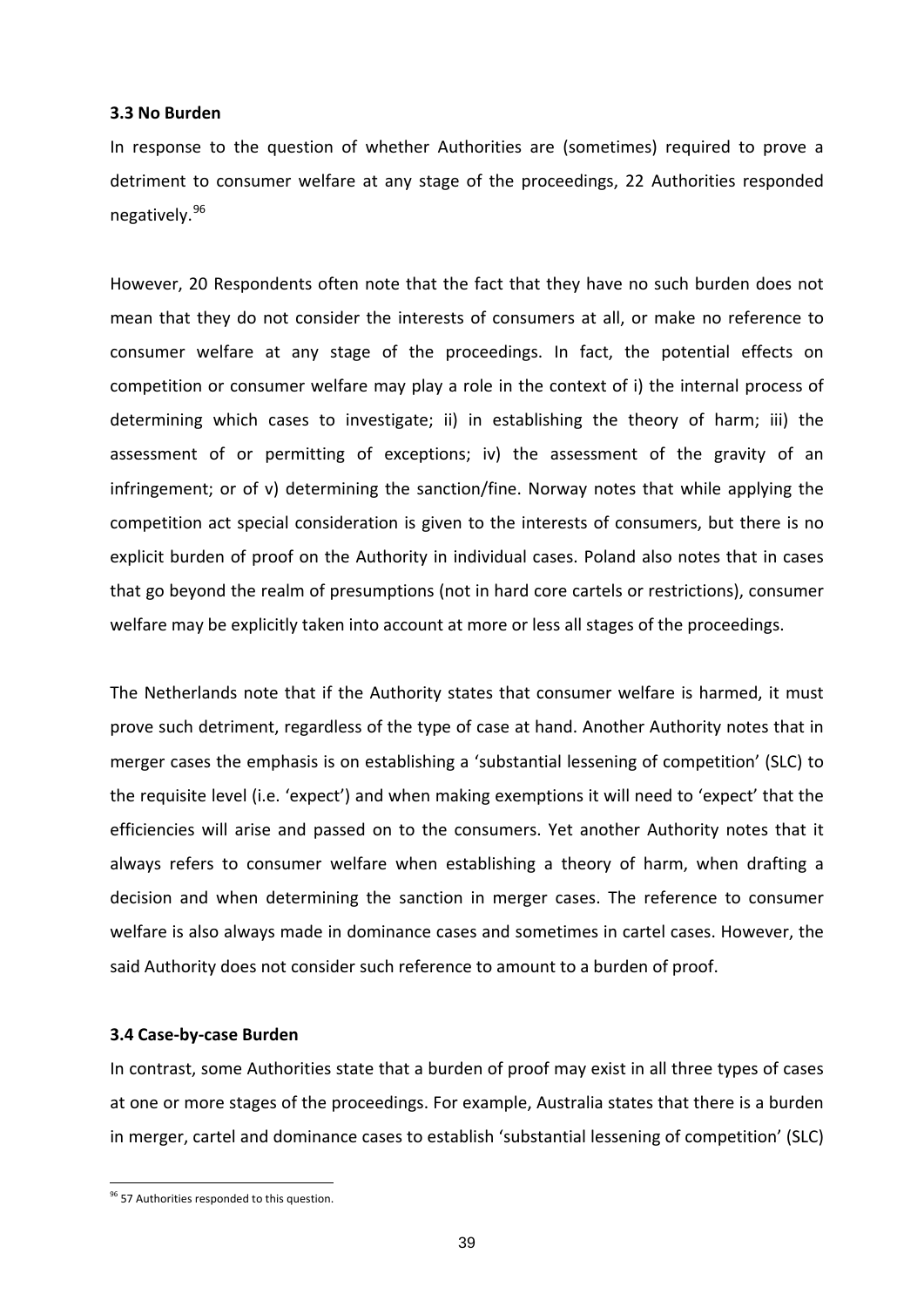### 3.3 No Burden

In response to the question of whether Authorities are (sometimes) required to prove a detriment to consumer welfare at any stage of the proceedings, 22 Authorities responded negatively.[96]

However, 20 Respondents often note that the fact that they have no such burden does not mean that they do not consider the interests of consumers at all, or make no reference to consumer welfare at any stage of the proceedings. In fact, the potential effects on competition or consumer welfare may play a role in the context of i) the internal process of determining which cases to investigate; ii) in establishing the theory of harm; iii) the assessment of or permitting of exceptions; iv) the assessment of the gravity of an infringement; or of v) determining the sanction/fine. Norway notes that while applying the competition act special consideration is given to the interests of consumers, but there is no explicit burden of proof on the Authority in individual cases. Poland also notes that in cases that go beyond the realm of presumptions (not in hard core cartels or restrictions), consumer welfare may be explicitly taken into account at more or less all stages of the proceedings.

The Netherlands note that if the Authority states that consumer welfare is harmed, it must prove such detriment, regardless of the type of case at hand. Another Authority notes that in merger cases the emphasis is on establishing a 'substantial lessening of competition' (SLC) to the requisite level (i.e. 'expect') and when making exemptions it will need to 'expect' that the efficiencies will arise and passed on to the consumers. Yet another Authority notes that it always refers to consumer welfare when establishing a theory of harm, when drafting a decision and when determining the sanction in merger cases. The reference to consumer welfare is also always made in dominance cases and sometimes in cartel cases. However, the said Authority does not consider such reference to amount to a burden of proof.

### 3.4 Case-by-case Burden

In contrast, some Authorities state that a burden of proof may exist in all three types of cases at one or more stages of the proceedings. For example, Australia states that there is a burden in merger, cartel and dominance cases to establish 'substantial lessening of competition' (SLC)

[96] 57 Authorities responded to this question.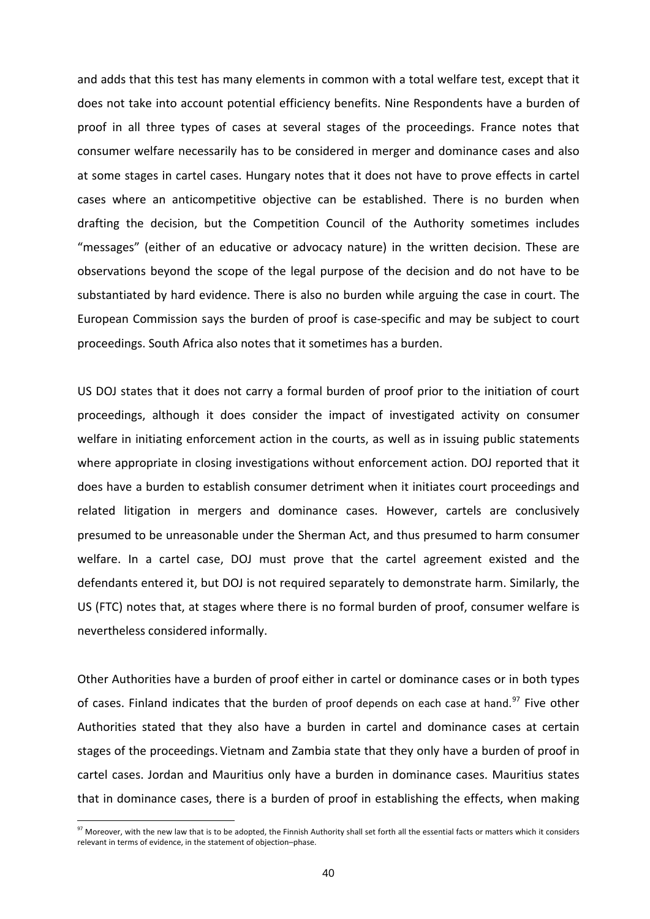and adds that this test has many elements in common with a total welfare test, except that it does not take into account potential efficiency benefits. Nine Respondents have a burden of proof in all three types of cases at several stages of the proceedings. France notes that consumer welfare necessarily has to be considered in merger and dominance cases and also at some stages in cartel cases. Hungary notes that it does not have to prove effects in cartel cases where an anticompetitive objective can be established. There is no burden when drafting the decision, but the Competition Council of the Authority sometimes includes "messages" (either of an educative or advocacy nature) in the written decision. These are observations beyond the scope of the legal purpose of the decision and do not have to be substantiated by hard evidence. There is also no burden while arguing the case in court. The European Commission says the burden of proof is case-specific and may be subject to court proceedings. South Africa also notes that it sometimes has a burden.

US DOJ states that it does not carry a formal burden of proof prior to the initiation of court proceedings, although it does consider the impact of investigated activity on consumer welfare in initiating enforcement action in the courts, as well as in issuing public statements where appropriate in closing investigations without enforcement action. DOJ reported that it does have a burden to establish consumer detriment when it initiates court proceedings and related litigation in mergers and dominance cases. However, cartels are conclusively presumed to be unreasonable under the Sherman Act, and thus presumed to harm consumer welfare. In a cartel case, DOJ must prove that the cartel agreement existed and the defendants entered it, but DOJ is not required separately to demonstrate harm. Similarly, the US (FTC) notes that, at stages where there is no formal burden of proof, consumer welfare is nevertheless considered informally.

Other Authorities have a burden of proof either in cartel or dominance cases or in both types of cases. Finland indicates that the burden of proof depends on each case at hand.[97] Five other Authorities stated that they also have a burden in cartel and dominance cases at certain stages of the proceedings. Vietnam and Zambia state that they only have a burden of proof in cartel cases. Jordan and Mauritius only have a burden in dominance cases. Mauritius states that in dominance cases, there is a burden of proof in establishing the effects, when making

---

[97] Moreover, with the new law that is to be adopted, the Finnish Authority shall set forth all the essential facts or matters which it considers relevant in terms of evidence, in the statement of objection–phase.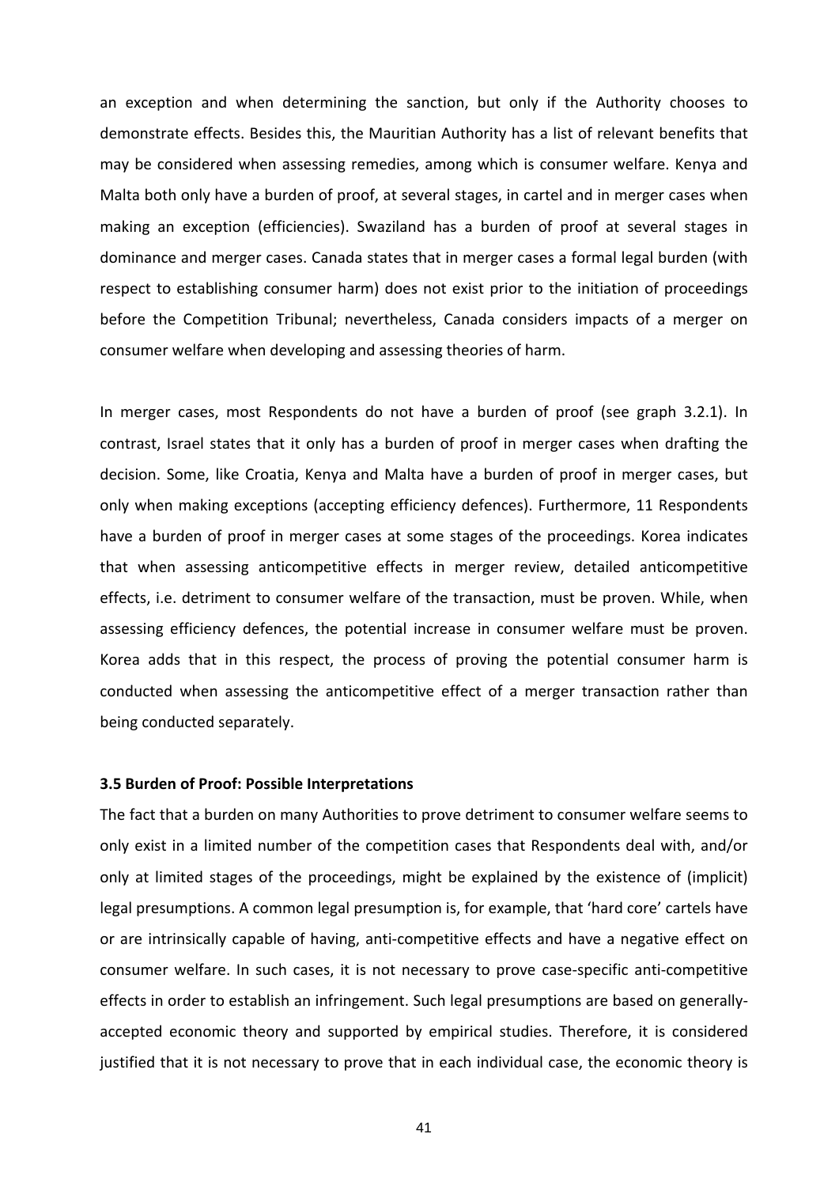an exception and when determining the sanction, but only if the Authority chooses to demonstrate effects. Besides this, the Mauritian Authority has a list of relevant benefits that may be considered when assessing remedies, among which is consumer welfare. Kenya and Malta both only have a burden of proof, at several stages, in cartel and in merger cases when making an exception (efficiencies). Swaziland has a burden of proof at several stages in dominance and merger cases. Canada states that in merger cases a formal legal burden (with respect to establishing consumer harm) does not exist prior to the initiation of proceedings before the Competition Tribunal; nevertheless, Canada considers impacts of a merger on consumer welfare when developing and assessing theories of harm.

In merger cases, most Respondents do not have a burden of proof (see graph 3.2.1). In contrast, Israel states that it only has a burden of proof in merger cases when drafting the decision. Some, like Croatia, Kenya and Malta have a burden of proof in merger cases, but only when making exceptions (accepting efficiency defences). Furthermore, 11 Respondents have a burden of proof in merger cases at some stages of the proceedings. Korea indicates that when assessing anticompetitive effects in merger review, detailed anticompetitive effects, i.e. detriment to consumer welfare of the transaction, must be proven. While, when assessing efficiency defences, the potential increase in consumer welfare must be proven. Korea adds that in this respect, the process of proving the potential consumer harm is conducted when assessing the anticompetitive effect of a merger transaction rather than being conducted separately.

### 3.5 Burden of Proof: Possible Interpretations

The fact that a burden on many Authorities to prove detriment to consumer welfare seems to only exist in a limited number of the competition cases that Respondents deal with, and/or only at limited stages of the proceedings, might be explained by the existence of (implicit) legal presumptions. A common legal presumption is, for example, that 'hard core' cartels have or are intrinsically capable of having, anti-competitive effects and have a negative effect on consumer welfare. In such cases, it is not necessary to prove case-specific anti-competitive effects in order to establish an infringement. Such legal presumptions are based on generally-accepted economic theory and supported by empirical studies. Therefore, it is considered justified that it is not necessary to prove that in each individual case, the economic theory is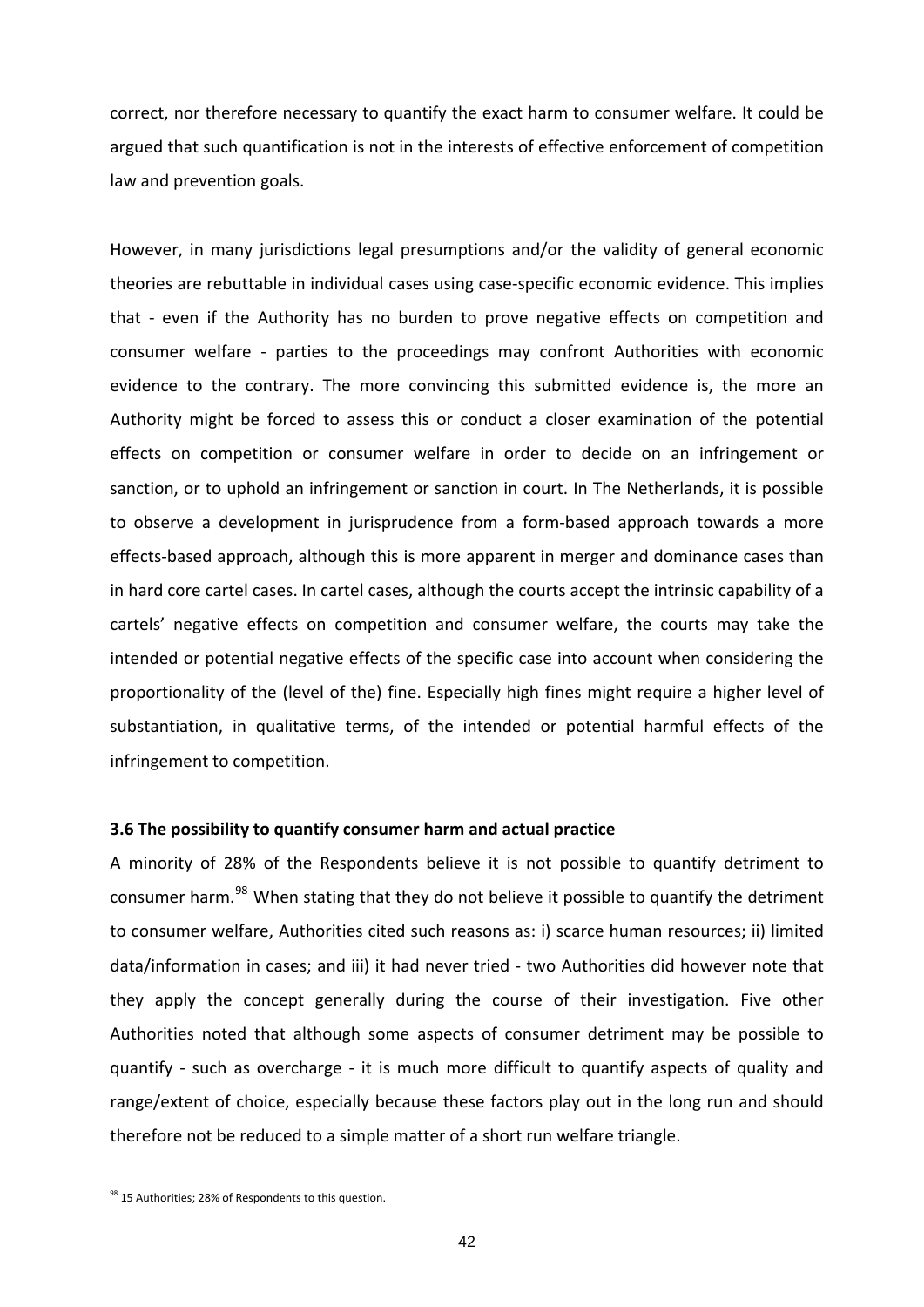correct, nor therefore necessary to quantify the exact harm to consumer welfare. It could be argued that such quantification is not in the interests of effective enforcement of competition law and prevention goals.

However, in many jurisdictions legal presumptions and/or the validity of general economic theories are rebuttable in individual cases using case-specific economic evidence. This implies that - even if the Authority has no burden to prove negative effects on competition and consumer welfare - parties to the proceedings may confront Authorities with economic evidence to the contrary. The more convincing this submitted evidence is, the more an Authority might be forced to assess this or conduct a closer examination of the potential effects on competition or consumer welfare in order to decide on an infringement or sanction, or to uphold an infringement or sanction in court. In The Netherlands, it is possible to observe a development in jurisprudence from a form-based approach towards a more effects-based approach, although this is more apparent in merger and dominance cases than in hard core cartel cases. In cartel cases, although the courts accept the intrinsic capability of a cartels' negative effects on competition and consumer welfare, the courts may take the intended or potential negative effects of the specific case into account when considering the proportionality of the (level of the) fine. Especially high fines might require a higher level of substantiation, in qualitative terms, of the intended or potential harmful effects of the infringement to competition.

### 3.6 The possibility to quantify consumer harm and actual practice

A minority of 28% of the Respondents believe it is not possible to quantify detriment to consumer harm.[98] When stating that they do not believe it possible to quantify the detriment to consumer welfare, Authorities cited such reasons as: i) scarce human resources; ii) limited data/information in cases; and iii) it had never tried - two Authorities did however note that they apply the concept generally during the course of their investigation. Five other Authorities noted that although some aspects of consumer detriment may be possible to quantify - such as overcharge - it is much more difficult to quantify aspects of quality and range/extent of choice, especially because these factors play out in the long run and should therefore not be reduced to a simple matter of a short run welfare triangle.

[98] 15 Authorities; 28% of Respondents to this question.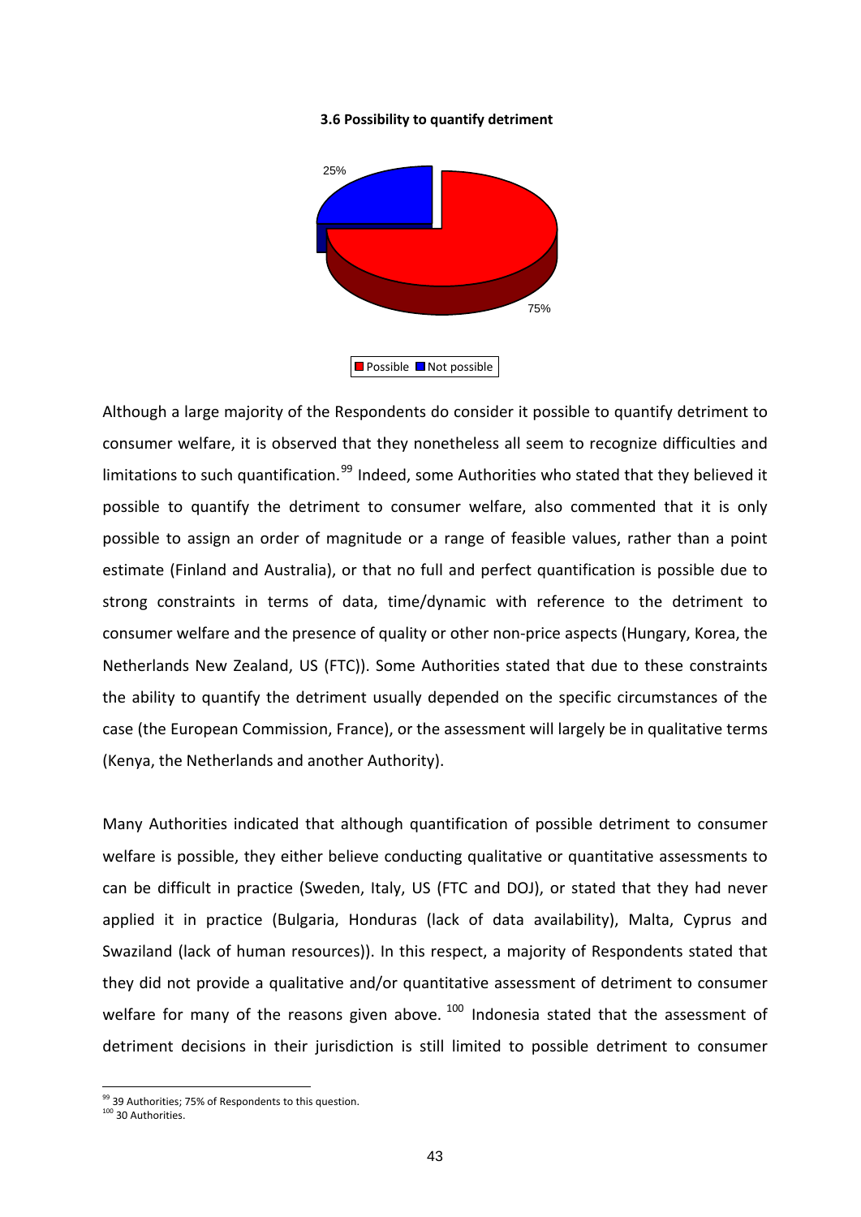**3.6 Possibility to quantify detriment**

25%

75%

Possible Not possible

Although a large majority of the Respondents do consider it possible to quantify detriment to consumer welfare, it is observed that they nonetheless all seem to recognize difficulties and limitations to such quantification.[99] Indeed, some Authorities who stated that they believed it possible to quantify the detriment to consumer welfare, also commented that it is only possible to assign an order of magnitude or a range of feasible values, rather than a point estimate (Finland and Australia), or that no full and perfect quantification is possible due to strong constraints in terms of data, time/dynamic with reference to the detriment to consumer welfare and the presence of quality or other non-price aspects (Hungary, Korea, the Netherlands New Zealand, US (FTC)). Some Authorities stated that due to these constraints the ability to quantify the detriment usually depended on the specific circumstances of the case (the European Commission, France), or the assessment will largely be in qualitative terms (Kenya, the Netherlands and another Authority).

Many Authorities indicated that although quantification of possible detriment to consumer welfare is possible, they either believe conducting qualitative or quantitative assessments to can be difficult in practice (Sweden, Italy, US (FTC and DOJ), or stated that they had never applied it in practice (Bulgaria, Honduras (lack of data availability), Malta, Cyprus and Swaziland (lack of human resources)). In this respect, a majority of Respondents stated that they did not provide a qualitative and/or quantitative assessment of detriment to consumer welfare for many of the reasons given above. [100] Indonesia stated that the assessment of detriment decisions in their jurisdiction is still limited to possible detriment to consumer

[99] 39 Authorities; 75% of Respondents to this question.

[100] 30 Authorities.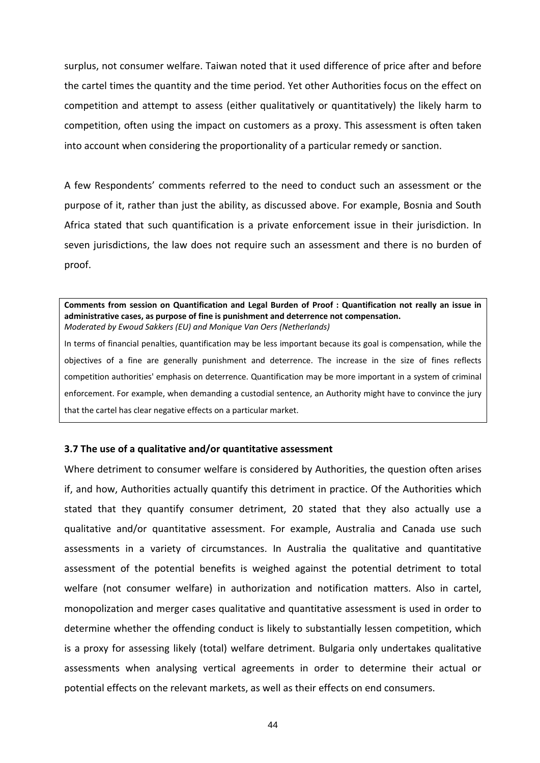surplus, not consumer welfare. Taiwan noted that it used difference of price after and before the cartel times the quantity and the time period. Yet other Authorities focus on the effect on competition and attempt to assess (either qualitatively or quantitatively) the likely harm to competition, often using the impact on customers as a proxy. This assessment is often taken into account when considering the proportionality of a particular remedy or sanction.

A few Respondents' comments referred to the need to conduct such an assessment or the purpose of it, rather than just the ability, as discussed above. For example, Bosnia and South Africa stated that such quantification is a private enforcement issue in their jurisdiction. In seven jurisdictions, the law does not require such an assessment and there is no burden of proof.

> **Comments from session on Quantification and Legal Burden of Proof : Quantification not really an issue in administrative cases, as purpose of fine is punishment and deterrence not compensation.**
> *Moderated by Ewoud Sakkers (EU) and Monique Van Oers (Netherlands)*
>
> In terms of financial penalties, quantification may be less important because its goal is compensation, while the objectives of a fine are generally punishment and deterrence. The increase in the size of fines reflects competition authorities' emphasis on deterrence. Quantification may be more important in a system of criminal enforcement. For example, when demanding a custodial sentence, an Authority might have to convince the jury that the cartel has clear negative effects on a particular market.

### 3.7 The use of a qualitative and/or quantitative assessment

Where detriment to consumer welfare is considered by Authorities, the question often arises if, and how, Authorities actually quantify this detriment in practice. Of the Authorities which stated that they quantify consumer detriment, 20 stated that they also actually use a qualitative and/or quantitative assessment. For example, Australia and Canada use such assessments in a variety of circumstances. In Australia the qualitative and quantitative assessment of the potential benefits is weighed against the potential detriment to total welfare (not consumer welfare) in authorization and notification matters. Also in cartel, monopolization and merger cases qualitative and quantitative assessment is used in order to determine whether the offending conduct is likely to substantially lessen competition, which is a proxy for assessing likely (total) welfare detriment. Bulgaria only undertakes qualitative assessments when analysing vertical agreements in order to determine their actual or potential effects on the relevant markets, as well as their effects on end consumers.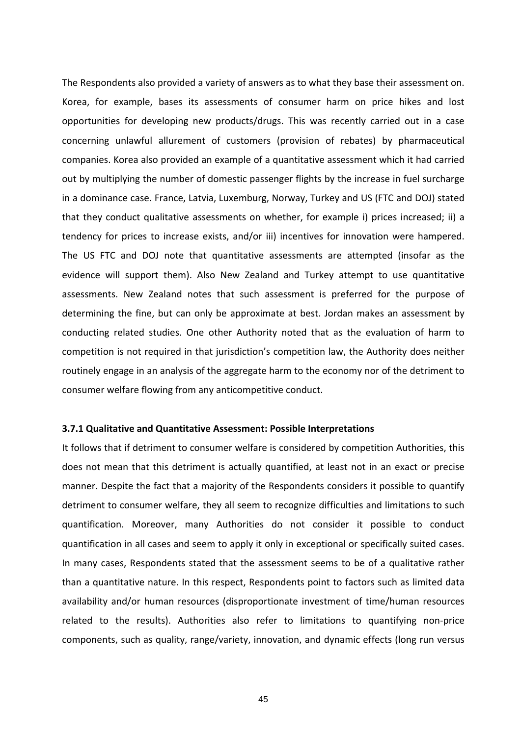The Respondents also provided a variety of answers as to what they base their assessment on. Korea, for example, bases its assessments of consumer harm on price hikes and lost opportunities for developing new products/drugs. This was recently carried out in a case concerning unlawful allurement of customers (provision of rebates) by pharmaceutical companies. Korea also provided an example of a quantitative assessment which it had carried out by multiplying the number of domestic passenger flights by the increase in fuel surcharge in a dominance case. France, Latvia, Luxemburg, Norway, Turkey and US (FTC and DOJ) stated that they conduct qualitative assessments on whether, for example i) prices increased; ii) a tendency for prices to increase exists, and/or iii) incentives for innovation were hampered. The US FTC and DOJ note that quantitative assessments are attempted (insofar as the evidence will support them). Also New Zealand and Turkey attempt to use quantitative assessments. New Zealand notes that such assessment is preferred for the purpose of determining the fine, but can only be approximate at best. Jordan makes an assessment by conducting related studies. One other Authority noted that as the evaluation of harm to competition is not required in that jurisdiction's competition law, the Authority does neither routinely engage in an analysis of the aggregate harm to the economy nor of the detriment to consumer welfare flowing from any anticompetitive conduct.

### 3.7.1 Qualitative and Quantitative Assessment: Possible Interpretations

It follows that if detriment to consumer welfare is considered by competition Authorities, this does not mean that this detriment is actually quantified, at least not in an exact or precise manner. Despite the fact that a majority of the Respondents considers it possible to quantify detriment to consumer welfare, they all seem to recognize difficulties and limitations to such quantification. Moreover, many Authorities do not consider it possible to conduct quantification in all cases and seem to apply it only in exceptional or specifically suited cases. In many cases, Respondents stated that the assessment seems to be of a qualitative rather than a quantitative nature. In this respect, Respondents point to factors such as limited data availability and/or human resources (disproportionate investment of time/human resources related to the results). Authorities also refer to limitations to quantifying non-price components, such as quality, range/variety, innovation, and dynamic effects (long run versus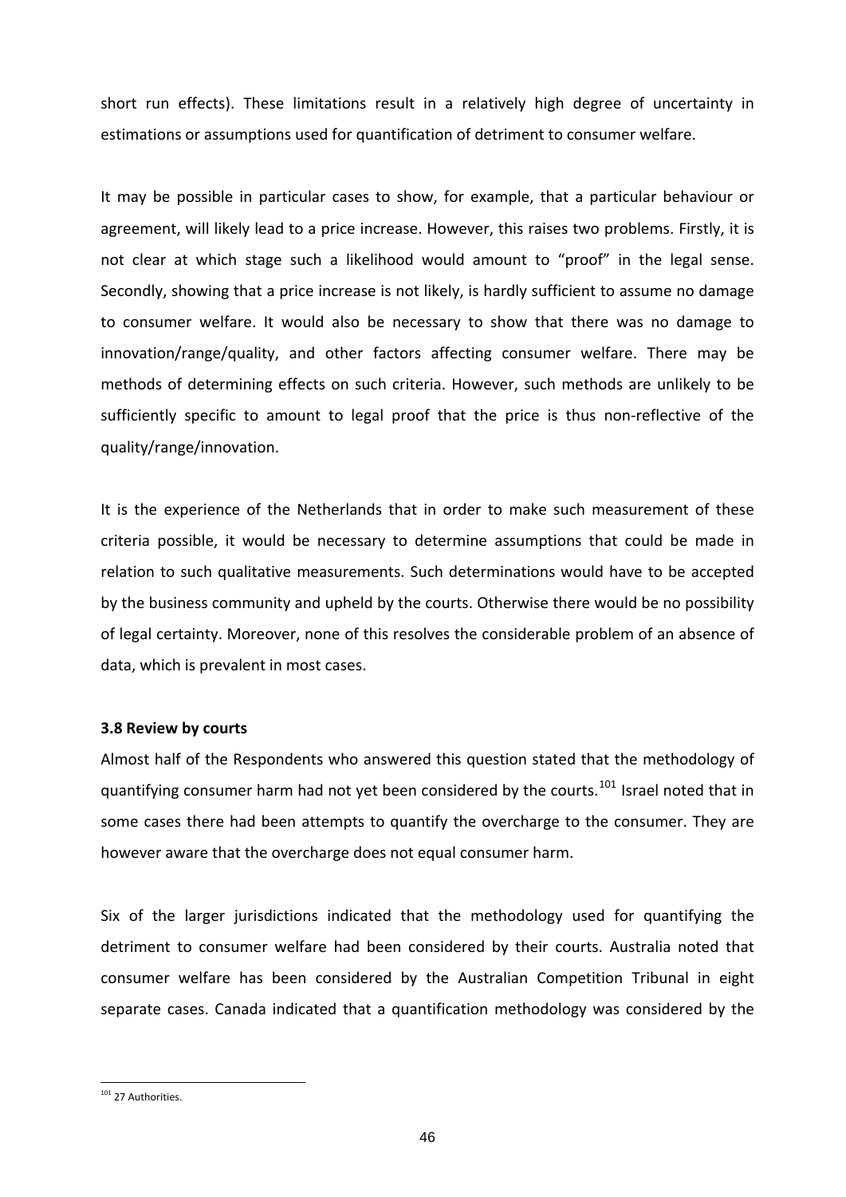short run effects). These limitations result in a relatively high degree of uncertainty in estimations or assumptions used for quantification of detriment to consumer welfare.

It may be possible in particular cases to show, for example, that a particular behaviour or agreement, will likely lead to a price increase. However, this raises two problems. Firstly, it is not clear at which stage such a likelihood would amount to "proof" in the legal sense. Secondly, showing that a price increase is not likely, is hardly sufficient to assume no damage to consumer welfare. It would also be necessary to show that there was no damage to innovation/range/quality, and other factors affecting consumer welfare. There may be methods of determining effects on such criteria. However, such methods are unlikely to be sufficiently specific to amount to legal proof that the price is thus non-reflective of the quality/range/innovation.

It is the experience of the Netherlands that in order to make such measurement of these criteria possible, it would be necessary to determine assumptions that could be made in relation to such qualitative measurements. Such determinations would have to be accepted by the business community and upheld by the courts. Otherwise there would be no possibility of legal certainty. Moreover, none of this resolves the considerable problem of an absence of data, which is prevalent in most cases.

### 3.8 Review by courts

Almost half of the Respondents who answered this question stated that the methodology of quantifying consumer harm had not yet been considered by the courts.[101] Israel noted that in some cases there had been attempts to quantify the overcharge to the consumer. They are however aware that the overcharge does not equal consumer harm.

Six of the larger jurisdictions indicated that the methodology used for quantifying the detriment to consumer welfare had been considered by their courts. Australia noted that consumer welfare has been considered by the Australian Competition Tribunal in eight separate cases. Canada indicated that a quantification methodology was considered by the

[101] 27 Authorities.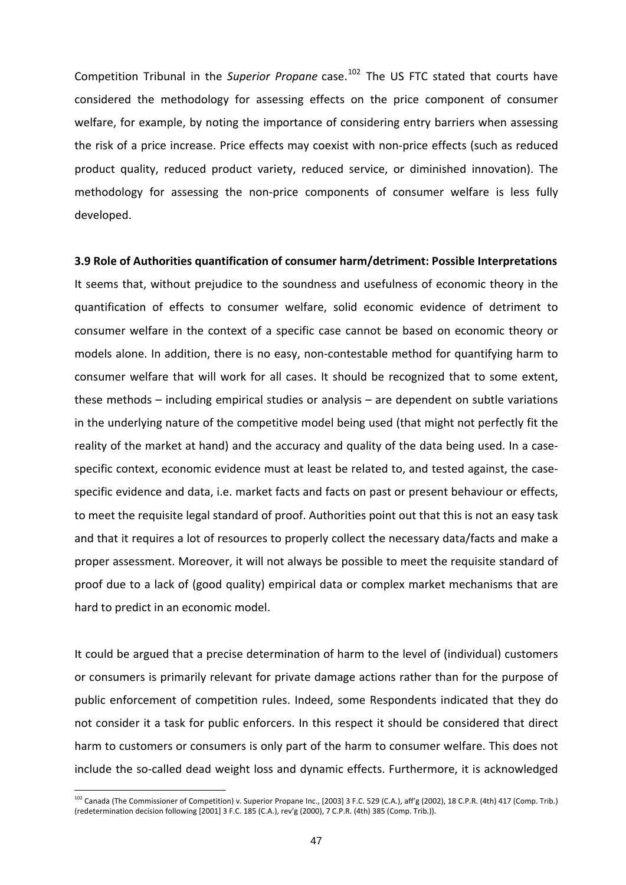Competition Tribunal in the *Superior Propane* case.[102] The US FTC stated that courts have considered the methodology for assessing effects on the price component of consumer welfare, for example, by noting the importance of considering entry barriers when assessing the risk of a price increase. Price effects may coexist with non-price effects (such as reduced product quality, reduced product variety, reduced service, or diminished innovation). The methodology for assessing the non-price components of consumer welfare is less fully developed.

**3.9 Role of Authorities quantification of consumer harm/detriment: Possible Interpretations**

It seems that, without prejudice to the soundness and usefulness of economic theory in the quantification of effects to consumer welfare, solid economic evidence of detriment to consumer welfare in the context of a specific case cannot be based on economic theory or models alone. In addition, there is no easy, non-contestable method for quantifying harm to consumer welfare that will work for all cases. It should be recognized that to some extent, these methods – including empirical studies or analysis – are dependent on subtle variations in the underlying nature of the competitive model being used (that might not perfectly fit the reality of the market at hand) and the accuracy and quality of the data being used. In a case-specific context, economic evidence must at least be related to, and tested against, the case-specific evidence and data, i.e. market facts and facts on past or present behaviour or effects, to meet the requisite legal standard of proof. Authorities point out that this is not an easy task and that it requires a lot of resources to properly collect the necessary data/facts and make a proper assessment. Moreover, it will not always be possible to meet the requisite standard of proof due to a lack of (good quality) empirical data or complex market mechanisms that are hard to predict in an economic model.

It could be argued that a precise determination of harm to the level of (individual) customers or consumers is primarily relevant for private damage actions rather than for the purpose of public enforcement of competition rules. Indeed, some Respondents indicated that they do not consider it a task for public enforcers. In this respect it should be considered that direct harm to customers or consumers is only part of the harm to consumer welfare. This does not include the so-called dead weight loss and dynamic effects. Furthermore, it is acknowledged

[102] Canada (The Commissioner of Competition) v. Superior Propane Inc., [2003] 3 F.C. 529 (C.A.), aff'g (2002), 18 C.P.R. (4th) 417 (Comp. Trib.) (redetermination decision following [2001] 3 F.C. 185 (C.A.), rev'g (2000), 7 C.P.R. (4th) 385 (Comp. Trib.)).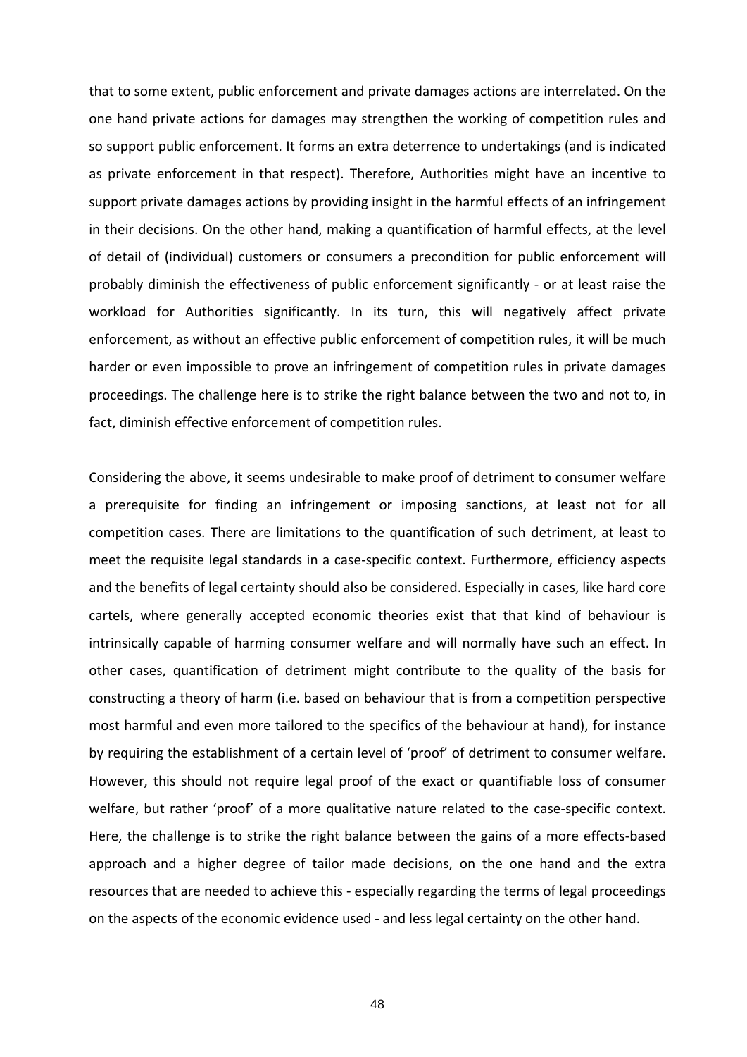that to some extent, public enforcement and private damages actions are interrelated. On the one hand private actions for damages may strengthen the working of competition rules and so support public enforcement. It forms an extra deterrence to undertakings (and is indicated as private enforcement in that respect). Therefore, Authorities might have an incentive to support private damages actions by providing insight in the harmful effects of an infringement in their decisions. On the other hand, making a quantification of harmful effects, at the level of detail of (individual) customers or consumers a precondition for public enforcement will probably diminish the effectiveness of public enforcement significantly - or at least raise the workload for Authorities significantly. In its turn, this will negatively affect private enforcement, as without an effective public enforcement of competition rules, it will be much harder or even impossible to prove an infringement of competition rules in private damages proceedings. The challenge here is to strike the right balance between the two and not to, in fact, diminish effective enforcement of competition rules.

Considering the above, it seems undesirable to make proof of detriment to consumer welfare a prerequisite for finding an infringement or imposing sanctions, at least not for all competition cases. There are limitations to the quantification of such detriment, at least to meet the requisite legal standards in a case-specific context. Furthermore, efficiency aspects and the benefits of legal certainty should also be considered. Especially in cases, like hard core cartels, where generally accepted economic theories exist that that kind of behaviour is intrinsically capable of harming consumer welfare and will normally have such an effect. In other cases, quantification of detriment might contribute to the quality of the basis for constructing a theory of harm (i.e. based on behaviour that is from a competition perspective most harmful and even more tailored to the specifics of the behaviour at hand), for instance by requiring the establishment of a certain level of 'proof' of detriment to consumer welfare. However, this should not require legal proof of the exact or quantifiable loss of consumer welfare, but rather 'proof' of a more qualitative nature related to the case-specific context. Here, the challenge is to strike the right balance between the gains of a more effects-based approach and a higher degree of tailor made decisions, on the one hand and the extra resources that are needed to achieve this - especially regarding the terms of legal proceedings on the aspects of the economic evidence used - and less legal certainty on the other hand.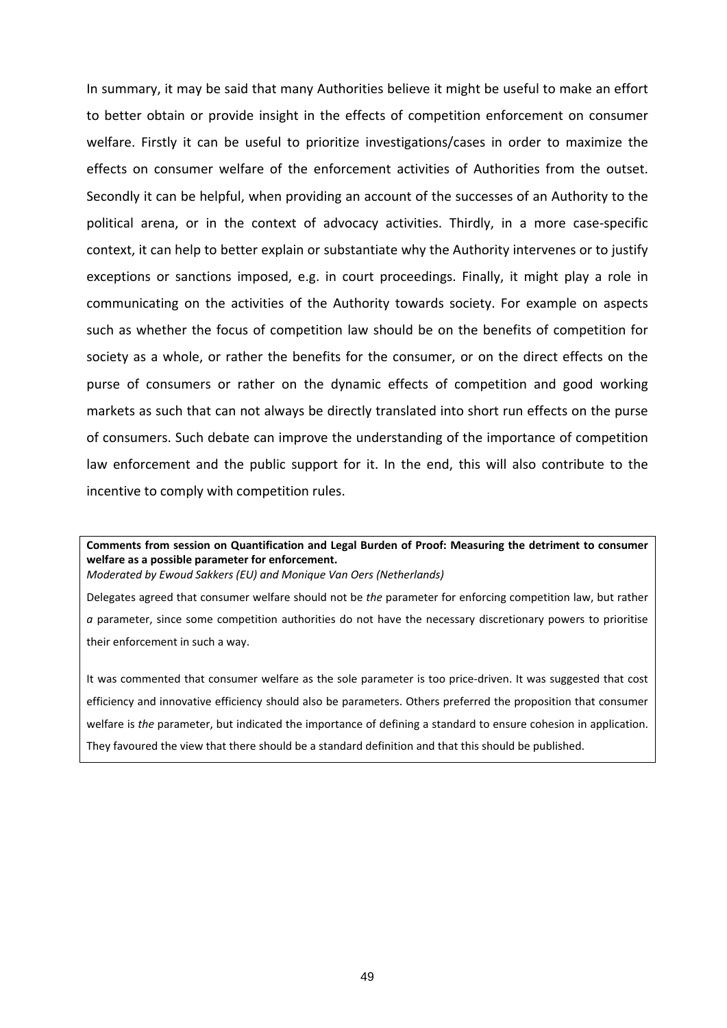In summary, it may be said that many Authorities believe it might be useful to make an effort to better obtain or provide insight in the effects of competition enforcement on consumer welfare. Firstly it can be useful to prioritize investigations/cases in order to maximize the effects on consumer welfare of the enforcement activities of Authorities from the outset. Secondly it can be helpful, when providing an account of the successes of an Authority to the political arena, or in the context of advocacy activities. Thirdly, in a more case-specific context, it can help to better explain or substantiate why the Authority intervenes or to justify exceptions or sanctions imposed, e.g. in court proceedings. Finally, it might play a role in communicating on the activities of the Authority towards society. For example on aspects such as whether the focus of competition law should be on the benefits of competition for society as a whole, or rather the benefits for the consumer, or on the direct effects on the purse of consumers or rather on the dynamic effects of competition and good working markets as such that can not always be directly translated into short run effects on the purse of consumers. Such debate can improve the understanding of the importance of competition law enforcement and the public support for it. In the end, this will also contribute to the incentive to comply with competition rules.

**Comments from session on Quantification and Legal Burden of Proof: Measuring the detriment to consumer welfare as a possible parameter for enforcement.**

*Moderated by Ewoud Sakkers (EU) and Monique Van Oers (Netherlands)*

Delegates agreed that consumer welfare should not be *the* parameter for enforcing competition law, but rather *a* parameter, since some competition authorities do not have the necessary discretionary powers to prioritise their enforcement in such a way.

It was commented that consumer welfare as the sole parameter is too price-driven. It was suggested that cost efficiency and innovative efficiency should also be parameters. Others preferred the proposition that consumer welfare is *the* parameter, but indicated the importance of defining a standard to ensure cohesion in application. They favoured the view that there should be a standard definition and that this should be published.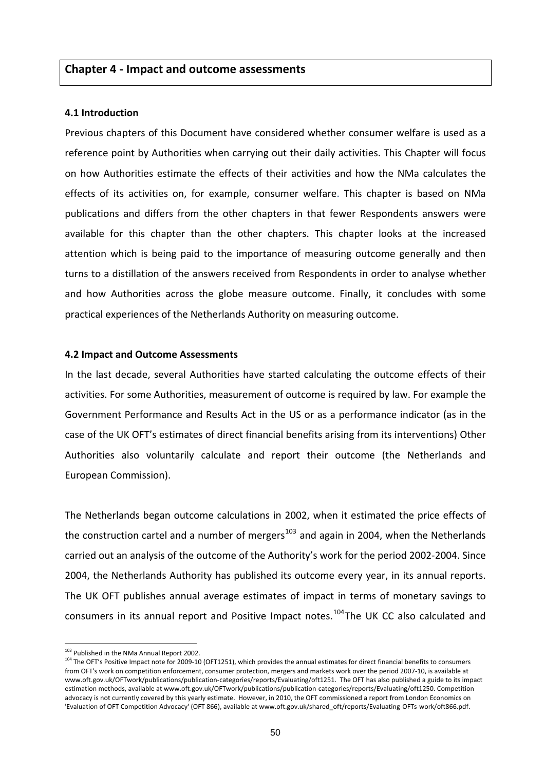## Chapter 4 - Impact and outcome assessments

### 4.1 Introduction

Previous chapters of this Document have considered whether consumer welfare is used as a reference point by Authorities when carrying out their daily activities. This Chapter will focus on how Authorities estimate the effects of their activities and how the NMa calculates the effects of its activities on, for example, consumer welfare. This chapter is based on NMa publications and differs from the other chapters in that fewer Respondents answers were available for this chapter than the other chapters. This chapter looks at the increased attention which is being paid to the importance of measuring outcome generally and then turns to a distillation of the answers received from Respondents in order to analyse whether and how Authorities across the globe measure outcome. Finally, it concludes with some practical experiences of the Netherlands Authority on measuring outcome.

### 4.2 Impact and Outcome Assessments

In the last decade, several Authorities have started calculating the outcome effects of their activities. For some Authorities, measurement of outcome is required by law. For example the Government Performance and Results Act in the US or as a performance indicator (as in the case of the UK OFT's estimates of direct financial benefits arising from its interventions) Other Authorities also voluntarily calculate and report their outcome (the Netherlands and European Commission).

The Netherlands began outcome calculations in 2002, when it estimated the price effects of the construction cartel and a number of mergers[103] and again in 2004, when the Netherlands carried out an analysis of the outcome of the Authority's work for the period 2002-2004. Since 2004, the Netherlands Authority has published its outcome every year, in its annual reports. The UK OFT publishes annual average estimates of impact in terms of monetary savings to consumers in its annual report and Positive Impact notes.[104]The UK CC also calculated and

[103] Published in the NMa Annual Report 2002.

[104] The OFT's Positive Impact note for 2009-10 (OFT1251), which provides the annual estimates for direct financial benefits to consumers from OFT's work on competition enforcement, consumer protection, mergers and markets work over the period 2007-10, is available at www.oft.gov.uk/OFTwork/publications/publication-categories/reports/Evaluating/oft1251. The OFT has also published a guide to its impact estimation methods, available at www.oft.gov.uk/OFTwork/publications/publication-categories/reports/Evaluating/oft1250. Competition advocacy is not currently covered by this yearly estimate. However, in 2010, the OFT commissioned a report from London Economics on 'Evaluation of OFT Competition Advocacy' (OFT 866), available at www.oft.gov.uk/shared_oft/reports/Evaluating-OFTs-work/oft866.pdf.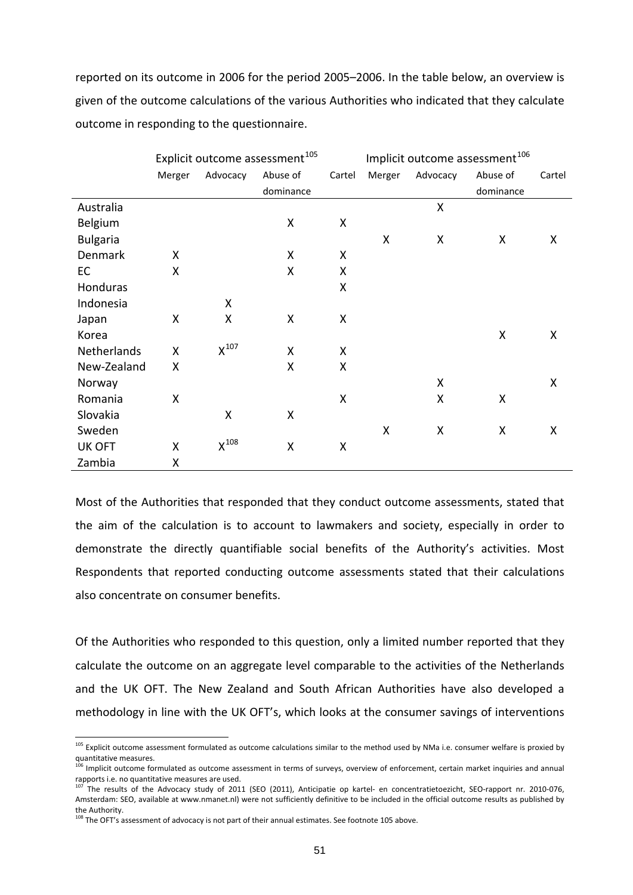reported on its outcome in 2006 for the period 2005–2006. In the table below, an overview is given of the outcome calculations of the various Authorities who indicated that they calculate outcome in responding to the questionnaire.

| | Explicit outcome assessment[105] | | | | Implicit outcome assessment[106] | | | |
|---|---|---|---|---|---|---|---|---|
| | Merger | Advocacy | Abuse of dominance | Cartel | Merger | Advocacy | Abuse of dominance | Cartel |
| Australia | | | | | | X | | |
| Belgium | | | X | X | | | | |
| Bulgaria | | | | | X | X | X | X |
| Denmark | X | | X | X | | | | |
| EC | X | | X | X | | | | |
| Honduras | | | | X | | | | |
| Indonesia | | X | | | | | | |
| Japan | X | X | X | X | | | | |
| Korea | | | | | | | X | X |
| Netherlands | X | X[107] | X | X | | | | |
| New-Zealand | X | | X | X | | | | |
| Norway | | | | | | X | | X |
| Romania | X | | | X | | X | X | |
| Slovakia | | X | X | | | | | |
| Sweden | | | | | X | X | X | X |
| UK OFT | X | X[108] | X | X | | | | |
| Zambia | X | | | | | | | |

Most of the Authorities that responded that they conduct outcome assessments, stated that the aim of the calculation is to account to lawmakers and society, especially in order to demonstrate the directly quantifiable social benefits of the Authority's activities. Most Respondents that reported conducting outcome assessments stated that their calculations also concentrate on consumer benefits.

Of the Authorities who responded to this question, only a limited number reported that they calculate the outcome on an aggregate level comparable to the activities of the Netherlands and the UK OFT. The New Zealand and South African Authorities have also developed a methodology in line with the UK OFT's, which looks at the consumer savings of interventions

---

[105] Explicit outcome assessment formulated as outcome calculations similar to the method used by NMa i.e. consumer welfare is proxied by quantitative measures.

[106] Implicit outcome formulated as outcome assessment in terms of surveys, overview of enforcement, certain market inquiries and annual rapports i.e. no quantitative measures are used.

[107] The results of the Advocacy study of 2011 (SEO (2011), Anticipatie op kartel- en concentratietoezicht, SEO-rapport nr. 2010-076, Amsterdam: SEO, available at www.nmanet.nl) were not sufficiently definitive to be included in the official outcome results as published by the Authority.

[108] The OFT's assessment of advocacy is not part of their annual estimates. See footnote 105 above.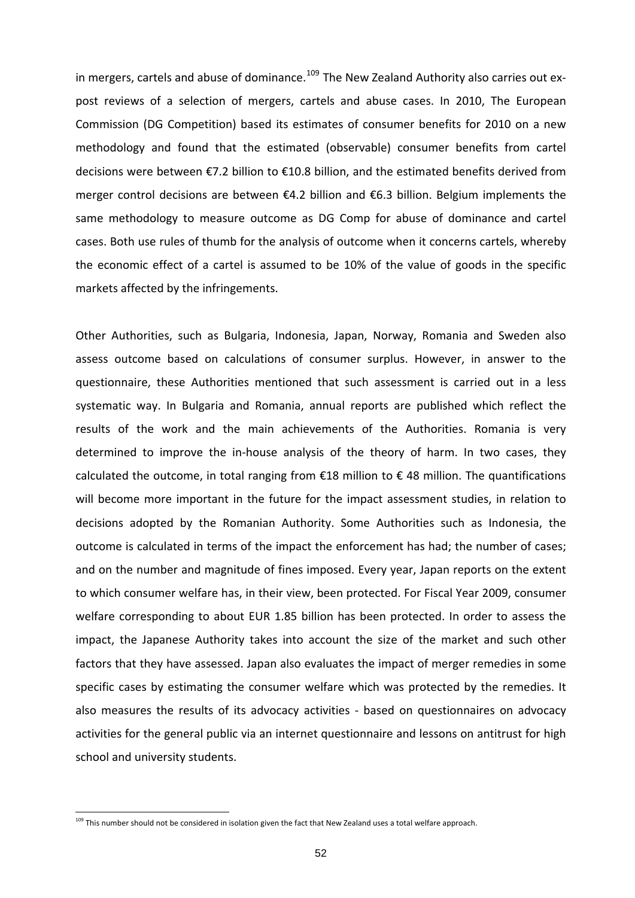in mergers, cartels and abuse of dominance.[109] The New Zealand Authority also carries out ex-post reviews of a selection of mergers, cartels and abuse cases. In 2010, The European Commission (DG Competition) based its estimates of consumer benefits for 2010 on a new methodology and found that the estimated (observable) consumer benefits from cartel decisions were between €7.2 billion to €10.8 billion, and the estimated benefits derived from merger control decisions are between €4.2 billion and €6.3 billion. Belgium implements the same methodology to measure outcome as DG Comp for abuse of dominance and cartel cases. Both use rules of thumb for the analysis of outcome when it concerns cartels, whereby the economic effect of a cartel is assumed to be 10% of the value of goods in the specific markets affected by the infringements.

Other Authorities, such as Bulgaria, Indonesia, Japan, Norway, Romania and Sweden also assess outcome based on calculations of consumer surplus. However, in answer to the questionnaire, these Authorities mentioned that such assessment is carried out in a less systematic way. In Bulgaria and Romania, annual reports are published which reflect the results of the work and the main achievements of the Authorities. Romania is very determined to improve the in-house analysis of the theory of harm. In two cases, they calculated the outcome, in total ranging from €18 million to € 48 million. The quantifications will become more important in the future for the impact assessment studies, in relation to decisions adopted by the Romanian Authority. Some Authorities such as Indonesia, the outcome is calculated in terms of the impact the enforcement has had; the number of cases; and on the number and magnitude of fines imposed. Every year, Japan reports on the extent to which consumer welfare has, in their view, been protected. For Fiscal Year 2009, consumer welfare corresponding to about EUR 1.85 billion has been protected. In order to assess the impact, the Japanese Authority takes into account the size of the market and such other factors that they have assessed. Japan also evaluates the impact of merger remedies in some specific cases by estimating the consumer welfare which was protected by the remedies. It also measures the results of its advocacy activities - based on questionnaires on advocacy activities for the general public via an internet questionnaire and lessons on antitrust for high school and university students.

[109] This number should not be considered in isolation given the fact that New Zealand uses a total welfare approach.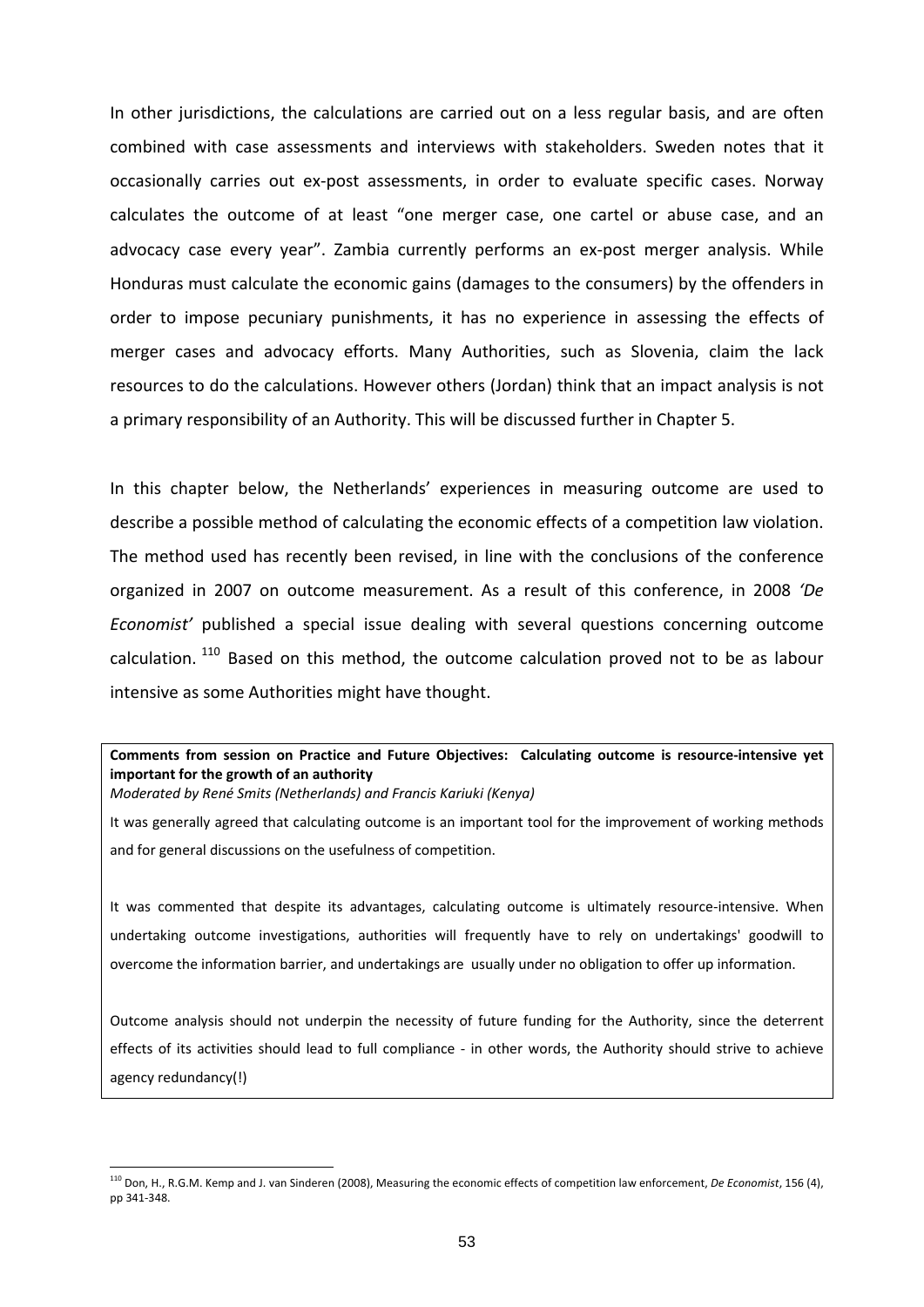In other jurisdictions, the calculations are carried out on a less regular basis, and are often combined with case assessments and interviews with stakeholders. Sweden notes that it occasionally carries out ex-post assessments, in order to evaluate specific cases. Norway calculates the outcome of at least "one merger case, one cartel or abuse case, and an advocacy case every year". Zambia currently performs an ex-post merger analysis. While Honduras must calculate the economic gains (damages to the consumers) by the offenders in order to impose pecuniary punishments, it has no experience in assessing the effects of merger cases and advocacy efforts. Many Authorities, such as Slovenia, claim the lack resources to do the calculations. However others (Jordan) think that an impact analysis is not a primary responsibility of an Authority. This will be discussed further in Chapter 5.

In this chapter below, the Netherlands' experiences in measuring outcome are used to describe a possible method of calculating the economic effects of a competition law violation. The method used has recently been revised, in line with the conclusions of the conference organized in 2007 on outcome measurement. As a result of this conference, in 2008 *'De Economist'* published a special issue dealing with several questions concerning outcome calculation. [110] Based on this method, the outcome calculation proved not to be as labour intensive as some Authorities might have thought.

> **Comments from session on Practice and Future Objectives: Calculating outcome is resource-intensive yet important for the growth of an authority**
> *Moderated by René Smits (Netherlands) and Francis Kariuki (Kenya)*
>
> It was generally agreed that calculating outcome is an important tool for the improvement of working methods and for general discussions on the usefulness of competition.
>
> It was commented that despite its advantages, calculating outcome is ultimately resource-intensive. When undertaking outcome investigations, authorities will frequently have to rely on undertakings' goodwill to overcome the information barrier, and undertakings are usually under no obligation to offer up information.
>
> Outcome analysis should not underpin the necessity of future funding for the Authority, since the deterrent effects of its activities should lead to full compliance - in other words, the Authority should strive to achieve agency redundancy(!)

[110] Don, H., R.G.M. Kemp and J. van Sinderen (2008), Measuring the economic effects of competition law enforcement, *De Economist*, 156 (4), pp 341-348.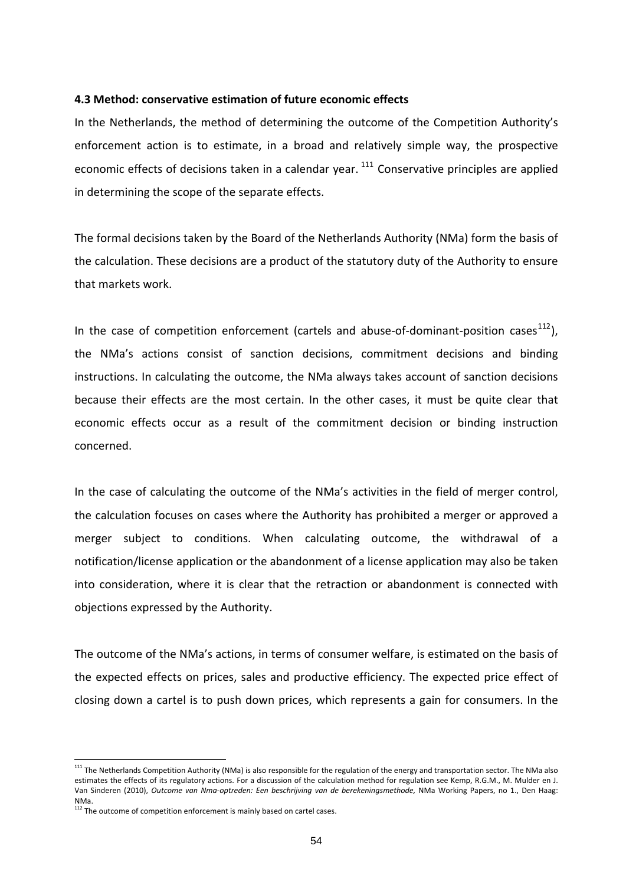**4.3 Method: conservative estimation of future economic effects**

In the Netherlands, the method of determining the outcome of the Competition Authority's enforcement action is to estimate, in a broad and relatively simple way, the prospective economic effects of decisions taken in a calendar year. [111] Conservative principles are applied in determining the scope of the separate effects.

The formal decisions taken by the Board of the Netherlands Authority (NMa) form the basis of the calculation. These decisions are a product of the statutory duty of the Authority to ensure that markets work.

In the case of competition enforcement (cartels and abuse-of-dominant-position cases[112]), the NMa's actions consist of sanction decisions, commitment decisions and binding instructions. In calculating the outcome, the NMa always takes account of sanction decisions because their effects are the most certain. In the other cases, it must be quite clear that economic effects occur as a result of the commitment decision or binding instruction concerned.

In the case of calculating the outcome of the NMa's activities in the field of merger control, the calculation focuses on cases where the Authority has prohibited a merger or approved a merger subject to conditions. When calculating outcome, the withdrawal of a notification/license application or the abandonment of a license application may also be taken into consideration, where it is clear that the retraction or abandonment is connected with objections expressed by the Authority.

The outcome of the NMa's actions, in terms of consumer welfare, is estimated on the basis of the expected effects on prices, sales and productive efficiency. The expected price effect of closing down a cartel is to push down prices, which represents a gain for consumers. In the

---

[111] The Netherlands Competition Authority (NMa) is also responsible for the regulation of the energy and transportation sector. The NMa also estimates the effects of its regulatory actions. For a discussion of the calculation method for regulation see Kemp, R.G.M., M. Mulder en J. Van Sinderen (2010), *Outcome van Nma-optreden: Een beschrijving van de berekeningsmethode,* NMa Working Papers, no 1., Den Haag: NMa.

[112] The outcome of competition enforcement is mainly based on cartel cases.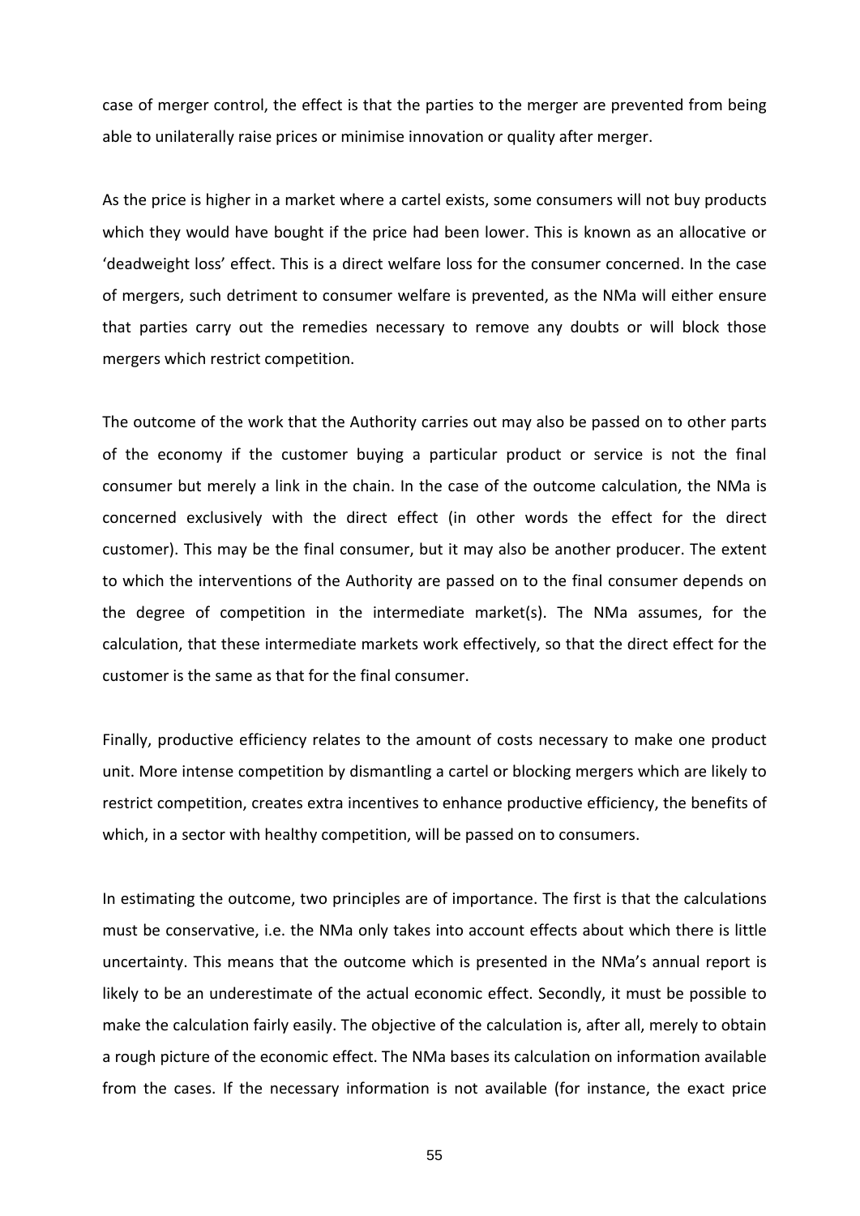case of merger control, the effect is that the parties to the merger are prevented from being able to unilaterally raise prices or minimise innovation or quality after merger.

As the price is higher in a market where a cartel exists, some consumers will not buy products which they would have bought if the price had been lower. This is known as an allocative or 'deadweight loss' effect. This is a direct welfare loss for the consumer concerned. In the case of mergers, such detriment to consumer welfare is prevented, as the NMa will either ensure that parties carry out the remedies necessary to remove any doubts or will block those mergers which restrict competition.

The outcome of the work that the Authority carries out may also be passed on to other parts of the economy if the customer buying a particular product or service is not the final consumer but merely a link in the chain. In the case of the outcome calculation, the NMa is concerned exclusively with the direct effect (in other words the effect for the direct customer). This may be the final consumer, but it may also be another producer. The extent to which the interventions of the Authority are passed on to the final consumer depends on the degree of competition in the intermediate market(s). The NMa assumes, for the calculation, that these intermediate markets work effectively, so that the direct effect for the customer is the same as that for the final consumer.

Finally, productive efficiency relates to the amount of costs necessary to make one product unit. More intense competition by dismantling a cartel or blocking mergers which are likely to restrict competition, creates extra incentives to enhance productive efficiency, the benefits of which, in a sector with healthy competition, will be passed on to consumers.

In estimating the outcome, two principles are of importance. The first is that the calculations must be conservative, i.e. the NMa only takes into account effects about which there is little uncertainty. This means that the outcome which is presented in the NMa's annual report is likely to be an underestimate of the actual economic effect. Secondly, it must be possible to make the calculation fairly easily. The objective of the calculation is, after all, merely to obtain a rough picture of the economic effect. The NMa bases its calculation on information available from the cases. If the necessary information is not available (for instance, the exact price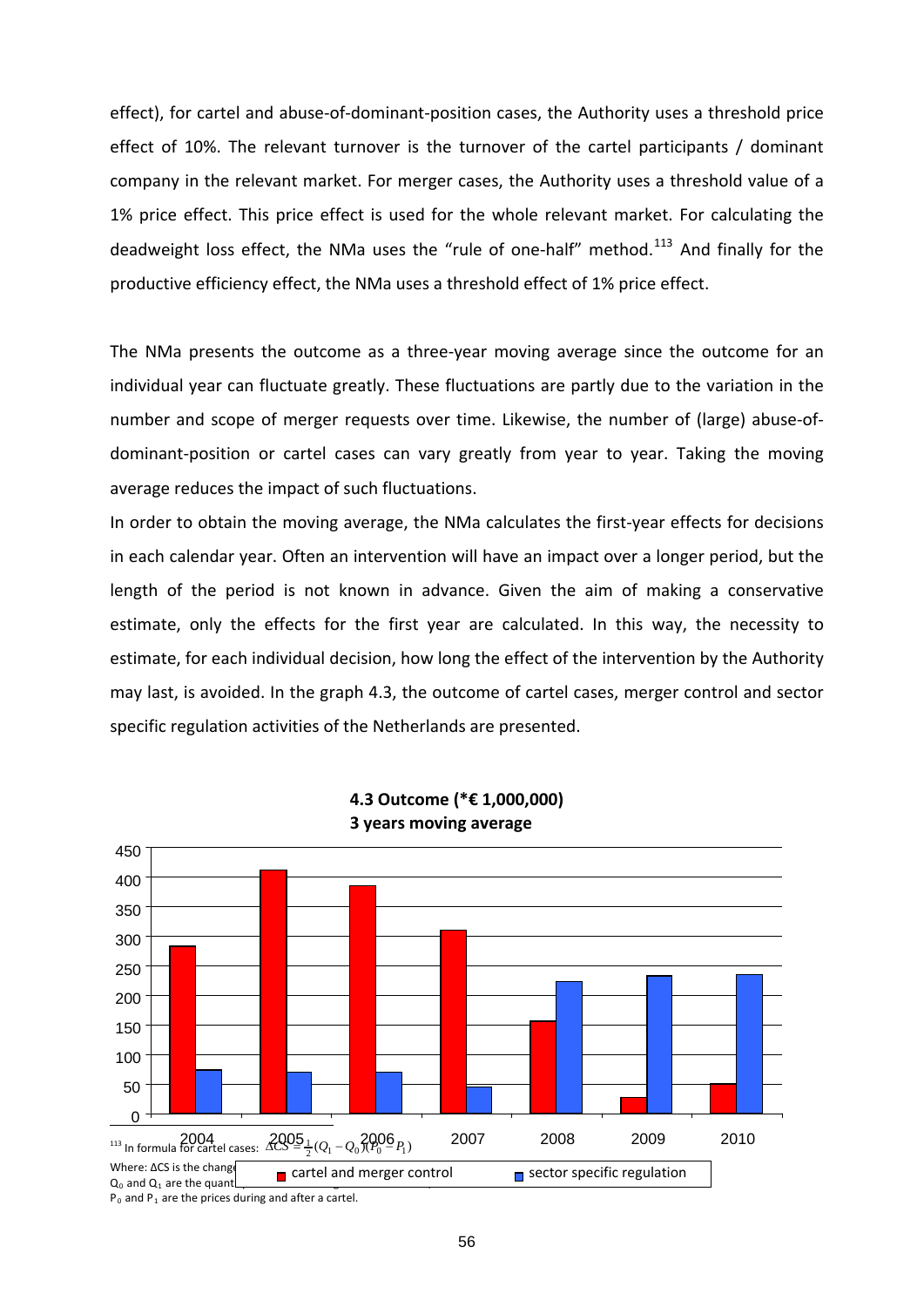effect), for cartel and abuse-of-dominant-position cases, the Authority uses a threshold price effect of 10%. The relevant turnover is the turnover of the cartel participants / dominant company in the relevant market. For merger cases, the Authority uses a threshold value of a 1% price effect. This price effect is used for the whole relevant market. For calculating the deadweight loss effect, the NMa uses the "rule of one-half" method.[113] And finally for the productive efficiency effect, the NMa uses a threshold effect of 1% price effect.

The NMa presents the outcome as a three-year moving average since the outcome for an individual year can fluctuate greatly. These fluctuations are partly due to the variation in the number and scope of merger requests over time. Likewise, the number of (large) abuse-of-dominant-position or cartel cases can vary greatly from year to year. Taking the moving average reduces the impact of such fluctuations.

In order to obtain the moving average, the NMa calculates the first-year effects for decisions in each calendar year. Often an intervention will have an impact over a longer period, but the length of the period is not known in advance. Given the aim of making a conservative estimate, only the effects for the first year are calculated. In this way, the necessity to estimate, for each individual decision, how long the effect of the intervention by the Authority may last, is avoided. In the graph 4.3, the outcome of cartel cases, merger control and sector specific regulation activities of the Netherlands are presented.

**4.3 Outcome (*€ 1,000,000)**
**3 years moving average**

| Year | cartel and merger control | sector specific regulation |
|---|---|---|
| 2004 | ~283 | ~74 |
| 2005 | ~412 | ~70 |
| 2006 | ~385 | ~70 |
| 2007 | ~310 | ~46 |
| 2008 | ~157 | ~223 |
| 2009 | ~28 | ~233 |
| 2010 | ~50 | ~235 |

[113] In formula for cartel cases: $\Delta CS = \frac{1}{2}(Q_1 - Q_0)(P_0 - P_1)$

Where: ΔCS is the change [...]
$Q_0$ and $Q_1$ are the quant[...]
$P_0$ and $P_1$ are the prices during and after a cartel.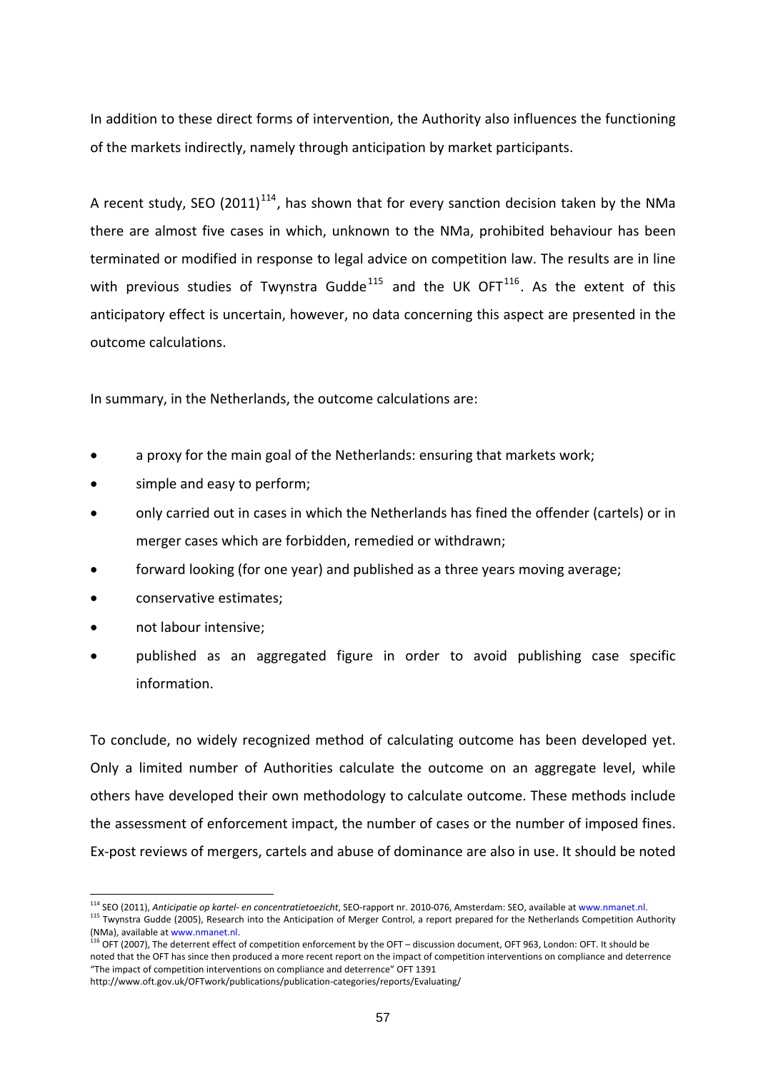In addition to these direct forms of intervention, the Authority also influences the functioning of the markets indirectly, namely through anticipation by market participants.

A recent study, SEO (2011)[114], has shown that for every sanction decision taken by the NMa there are almost five cases in which, unknown to the NMa, prohibited behaviour has been terminated or modified in response to legal advice on competition law. The results are in line with previous studies of Twynstra Gudde[115] and the UK OFT[116]. As the extent of this anticipatory effect is uncertain, however, no data concerning this aspect are presented in the outcome calculations.

In summary, in the Netherlands, the outcome calculations are:

- a proxy for the main goal of the Netherlands: ensuring that markets work;
- simple and easy to perform;
- only carried out in cases in which the Netherlands has fined the offender (cartels) or in merger cases which are forbidden, remedied or withdrawn;
- forward looking (for one year) and published as a three years moving average;
- conservative estimates;
- not labour intensive;
- published as an aggregated figure in order to avoid publishing case specific information.

To conclude, no widely recognized method of calculating outcome has been developed yet. Only a limited number of Authorities calculate the outcome on an aggregate level, while others have developed their own methodology to calculate outcome. These methods include the assessment of enforcement impact, the number of cases or the number of imposed fines. Ex-post reviews of mergers, cartels and abuse of dominance are also in use. It should be noted

---

[114] SEO (2011), *Anticipatie op kartel- en concentratietoezicht*, SEO-rapport nr. 2010-076, Amsterdam: SEO, available at www.nmanet.nl.

[115] Twynstra Gudde (2005), Research into the Anticipation of Merger Control, a report prepared for the Netherlands Competition Authority (NMa), available at www.nmanet.nl.

[116] OFT (2007), The deterrent effect of competition enforcement by the OFT – discussion document, OFT 963, London: OFT. It should be noted that the OFT has since then produced a more recent report on the impact of competition interventions on compliance and deterrence "The impact of competition interventions on compliance and deterrence" OFT 1391 http://www.oft.gov.uk/OFTwork/publications/publication-categories/reports/Evaluating/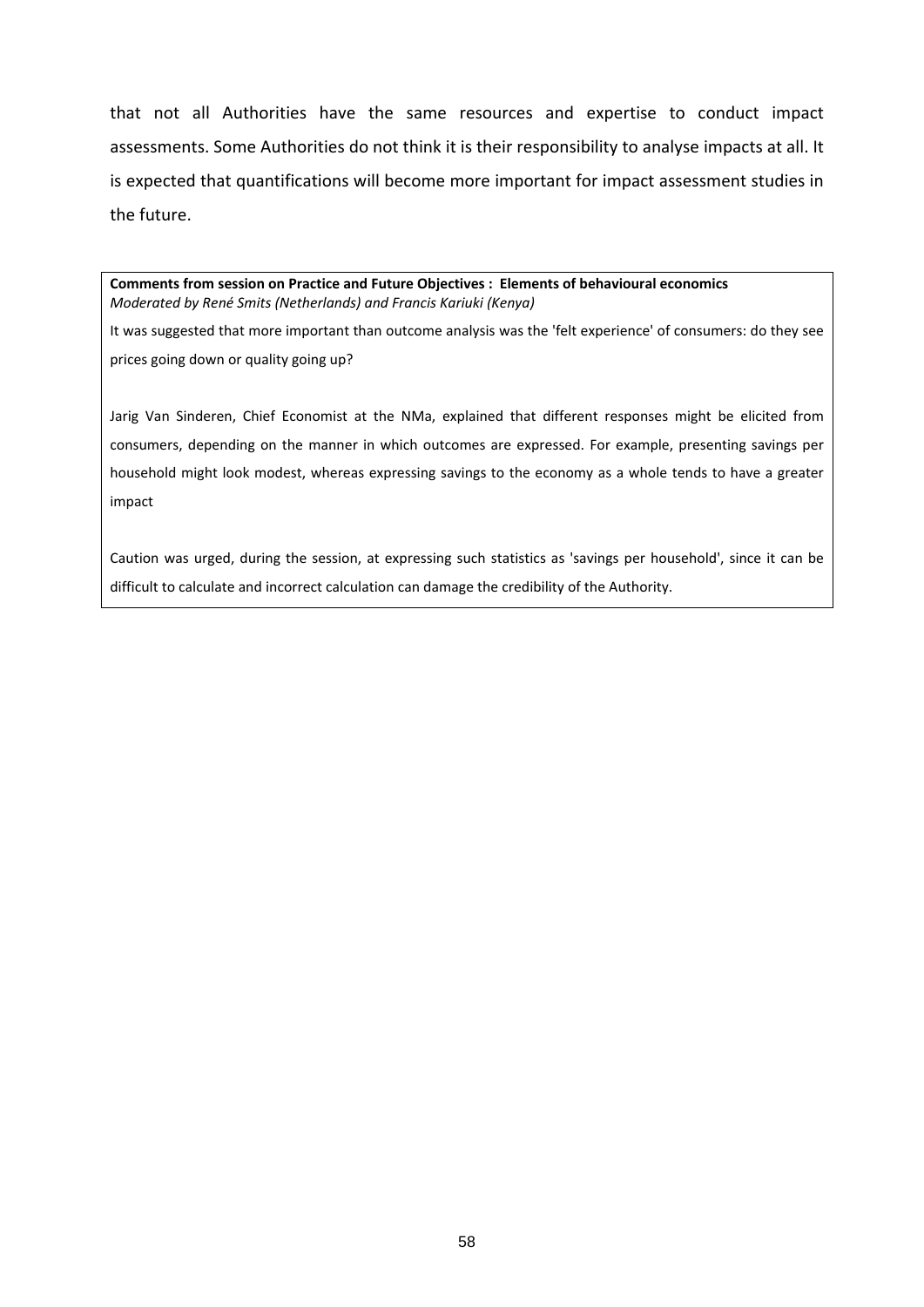that not all Authorities have the same resources and expertise to conduct impact assessments. Some Authorities do not think it is their responsibility to analyse impacts at all. It is expected that quantifications will become more important for impact assessment studies in the future.

**Comments from session on Practice and Future Objectives : Elements of behavioural economics**
*Moderated by René Smits (Netherlands) and Francis Kariuki (Kenya)*

It was suggested that more important than outcome analysis was the 'felt experience' of consumers: do they see prices going down or quality going up?

Jarig Van Sinderen, Chief Economist at the NMa, explained that different responses might be elicited from consumers, depending on the manner in which outcomes are expressed. For example, presenting savings per household might look modest, whereas expressing savings to the economy as a whole tends to have a greater impact

Caution was urged, during the session, at expressing such statistics as 'savings per household', since it can be difficult to calculate and incorrect calculation can damage the credibility of the Authority.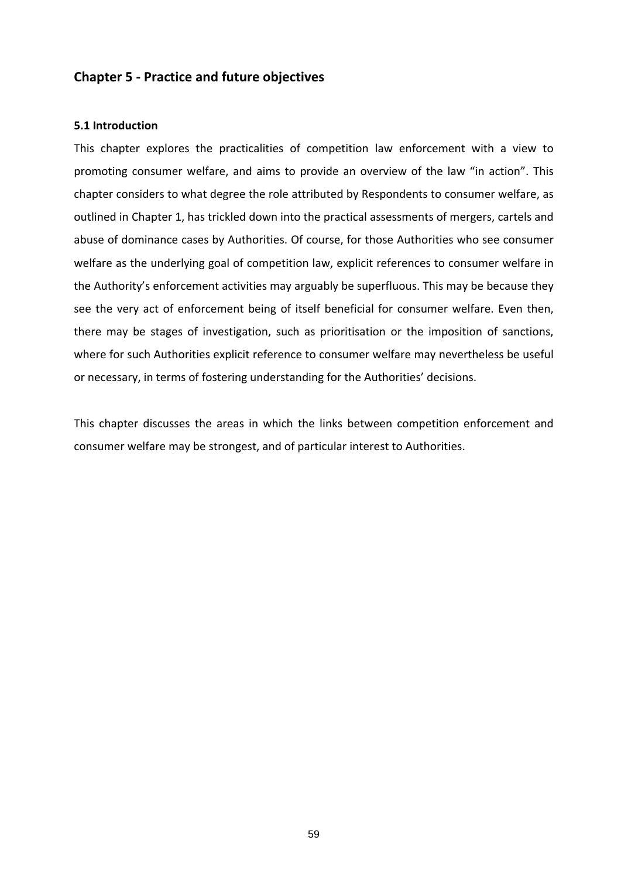## Chapter 5 - Practice and future objectives

### 5.1 Introduction

This chapter explores the practicalities of competition law enforcement with a view to promoting consumer welfare, and aims to provide an overview of the law "in action". This chapter considers to what degree the role attributed by Respondents to consumer welfare, as outlined in Chapter 1, has trickled down into the practical assessments of mergers, cartels and abuse of dominance cases by Authorities. Of course, for those Authorities who see consumer welfare as the underlying goal of competition law, explicit references to consumer welfare in the Authority's enforcement activities may arguably be superfluous. This may be because they see the very act of enforcement being of itself beneficial for consumer welfare. Even then, there may be stages of investigation, such as prioritisation or the imposition of sanctions, where for such Authorities explicit reference to consumer welfare may nevertheless be useful or necessary, in terms of fostering understanding for the Authorities' decisions.

This chapter discusses the areas in which the links between competition enforcement and consumer welfare may be strongest, and of particular interest to Authorities.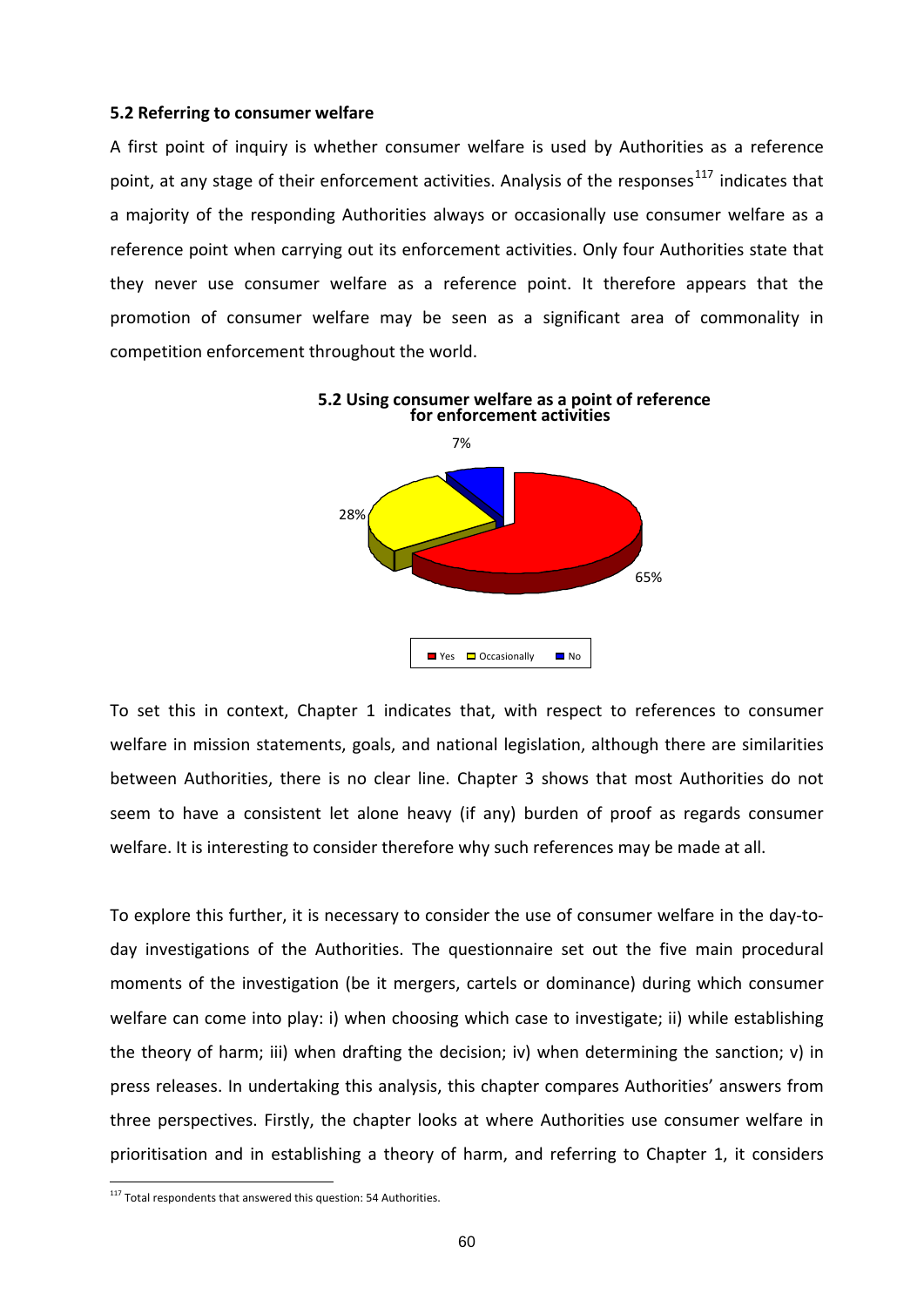## 5.2 Referring to consumer welfare

A first point of inquiry is whether consumer welfare is used by Authorities as a reference point, at any stage of their enforcement activities. Analysis of the responses[117] indicates that a majority of the responding Authorities always or occasionally use consumer welfare as a reference point when carrying out its enforcement activities. Only four Authorities state that they never use consumer welfare as a reference point. It therefore appears that the promotion of consumer welfare may be seen as a significant area of commonality in competition enforcement throughout the world.

**5.2 Using consumer welfare as a point of reference for enforcement activities**

| Response | Share |
|---|---|
| Yes | 65% |
| Occasionally | 28% |
| No | 7% |

To set this in context, Chapter 1 indicates that, with respect to references to consumer welfare in mission statements, goals, and national legislation, although there are similarities between Authorities, there is no clear line. Chapter 3 shows that most Authorities do not seem to have a consistent let alone heavy (if any) burden of proof as regards consumer welfare. It is interesting to consider therefore why such references may be made at all.

To explore this further, it is necessary to consider the use of consumer welfare in the day-to-day investigations of the Authorities. The questionnaire set out the five main procedural moments of the investigation (be it mergers, cartels or dominance) during which consumer welfare can come into play: i) when choosing which case to investigate; ii) while establishing the theory of harm; iii) when drafting the decision; iv) when determining the sanction; v) in press releases. In undertaking this analysis, this chapter compares Authorities' answers from three perspectives. Firstly, the chapter looks at where Authorities use consumer welfare in prioritisation and in establishing a theory of harm, and referring to Chapter 1, it considers

[117] Total respondents that answered this question: 54 Authorities.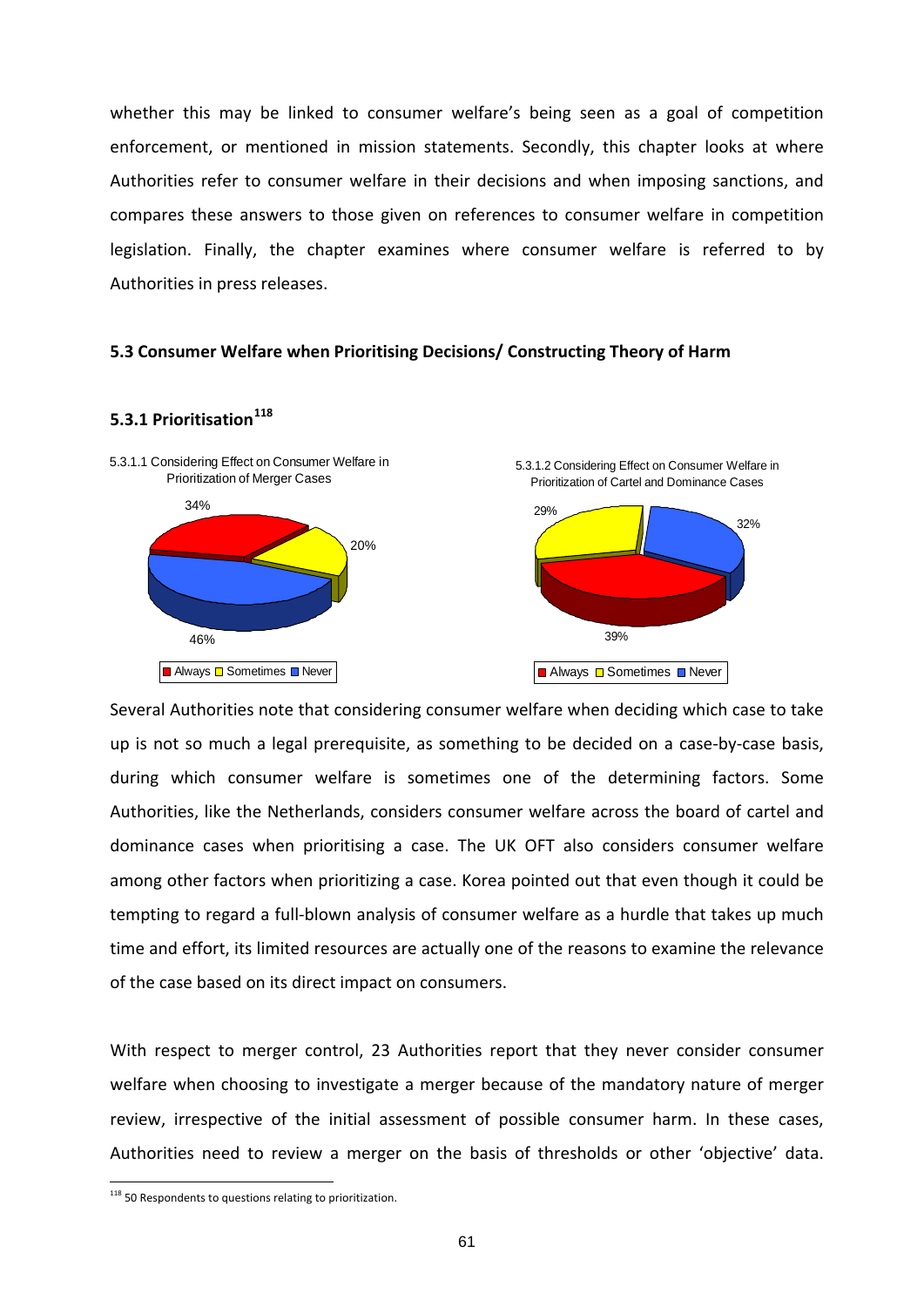whether this may be linked to consumer welfare's being seen as a goal of competition enforcement, or mentioned in mission statements. Secondly, this chapter looks at where Authorities refer to consumer welfare in their decisions and when imposing sanctions, and compares these answers to those given on references to consumer welfare in competition legislation. Finally, the chapter examines where consumer welfare is referred to by Authorities in press releases.

### 5.3 Consumer Welfare when Prioritising Decisions/ Constructing Theory of Harm

#### 5.3.1 Prioritisation[118]

5.3.1.1 Considering Effect on Consumer Welfare in Prioritization of Merger Cases

| Always | Sometimes | Never |
|---|---|---|
| 34% | 20% | 46% |

5.3.1.2 Considering Effect on Consumer Welfare in Prioritization of Cartel and Dominance Cases

| Always | Sometimes | Never |
|---|---|---|
| 39% | 29% | 32% |

Several Authorities note that considering consumer welfare when deciding which case to take up is not so much a legal prerequisite, as something to be decided on a case-by-case basis, during which consumer welfare is sometimes one of the determining factors. Some Authorities, like the Netherlands, considers consumer welfare across the board of cartel and dominance cases when prioritising a case. The UK OFT also considers consumer welfare among other factors when prioritizing a case. Korea pointed out that even though it could be tempting to regard a full-blown analysis of consumer welfare as a hurdle that takes up much time and effort, its limited resources are actually one of the reasons to examine the relevance of the case based on its direct impact on consumers.

With respect to merger control, 23 Authorities report that they never consider consumer welfare when choosing to investigate a merger because of the mandatory nature of merger review, irrespective of the initial assessment of possible consumer harm. In these cases, Authorities need to review a merger on the basis of thresholds or other 'objective' data.

[118] 50 Respondents to questions relating to prioritization.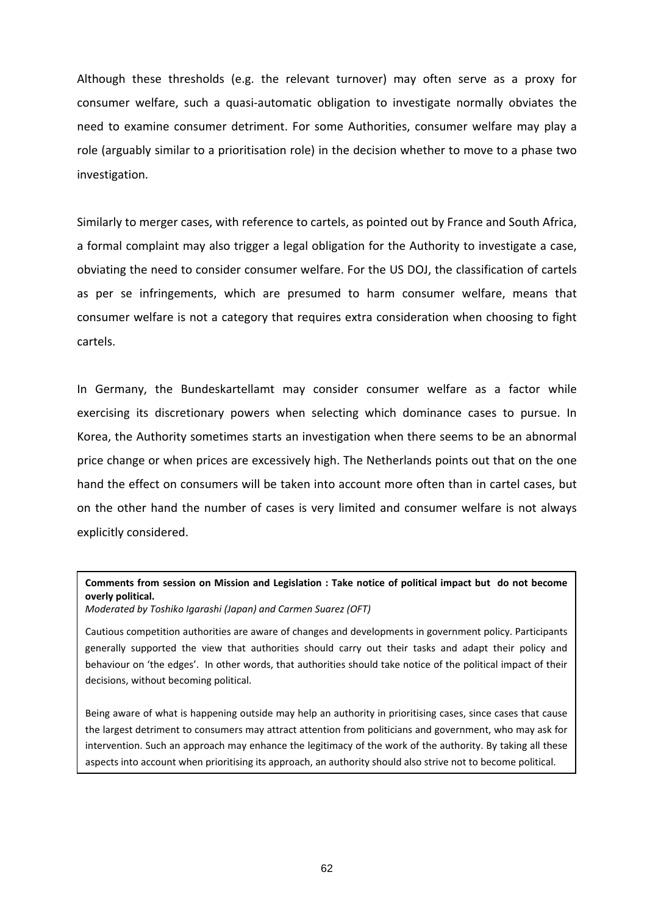Although these thresholds (e.g. the relevant turnover) may often serve as a proxy for consumer welfare, such a quasi-automatic obligation to investigate normally obviates the need to examine consumer detriment. For some Authorities, consumer welfare may play a role (arguably similar to a prioritisation role) in the decision whether to move to a phase two investigation.

Similarly to merger cases, with reference to cartels, as pointed out by France and South Africa, a formal complaint may also trigger a legal obligation for the Authority to investigate a case, obviating the need to consider consumer welfare. For the US DOJ, the classification of cartels as per se infringements, which are presumed to harm consumer welfare, means that consumer welfare is not a category that requires extra consideration when choosing to fight cartels.

In Germany, the Bundeskartellamt may consider consumer welfare as a factor while exercising its discretionary powers when selecting which dominance cases to pursue. In Korea, the Authority sometimes starts an investigation when there seems to be an abnormal price change or when prices are excessively high. The Netherlands points out that on the one hand the effect on consumers will be taken into account more often than in cartel cases, but on the other hand the number of cases is very limited and consumer welfare is not always explicitly considered.

> **Comments from session on Mission and Legislation : Take notice of political impact but do not become overly political.**
> *Moderated by Toshiko Igarashi (Japan) and Carmen Suarez (OFT)*
>
> Cautious competition authorities are aware of changes and developments in government policy. Participants generally supported the view that authorities should carry out their tasks and adapt their policy and behaviour on 'the edges'. In other words, that authorities should take notice of the political impact of their decisions, without becoming political.
>
> Being aware of what is happening outside may help an authority in prioritising cases, since cases that cause the largest detriment to consumers may attract attention from politicians and government, who may ask for intervention. Such an approach may enhance the legitimacy of the work of the authority. By taking all these aspects into account when prioritising its approach, an authority should also strive not to become political.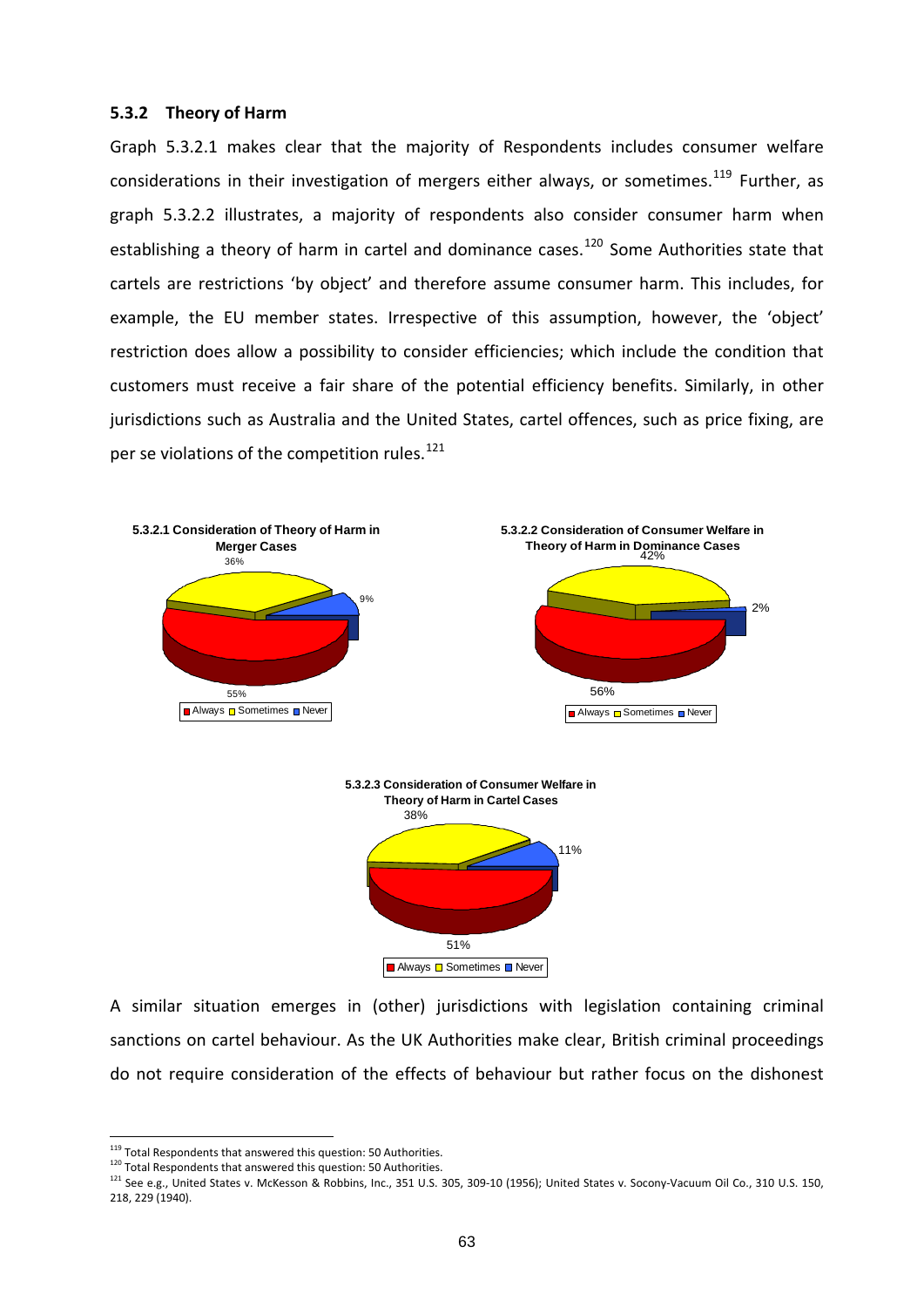### 5.3.2 Theory of Harm

Graph 5.3.2.1 makes clear that the majority of Respondents includes consumer welfare considerations in their investigation of mergers either always, or sometimes.[119] Further, as graph 5.3.2.2 illustrates, a majority of respondents also consider consumer harm when establishing a theory of harm in cartel and dominance cases.[120] Some Authorities state that cartels are restrictions 'by object' and therefore assume consumer harm. This includes, for example, the EU member states. Irrespective of this assumption, however, the 'object' restriction does allow a possibility to consider efficiencies; which include the condition that customers must receive a fair share of the potential efficiency benefits. Similarly, in other jurisdictions such as Australia and the United States, cartel offences, such as price fixing, are per se violations of the competition rules.[121]

**5.3.2.1 Consideration of Theory of Harm in Merger Cases**

| Always | Sometimes | Never |
|---|---|---|
| 55% | 36% | 9% |

**5.3.2.2 Consideration of Consumer Welfare in Theory of Harm in Dominance Cases**

| Always | Sometimes | Never |
|---|---|---|
| 56% | 42% | 2% |

**5.3.2.3 Consideration of Consumer Welfare in Theory of Harm in Cartel Cases**

| Always | Sometimes | Never |
|---|---|---|
| 51% | 38% | 11% |

A similar situation emerges in (other) jurisdictions with legislation containing criminal sanctions on cartel behaviour. As the UK Authorities make clear, British criminal proceedings do not require consideration of the effects of behaviour but rather focus on the dishonest

---

[119] Total Respondents that answered this question: 50 Authorities.

[120] Total Respondents that answered this question: 50 Authorities.

[121] See e.g., United States v. McKesson & Robbins, Inc., 351 U.S. 305, 309-10 (1956); United States v. Socony-Vacuum Oil Co., 310 U.S. 150, 218, 229 (1940).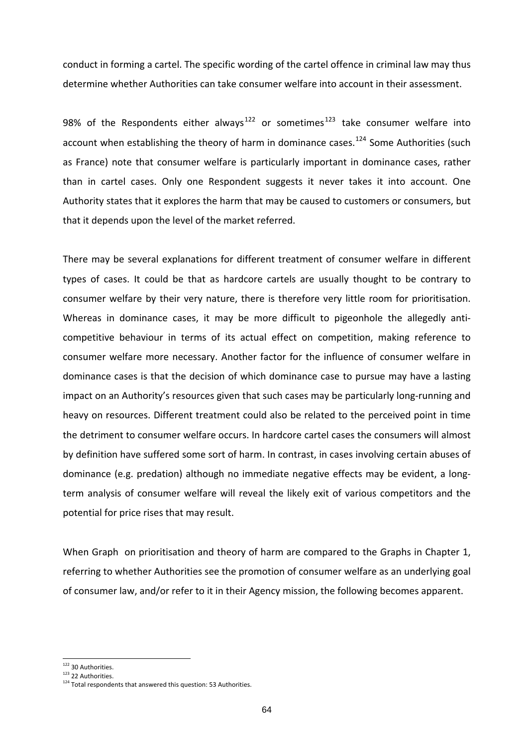conduct in forming a cartel. The specific wording of the cartel offence in criminal law may thus determine whether Authorities can take consumer welfare into account in their assessment.

98% of the Respondents either always[122] or sometimes[123] take consumer welfare into account when establishing the theory of harm in dominance cases.[124] Some Authorities (such as France) note that consumer welfare is particularly important in dominance cases, rather than in cartel cases. Only one Respondent suggests it never takes it into account. One Authority states that it explores the harm that may be caused to customers or consumers, but that it depends upon the level of the market referred.

There may be several explanations for different treatment of consumer welfare in different types of cases. It could be that as hardcore cartels are usually thought to be contrary to consumer welfare by their very nature, there is therefore very little room for prioritisation. Whereas in dominance cases, it may be more difficult to pigeonhole the allegedly anti-competitive behaviour in terms of its actual effect on competition, making reference to consumer welfare more necessary. Another factor for the influence of consumer welfare in dominance cases is that the decision of which dominance case to pursue may have a lasting impact on an Authority's resources given that such cases may be particularly long-running and heavy on resources. Different treatment could also be related to the perceived point in time the detriment to consumer welfare occurs. In hardcore cartel cases the consumers will almost by definition have suffered some sort of harm. In contrast, in cases involving certain abuses of dominance (e.g. predation) although no immediate negative effects may be evident, a long-term analysis of consumer welfare will reveal the likely exit of various competitors and the potential for price rises that may result.

When Graph  on prioritisation and theory of harm are compared to the Graphs in Chapter 1, referring to whether Authorities see the promotion of consumer welfare as an underlying goal of consumer law, and/or refer to it in their Agency mission, the following becomes apparent.

---

[122] 30 Authorities.

[123] 22 Authorities.

[124] Total respondents that answered this question: 53 Authorities.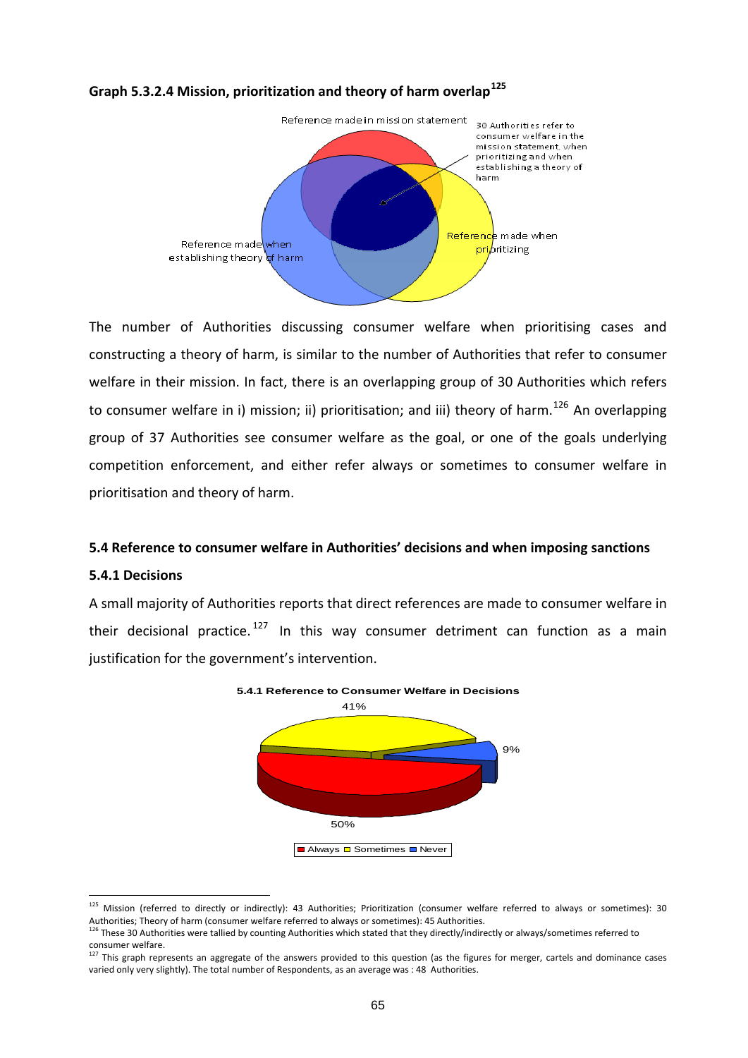**Graph 5.3.2.4 Mission, prioritization and theory of harm overlap**[125]

Reference made in mission statement

30 Authorities refer to consumer welfare in the mission statement, when prioritizing and when establishing a theory of harm

Reference made when prioritizing

Reference made when establishing theory of harm

The number of Authorities discussing consumer welfare when prioritising cases and constructing a theory of harm, is similar to the number of Authorities that refer to consumer welfare in their mission. In fact, there is an overlapping group of 30 Authorities which refers to consumer welfare in i) mission; ii) prioritisation; and iii) theory of harm.[126] An overlapping group of 37 Authorities see consumer welfare as the goal, or one of the goals underlying competition enforcement, and either refer always or sometimes to consumer welfare in prioritisation and theory of harm.

### 5.4 Reference to consumer welfare in Authorities' decisions and when imposing sanctions

#### 5.4.1 Decisions

A small majority of Authorities reports that direct references are made to consumer welfare in their decisional practice.[127] In this way consumer detriment can function as a main justification for the government's intervention.

**5.4.1 Reference to Consumer Welfare in Decisions**

| Always | Sometimes | Never |
|---|---|---|
| 50% | 41% | 9% |

---

[125] Mission (referred to directly or indirectly): 43 Authorities; Prioritization (consumer welfare referred to always or sometimes): 30 Authorities; Theory of harm (consumer welfare referred to always or sometimes): 45 Authorities.

[126] These 30 Authorities were tallied by counting Authorities which stated that they directly/indirectly or always/sometimes referred to consumer welfare.

[127] This graph represents an aggregate of the answers provided to this question (as the figures for merger, cartels and dominance cases varied only very slightly). The total number of Respondents, as an average was : 48 Authorities.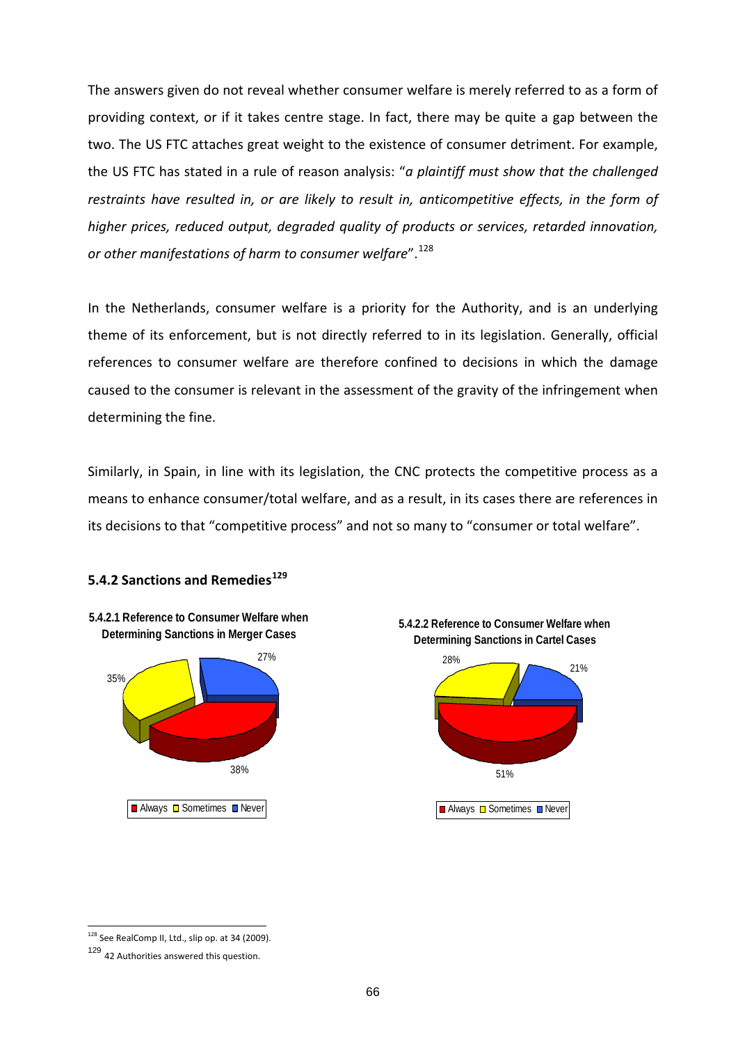The answers given do not reveal whether consumer welfare is merely referred to as a form of providing context, or if it takes centre stage. In fact, there may be quite a gap between the two. The US FTC attaches great weight to the existence of consumer detriment. For example, the US FTC has stated in a rule of reason analysis: "*a plaintiff must show that the challenged restraints have resulted in, or are likely to result in, anticompetitive effects, in the form of higher prices, reduced output, degraded quality of products or services, retarded innovation, or other manifestations of harm to consumer welfare*".[128]

In the Netherlands, consumer welfare is a priority for the Authority, and is an underlying theme of its enforcement, but is not directly referred to in its legislation. Generally, official references to consumer welfare are therefore confined to decisions in which the damage caused to the consumer is relevant in the assessment of the gravity of the infringement when determining the fine.

Similarly, in Spain, in line with its legislation, the CNC protects the competitive process as a means to enhance consumer/total welfare, and as a result, in its cases there are references in its decisions to that "competitive process" and not so many to "consumer or total welfare".

### 5.4.2 Sanctions and Remedies[129]

**5.4.2.1 Reference to Consumer Welfare when Determining Sanctions in Merger Cases**

| Always | Sometimes | Never |
|---|---|---|
| 38% | 35% | 27% |

**5.4.2.2 Reference to Consumer Welfare when Determining Sanctions in Cartel Cases**

| Always | Sometimes | Never |
|---|---|---|
| 51% | 28% | 21% |

---

[128] See RealComp II, Ltd., slip op. at 34 (2009).

[129] 42 Authorities answered this question.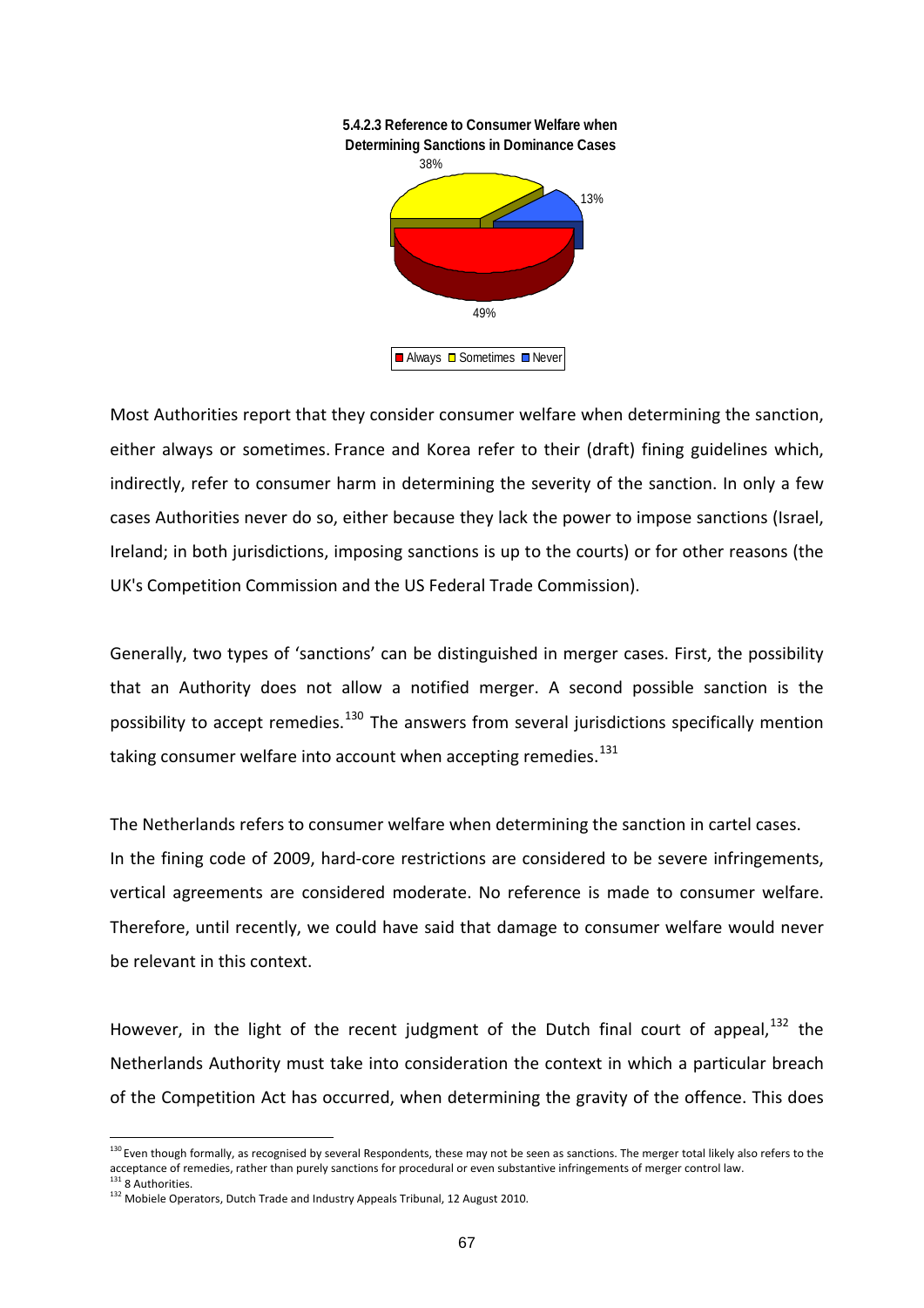**5.4.2.3 Reference to Consumer Welfare when Determining Sanctions in Dominance Cases**

38%

13%

49%

Always Sometimes Never

Most Authorities report that they consider consumer welfare when determining the sanction, either always or sometimes. France and Korea refer to their (draft) fining guidelines which, indirectly, refer to consumer harm in determining the severity of the sanction. In only a few cases Authorities never do so, either because they lack the power to impose sanctions (Israel, Ireland; in both jurisdictions, imposing sanctions is up to the courts) or for other reasons (the UK's Competition Commission and the US Federal Trade Commission).

Generally, two types of 'sanctions' can be distinguished in merger cases. First, the possibility that an Authority does not allow a notified merger. A second possible sanction is the possibility to accept remedies.[130] The answers from several jurisdictions specifically mention taking consumer welfare into account when accepting remedies.[131]

The Netherlands refers to consumer welfare when determining the sanction in cartel cases. In the fining code of 2009, hard-core restrictions are considered to be severe infringements, vertical agreements are considered moderate. No reference is made to consumer welfare. Therefore, until recently, we could have said that damage to consumer welfare would never be relevant in this context.

However, in the light of the recent judgment of the Dutch final court of appeal,[132] the Netherlands Authority must take into consideration the context in which a particular breach of the Competition Act has occurred, when determining the gravity of the offence. This does

---

[130] Even though formally, as recognised by several Respondents, these may not be seen as sanctions. The merger total likely also refers to the acceptance of remedies, rather than purely sanctions for procedural or even substantive infringements of merger control law.

[131] 8 Authorities.

[132] Mobiele Operators, Dutch Trade and Industry Appeals Tribunal, 12 August 2010.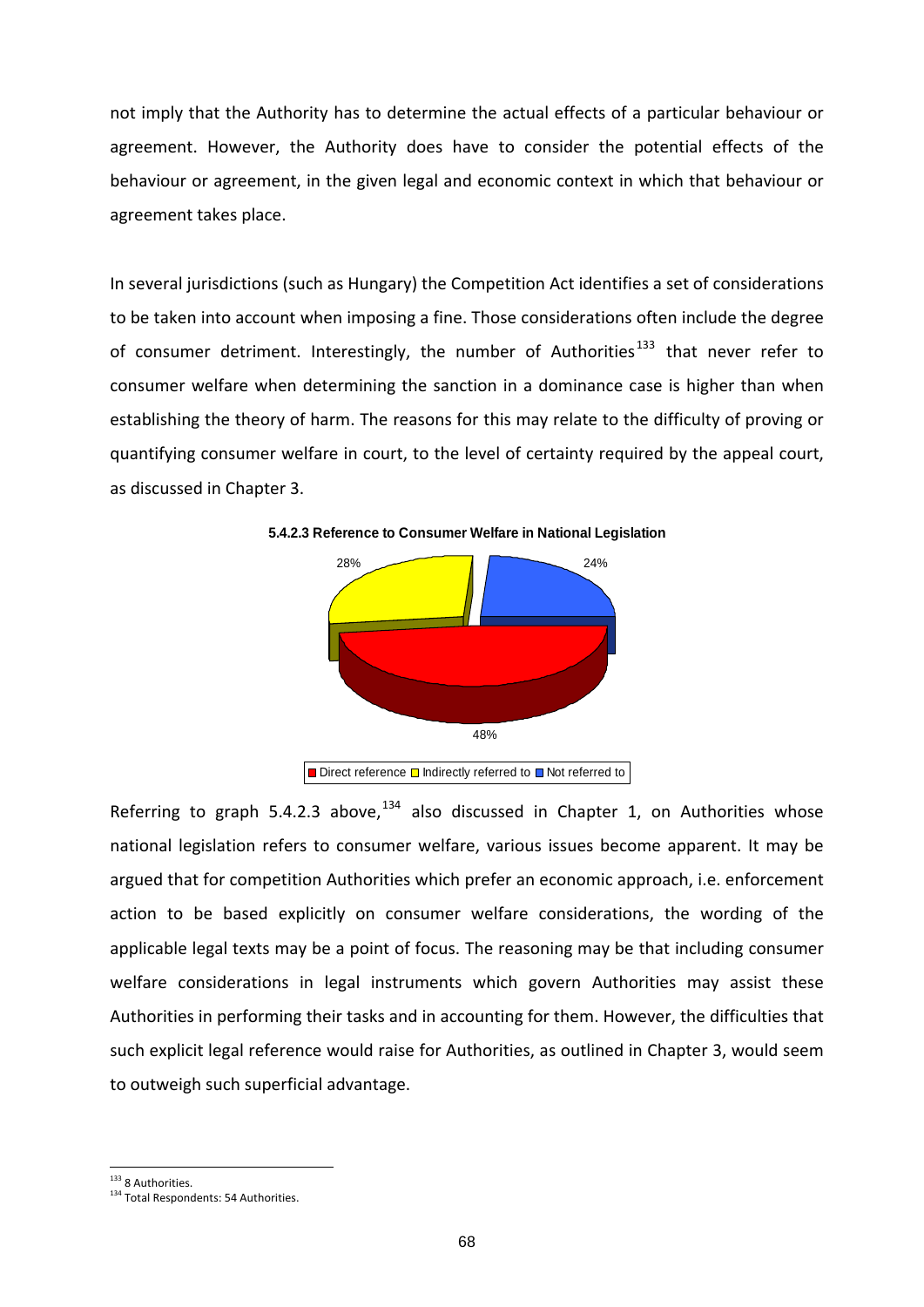not imply that the Authority has to determine the actual effects of a particular behaviour or agreement. However, the Authority does have to consider the potential effects of the behaviour or agreement, in the given legal and economic context in which that behaviour or agreement takes place.

In several jurisdictions (such as Hungary) the Competition Act identifies a set of considerations to be taken into account when imposing a fine. Those considerations often include the degree of consumer detriment. Interestingly, the number of Authorities[133] that never refer to consumer welfare when determining the sanction in a dominance case is higher than when establishing the theory of harm. The reasons for this may relate to the difficulty of proving or quantifying consumer welfare in court, to the level of certainty required by the appeal court, as discussed in Chapter 3.

**5.4.2.3 Reference to Consumer Welfare in National Legislation**

| Category | Share |
| --- | --- |
| Direct reference | 48% |
| Indirectly referred to | 28% |
| Not referred to | 24% |

Referring to graph 5.4.2.3 above,[134] also discussed in Chapter 1, on Authorities whose national legislation refers to consumer welfare, various issues become apparent. It may be argued that for competition Authorities which prefer an economic approach, i.e. enforcement action to be based explicitly on consumer welfare considerations, the wording of the applicable legal texts may be a point of focus. The reasoning may be that including consumer welfare considerations in legal instruments which govern Authorities may assist these Authorities in performing their tasks and in accounting for them. However, the difficulties that such explicit legal reference would raise for Authorities, as outlined in Chapter 3, would seem to outweigh such superficial advantage.

---

[133] 8 Authorities.

[134] Total Respondents: 54 Authorities.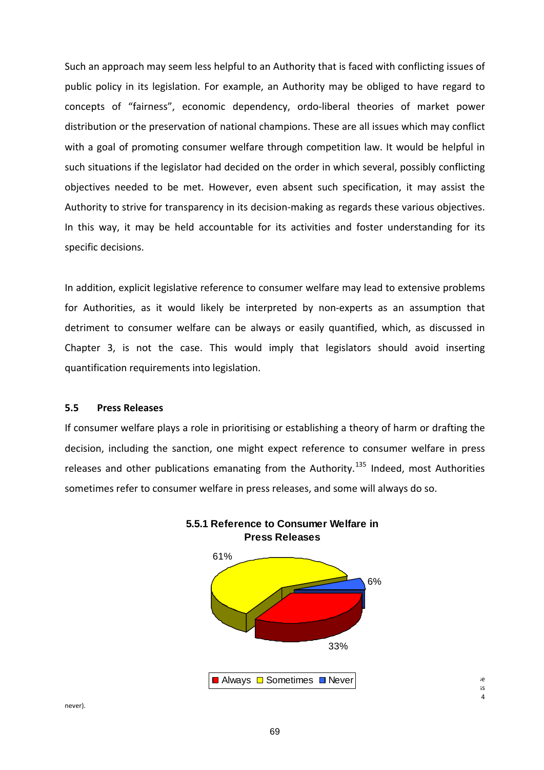Such an approach may seem less helpful to an Authority that is faced with conflicting issues of public policy in its legislation. For example, an Authority may be obliged to have regard to concepts of "fairness", economic dependency, ordo-liberal theories of market power distribution or the preservation of national champions. These are all issues which may conflict with a goal of promoting consumer welfare through competition law. It would be helpful in such situations if the legislator had decided on the order in which several, possibly conflicting objectives needed to be met. However, even absent such specification, it may assist the Authority to strive for transparency in its decision-making as regards these various objectives. In this way, it may be held accountable for its activities and foster understanding for its specific decisions.

In addition, explicit legislative reference to consumer welfare may lead to extensive problems for Authorities, as it would likely be interpreted by non-experts as an assumption that detriment to consumer welfare can be always or easily quantified, which, as discussed in Chapter 3, is not the case. This would imply that legislators should avoid inserting quantification requirements into legislation.

### 5.5 Press Releases

If consumer welfare plays a role in prioritising or establishing a theory of harm or drafting the decision, including the sanction, one might expect reference to consumer welfare in press releases and other publications emanating from the Authority.[135] Indeed, most Authorities sometimes refer to consumer welfare in press releases, and some will always do so.

**5.5.1 Reference to Consumer Welfare in Press Releases**

| Response | Share |
|---|---|
| Always | 33% |
| Sometimes | 61% |
| Never | 6% |

never).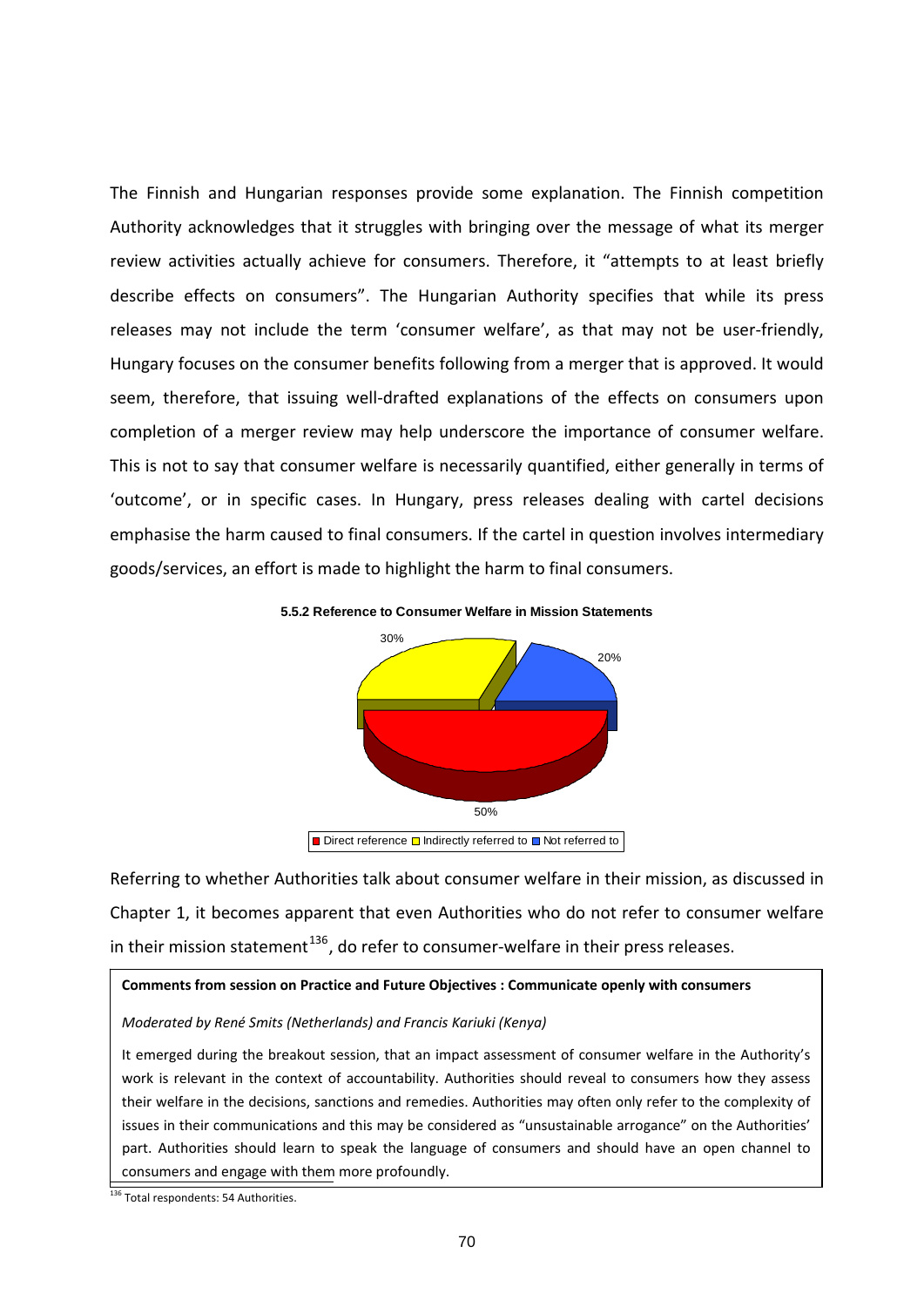The Finnish and Hungarian responses provide some explanation. The Finnish competition Authority acknowledges that it struggles with bringing over the message of what its merger review activities actually achieve for consumers. Therefore, it "attempts to at least briefly describe effects on consumers". The Hungarian Authority specifies that while its press releases may not include the term 'consumer welfare', as that may not be user-friendly, Hungary focuses on the consumer benefits following from a merger that is approved. It would seem, therefore, that issuing well-drafted explanations of the effects on consumers upon completion of a merger review may help underscore the importance of consumer welfare. This is not to say that consumer welfare is necessarily quantified, either generally in terms of 'outcome', or in specific cases. In Hungary, press releases dealing with cartel decisions emphasise the harm caused to final consumers. If the cartel in question involves intermediary goods/services, an effort is made to highlight the harm to final consumers.

**5.5.2 Reference to Consumer Welfare in Mission Statements**

| Category | Share |
|---|---|
| Direct reference | 50% |
| Indirectly referred to | 30% |
| Not referred to | 20% |

Referring to whether Authorities talk about consumer welfare in their mission, as discussed in Chapter 1, it becomes apparent that even Authorities who do not refer to consumer welfare in their mission statement[136], do refer to consumer-welfare in their press releases.

> **Comments from session on Practice and Future Objectives : Communicate openly with consumers**
>
> *Moderated by René Smits (Netherlands) and Francis Kariuki (Kenya)*
>
> It emerged during the breakout session, that an impact assessment of consumer welfare in the Authority's work is relevant in the context of accountability. Authorities should reveal to consumers how they assess their welfare in the decisions, sanctions and remedies. Authorities may often only refer to the complexity of issues in their communications and this may be considered as "unsustainable arrogance" on the Authorities' part. Authorities should learn to speak the language of consumers and should have an open channel to consumers and engage with them more profoundly.

[136] Total respondents: 54 Authorities.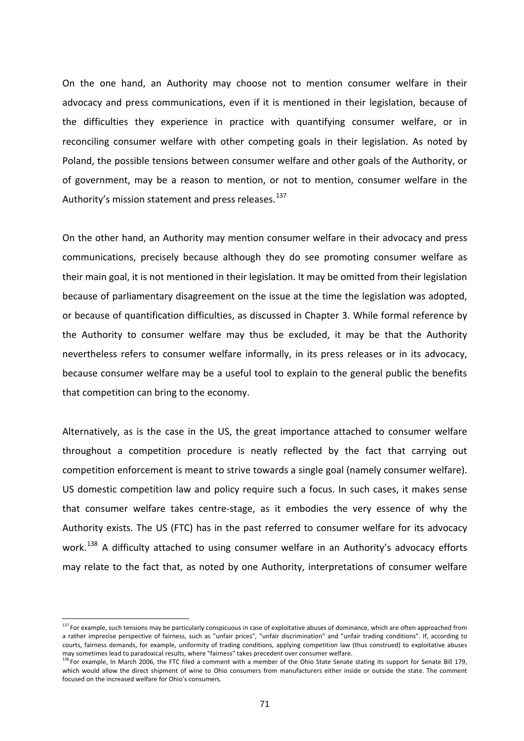On the one hand, an Authority may choose not to mention consumer welfare in their advocacy and press communications, even if it is mentioned in their legislation, because of the difficulties they experience in practice with quantifying consumer welfare, or in reconciling consumer welfare with other competing goals in their legislation. As noted by Poland, the possible tensions between consumer welfare and other goals of the Authority, or of government, may be a reason to mention, or not to mention, consumer welfare in the Authority's mission statement and press releases.[137]

On the other hand, an Authority may mention consumer welfare in their advocacy and press communications, precisely because although they do see promoting consumer welfare as their main goal, it is not mentioned in their legislation. It may be omitted from their legislation because of parliamentary disagreement on the issue at the time the legislation was adopted, or because of quantification difficulties, as discussed in Chapter 3. While formal reference by the Authority to consumer welfare may thus be excluded, it may be that the Authority nevertheless refers to consumer welfare informally, in its press releases or in its advocacy, because consumer welfare may be a useful tool to explain to the general public the benefits that competition can bring to the economy.

Alternatively, as is the case in the US, the great importance attached to consumer welfare throughout a competition procedure is neatly reflected by the fact that carrying out competition enforcement is meant to strive towards a single goal (namely consumer welfare). US domestic competition law and policy require such a focus. In such cases, it makes sense that consumer welfare takes centre-stage, as it embodies the very essence of why the Authority exists. The US (FTC) has in the past referred to consumer welfare for its advocacy work.[138] A difficulty attached to using consumer welfare in an Authority's advocacy efforts may relate to the fact that, as noted by one Authority, interpretations of consumer welfare

---

[137] For example, such tensions may be particularly conspicuous in case of exploitative abuses of dominance, which are often approached from a rather imprecise perspective of fairness, such as "unfair prices", "unfair discrimination" and "unfair trading conditions". If, according to courts, fairness demands, for example, uniformity of trading conditions, applying competition law (thus construed) to exploitative abuses may sometimes lead to paradoxical results, where "fairness" takes precedent over consumer welfare.

[138] For example, In March 2006, the FTC filed a comment with a member of the Ohio State Senate stating its support for Senate Bill 179, which would allow the direct shipment of wine to Ohio consumers from manufacturers either inside or outside the state. The comment focused on the increased welfare for Ohio's consumers.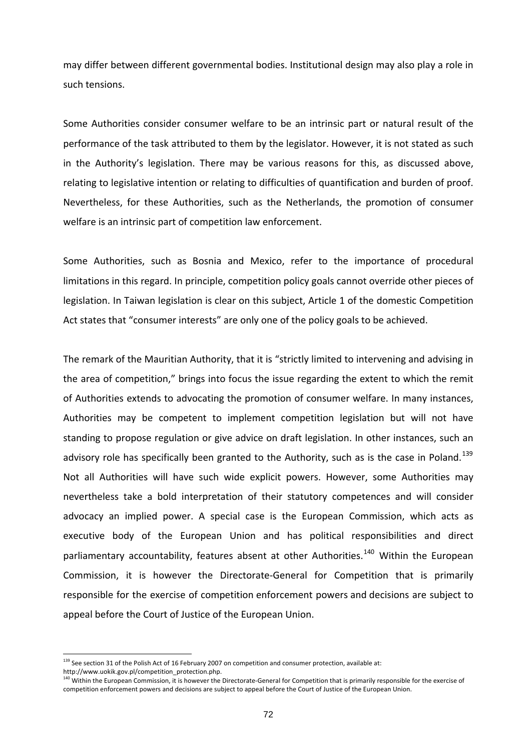may differ between different governmental bodies. Institutional design may also play a role in such tensions.

Some Authorities consider consumer welfare to be an intrinsic part or natural result of the performance of the task attributed to them by the legislator. However, it is not stated as such in the Authority's legislation. There may be various reasons for this, as discussed above, relating to legislative intention or relating to difficulties of quantification and burden of proof. Nevertheless, for these Authorities, such as the Netherlands, the promotion of consumer welfare is an intrinsic part of competition law enforcement.

Some Authorities, such as Bosnia and Mexico, refer to the importance of procedural limitations in this regard. In principle, competition policy goals cannot override other pieces of legislation. In Taiwan legislation is clear on this subject, Article 1 of the domestic Competition Act states that "consumer interests" are only one of the policy goals to be achieved.

The remark of the Mauritian Authority, that it is "strictly limited to intervening and advising in the area of competition," brings into focus the issue regarding the extent to which the remit of Authorities extends to advocating the promotion of consumer welfare. In many instances, Authorities may be competent to implement competition legislation but will not have standing to propose regulation or give advice on draft legislation. In other instances, such an advisory role has specifically been granted to the Authority, such as is the case in Poland.[139] Not all Authorities will have such wide explicit powers. However, some Authorities may nevertheless take a bold interpretation of their statutory competences and will consider advocacy an implied power. A special case is the European Commission, which acts as executive body of the European Union and has political responsibilities and direct parliamentary accountability, features absent at other Authorities.[140] Within the European Commission, it is however the Directorate-General for Competition that is primarily responsible for the exercise of competition enforcement powers and decisions are subject to appeal before the Court of Justice of the European Union.

[139] See section 31 of the Polish Act of 16 February 2007 on competition and consumer protection, available at: http://www.uokik.gov.pl/competition_protection.php.

[140] Within the European Commission, it is however the Directorate-General for Competition that is primarily responsible for the exercise of competition enforcement powers and decisions are subject to appeal before the Court of Justice of the European Union.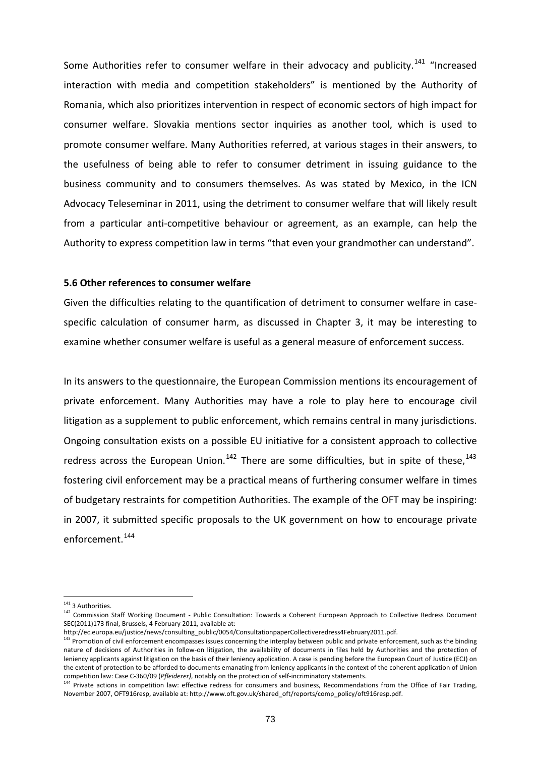Some Authorities refer to consumer welfare in their advocacy and publicity.[141] "Increased interaction with media and competition stakeholders" is mentioned by the Authority of Romania, which also prioritizes intervention in respect of economic sectors of high impact for consumer welfare. Slovakia mentions sector inquiries as another tool, which is used to promote consumer welfare. Many Authorities referred, at various stages in their answers, to the usefulness of being able to refer to consumer detriment in issuing guidance to the business community and to consumers themselves. As was stated by Mexico, in the ICN Advocacy Teleseminar in 2011, using the detriment to consumer welfare that will likely result from a particular anti-competitive behaviour or agreement, as an example, can help the Authority to express competition law in terms "that even your grandmother can understand".

### 5.6 Other references to consumer welfare

Given the difficulties relating to the quantification of detriment to consumer welfare in case-specific calculation of consumer harm, as discussed in Chapter 3, it may be interesting to examine whether consumer welfare is useful as a general measure of enforcement success.

In its answers to the questionnaire, the European Commission mentions its encouragement of private enforcement. Many Authorities may have a role to play here to encourage civil litigation as a supplement to public enforcement, which remains central in many jurisdictions. Ongoing consultation exists on a possible EU initiative for a consistent approach to collective redress across the European Union.[142] There are some difficulties, but in spite of these,[143] fostering civil enforcement may be a practical means of furthering consumer welfare in times of budgetary restraints for competition Authorities. The example of the OFT may be inspiring: in 2007, it submitted specific proposals to the UK government on how to encourage private enforcement.[144]

---

[141] 3 Authorities.

[142] Commission Staff Working Document - Public Consultation: Towards a Coherent European Approach to Collective Redress Document SEC(2011)173 final, Brussels, 4 February 2011, available at: http://ec.europa.eu/justice/news/consulting_public/0054/ConsultationpaperCollectiveredress4February2011.pdf.

[143] Promotion of civil enforcement encompasses issues concerning the interplay between public and private enforcement, such as the binding nature of decisions of Authorities in follow-on litigation, the availability of documents in files held by Authorities and the protection of leniency applicants against litigation on the basis of their leniency application. A case is pending before the European Court of Justice (ECJ) on the extent of protection to be afforded to documents emanating from leniency applicants in the context of the coherent application of Union competition law: Case C-360/09 (*Pfleiderer)*, notably on the protection of self-incriminatory statements.

[144] Private actions in competition law: effective redress for consumers and business, Recommendations from the Office of Fair Trading, November 2007, OFT916resp, available at: http://www.oft.gov.uk/shared_oft/reports/comp_policy/oft916resp.pdf.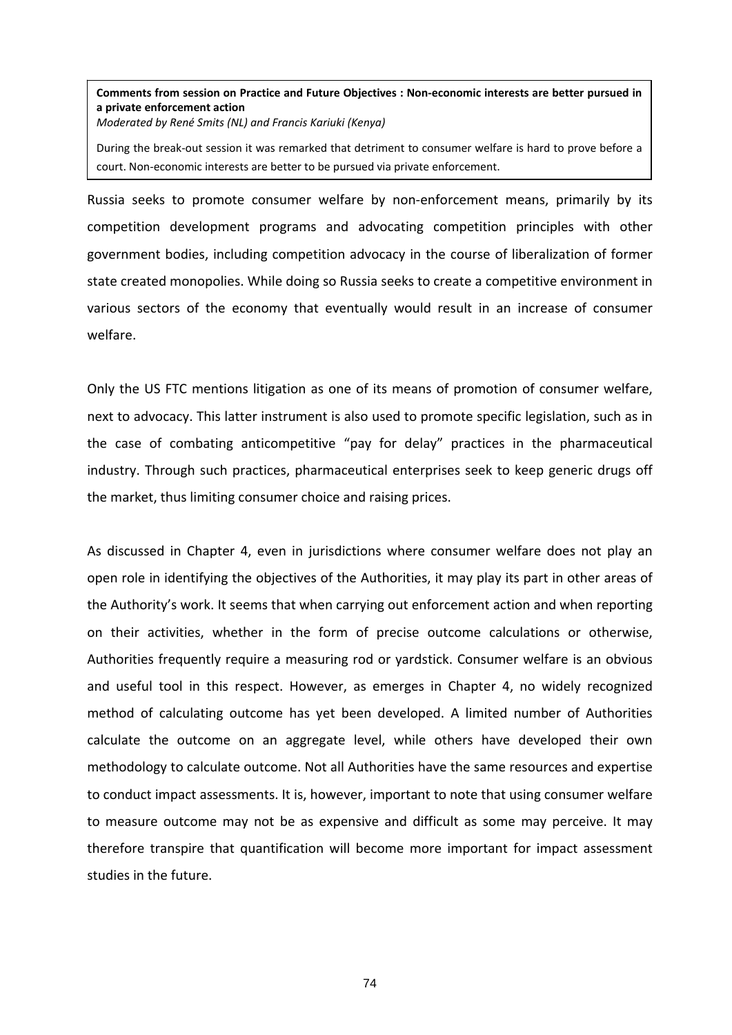**Comments from session on Practice and Future Objectives : Non-economic interests are better pursued in a private enforcement action**
*Moderated by René Smits (NL) and Francis Kariuki (Kenya)*

During the break-out session it was remarked that detriment to consumer welfare is hard to prove before a court. Non-economic interests are better to be pursued via private enforcement.

Russia seeks to promote consumer welfare by non-enforcement means, primarily by its competition development programs and advocating competition principles with other government bodies, including competition advocacy in the course of liberalization of former state created monopolies. While doing so Russia seeks to create a competitive environment in various sectors of the economy that eventually would result in an increase of consumer welfare.

Only the US FTC mentions litigation as one of its means of promotion of consumer welfare, next to advocacy. This latter instrument is also used to promote specific legislation, such as in the case of combating anticompetitive "pay for delay" practices in the pharmaceutical industry. Through such practices, pharmaceutical enterprises seek to keep generic drugs off the market, thus limiting consumer choice and raising prices.

As discussed in Chapter 4, even in jurisdictions where consumer welfare does not play an open role in identifying the objectives of the Authorities, it may play its part in other areas of the Authority's work. It seems that when carrying out enforcement action and when reporting on their activities, whether in the form of precise outcome calculations or otherwise, Authorities frequently require a measuring rod or yardstick. Consumer welfare is an obvious and useful tool in this respect. However, as emerges in Chapter 4, no widely recognized method of calculating outcome has yet been developed. A limited number of Authorities calculate the outcome on an aggregate level, while others have developed their own methodology to calculate outcome. Not all Authorities have the same resources and expertise to conduct impact assessments. It is, however, important to note that using consumer welfare to measure outcome may not be as expensive and difficult as some may perceive. It may therefore transpire that quantification will become more important for impact assessment studies in the future.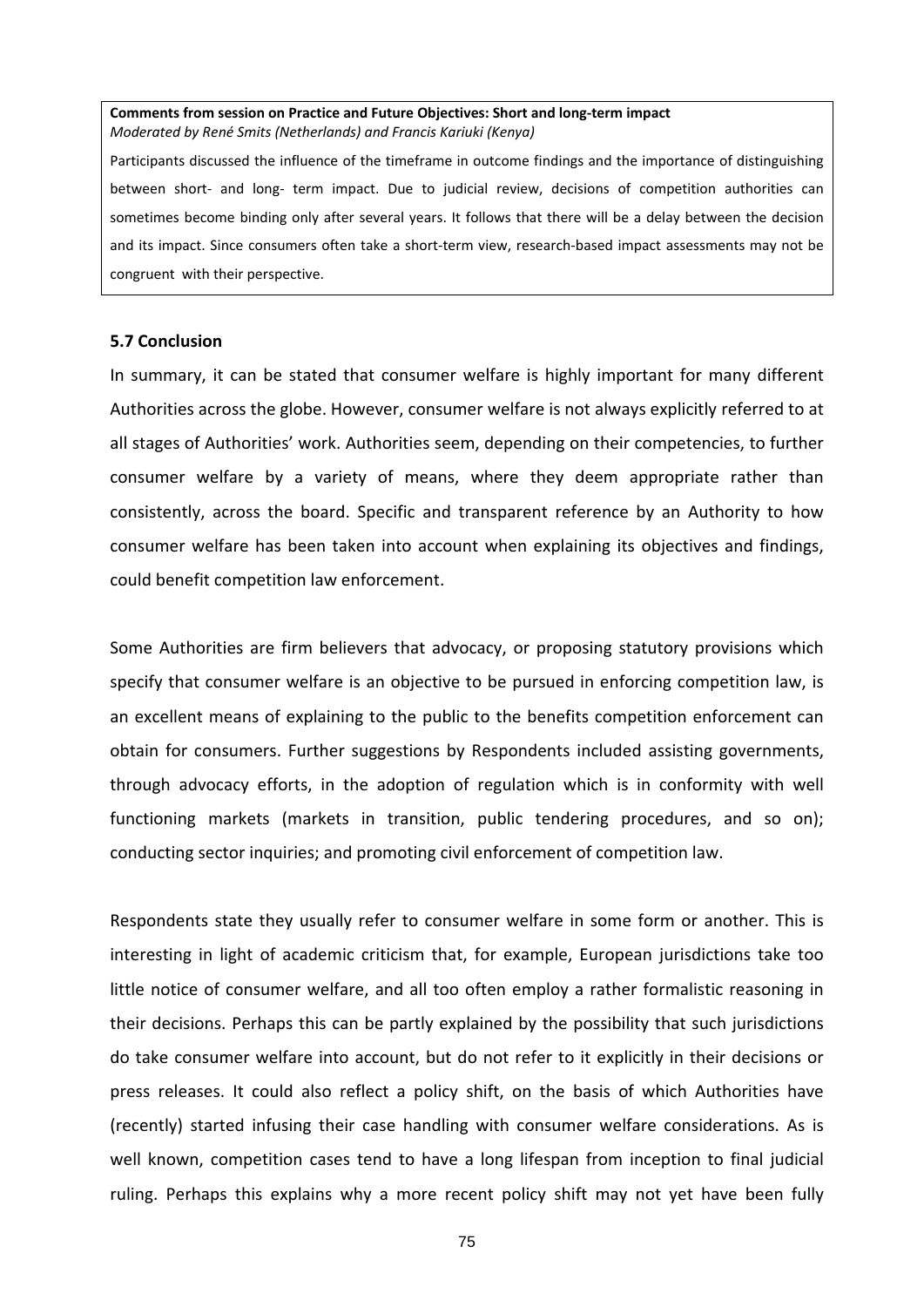**Comments from session on Practice and Future Objectives: Short and long-term impact**
*Moderated by René Smits (Netherlands) and Francis Kariuki (Kenya)*

Participants discussed the influence of the timeframe in outcome findings and the importance of distinguishing between short- and long- term impact. Due to judicial review, decisions of competition authorities can sometimes become binding only after several years. It follows that there will be a delay between the decision and its impact. Since consumers often take a short-term view, research-based impact assessments may not be congruent with their perspective.

### 5.7 Conclusion

In summary, it can be stated that consumer welfare is highly important for many different Authorities across the globe. However, consumer welfare is not always explicitly referred to at all stages of Authorities' work. Authorities seem, depending on their competencies, to further consumer welfare by a variety of means, where they deem appropriate rather than consistently, across the board. Specific and transparent reference by an Authority to how consumer welfare has been taken into account when explaining its objectives and findings, could benefit competition law enforcement.

Some Authorities are firm believers that advocacy, or proposing statutory provisions which specify that consumer welfare is an objective to be pursued in enforcing competition law, is an excellent means of explaining to the public to the benefits competition enforcement can obtain for consumers. Further suggestions by Respondents included assisting governments, through advocacy efforts, in the adoption of regulation which is in conformity with well functioning markets (markets in transition, public tendering procedures, and so on); conducting sector inquiries; and promoting civil enforcement of competition law.

Respondents state they usually refer to consumer welfare in some form or another. This is interesting in light of academic criticism that, for example, European jurisdictions take too little notice of consumer welfare, and all too often employ a rather formalistic reasoning in their decisions. Perhaps this can be partly explained by the possibility that such jurisdictions do take consumer welfare into account, but do not refer to it explicitly in their decisions or press releases. It could also reflect a policy shift, on the basis of which Authorities have (recently) started infusing their case handling with consumer welfare considerations. As is well known, competition cases tend to have a long lifespan from inception to final judicial ruling. Perhaps this explains why a more recent policy shift may not yet have been fully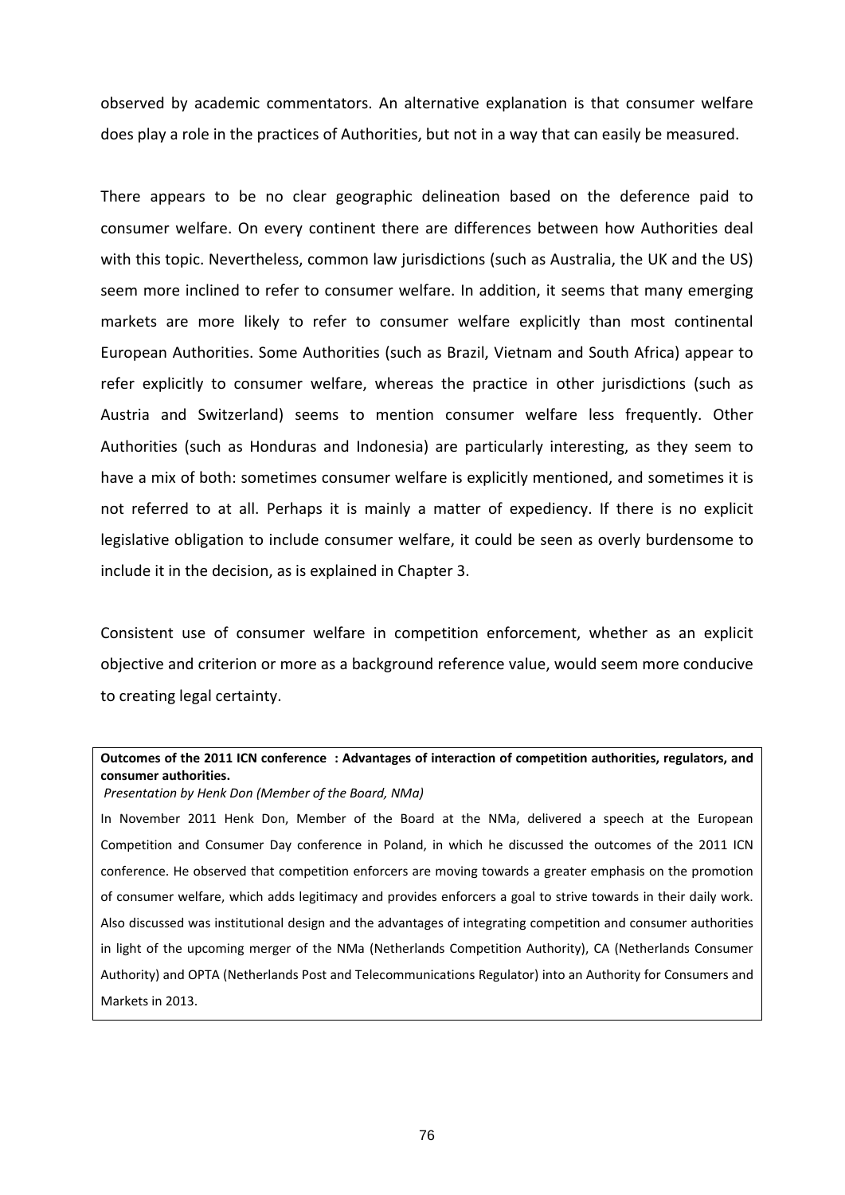observed by academic commentators. An alternative explanation is that consumer welfare does play a role in the practices of Authorities, but not in a way that can easily be measured.

There appears to be no clear geographic delineation based on the deference paid to consumer welfare. On every continent there are differences between how Authorities deal with this topic. Nevertheless, common law jurisdictions (such as Australia, the UK and the US) seem more inclined to refer to consumer welfare. In addition, it seems that many emerging markets are more likely to refer to consumer welfare explicitly than most continental European Authorities. Some Authorities (such as Brazil, Vietnam and South Africa) appear to refer explicitly to consumer welfare, whereas the practice in other jurisdictions (such as Austria and Switzerland) seems to mention consumer welfare less frequently. Other Authorities (such as Honduras and Indonesia) are particularly interesting, as they seem to have a mix of both: sometimes consumer welfare is explicitly mentioned, and sometimes it is not referred to at all. Perhaps it is mainly a matter of expediency. If there is no explicit legislative obligation to include consumer welfare, it could be seen as overly burdensome to include it in the decision, as is explained in Chapter 3.

Consistent use of consumer welfare in competition enforcement, whether as an explicit objective and criterion or more as a background reference value, would seem more conducive to creating legal certainty.

**Outcomes of the 2011 ICN conference : Advantages of interaction of competition authorities, regulators, and consumer authorities.**

*Presentation by Henk Don (Member of the Board, NMa)*

In November 2011 Henk Don, Member of the Board at the NMa, delivered a speech at the European Competition and Consumer Day conference in Poland, in which he discussed the outcomes of the 2011 ICN conference. He observed that competition enforcers are moving towards a greater emphasis on the promotion of consumer welfare, which adds legitimacy and provides enforcers a goal to strive towards in their daily work. Also discussed was institutional design and the advantages of integrating competition and consumer authorities in light of the upcoming merger of the NMa (Netherlands Competition Authority), CA (Netherlands Consumer Authority) and OPTA (Netherlands Post and Telecommunications Regulator) into an Authority for Consumers and Markets in 2013.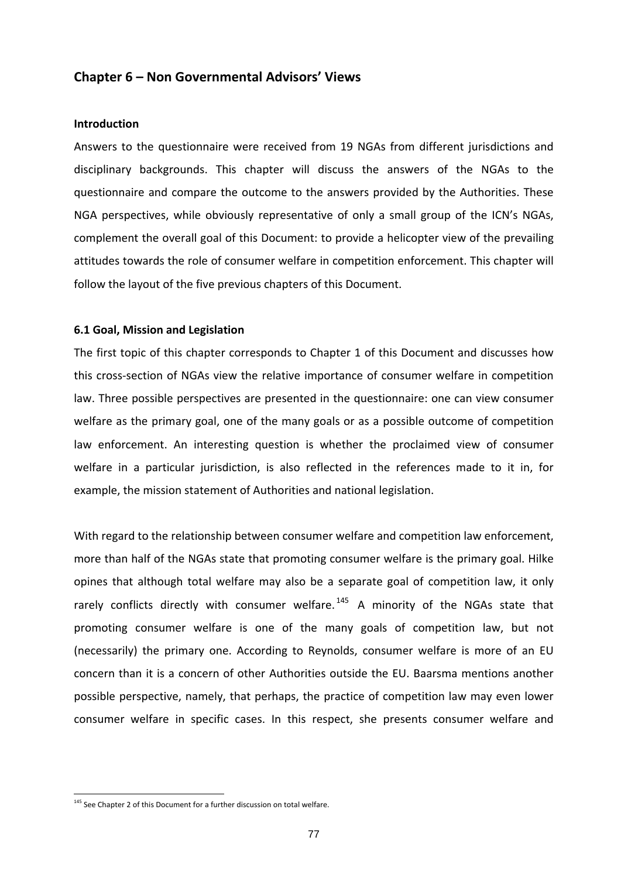## Chapter 6 – Non Governmental Advisors' Views

### Introduction

Answers to the questionnaire were received from 19 NGAs from different jurisdictions and disciplinary backgrounds. This chapter will discuss the answers of the NGAs to the questionnaire and compare the outcome to the answers provided by the Authorities. These NGA perspectives, while obviously representative of only a small group of the ICN's NGAs, complement the overall goal of this Document: to provide a helicopter view of the prevailing attitudes towards the role of consumer welfare in competition enforcement. This chapter will follow the layout of the five previous chapters of this Document.

### 6.1 Goal, Mission and Legislation

The first topic of this chapter corresponds to Chapter 1 of this Document and discusses how this cross-section of NGAs view the relative importance of consumer welfare in competition law. Three possible perspectives are presented in the questionnaire: one can view consumer welfare as the primary goal, one of the many goals or as a possible outcome of competition law enforcement. An interesting question is whether the proclaimed view of consumer welfare in a particular jurisdiction, is also reflected in the references made to it in, for example, the mission statement of Authorities and national legislation.

With regard to the relationship between consumer welfare and competition law enforcement, more than half of the NGAs state that promoting consumer welfare is the primary goal. Hilke opines that although total welfare may also be a separate goal of competition law, it only rarely conflicts directly with consumer welfare.[145] A minority of the NGAs state that promoting consumer welfare is one of the many goals of competition law, but not (necessarily) the primary one. According to Reynolds, consumer welfare is more of an EU concern than it is a concern of other Authorities outside the EU. Baarsma mentions another possible perspective, namely, that perhaps, the practice of competition law may even lower consumer welfare in specific cases. In this respect, she presents consumer welfare and

[145] See Chapter 2 of this Document for a further discussion on total welfare.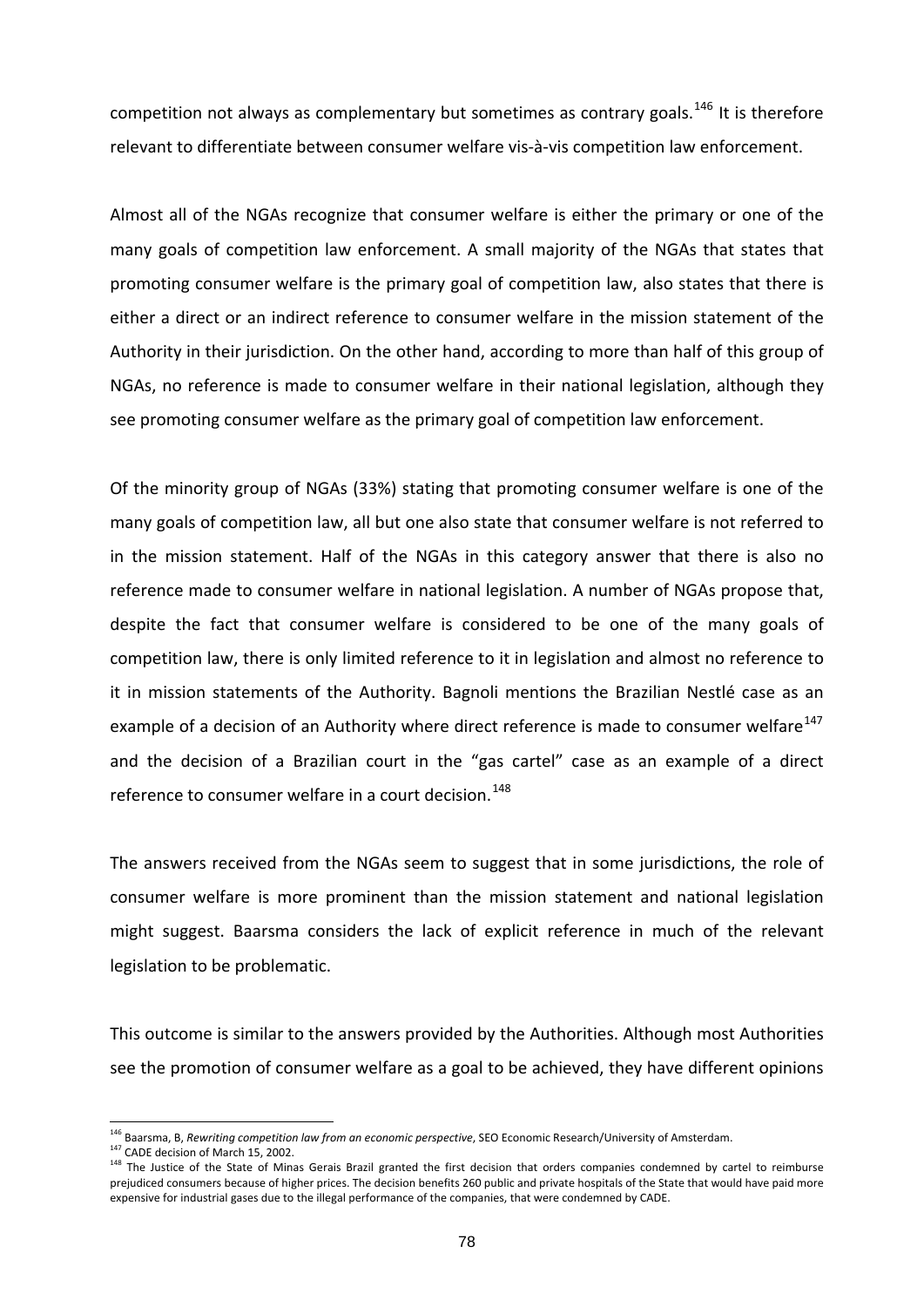competition not always as complementary but sometimes as contrary goals.[146] It is therefore relevant to differentiate between consumer welfare vis-à-vis competition law enforcement.

Almost all of the NGAs recognize that consumer welfare is either the primary or one of the many goals of competition law enforcement. A small majority of the NGAs that states that promoting consumer welfare is the primary goal of competition law, also states that there is either a direct or an indirect reference to consumer welfare in the mission statement of the Authority in their jurisdiction. On the other hand, according to more than half of this group of NGAs, no reference is made to consumer welfare in their national legislation, although they see promoting consumer welfare as the primary goal of competition law enforcement.

Of the minority group of NGAs (33%) stating that promoting consumer welfare is one of the many goals of competition law, all but one also state that consumer welfare is not referred to in the mission statement. Half of the NGAs in this category answer that there is also no reference made to consumer welfare in national legislation. A number of NGAs propose that, despite the fact that consumer welfare is considered to be one of the many goals of competition law, there is only limited reference to it in legislation and almost no reference to it in mission statements of the Authority. Bagnoli mentions the Brazilian Nestlé case as an example of a decision of an Authority where direct reference is made to consumer welfare[147] and the decision of a Brazilian court in the "gas cartel" case as an example of a direct reference to consumer welfare in a court decision.[148]

The answers received from the NGAs seem to suggest that in some jurisdictions, the role of consumer welfare is more prominent than the mission statement and national legislation might suggest. Baarsma considers the lack of explicit reference in much of the relevant legislation to be problematic.

This outcome is similar to the answers provided by the Authorities. Although most Authorities see the promotion of consumer welfare as a goal to be achieved, they have different opinions

---

[146] Baarsma, B, *Rewriting competition law from an economic perspective*, SEO Economic Research/University of Amsterdam.

[147] CADE decision of March 15, 2002.

[148] The Justice of the State of Minas Gerais Brazil granted the first decision that orders companies condemned by cartel to reimburse prejudiced consumers because of higher prices. The decision benefits 260 public and private hospitals of the State that would have paid more expensive for industrial gases due to the illegal performance of the companies, that were condemned by CADE.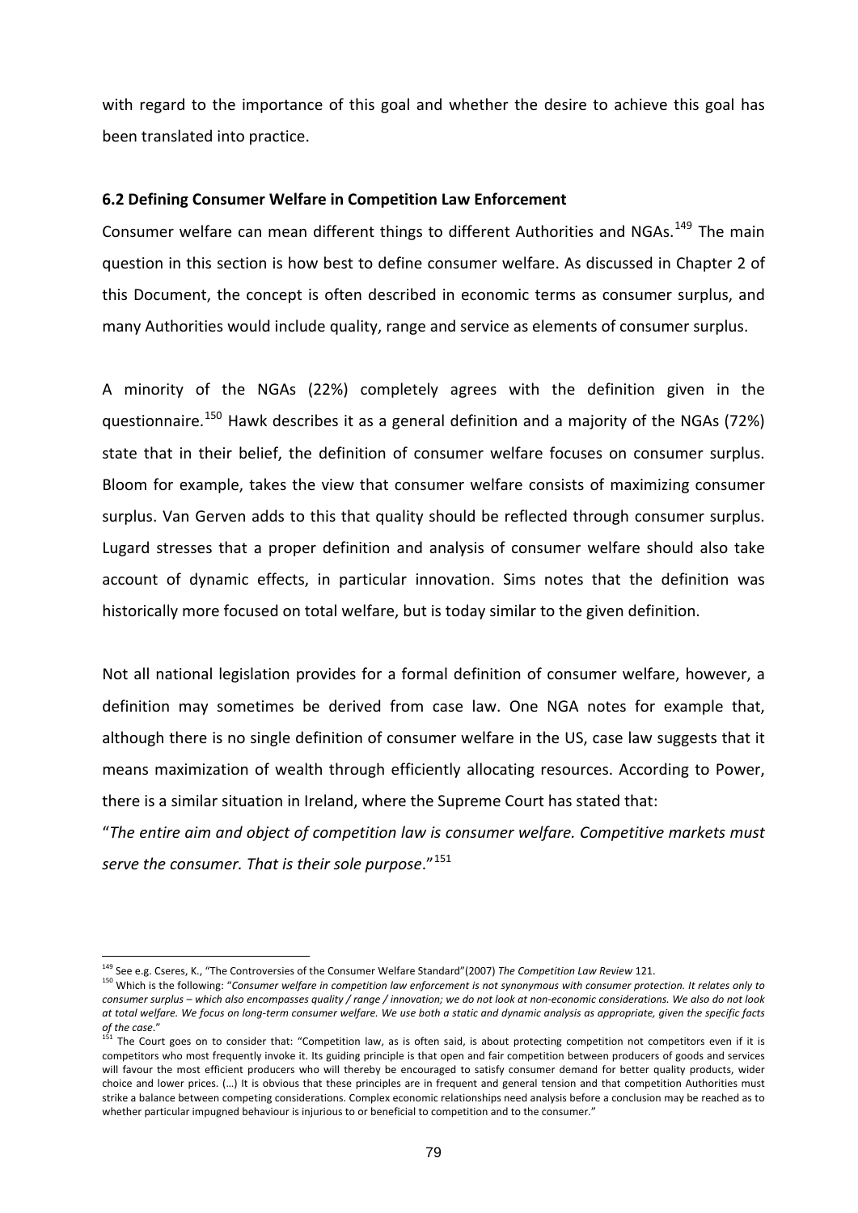with regard to the importance of this goal and whether the desire to achieve this goal has been translated into practice.

### 6.2 Defining Consumer Welfare in Competition Law Enforcement

Consumer welfare can mean different things to different Authorities and NGAs.[149] The main question in this section is how best to define consumer welfare. As discussed in Chapter 2 of this Document, the concept is often described in economic terms as consumer surplus, and many Authorities would include quality, range and service as elements of consumer surplus.

A minority of the NGAs (22%) completely agrees with the definition given in the questionnaire.[150] Hawk describes it as a general definition and a majority of the NGAs (72%) state that in their belief, the definition of consumer welfare focuses on consumer surplus. Bloom for example, takes the view that consumer welfare consists of maximizing consumer surplus. Van Gerven adds to this that quality should be reflected through consumer surplus. Lugard stresses that a proper definition and analysis of consumer welfare should also take account of dynamic effects, in particular innovation. Sims notes that the definition was historically more focused on total welfare, but is today similar to the given definition.

Not all national legislation provides for a formal definition of consumer welfare, however, a definition may sometimes be derived from case law. One NGA notes for example that, although there is no single definition of consumer welfare in the US, case law suggests that it means maximization of wealth through efficiently allocating resources. According to Power, there is a similar situation in Ireland, where the Supreme Court has stated that:

"*The entire aim and object of competition law is consumer welfare. Competitive markets must serve the consumer. That is their sole purpose*."[151]

---

[149] See e.g. Cseres, K., "The Controversies of the Consumer Welfare Standard"(2007) *The Competition Law Review* 121.

[150] Which is the following: "*Consumer welfare in competition law enforcement is not synonymous with consumer protection. It relates only to consumer surplus – which also encompasses quality / range / innovation; we do not look at non-economic considerations. We also do not look at total welfare. We focus on long-term consumer welfare. We use both a static and dynamic analysis as appropriate, given the specific facts of the case*."

[151] The Court goes on to consider that: "Competition law, as is often said, is about protecting competition not competitors even if it is competitors who most frequently invoke it. Its guiding principle is that open and fair competition between producers of goods and services will favour the most efficient producers who will thereby be encouraged to satisfy consumer demand for better quality products, wider choice and lower prices. (…) It is obvious that these principles are in frequent and general tension and that competition Authorities must strike a balance between competing considerations. Complex economic relationships need analysis before a conclusion may be reached as to whether particular impugned behaviour is injurious to or beneficial to competition and to the consumer."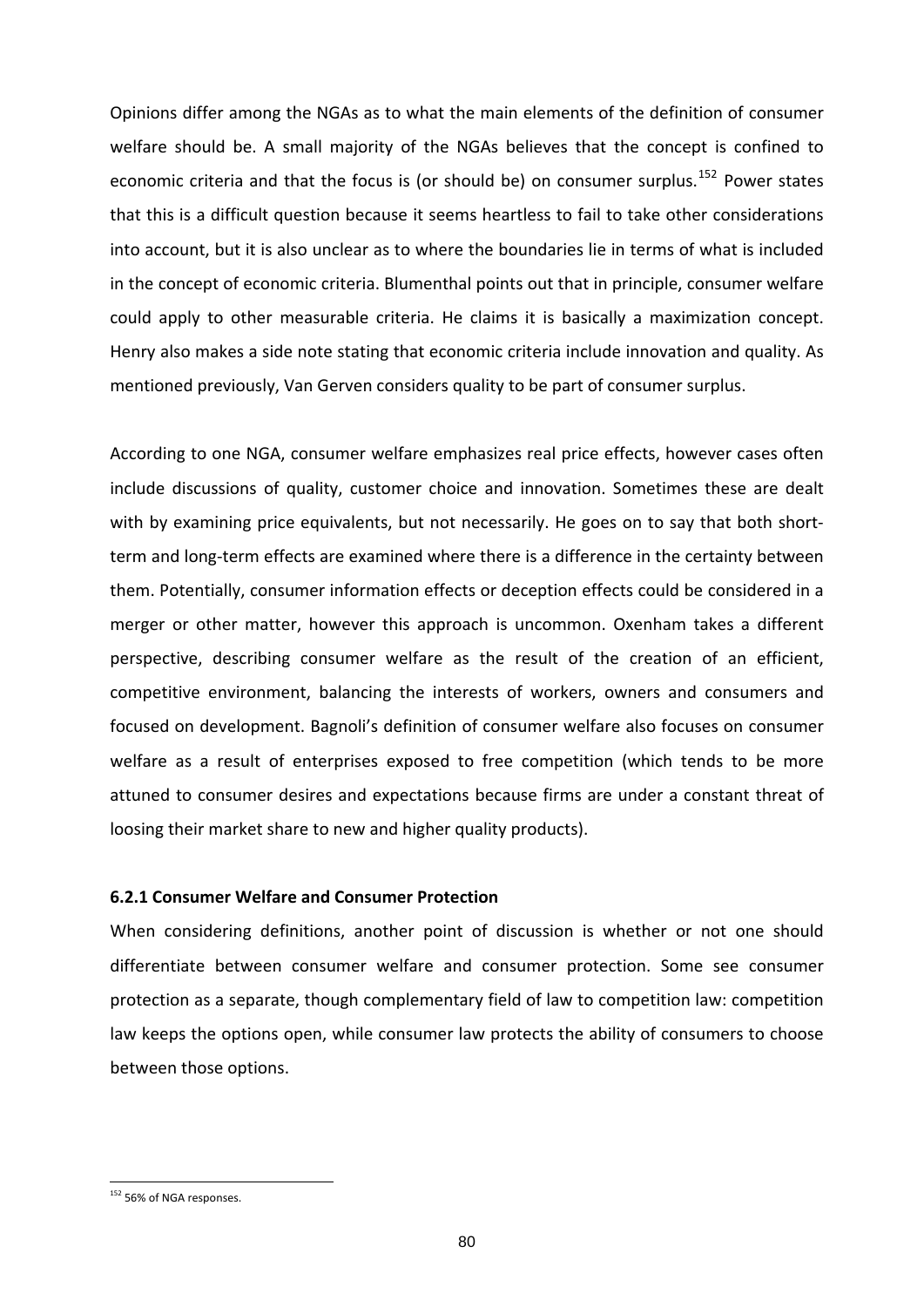Opinions differ among the NGAs as to what the main elements of the definition of consumer welfare should be. A small majority of the NGAs believes that the concept is confined to economic criteria and that the focus is (or should be) on consumer surplus.[152] Power states that this is a difficult question because it seems heartless to fail to take other considerations into account, but it is also unclear as to where the boundaries lie in terms of what is included in the concept of economic criteria. Blumenthal points out that in principle, consumer welfare could apply to other measurable criteria. He claims it is basically a maximization concept. Henry also makes a side note stating that economic criteria include innovation and quality. As mentioned previously, Van Gerven considers quality to be part of consumer surplus.

According to one NGA, consumer welfare emphasizes real price effects, however cases often include discussions of quality, customer choice and innovation. Sometimes these are dealt with by examining price equivalents, but not necessarily. He goes on to say that both short-term and long-term effects are examined where there is a difference in the certainty between them. Potentially, consumer information effects or deception effects could be considered in a merger or other matter, however this approach is uncommon. Oxenham takes a different perspective, describing consumer welfare as the result of the creation of an efficient, competitive environment, balancing the interests of workers, owners and consumers and focused on development. Bagnoli's definition of consumer welfare also focuses on consumer welfare as a result of enterprises exposed to free competition (which tends to be more attuned to consumer desires and expectations because firms are under a constant threat of loosing their market share to new and higher quality products).

### 6.2.1 Consumer Welfare and Consumer Protection

When considering definitions, another point of discussion is whether or not one should differentiate between consumer welfare and consumer protection. Some see consumer protection as a separate, though complementary field of law to competition law: competition law keeps the options open, while consumer law protects the ability of consumers to choose between those options.

---

[152] 56% of NGA responses.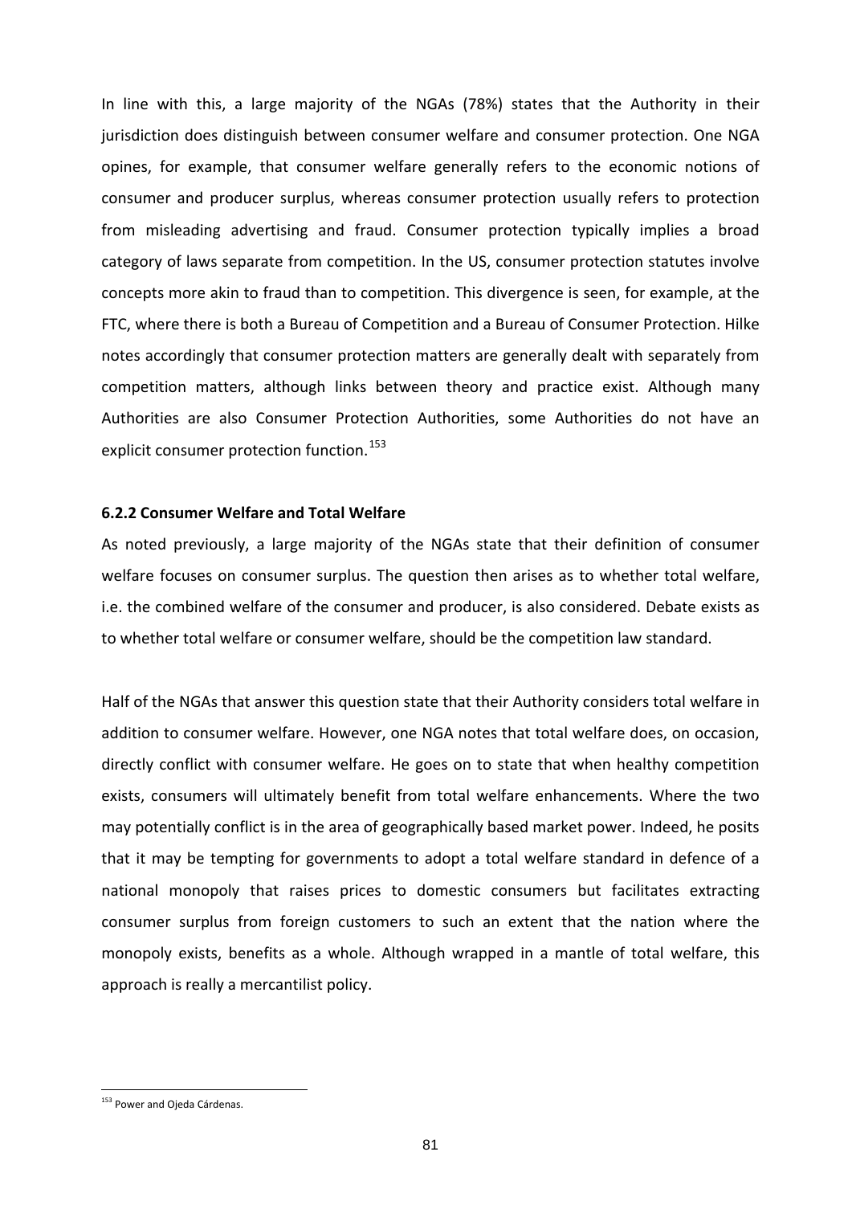In line with this, a large majority of the NGAs (78%) states that the Authority in their jurisdiction does distinguish between consumer welfare and consumer protection. One NGA opines, for example, that consumer welfare generally refers to the economic notions of consumer and producer surplus, whereas consumer protection usually refers to protection from misleading advertising and fraud. Consumer protection typically implies a broad category of laws separate from competition. In the US, consumer protection statutes involve concepts more akin to fraud than to competition. This divergence is seen, for example, at the FTC, where there is both a Bureau of Competition and a Bureau of Consumer Protection. Hilke notes accordingly that consumer protection matters are generally dealt with separately from competition matters, although links between theory and practice exist. Although many Authorities are also Consumer Protection Authorities, some Authorities do not have an explicit consumer protection function.[153]

### 6.2.2 Consumer Welfare and Total Welfare

As noted previously, a large majority of the NGAs state that their definition of consumer welfare focuses on consumer surplus. The question then arises as to whether total welfare, i.e. the combined welfare of the consumer and producer, is also considered. Debate exists as to whether total welfare or consumer welfare, should be the competition law standard.

Half of the NGAs that answer this question state that their Authority considers total welfare in addition to consumer welfare. However, one NGA notes that total welfare does, on occasion, directly conflict with consumer welfare. He goes on to state that when healthy competition exists, consumers will ultimately benefit from total welfare enhancements. Where the two may potentially conflict is in the area of geographically based market power. Indeed, he posits that it may be tempting for governments to adopt a total welfare standard in defence of a national monopoly that raises prices to domestic consumers but facilitates extracting consumer surplus from foreign customers to such an extent that the nation where the monopoly exists, benefits as a whole. Although wrapped in a mantle of total welfare, this approach is really a mercantilist policy.

[153] Power and Ojeda Cárdenas.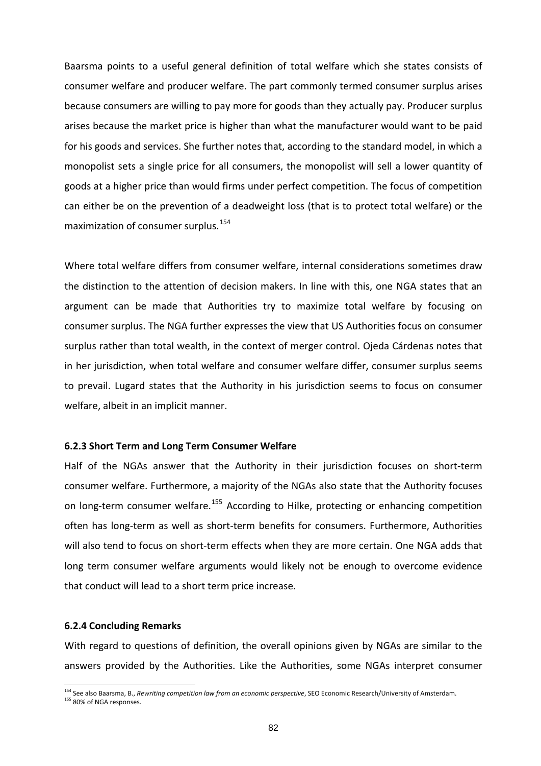Baarsma points to a useful general definition of total welfare which she states consists of consumer welfare and producer welfare. The part commonly termed consumer surplus arises because consumers are willing to pay more for goods than they actually pay. Producer surplus arises because the market price is higher than what the manufacturer would want to be paid for his goods and services. She further notes that, according to the standard model, in which a monopolist sets a single price for all consumers, the monopolist will sell a lower quantity of goods at a higher price than would firms under perfect competition. The focus of competition can either be on the prevention of a deadweight loss (that is to protect total welfare) or the maximization of consumer surplus.[154]

Where total welfare differs from consumer welfare, internal considerations sometimes draw the distinction to the attention of decision makers. In line with this, one NGA states that an argument can be made that Authorities try to maximize total welfare by focusing on consumer surplus. The NGA further expresses the view that US Authorities focus on consumer surplus rather than total wealth, in the context of merger control. Ojeda Cárdenas notes that in her jurisdiction, when total welfare and consumer welfare differ, consumer surplus seems to prevail. Lugard states that the Authority in his jurisdiction seems to focus on consumer welfare, albeit in an implicit manner.

### 6.2.3 Short Term and Long Term Consumer Welfare

Half of the NGAs answer that the Authority in their jurisdiction focuses on short-term consumer welfare. Furthermore, a majority of the NGAs also state that the Authority focuses on long-term consumer welfare.[155] According to Hilke, protecting or enhancing competition often has long-term as well as short-term benefits for consumers. Furthermore, Authorities will also tend to focus on short-term effects when they are more certain. One NGA adds that long term consumer welfare arguments would likely not be enough to overcome evidence that conduct will lead to a short term price increase.

### 6.2.4 Concluding Remarks

With regard to questions of definition, the overall opinions given by NGAs are similar to the answers provided by the Authorities. Like the Authorities, some NGAs interpret consumer

---

[154] See also Baarsma, B., *Rewriting competition law from an economic perspective*, SEO Economic Research/University of Amsterdam.

[155] 80% of NGA responses.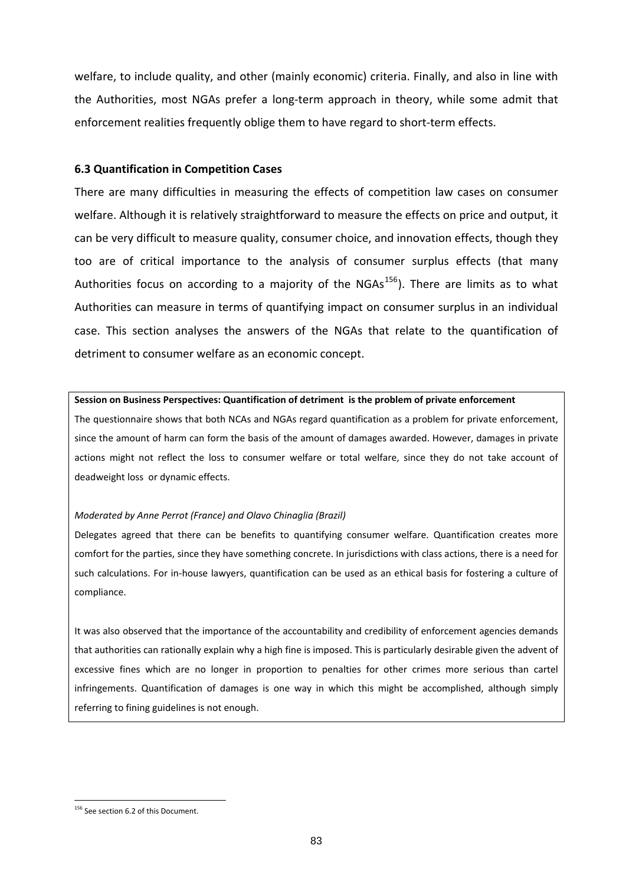welfare, to include quality, and other (mainly economic) criteria. Finally, and also in line with the Authorities, most NGAs prefer a long-term approach in theory, while some admit that enforcement realities frequently oblige them to have regard to short-term effects.

### 6.3 Quantification in Competition Cases

There are many difficulties in measuring the effects of competition law cases on consumer welfare. Although it is relatively straightforward to measure the effects on price and output, it can be very difficult to measure quality, consumer choice, and innovation effects, though they too are of critical importance to the analysis of consumer surplus effects (that many Authorities focus on according to a majority of the NGAs[156]). There are limits as to what Authorities can measure in terms of quantifying impact on consumer surplus in an individual case. This section analyses the answers of the NGAs that relate to the quantification of detriment to consumer welfare as an economic concept.

**Session on Business Perspectives: Quantification of detriment is the problem of private enforcement**

The questionnaire shows that both NCAs and NGAs regard quantification as a problem for private enforcement, since the amount of harm can form the basis of the amount of damages awarded. However, damages in private actions might not reflect the loss to consumer welfare or total welfare, since they do not take account of deadweight loss or dynamic effects.

*Moderated by Anne Perrot (France) and Olavo Chinaglia (Brazil)*

Delegates agreed that there can be benefits to quantifying consumer welfare. Quantification creates more comfort for the parties, since they have something concrete. In jurisdictions with class actions, there is a need for such calculations. For in-house lawyers, quantification can be used as an ethical basis for fostering a culture of compliance.

It was also observed that the importance of the accountability and credibility of enforcement agencies demands that authorities can rationally explain why a high fine is imposed. This is particularly desirable given the advent of excessive fines which are no longer in proportion to penalties for other crimes more serious than cartel infringements. Quantification of damages is one way in which this might be accomplished, although simply referring to fining guidelines is not enough.

[156] See section 6.2 of this Document.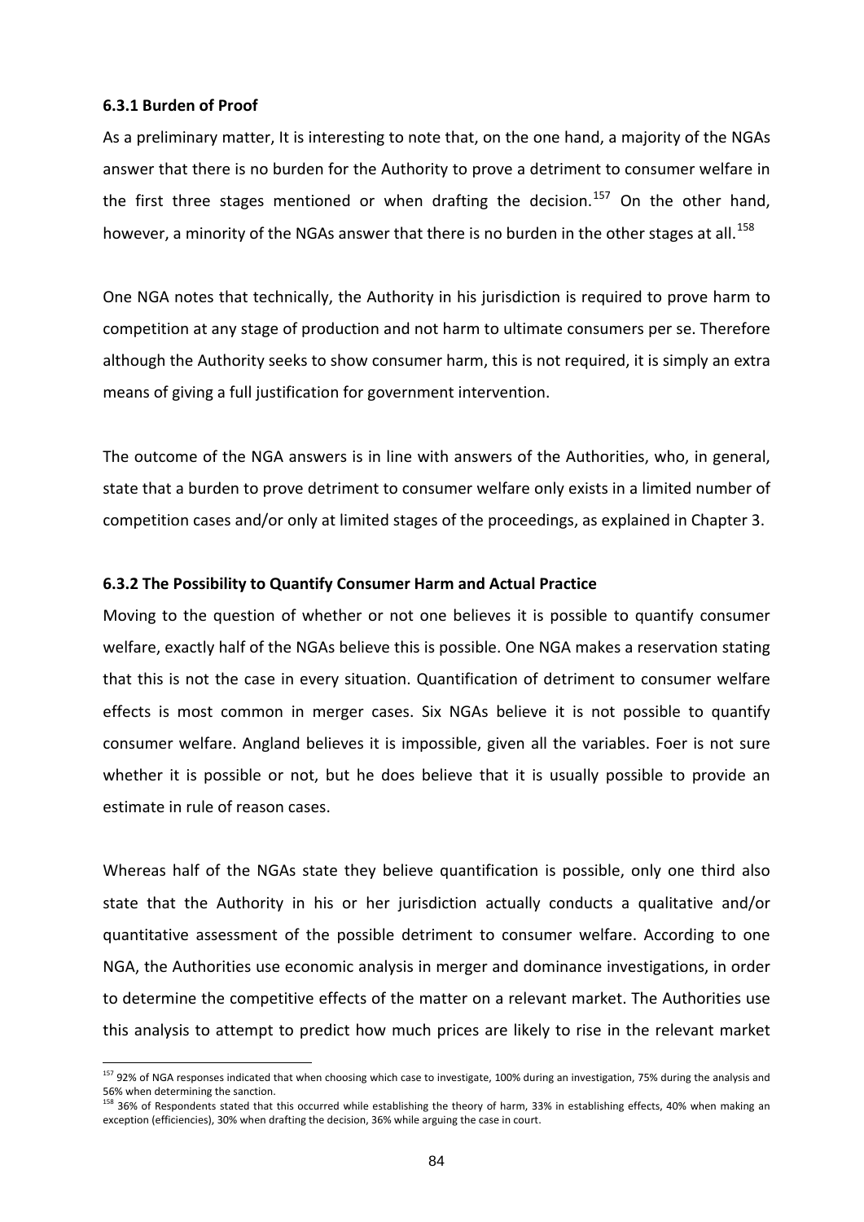### 6.3.1 Burden of Proof

As a preliminary matter, It is interesting to note that, on the one hand, a majority of the NGAs answer that there is no burden for the Authority to prove a detriment to consumer welfare in the first three stages mentioned or when drafting the decision.[157] On the other hand, however, a minority of the NGAs answer that there is no burden in the other stages at all.[158]

One NGA notes that technically, the Authority in his jurisdiction is required to prove harm to competition at any stage of production and not harm to ultimate consumers per se. Therefore although the Authority seeks to show consumer harm, this is not required, it is simply an extra means of giving a full justification for government intervention.

The outcome of the NGA answers is in line with answers of the Authorities, who, in general, state that a burden to prove detriment to consumer welfare only exists in a limited number of competition cases and/or only at limited stages of the proceedings, as explained in Chapter 3.

### 6.3.2 The Possibility to Quantify Consumer Harm and Actual Practice

Moving to the question of whether or not one believes it is possible to quantify consumer welfare, exactly half of the NGAs believe this is possible. One NGA makes a reservation stating that this is not the case in every situation. Quantification of detriment to consumer welfare effects is most common in merger cases. Six NGAs believe it is not possible to quantify consumer welfare. Angland believes it is impossible, given all the variables. Foer is not sure whether it is possible or not, but he does believe that it is usually possible to provide an estimate in rule of reason cases.

Whereas half of the NGAs state they believe quantification is possible, only one third also state that the Authority in his or her jurisdiction actually conducts a qualitative and/or quantitative assessment of the possible detriment to consumer welfare. According to one NGA, the Authorities use economic analysis in merger and dominance investigations, in order to determine the competitive effects of the matter on a relevant market. The Authorities use this analysis to attempt to predict how much prices are likely to rise in the relevant market

---

[157] 92% of NGA responses indicated that when choosing which case to investigate, 100% during an investigation, 75% during the analysis and 56% when determining the sanction.

[158] 36% of Respondents stated that this occurred while establishing the theory of harm, 33% in establishing effects, 40% when making an exception (efficiencies), 30% when drafting the decision, 36% while arguing the case in court.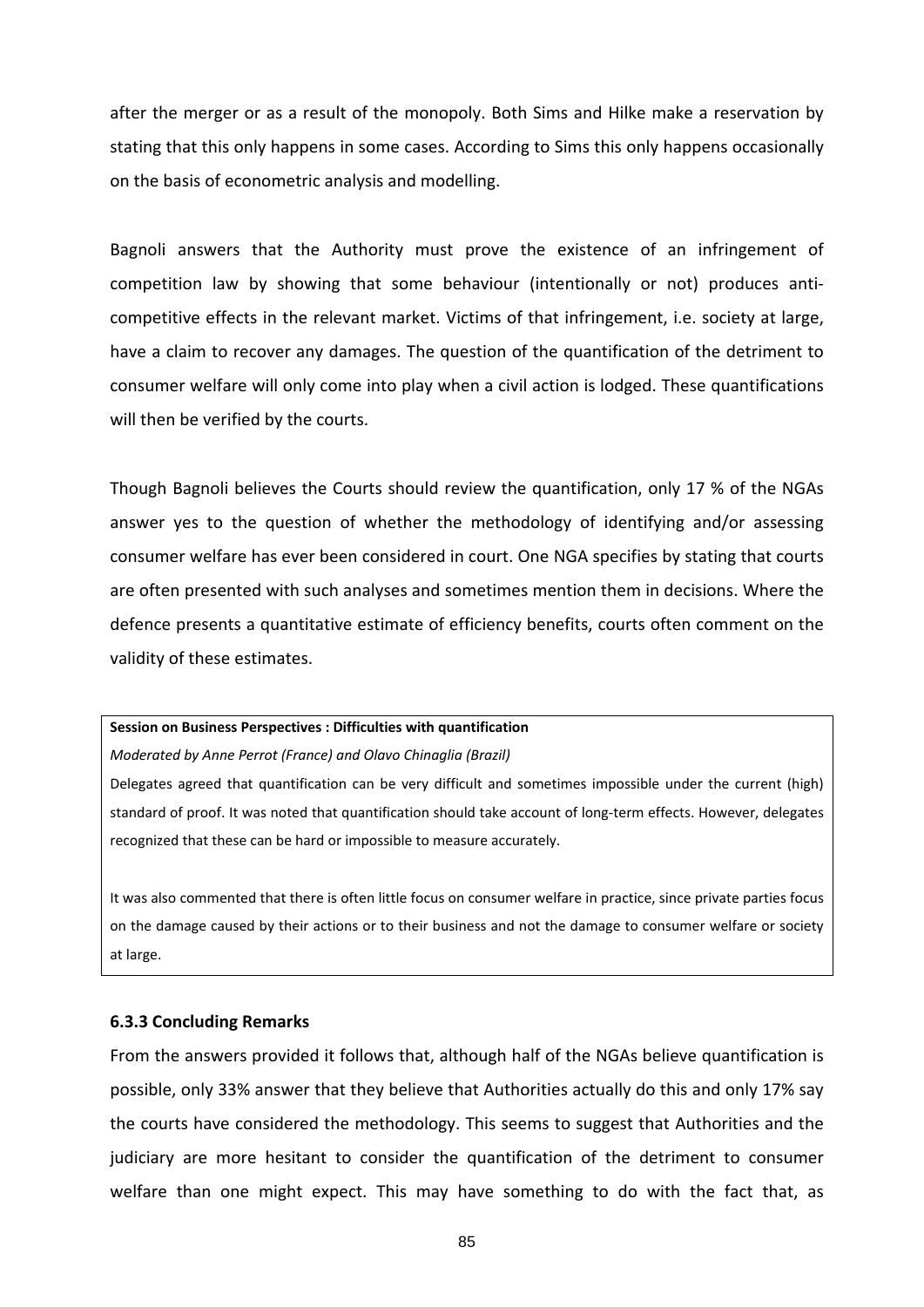after the merger or as a result of the monopoly. Both Sims and Hilke make a reservation by stating that this only happens in some cases. According to Sims this only happens occasionally on the basis of econometric analysis and modelling.

Bagnoli answers that the Authority must prove the existence of an infringement of competition law by showing that some behaviour (intentionally or not) produces anti-competitive effects in the relevant market. Victims of that infringement, i.e. society at large, have a claim to recover any damages. The question of the quantification of the detriment to consumer welfare will only come into play when a civil action is lodged. These quantifications will then be verified by the courts.

Though Bagnoli believes the Courts should review the quantification, only 17 % of the NGAs answer yes to the question of whether the methodology of identifying and/or assessing consumer welfare has ever been considered in court. One NGA specifies by stating that courts are often presented with such analyses and sometimes mention them in decisions. Where the defence presents a quantitative estimate of efficiency benefits, courts often comment on the validity of these estimates.

**Session on Business Perspectives : Difficulties with quantification**

*Moderated by Anne Perrot (France) and Olavo Chinaglia (Brazil)*

Delegates agreed that quantification can be very difficult and sometimes impossible under the current (high) standard of proof. It was noted that quantification should take account of long-term effects. However, delegates recognized that these can be hard or impossible to measure accurately.

It was also commented that there is often little focus on consumer welfare in practice, since private parties focus on the damage caused by their actions or to their business and not the damage to consumer welfare or society at large.

### 6.3.3 Concluding Remarks

From the answers provided it follows that, although half of the NGAs believe quantification is possible, only 33% answer that they believe that Authorities actually do this and only 17% say the courts have considered the methodology. This seems to suggest that Authorities and the judiciary are more hesitant to consider the quantification of the detriment to consumer welfare than one might expect. This may have something to do with the fact that, as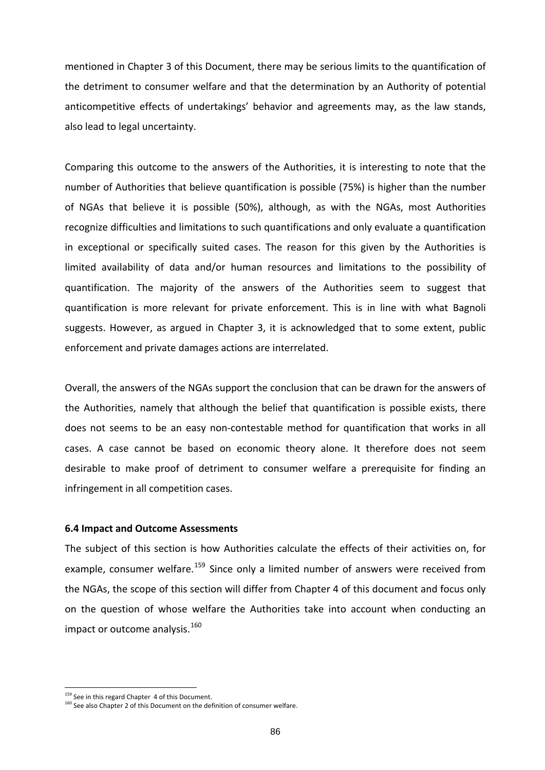mentioned in Chapter 3 of this Document, there may be serious limits to the quantification of the detriment to consumer welfare and that the determination by an Authority of potential anticompetitive effects of undertakings' behavior and agreements may, as the law stands, also lead to legal uncertainty.

Comparing this outcome to the answers of the Authorities, it is interesting to note that the number of Authorities that believe quantification is possible (75%) is higher than the number of NGAs that believe it is possible (50%), although, as with the NGAs, most Authorities recognize difficulties and limitations to such quantifications and only evaluate a quantification in exceptional or specifically suited cases. The reason for this given by the Authorities is limited availability of data and/or human resources and limitations to the possibility of quantification. The majority of the answers of the Authorities seem to suggest that quantification is more relevant for private enforcement. This is in line with what Bagnoli suggests. However, as argued in Chapter 3, it is acknowledged that to some extent, public enforcement and private damages actions are interrelated.

Overall, the answers of the NGAs support the conclusion that can be drawn for the answers of the Authorities, namely that although the belief that quantification is possible exists, there does not seems to be an easy non-contestable method for quantification that works in all cases. A case cannot be based on economic theory alone. It therefore does not seem desirable to make proof of detriment to consumer welfare a prerequisite for finding an infringement in all competition cases.

### 6.4 Impact and Outcome Assessments

The subject of this section is how Authorities calculate the effects of their activities on, for example, consumer welfare.[159] Since only a limited number of answers were received from the NGAs, the scope of this section will differ from Chapter 4 of this document and focus only on the question of whose welfare the Authorities take into account when conducting an impact or outcome analysis.[160]

---

[159] See in this regard Chapter 4 of this Document.

[160] See also Chapter 2 of this Document on the definition of consumer welfare.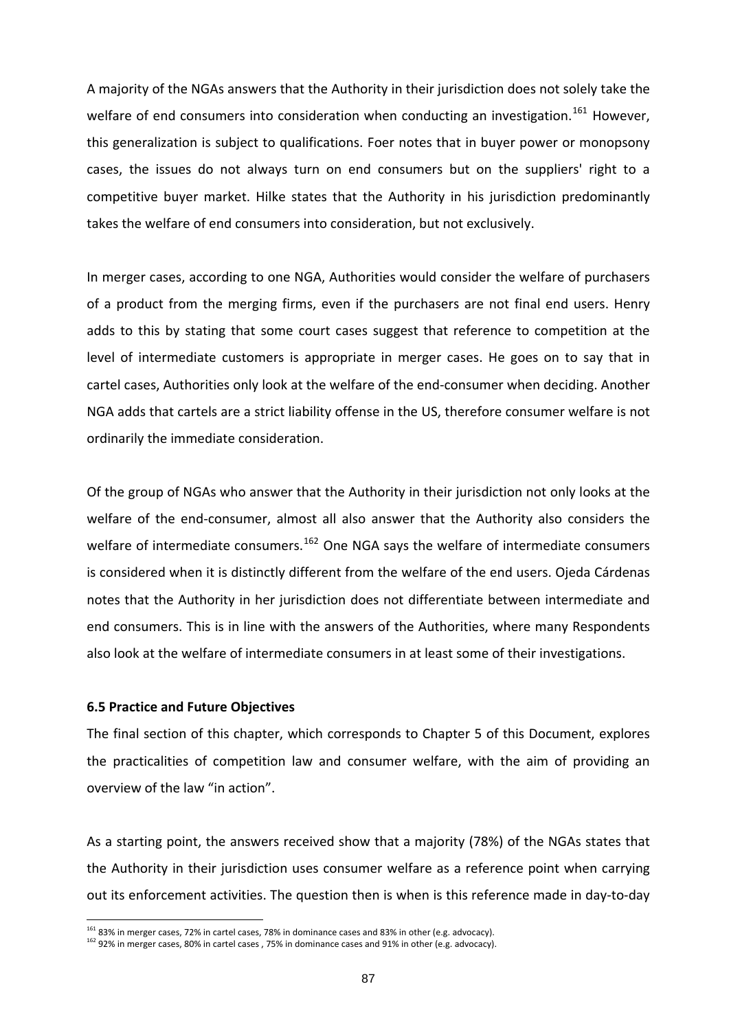A majority of the NGAs answers that the Authority in their jurisdiction does not solely take the welfare of end consumers into consideration when conducting an investigation.[161] However, this generalization is subject to qualifications. Foer notes that in buyer power or monopsony cases, the issues do not always turn on end consumers but on the suppliers' right to a competitive buyer market. Hilke states that the Authority in his jurisdiction predominantly takes the welfare of end consumers into consideration, but not exclusively.

In merger cases, according to one NGA, Authorities would consider the welfare of purchasers of a product from the merging firms, even if the purchasers are not final end users. Henry adds to this by stating that some court cases suggest that reference to competition at the level of intermediate customers is appropriate in merger cases. He goes on to say that in cartel cases, Authorities only look at the welfare of the end-consumer when deciding. Another NGA adds that cartels are a strict liability offense in the US, therefore consumer welfare is not ordinarily the immediate consideration.

Of the group of NGAs who answer that the Authority in their jurisdiction not only looks at the welfare of the end-consumer, almost all also answer that the Authority also considers the welfare of intermediate consumers.[162] One NGA says the welfare of intermediate consumers is considered when it is distinctly different from the welfare of the end users. Ojeda Cárdenas notes that the Authority in her jurisdiction does not differentiate between intermediate and end consumers. This is in line with the answers of the Authorities, where many Respondents also look at the welfare of intermediate consumers in at least some of their investigations.

### 6.5 Practice and Future Objectives

The final section of this chapter, which corresponds to Chapter 5 of this Document, explores the practicalities of competition law and consumer welfare, with the aim of providing an overview of the law "in action".

As a starting point, the answers received show that a majority (78%) of the NGAs states that the Authority in their jurisdiction uses consumer welfare as a reference point when carrying out its enforcement activities. The question then is when is this reference made in day-to-day

---

[161] 83% in merger cases, 72% in cartel cases, 78% in dominance cases and 83% in other (e.g. advocacy).

[162] 92% in merger cases, 80% in cartel cases , 75% in dominance cases and 91% in other (e.g. advocacy).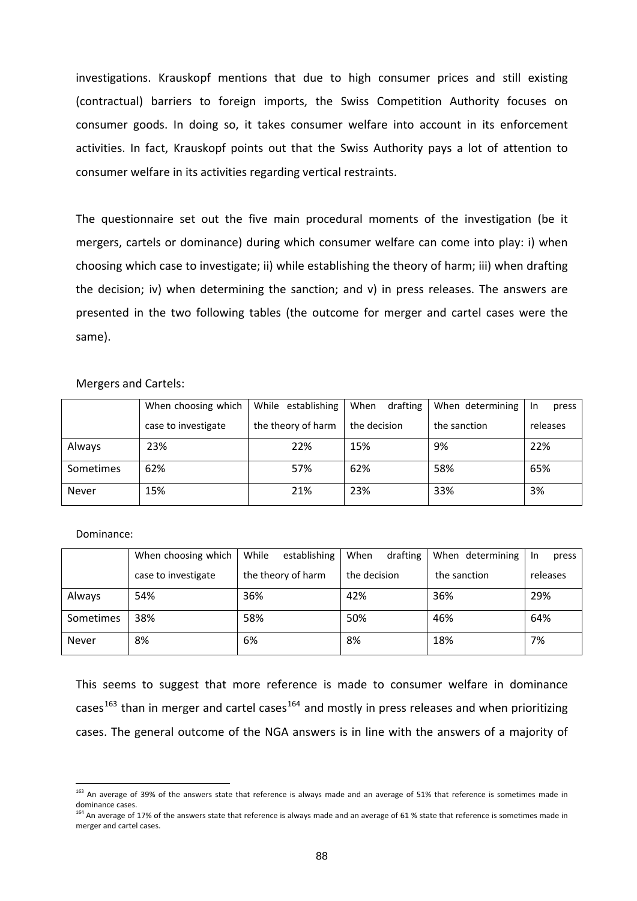investigations. Krauskopf mentions that due to high consumer prices and still existing (contractual) barriers to foreign imports, the Swiss Competition Authority focuses on consumer goods. In doing so, it takes consumer welfare into account in its enforcement activities. In fact, Krauskopf points out that the Swiss Authority pays a lot of attention to consumer welfare in its activities regarding vertical restraints.

The questionnaire set out the five main procedural moments of the investigation (be it mergers, cartels or dominance) during which consumer welfare can come into play: i) when choosing which case to investigate; ii) while establishing the theory of harm; iii) when drafting the decision; iv) when determining the sanction; and v) in press releases. The answers are presented in the two following tables (the outcome for merger and cartel cases were the same).

Mergers and Cartels:

| | When choosing which case to investigate | While establishing the theory of harm | When drafting the decision | When determining the sanction | In press releases |
|---|---|---|---|---|---|
| Always | 23% | 22% | 15% | 9% | 22% |
| Sometimes | 62% | 57% | 62% | 58% | 65% |
| Never | 15% | 21% | 23% | 33% | 3% |

Dominance:

| | When choosing which case to investigate | While establishing the theory of harm | When drafting the decision | When determining the sanction | In press releases |
|---|---|---|---|---|---|
| Always | 54% | 36% | 42% | 36% | 29% |
| Sometimes | 38% | 58% | 50% | 46% | 64% |
| Never | 8% | 6% | 8% | 18% | 7% |

This seems to suggest that more reference is made to consumer welfare in dominance cases[163] than in merger and cartel cases[164] and mostly in press releases and when prioritizing cases. The general outcome of the NGA answers is in line with the answers of a majority of

[163] An average of 39% of the answers state that reference is always made and an average of 51% that reference is sometimes made in dominance cases.

[164] An average of 17% of the answers state that reference is always made and an average of 61 % state that reference is sometimes made in merger and cartel cases.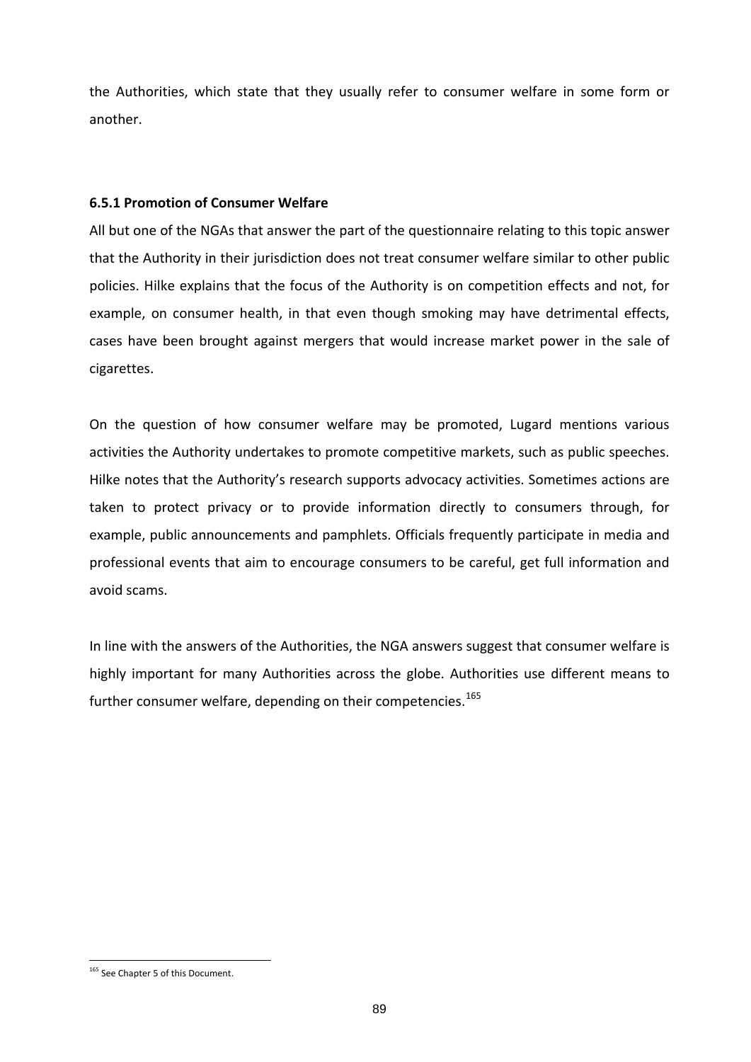the Authorities, which state that they usually refer to consumer welfare in some form or another.

### 6.5.1 Promotion of Consumer Welfare

All but one of the NGAs that answer the part of the questionnaire relating to this topic answer that the Authority in their jurisdiction does not treat consumer welfare similar to other public policies. Hilke explains that the focus of the Authority is on competition effects and not, for example, on consumer health, in that even though smoking may have detrimental effects, cases have been brought against mergers that would increase market power in the sale of cigarettes.

On the question of how consumer welfare may be promoted, Lugard mentions various activities the Authority undertakes to promote competitive markets, such as public speeches. Hilke notes that the Authority's research supports advocacy activities. Sometimes actions are taken to protect privacy or to provide information directly to consumers through, for example, public announcements and pamphlets. Officials frequently participate in media and professional events that aim to encourage consumers to be careful, get full information and avoid scams.

In line with the answers of the Authorities, the NGA answers suggest that consumer welfare is highly important for many Authorities across the globe. Authorities use different means to further consumer welfare, depending on their competencies.[165]

---

[165] See Chapter 5 of this Document.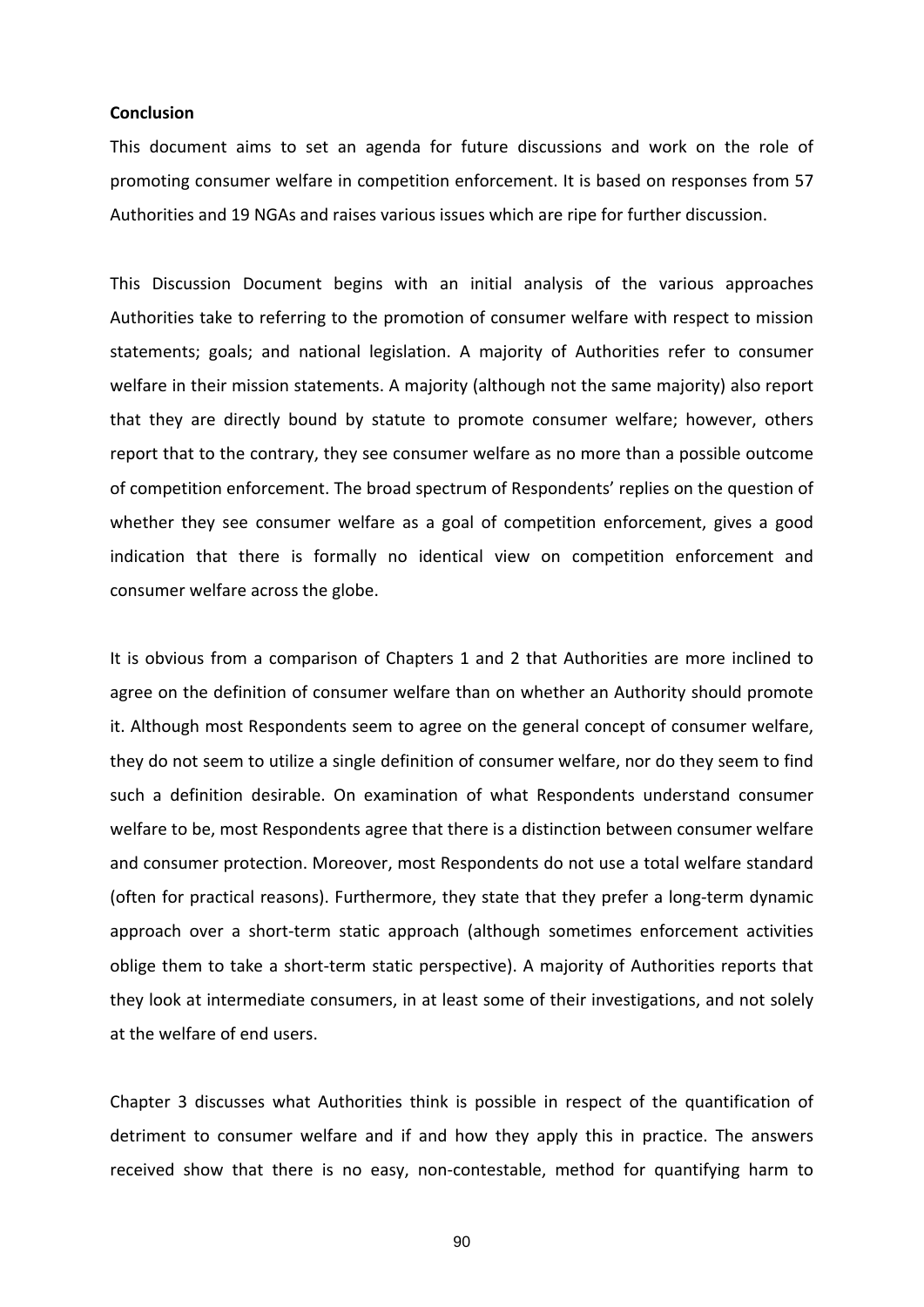**Conclusion**

This document aims to set an agenda for future discussions and work on the role of promoting consumer welfare in competition enforcement. It is based on responses from 57 Authorities and 19 NGAs and raises various issues which are ripe for further discussion.

This Discussion Document begins with an initial analysis of the various approaches Authorities take to referring to the promotion of consumer welfare with respect to mission statements; goals; and national legislation. A majority of Authorities refer to consumer welfare in their mission statements. A majority (although not the same majority) also report that they are directly bound by statute to promote consumer welfare; however, others report that to the contrary, they see consumer welfare as no more than a possible outcome of competition enforcement. The broad spectrum of Respondents' replies on the question of whether they see consumer welfare as a goal of competition enforcement, gives a good indication that there is formally no identical view on competition enforcement and consumer welfare across the globe.

It is obvious from a comparison of Chapters 1 and 2 that Authorities are more inclined to agree on the definition of consumer welfare than on whether an Authority should promote it. Although most Respondents seem to agree on the general concept of consumer welfare, they do not seem to utilize a single definition of consumer welfare, nor do they seem to find such a definition desirable. On examination of what Respondents understand consumer welfare to be, most Respondents agree that there is a distinction between consumer welfare and consumer protection. Moreover, most Respondents do not use a total welfare standard (often for practical reasons). Furthermore, they state that they prefer a long-term dynamic approach over a short-term static approach (although sometimes enforcement activities oblige them to take a short-term static perspective). A majority of Authorities reports that they look at intermediate consumers, in at least some of their investigations, and not solely at the welfare of end users.

Chapter 3 discusses what Authorities think is possible in respect of the quantification of detriment to consumer welfare and if and how they apply this in practice. The answers received show that there is no easy, non-contestable, method for quantifying harm to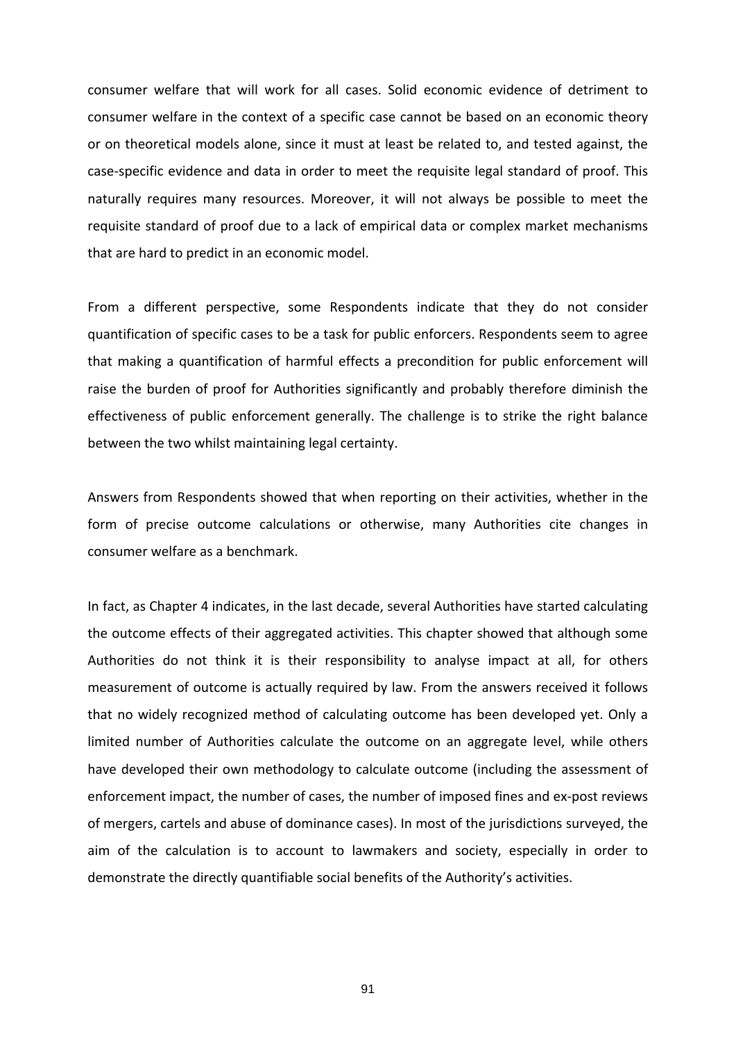consumer welfare that will work for all cases. Solid economic evidence of detriment to consumer welfare in the context of a specific case cannot be based on an economic theory or on theoretical models alone, since it must at least be related to, and tested against, the case-specific evidence and data in order to meet the requisite legal standard of proof. This naturally requires many resources. Moreover, it will not always be possible to meet the requisite standard of proof due to a lack of empirical data or complex market mechanisms that are hard to predict in an economic model.

From a different perspective, some Respondents indicate that they do not consider quantification of specific cases to be a task for public enforcers. Respondents seem to agree that making a quantification of harmful effects a precondition for public enforcement will raise the burden of proof for Authorities significantly and probably therefore diminish the effectiveness of public enforcement generally. The challenge is to strike the right balance between the two whilst maintaining legal certainty.

Answers from Respondents showed that when reporting on their activities, whether in the form of precise outcome calculations or otherwise, many Authorities cite changes in consumer welfare as a benchmark.

In fact, as Chapter 4 indicates, in the last decade, several Authorities have started calculating the outcome effects of their aggregated activities. This chapter showed that although some Authorities do not think it is their responsibility to analyse impact at all, for others measurement of outcome is actually required by law. From the answers received it follows that no widely recognized method of calculating outcome has been developed yet. Only a limited number of Authorities calculate the outcome on an aggregate level, while others have developed their own methodology to calculate outcome (including the assessment of enforcement impact, the number of cases, the number of imposed fines and ex-post reviews of mergers, cartels and abuse of dominance cases). In most of the jurisdictions surveyed, the aim of the calculation is to account to lawmakers and society, especially in order to demonstrate the directly quantifiable social benefits of the Authority's activities.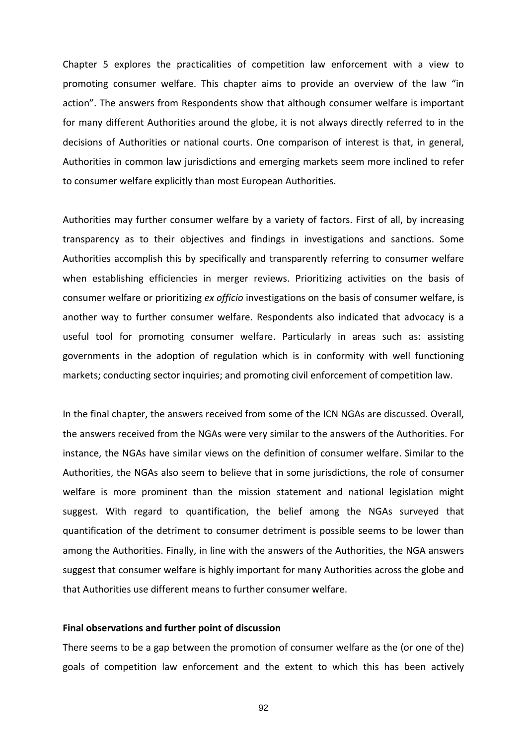Chapter 5 explores the practicalities of competition law enforcement with a view to promoting consumer welfare. This chapter aims to provide an overview of the law "in action". The answers from Respondents show that although consumer welfare is important for many different Authorities around the globe, it is not always directly referred to in the decisions of Authorities or national courts. One comparison of interest is that, in general, Authorities in common law jurisdictions and emerging markets seem more inclined to refer to consumer welfare explicitly than most European Authorities.

Authorities may further consumer welfare by a variety of factors. First of all, by increasing transparency as to their objectives and findings in investigations and sanctions. Some Authorities accomplish this by specifically and transparently referring to consumer welfare when establishing efficiencies in merger reviews. Prioritizing activities on the basis of consumer welfare or prioritizing *ex officio* investigations on the basis of consumer welfare, is another way to further consumer welfare. Respondents also indicated that advocacy is a useful tool for promoting consumer welfare. Particularly in areas such as: assisting governments in the adoption of regulation which is in conformity with well functioning markets; conducting sector inquiries; and promoting civil enforcement of competition law.

In the final chapter, the answers received from some of the ICN NGAs are discussed. Overall, the answers received from the NGAs were very similar to the answers of the Authorities. For instance, the NGAs have similar views on the definition of consumer welfare. Similar to the Authorities, the NGAs also seem to believe that in some jurisdictions, the role of consumer welfare is more prominent than the mission statement and national legislation might suggest. With regard to quantification, the belief among the NGAs surveyed that quantification of the detriment to consumer detriment is possible seems to be lower than among the Authorities. Finally, in line with the answers of the Authorities, the NGA answers suggest that consumer welfare is highly important for many Authorities across the globe and that Authorities use different means to further consumer welfare.

**Final observations and further point of discussion**

There seems to be a gap between the promotion of consumer welfare as the (or one of the) goals of competition law enforcement and the extent to which this has been actively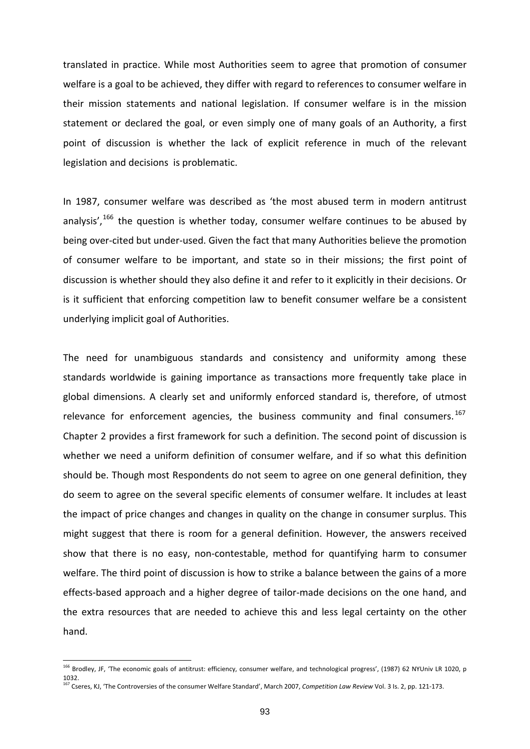translated in practice. While most Authorities seem to agree that promotion of consumer welfare is a goal to be achieved, they differ with regard to references to consumer welfare in their mission statements and national legislation. If consumer welfare is in the mission statement or declared the goal, or even simply one of many goals of an Authority, a first point of discussion is whether the lack of explicit reference in much of the relevant legislation and decisions is problematic.

In 1987, consumer welfare was described as 'the most abused term in modern antitrust analysis',[166] the question is whether today, consumer welfare continues to be abused by being over-cited but under-used. Given the fact that many Authorities believe the promotion of consumer welfare to be important, and state so in their missions; the first point of discussion is whether should they also define it and refer to it explicitly in their decisions. Or is it sufficient that enforcing competition law to benefit consumer welfare be a consistent underlying implicit goal of Authorities.

The need for unambiguous standards and consistency and uniformity among these standards worldwide is gaining importance as transactions more frequently take place in global dimensions. A clearly set and uniformly enforced standard is, therefore, of utmost relevance for enforcement agencies, the business community and final consumers.[167] Chapter 2 provides a first framework for such a definition. The second point of discussion is whether we need a uniform definition of consumer welfare, and if so what this definition should be. Though most Respondents do not seem to agree on one general definition, they do seem to agree on the several specific elements of consumer welfare. It includes at least the impact of price changes and changes in quality on the change in consumer surplus. This might suggest that there is room for a general definition. However, the answers received show that there is no easy, non-contestable, method for quantifying harm to consumer welfare. The third point of discussion is how to strike a balance between the gains of a more effects-based approach and a higher degree of tailor-made decisions on the one hand, and the extra resources that are needed to achieve this and less legal certainty on the other hand.

---

[166] Brodley, JF, 'The economic goals of antitrust: efficiency, consumer welfare, and technological progress', (1987) 62 NYUniv LR 1020, p 1032.

[167] Cseres, KJ, 'The Controversies of the consumer Welfare Standard', March 2007, *Competition Law Review* Vol. 3 Is. 2, pp. 121-173.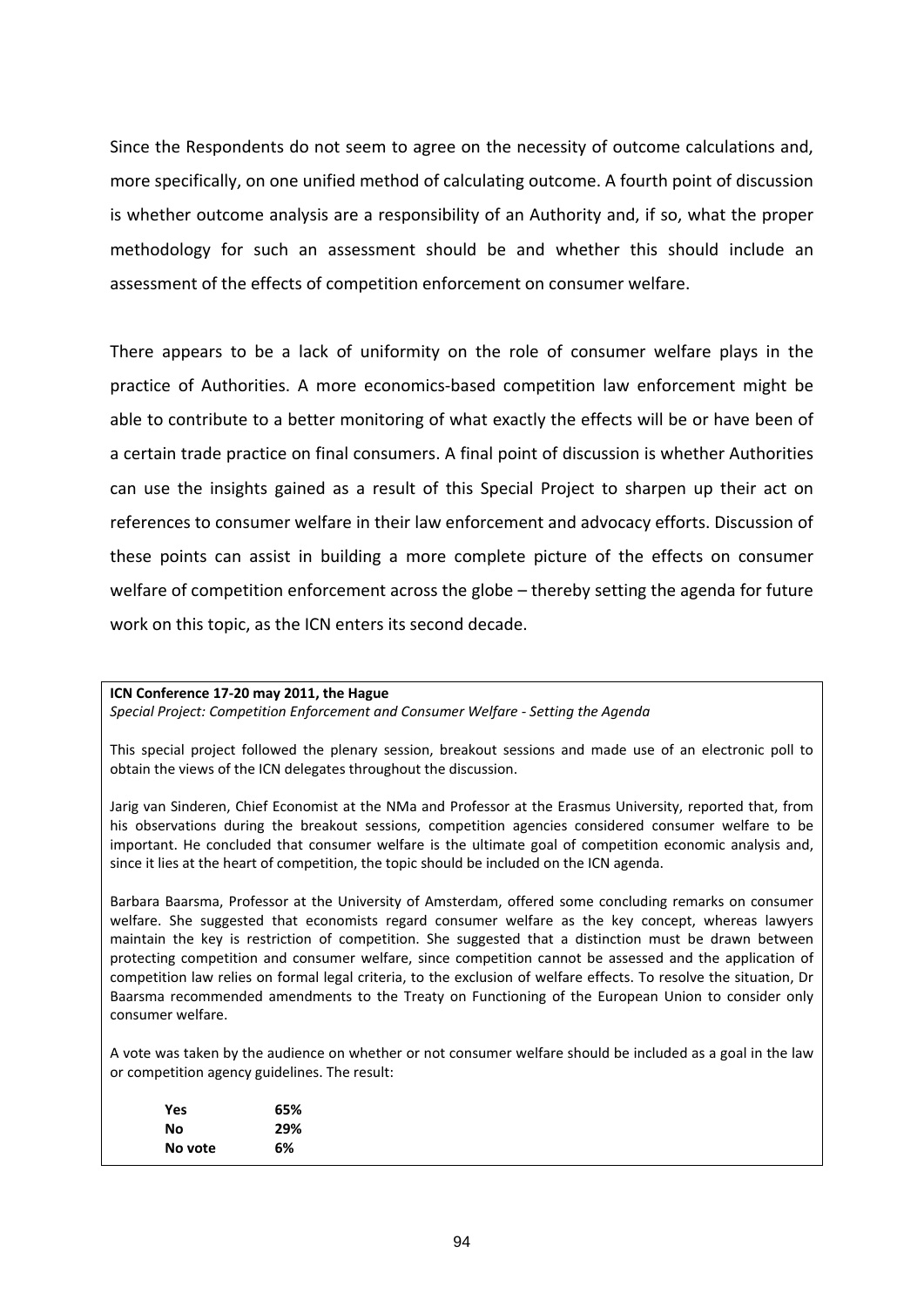Since the Respondents do not seem to agree on the necessity of outcome calculations and, more specifically, on one unified method of calculating outcome. A fourth point of discussion is whether outcome analysis are a responsibility of an Authority and, if so, what the proper methodology for such an assessment should be and whether this should include an assessment of the effects of competition enforcement on consumer welfare.

There appears to be a lack of uniformity on the role of consumer welfare plays in the practice of Authorities. A more economics-based competition law enforcement might be able to contribute to a better monitoring of what exactly the effects will be or have been of a certain trade practice on final consumers. A final point of discussion is whether Authorities can use the insights gained as a result of this Special Project to sharpen up their act on references to consumer welfare in their law enforcement and advocacy efforts. Discussion of these points can assist in building a more complete picture of the effects on consumer welfare of competition enforcement across the globe – thereby setting the agenda for future work on this topic, as the ICN enters its second decade.

**ICN Conference 17-20 may 2011, the Hague**
*Special Project: Competition Enforcement and Consumer Welfare - Setting the Agenda*

This special project followed the plenary session, breakout sessions and made use of an electronic poll to obtain the views of the ICN delegates throughout the discussion.

Jarig van Sinderen, Chief Economist at the NMa and Professor at the Erasmus University, reported that, from his observations during the breakout sessions, competition agencies considered consumer welfare to be important. He concluded that consumer welfare is the ultimate goal of competition economic analysis and, since it lies at the heart of competition, the topic should be included on the ICN agenda.

Barbara Baarsma, Professor at the University of Amsterdam, offered some concluding remarks on consumer welfare. She suggested that economists regard consumer welfare as the key concept, whereas lawyers maintain the key is restriction of competition. She suggested that a distinction must be drawn between protecting competition and consumer welfare, since competition cannot be assessed and the application of competition law relies on formal legal criteria, to the exclusion of welfare effects. To resolve the situation, Dr Baarsma recommended amendments to the Treaty on Functioning of the European Union to consider only consumer welfare.

A vote was taken by the audience on whether or not consumer welfare should be included as a goal in the law or competition agency guidelines. The result:

| | |
|---|---|
| **Yes** | **65%** |
| **No** | **29%** |
| **No vote** | **6%** |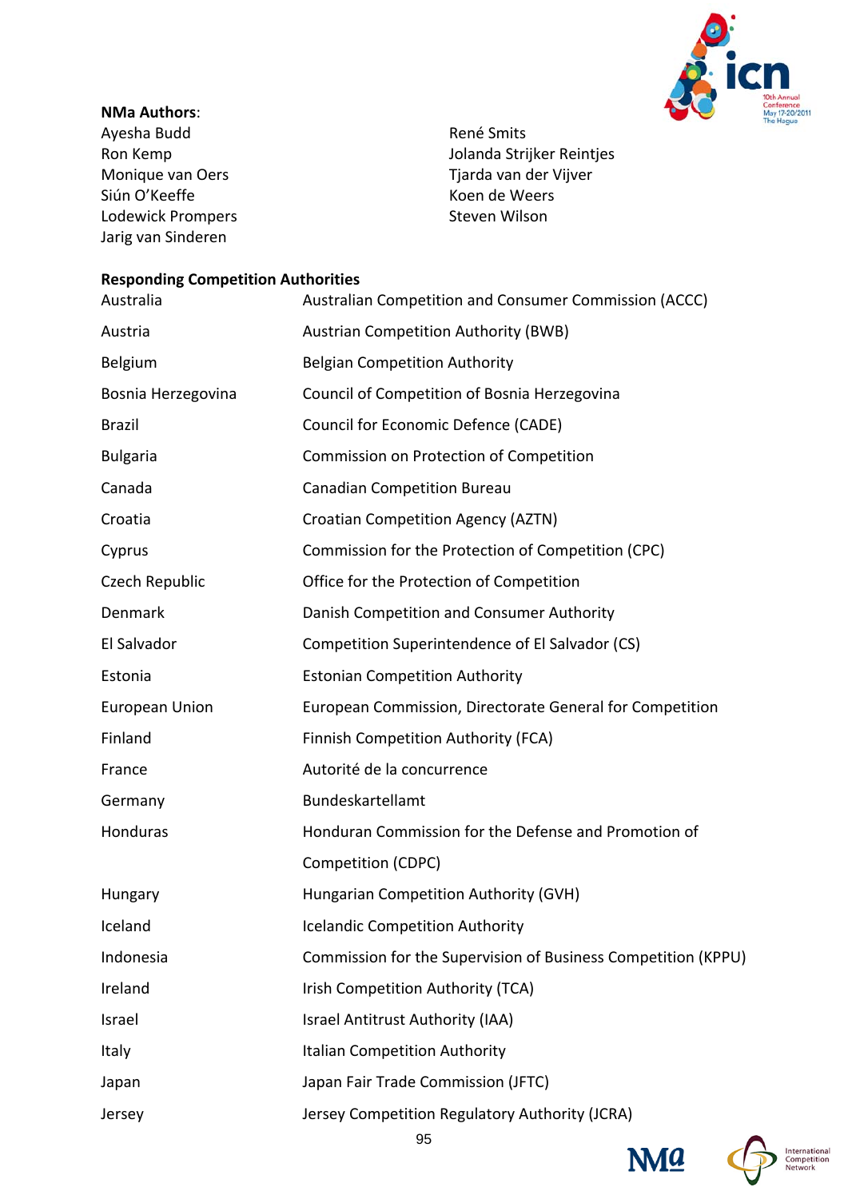**NMa Authors**:

Ayesha Budd
Ron Kemp
Monique van Oers
Siún O'Keeffe
Lodewick Prompers
Jarig van Sinderen
René Smits
Jolanda Strijker Reintjes
Tjarda van der Vijver
Koen de Weers
Steven Wilson

**Responding Competition Authorities**

| | |
|---|---|
| Australia | Australian Competition and Consumer Commission (ACCC) |
| Austria | Austrian Competition Authority (BWB) |
| Belgium | Belgian Competition Authority |
| Bosnia Herzegovina | Council of Competition of Bosnia Herzegovina |
| Brazil | Council for Economic Defence (CADE) |
| Bulgaria | Commission on Protection of Competition |
| Canada | Canadian Competition Bureau |
| Croatia | Croatian Competition Agency (AZTN) |
| Cyprus | Commission for the Protection of Competition (CPC) |
| Czech Republic | Office for the Protection of Competition |
| Denmark | Danish Competition and Consumer Authority |
| El Salvador | Competition Superintendence of El Salvador (CS) |
| Estonia | Estonian Competition Authority |
| European Union | European Commission, Directorate General for Competition |
| Finland | Finnish Competition Authority (FCA) |
| France | Autorité de la concurrence |
| Germany | Bundeskartellamt |
| Honduras | Honduran Commission for the Defense and Promotion of Competition (CDPC) |
| Hungary | Hungarian Competition Authority (GVH) |
| Iceland | Icelandic Competition Authority |
| Indonesia | Commission for the Supervision of Business Competition (KPPU) |
| Ireland | Irish Competition Authority (TCA) |
| Israel | Israel Antitrust Authority (IAA) |
| Italy | Italian Competition Authority |
| Japan | Japan Fair Trade Commission (JFTC) |
| Jersey | Jersey Competition Regulatory Authority (JCRA) |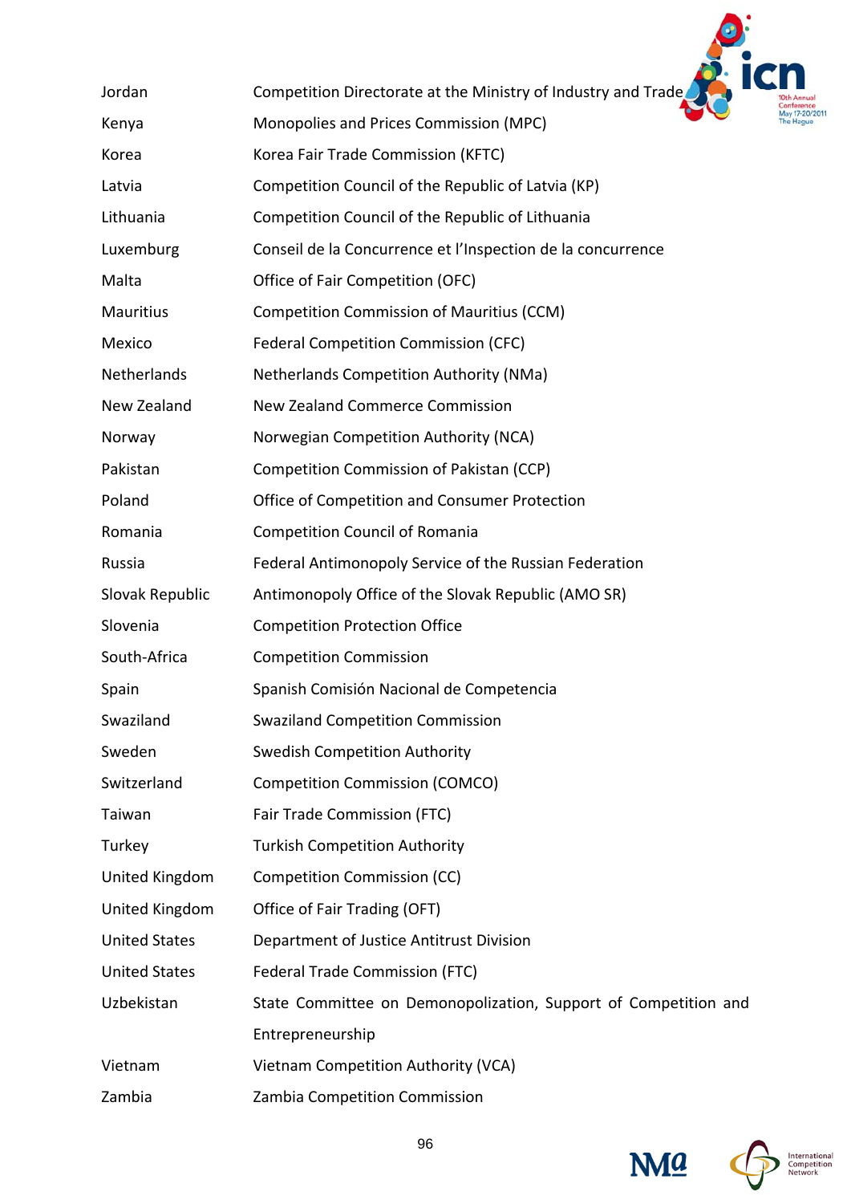| | |
|---|---|
| Jordan | Competition Directorate at the Ministry of Industry and Trade |
| Kenya | Monopolies and Prices Commission (MPC) |
| Korea | Korea Fair Trade Commission (KFTC) |
| Latvia | Competition Council of the Republic of Latvia (KP) |
| Lithuania | Competition Council of the Republic of Lithuania |
| Luxemburg | Conseil de la Concurrence et l'Inspection de la concurrence |
| Malta | Office of Fair Competition (OFC) |
| Mauritius | Competition Commission of Mauritius (CCM) |
| Mexico | Federal Competition Commission (CFC) |
| Netherlands | Netherlands Competition Authority (NMa) |
| New Zealand | New Zealand Commerce Commission |
| Norway | Norwegian Competition Authority (NCA) |
| Pakistan | Competition Commission of Pakistan (CCP) |
| Poland | Office of Competition and Consumer Protection |
| Romania | Competition Council of Romania |
| Russia | Federal Antimonopoly Service of the Russian Federation |
| Slovak Republic | Antimonopoly Office of the Slovak Republic (AMO SR) |
| Slovenia | Competition Protection Office |
| South-Africa | Competition Commission |
| Spain | Spanish Comisión Nacional de Competencia |
| Swaziland | Swaziland Competition Commission |
| Sweden | Swedish Competition Authority |
| Switzerland | Competition Commission (COMCO) |
| Taiwan | Fair Trade Commission (FTC) |
| Turkey | Turkish Competition Authority |
| United Kingdom | Competition Commission (CC) |
| United Kingdom | Office of Fair Trading (OFT) |
| United States | Department of Justice Antitrust Division |
| United States | Federal Trade Commission (FTC) |
| Uzbekistan | State Committee on Demonopolization, Support of Competition and Entrepreneurship |
| Vietnam | Vietnam Competition Authority (VCA) |
| Zambia | Zambia Competition Commission |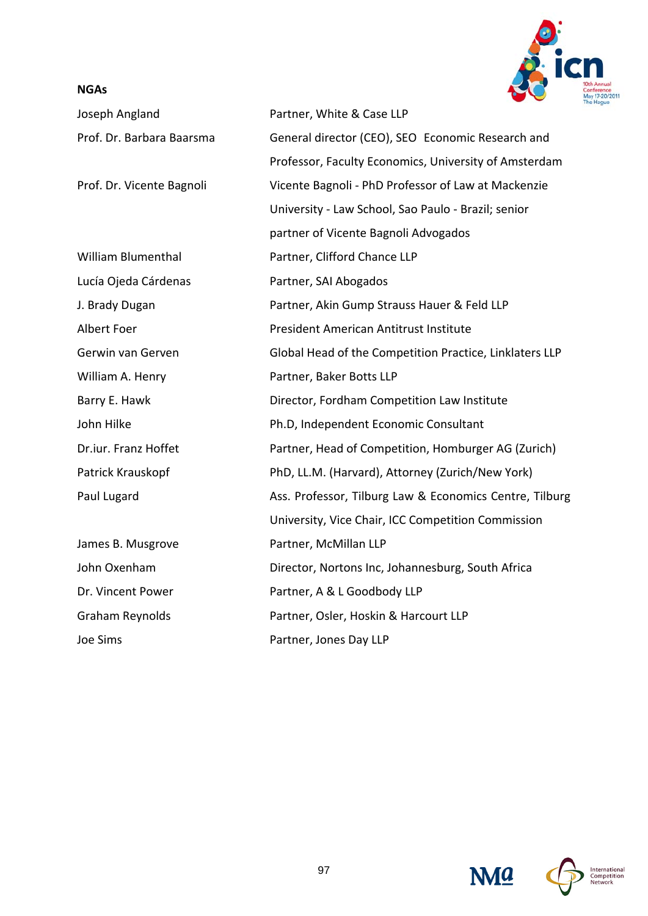**NGAs**

| | |
|---|---|
| Joseph Angland | Partner, White & Case LLP |
| Prof. Dr. Barbara Baarsma | General director (CEO), SEO Economic Research and Professor, Faculty Economics, University of Amsterdam |
| Prof. Dr. Vicente Bagnoli | Vicente Bagnoli - PhD Professor of Law at Mackenzie University - Law School, Sao Paulo - Brazil; senior partner of Vicente Bagnoli Advogados |
| William Blumenthal | Partner, Clifford Chance LLP |
| Lucía Ojeda Cárdenas | Partner, SAI Abogados |
| J. Brady Dugan | Partner, Akin Gump Strauss Hauer & Feld LLP |
| Albert Foer | President American Antitrust Institute |
| Gerwin van Gerven | Global Head of the Competition Practice, Linklaters LLP |
| William A. Henry | Partner, Baker Botts LLP |
| Barry E. Hawk | Director, Fordham Competition Law Institute |
| John Hilke | Ph.D, Independent Economic Consultant |
| Dr.iur. Franz Hoffet | Partner, Head of Competition, Homburger AG (Zurich) |
| Patrick Krauskopf | PhD, LL.M. (Harvard), Attorney (Zurich/New York) |
| Paul Lugard | Ass. Professor, Tilburg Law & Economics Centre, Tilburg University, Vice Chair, ICC Competition Commission |
| James B. Musgrove | Partner, McMillan LLP |
| John Oxenham | Director, Nortons Inc, Johannesburg, South Africa |
| Dr. Vincent Power | Partner, A & L Goodbody LLP |
| Graham Reynolds | Partner, Osler, Hoskin & Harcourt LLP |
| Joe Sims | Partner, Jones Day LLP |